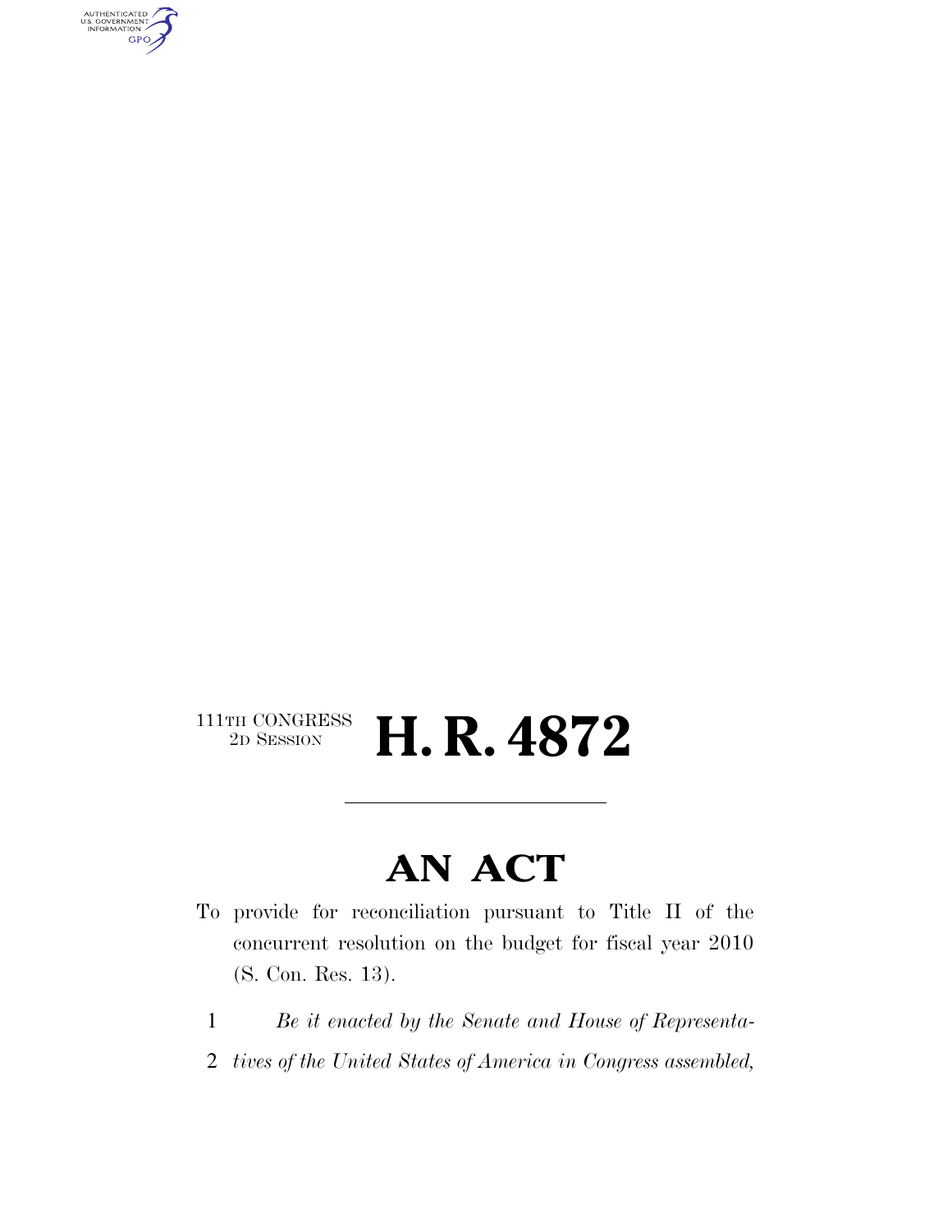111TH CONGRESS
2D SESSION

# H. R. 4872

---

# AN ACT

To provide for reconciliation pursuant to Title II of the concurrent resolution on the budget for fiscal year 2010 (S. Con. Res. 13).

1 *Be it enacted by the Senate and House of Representa-*
2 *tives of the United States of America in Congress assembled,*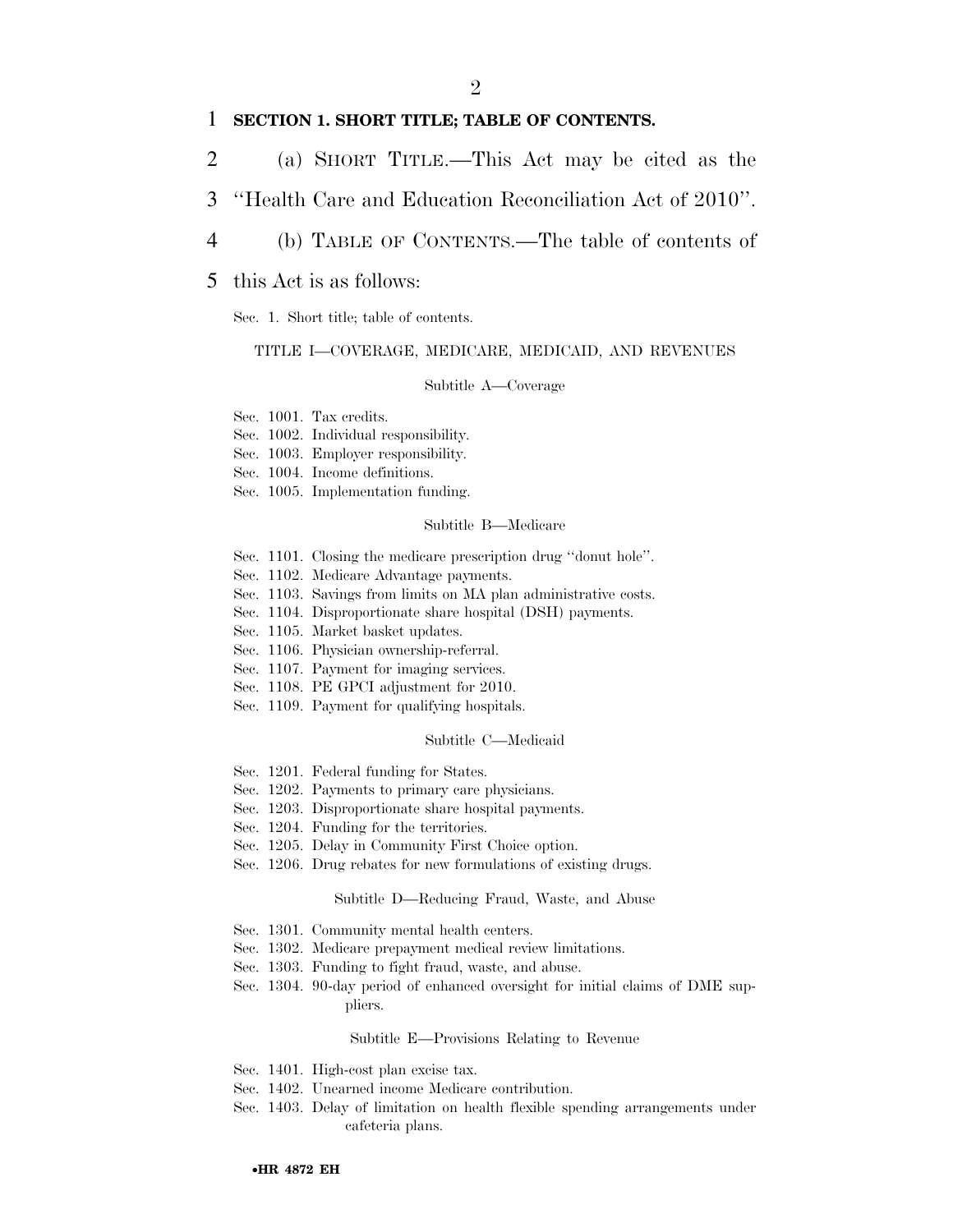**SECTION 1. SHORT TITLE; TABLE OF CONTENTS.**

(a) SHORT TITLE.—This Act may be cited as the "Health Care and Education Reconciliation Act of 2010".

(b) TABLE OF CONTENTS.—The table of contents of this Act is as follows:

Sec. 1. Short title; table of contents.

TITLE I—COVERAGE, MEDICARE, MEDICAID, AND REVENUES

Subtitle A—Coverage

Sec. 1001. Tax credits.
Sec. 1002. Individual responsibility.
Sec. 1003. Employer responsibility.
Sec. 1004. Income definitions.
Sec. 1005. Implementation funding.

Subtitle B—Medicare

Sec. 1101. Closing the medicare prescription drug "donut hole".
Sec. 1102. Medicare Advantage payments.
Sec. 1103. Savings from limits on MA plan administrative costs.
Sec. 1104. Disproportionate share hospital (DSH) payments.
Sec. 1105. Market basket updates.
Sec. 1106. Physician ownership-referral.
Sec. 1107. Payment for imaging services.
Sec. 1108. PE GPCI adjustment for 2010.
Sec. 1109. Payment for qualifying hospitals.

Subtitle C—Medicaid

Sec. 1201. Federal funding for States.
Sec. 1202. Payments to primary care physicians.
Sec. 1203. Disproportionate share hospital payments.
Sec. 1204. Funding for the territories.
Sec. 1205. Delay in Community First Choice option.
Sec. 1206. Drug rebates for new formulations of existing drugs.

Subtitle D—Reducing Fraud, Waste, and Abuse

Sec. 1301. Community mental health centers.
Sec. 1302. Medicare prepayment medical review limitations.
Sec. 1303. Funding to fight fraud, waste, and abuse.
Sec. 1304. 90-day period of enhanced oversight for initial claims of DME suppliers.

Subtitle E—Provisions Relating to Revenue

Sec. 1401. High-cost plan excise tax.
Sec. 1402. Unearned income Medicare contribution.
Sec. 1403. Delay of limitation on health flexible spending arrangements under cafeteria plans.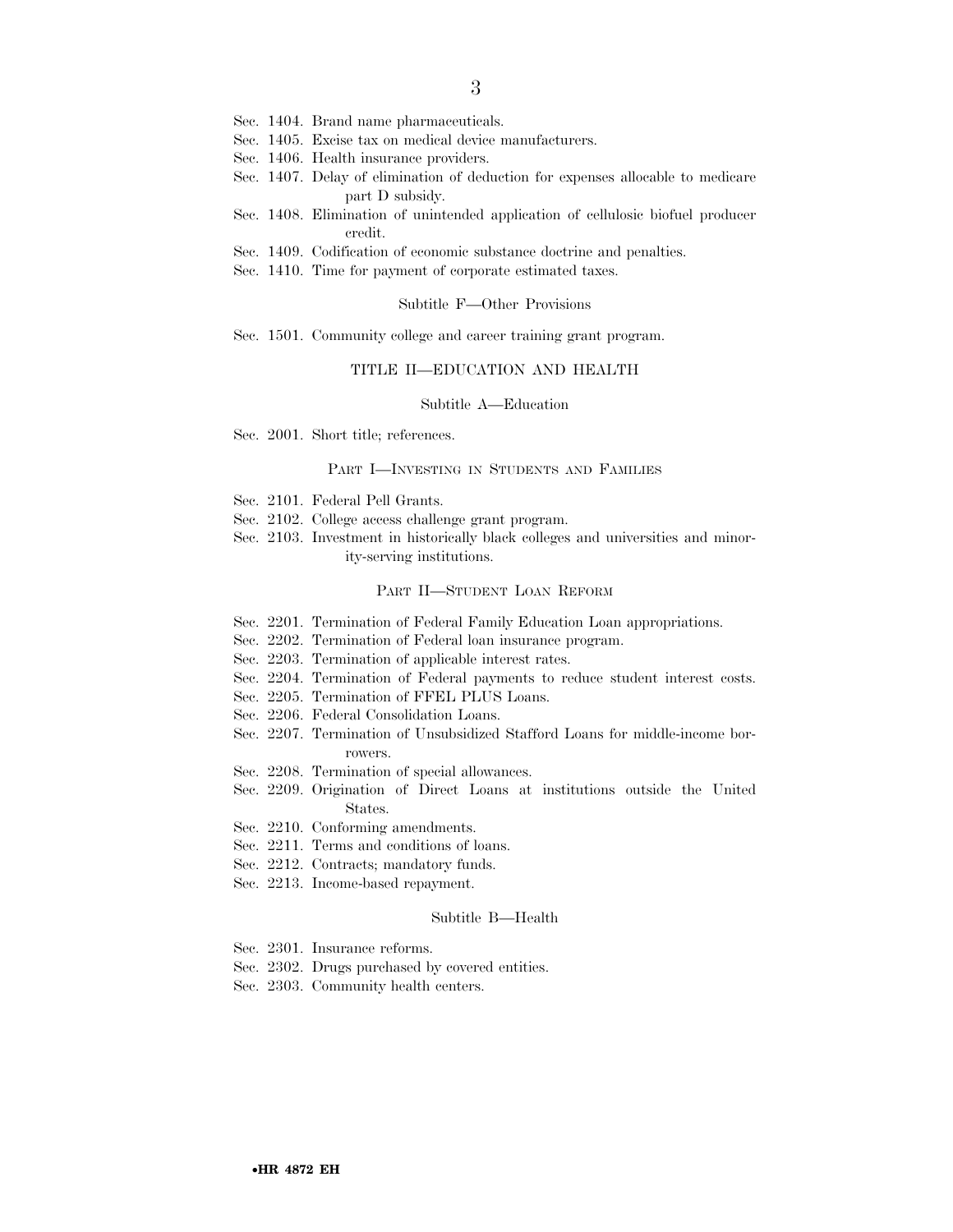Sec. 1404. Brand name pharmaceuticals.
Sec. 1405. Excise tax on medical device manufacturers.
Sec. 1406. Health insurance providers.
Sec. 1407. Delay of elimination of deduction for expenses allocable to medicare part D subsidy.
Sec. 1408. Elimination of unintended application of cellulosic biofuel producer credit.
Sec. 1409. Codification of economic substance doctrine and penalties.
Sec. 1410. Time for payment of corporate estimated taxes.

### Subtitle F—Other Provisions

Sec. 1501. Community college and career training grant program.

## TITLE II—EDUCATION AND HEALTH

### Subtitle A—Education

Sec. 2001. Short title; references.

#### PART I—INVESTING IN STUDENTS AND FAMILIES

Sec. 2101. Federal Pell Grants.
Sec. 2102. College access challenge grant program.
Sec. 2103. Investment in historically black colleges and universities and minority-serving institutions.

#### PART II—STUDENT LOAN REFORM

Sec. 2201. Termination of Federal Family Education Loan appropriations.
Sec. 2202. Termination of Federal loan insurance program.
Sec. 2203. Termination of applicable interest rates.
Sec. 2204. Termination of Federal payments to reduce student interest costs.
Sec. 2205. Termination of FFEL PLUS Loans.
Sec. 2206. Federal Consolidation Loans.
Sec. 2207. Termination of Unsubsidized Stafford Loans for middle-income borrowers.
Sec. 2208. Termination of special allowances.
Sec. 2209. Origination of Direct Loans at institutions outside the United States.
Sec. 2210. Conforming amendments.
Sec. 2211. Terms and conditions of loans.
Sec. 2212. Contracts; mandatory funds.
Sec. 2213. Income-based repayment.

### Subtitle B—Health

Sec. 2301. Insurance reforms.
Sec. 2302. Drugs purchased by covered entities.
Sec. 2303. Community health centers.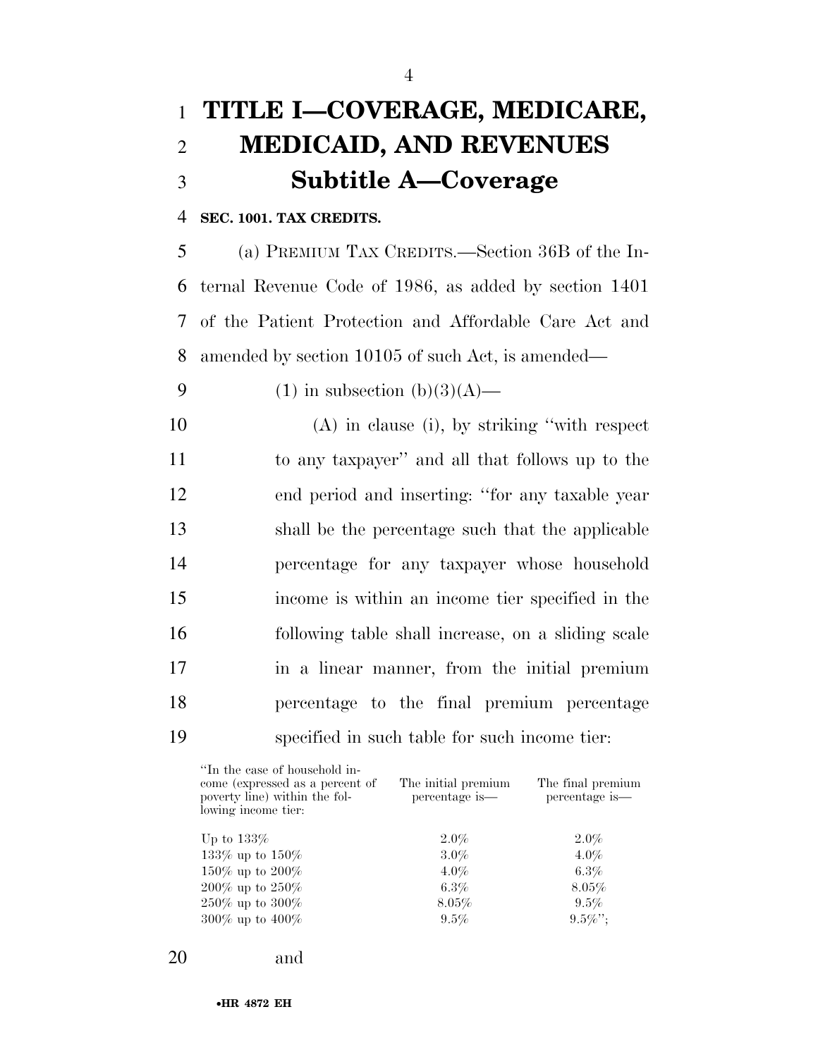# TITLE I—COVERAGE, MEDICARE, MEDICAID, AND REVENUES

## Subtitle A—Coverage

**SEC. 1001. TAX CREDITS.**

(a) PREMIUM TAX CREDITS.—Section 36B of the Internal Revenue Code of 1986, as added by section 1401 of the Patient Protection and Affordable Care Act and amended by section 10105 of such Act, is amended—

(1) in subsection (b)(3)(A)—

(A) in clause (i), by striking "with respect to any taxpayer" and all that follows up to the end period and inserting: "for any taxable year shall be the percentage such that the applicable percentage for any taxpayer whose household income is within an income tier specified in the following table shall increase, on a sliding scale in a linear manner, from the initial premium percentage to the final premium percentage specified in such table for such income tier:

| "In the case of household income (expressed as a percent of poverty line) within the following income tier: | The initial premium percentage is— | The final premium percentage is— |
|---|---|---|
| Up to 133% | 2.0% | 2.0% |
| 133% up to 150% | 3.0% | 4.0% |
| 150% up to 200% | 4.0% | 6.3% |
| 200% up to 250% | 6.3% | 8.05% |
| 250% up to 300% | 8.05% | 9.5% |
| 300% up to 400% | 9.5% | 9.5%"; |

and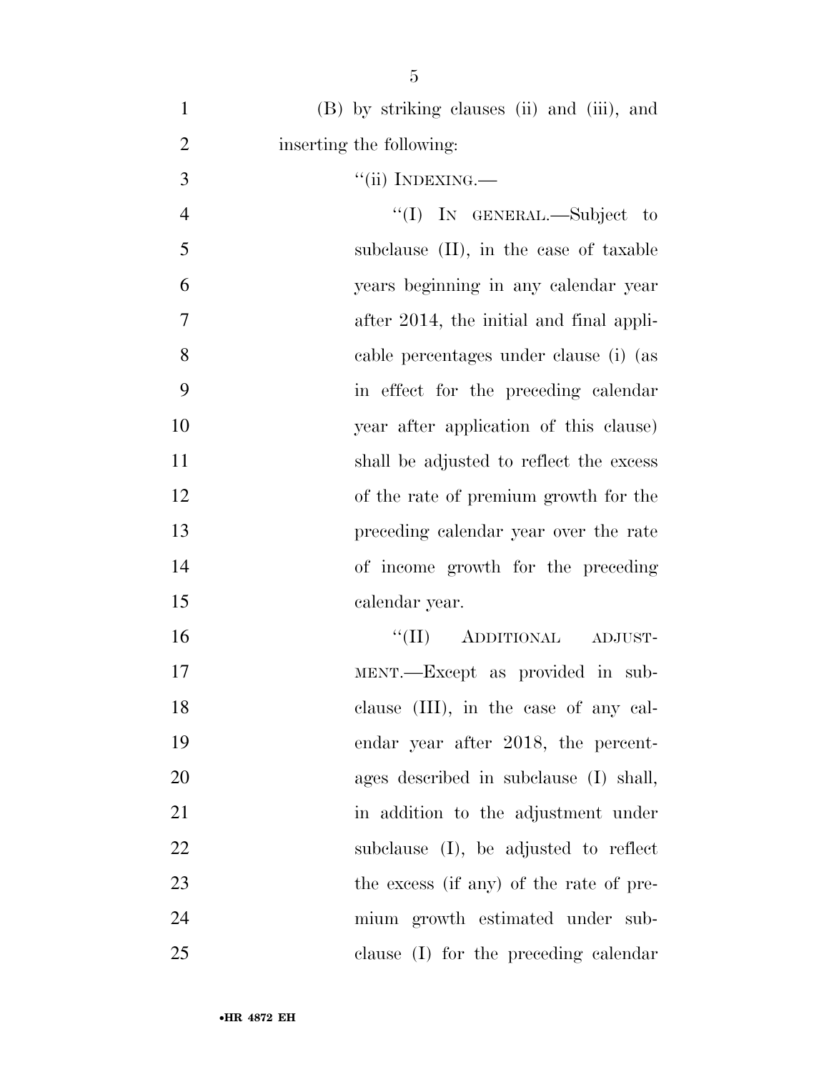(B) by striking clauses (ii) and (iii), and inserting the following:

"(ii) INDEXING.—

"(I) IN GENERAL.—Subject to subclause (II), in the case of taxable years beginning in any calendar year after 2014, the initial and final applicable percentages under clause (i) (as in effect for the preceding calendar year after application of this clause) shall be adjusted to reflect the excess of the rate of premium growth for the preceding calendar year over the rate of income growth for the preceding calendar year.

"(II) ADDITIONAL ADJUSTMENT.—Except as provided in subclause (III), in the case of any calendar year after 2018, the percentages described in subclause (I) shall, in addition to the adjustment under subclause (I), be adjusted to reflect the excess (if any) of the rate of premium growth estimated under subclause (I) for the preceding calendar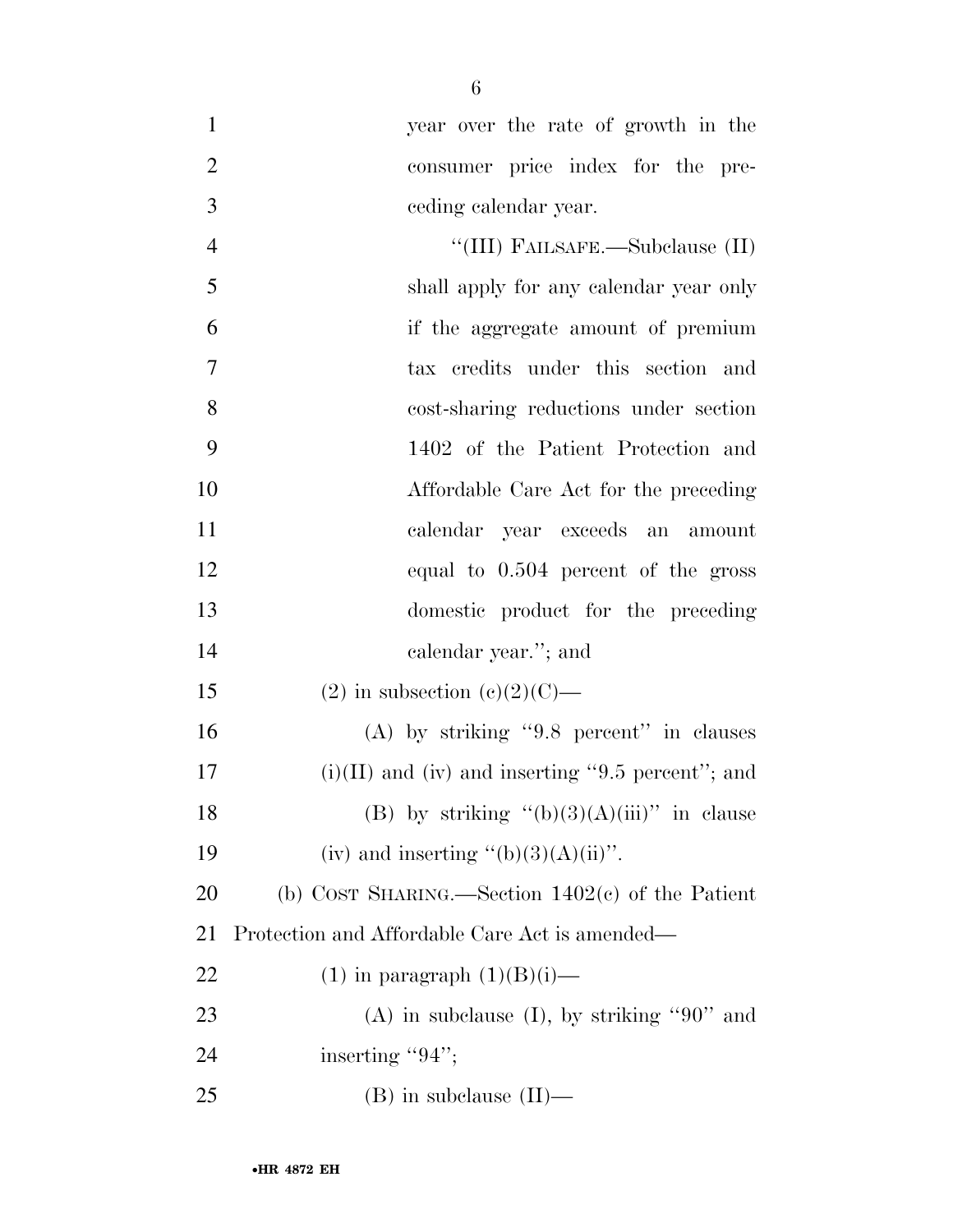year over the rate of growth in the consumer price index for the preceding calendar year.

"(III) FAILSAFE.—Subclause (II) shall apply for any calendar year only if the aggregate amount of premium tax credits under this section and cost-sharing reductions under section 1402 of the Patient Protection and Affordable Care Act for the preceding calendar year exceeds an amount equal to 0.504 percent of the gross domestic product for the preceding calendar year."; and

(2) in subsection (c)(2)(C)—

(A) by striking "9.8 percent" in clauses (i)(II) and (iv) and inserting "9.5 percent"; and

(B) by striking "(b)(3)(A)(iii)" in clause (iv) and inserting "(b)(3)(A)(ii)".

(b) COST SHARING.—Section 1402(c) of the Patient Protection and Affordable Care Act is amended—

(1) in paragraph (1)(B)(i)—

(A) in subclause (I), by striking "90" and inserting "94";

(B) in subclause (II)—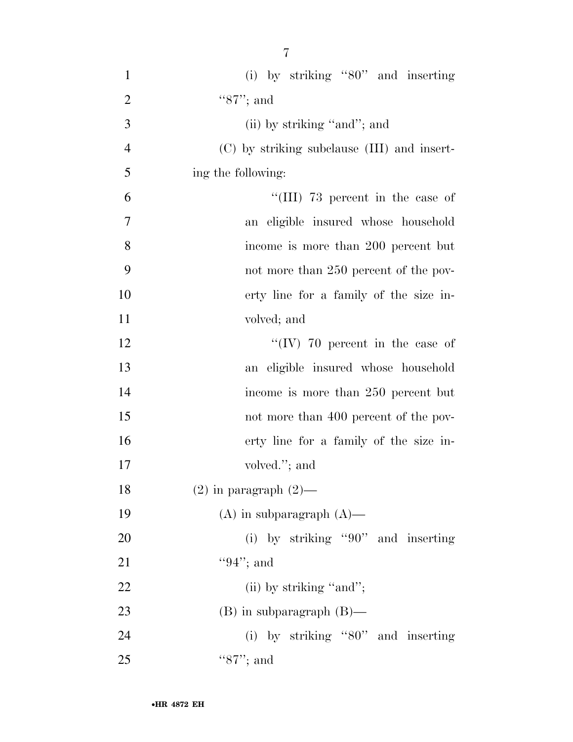(i) by striking ''80'' and inserting ''87''; and

(ii) by striking ''and''; and

(C) by striking subclause (III) and inserting the following:

''(III) 73 percent in the case of an eligible insured whose household income is more than 200 percent but not more than 250 percent of the poverty line for a family of the size involved; and

''(IV) 70 percent in the case of an eligible insured whose household income is more than 250 percent but not more than 400 percent of the poverty line for a family of the size involved.''; and

(2) in paragraph (2)—

(A) in subparagraph (A)—

(i) by striking ''90'' and inserting ''94''; and

(ii) by striking ''and'';

(B) in subparagraph (B)—

(i) by striking ''80'' and inserting ''87''; and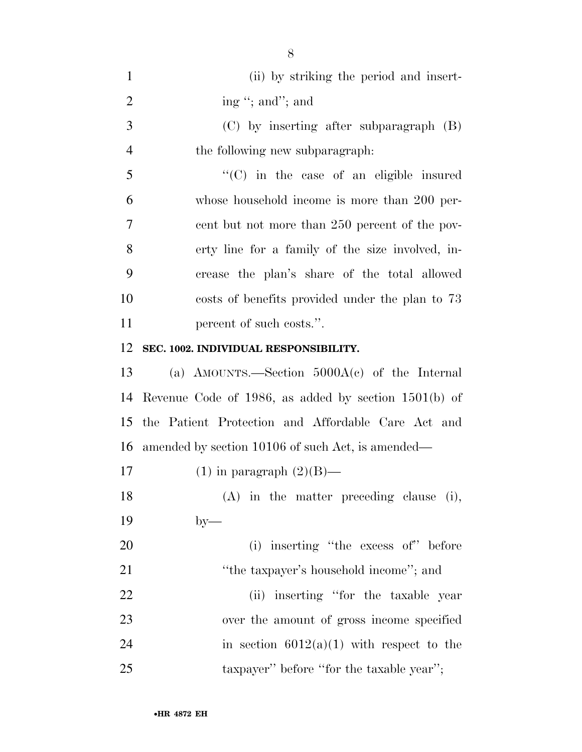(ii) by striking the period and inserting "; and"; and

(C) by inserting after subparagraph (B) the following new subparagraph:

"(C) in the case of an eligible insured whose household income is more than 200 percent but not more than 250 percent of the poverty line for a family of the size involved, increase the plan's share of the total allowed costs of benefits provided under the plan to 73 percent of such costs.".

**SEC. 1002. INDIVIDUAL RESPONSIBILITY.**

(a) AMOUNTS.—Section 5000A(c) of the Internal Revenue Code of 1986, as added by section 1501(b) of the Patient Protection and Affordable Care Act and amended by section 10106 of such Act, is amended—

(1) in paragraph (2)(B)—

(A) in the matter preceding clause (i), by—

(i) inserting "the excess of" before "the taxpayer's household income"; and

(ii) inserting "for the taxable year over the amount of gross income specified in section 6012(a)(1) with respect to the taxpayer" before "for the taxable year";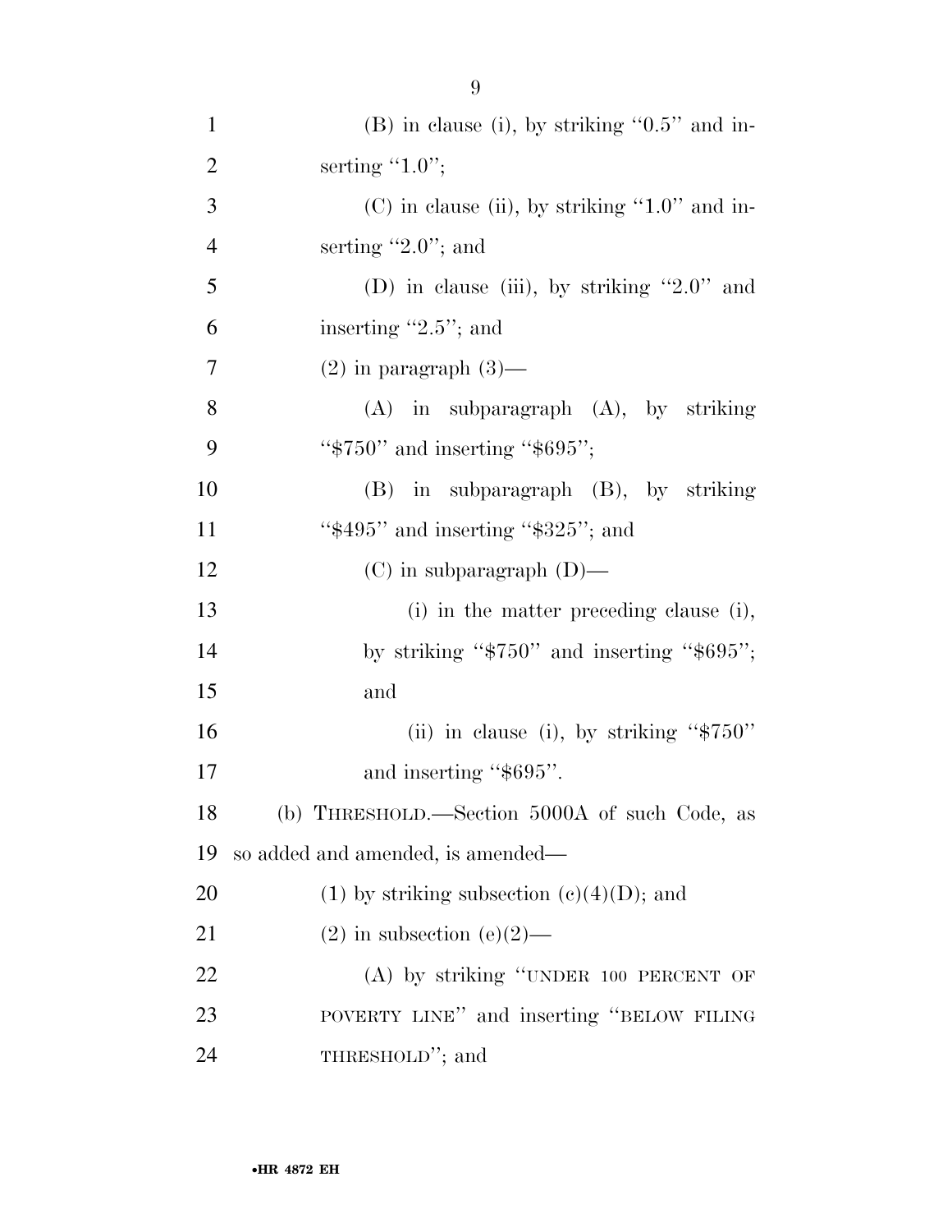(B) in clause (i), by striking "0.5" and inserting "1.0";

(C) in clause (ii), by striking "1.0" and inserting "2.0"; and

(D) in clause (iii), by striking "2.0" and inserting "2.5"; and

(2) in paragraph (3)—

(A) in subparagraph (A), by striking "$750" and inserting "$695";

(B) in subparagraph (B), by striking "$495" and inserting "$325"; and

(C) in subparagraph (D)—

(i) in the matter preceding clause (i), by striking "$750" and inserting "$695"; and

(ii) in clause (i), by striking "$750" and inserting "$695".

(b) THRESHOLD.—Section 5000A of such Code, as so added and amended, is amended—

(1) by striking subsection (c)(4)(D); and

(2) in subsection (e)(2)—

(A) by striking "UNDER 100 PERCENT OF POVERTY LINE" and inserting "BELOW FILING THRESHOLD"; and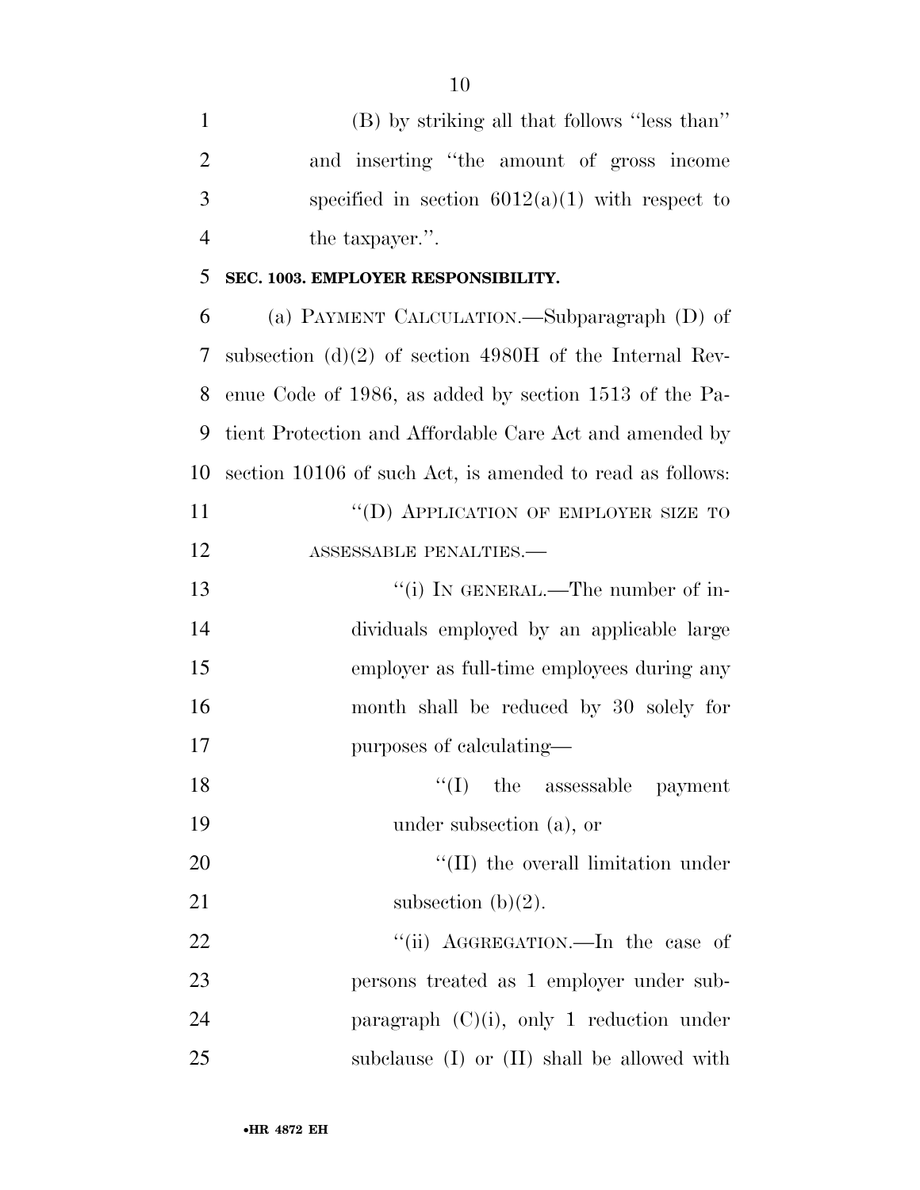(B) by striking all that follows ''less than'' and inserting ''the amount of gross income specified in section 6012(a)(1) with respect to the taxpayer.''.

**SEC. 1003. EMPLOYER RESPONSIBILITY.**

(a) PAYMENT CALCULATION.—Subparagraph (D) of subsection (d)(2) of section 4980H of the Internal Revenue Code of 1986, as added by section 1513 of the Patient Protection and Affordable Care Act and amended by section 10106 of such Act, is amended to read as follows:

''(D) APPLICATION OF EMPLOYER SIZE TO ASSESSABLE PENALTIES.—

''(i) IN GENERAL.—The number of individuals employed by an applicable large employer as full-time employees during any month shall be reduced by 30 solely for purposes of calculating—

''(I) the assessable payment under subsection (a), or

''(II) the overall limitation under subsection (b)(2).

''(ii) AGGREGATION.—In the case of persons treated as 1 employer under subparagraph (C)(i), only 1 reduction under subclause (I) or (II) shall be allowed with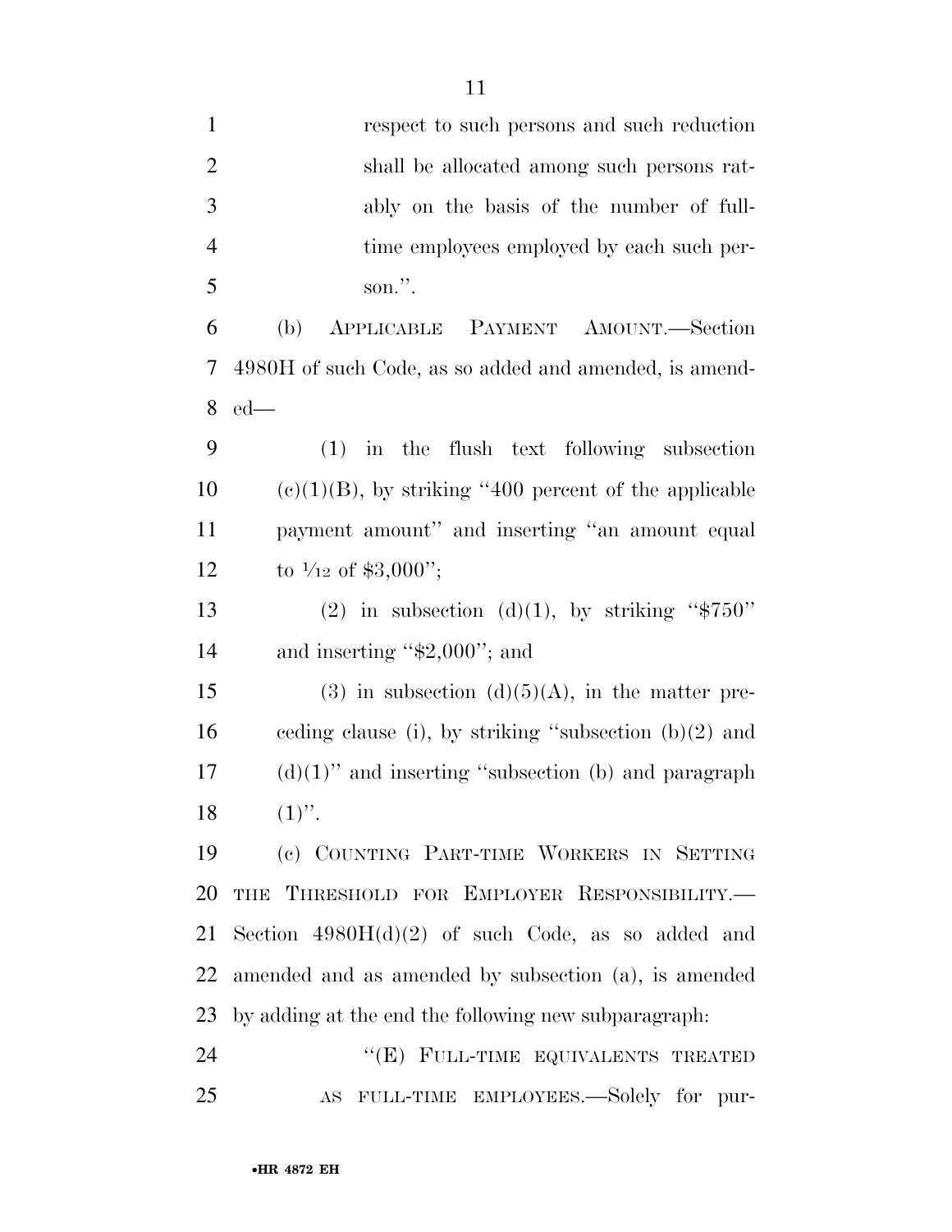respect to such persons and such reduction shall be allocated among such persons ratably on the basis of the number of full-time employees employed by each such person.''.

(b) APPLICABLE PAYMENT AMOUNT.—Section 4980H of such Code, as so added and amended, is amended—

(1) in the flush text following subsection (c)(1)(B), by striking ''400 percent of the applicable payment amount'' and inserting ''an amount equal to $1/12$ of $3,000'';

(2) in subsection (d)(1), by striking ''$750'' and inserting ''$2,000''; and

(3) in subsection (d)(5)(A), in the matter preceding clause (i), by striking ''subsection (b)(2) and (d)(1)'' and inserting ''subsection (b) and paragraph (1)''.

(c) COUNTING PART-TIME WORKERS IN SETTING THE THRESHOLD FOR EMPLOYER RESPONSIBILITY.—Section 4980H(d)(2) of such Code, as so added and amended and as amended by subsection (a), is amended by adding at the end the following new subparagraph:

''(E) FULL-TIME EQUIVALENTS TREATED AS FULL-TIME EMPLOYEES.—Solely for pur-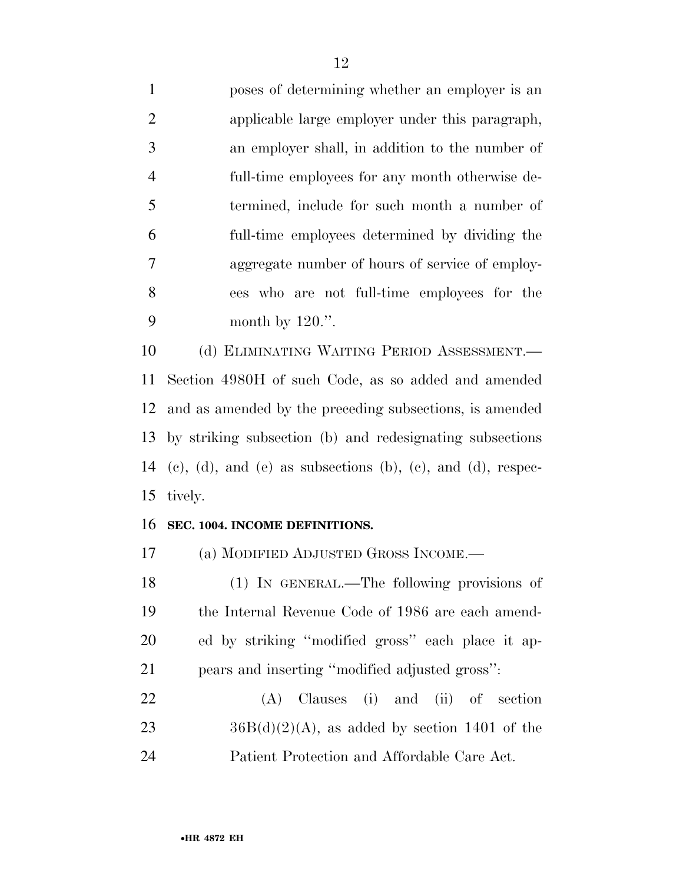poses of determining whether an employer is an applicable large employer under this paragraph, an employer shall, in addition to the number of full-time employees for any month otherwise determined, include for such month a number of full-time employees determined by dividing the aggregate number of hours of service of employees who are not full-time employees for the month by 120.''.

(d) ELIMINATING WAITING PERIOD ASSESSMENT.—Section 4980H of such Code, as so added and amended and as amended by the preceding subsections, is amended by striking subsection (b) and redesignating subsections (c), (d), and (e) as subsections (b), (c), and (d), respectively.

**SEC. 1004. INCOME DEFINITIONS.**

(a) MODIFIED ADJUSTED GROSS INCOME.—

(1) IN GENERAL.—The following provisions of the Internal Revenue Code of 1986 are each amended by striking ''modified gross'' each place it appears and inserting ''modified adjusted gross'':

(A) Clauses (i) and (ii) of section 36B(d)(2)(A), as added by section 1401 of the Patient Protection and Affordable Care Act.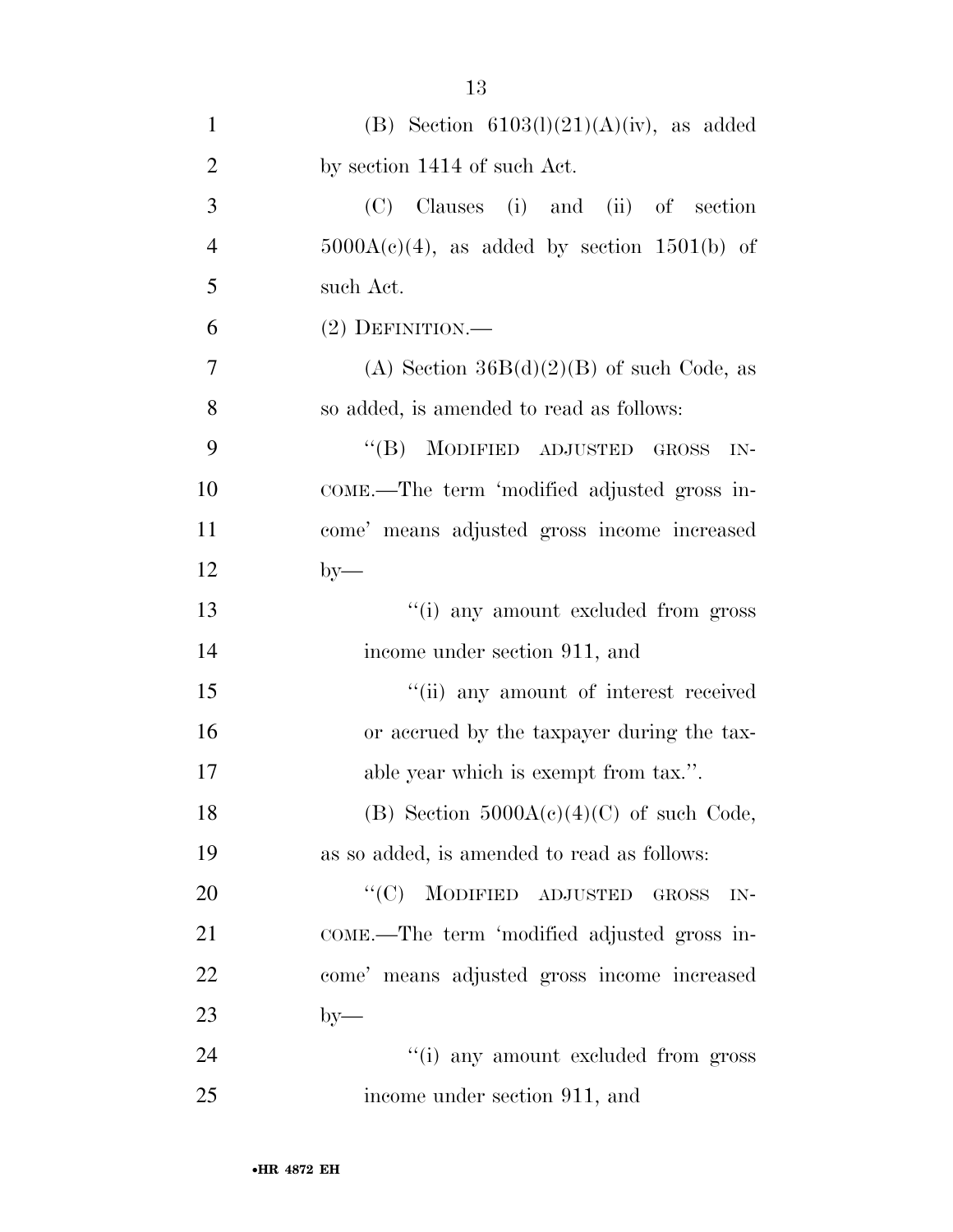(B) Section 6103(l)(21)(A)(iv), as added by section 1414 of such Act.

(C) Clauses (i) and (ii) of section 5000A(c)(4), as added by section 1501(b) of such Act.

(2) DEFINITION.—

(A) Section 36B(d)(2)(B) of such Code, as so added, is amended to read as follows:

"(B) MODIFIED ADJUSTED GROSS INCOME.—The term 'modified adjusted gross income' means adjusted gross income increased by—

"(i) any amount excluded from gross income under section 911, and

"(ii) any amount of interest received or accrued by the taxpayer during the taxable year which is exempt from tax.".

(B) Section 5000A(c)(4)(C) of such Code, as so added, is amended to read as follows:

"(C) MODIFIED ADJUSTED GROSS INCOME.—The term 'modified adjusted gross income' means adjusted gross income increased by—

"(i) any amount excluded from gross income under section 911, and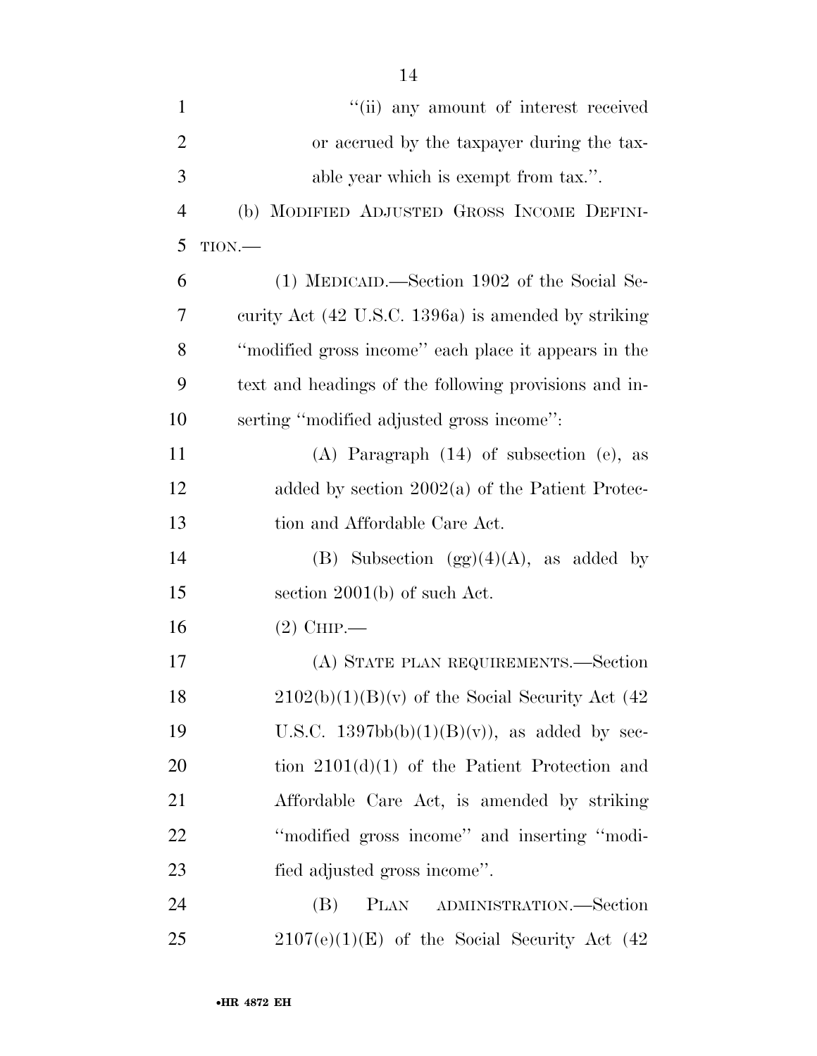"(ii) any amount of interest received or accrued by the taxpayer during the taxable year which is exempt from tax.".

(b) MODIFIED ADJUSTED GROSS INCOME DEFINITION.—

(1) MEDICAID.—Section 1902 of the Social Security Act (42 U.S.C. 1396a) is amended by striking "modified gross income" each place it appears in the text and headings of the following provisions and inserting "modified adjusted gross income":

(A) Paragraph (14) of subsection (e), as added by section 2002(a) of the Patient Protection and Affordable Care Act.

(B) Subsection (gg)(4)(A), as added by section 2001(b) of such Act.

(2) CHIP.—

(A) STATE PLAN REQUIREMENTS.—Section 2102(b)(1)(B)(v) of the Social Security Act (42 U.S.C. 1397bb(b)(1)(B)(v)), as added by section 2101(d)(1) of the Patient Protection and Affordable Care Act, is amended by striking "modified gross income" and inserting "modified adjusted gross income".

(B) PLAN ADMINISTRATION.—Section 2107(e)(1)(E) of the Social Security Act (42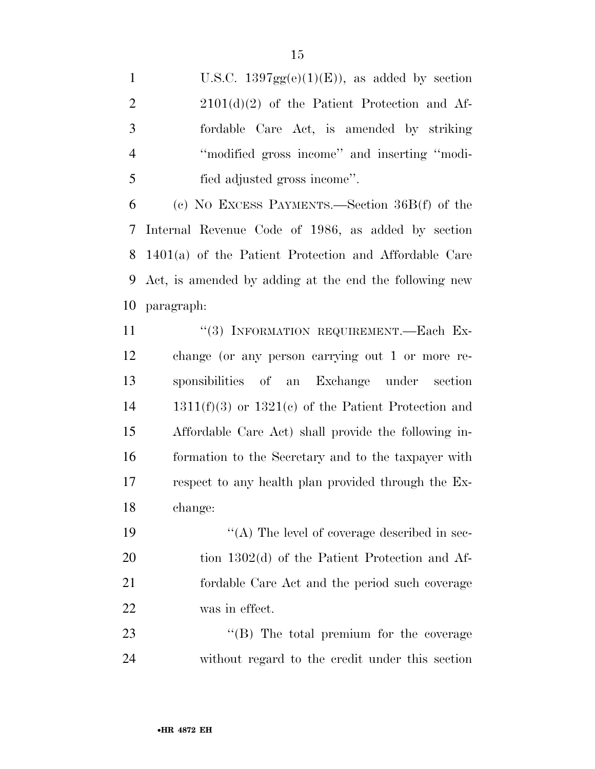U.S.C. 1397gg(e)(1)(E)), as added by section 2101(d)(2) of the Patient Protection and Affordable Care Act, is amended by striking ''modified gross income'' and inserting ''modified adjusted gross income''.

(c) NO EXCESS PAYMENTS.—Section 36B(f) of the Internal Revenue Code of 1986, as added by section 1401(a) of the Patient Protection and Affordable Care Act, is amended by adding at the end the following new paragraph:

''(3) INFORMATION REQUIREMENT.—Each Exchange (or any person carrying out 1 or more responsibilities of an Exchange under section 1311(f)(3) or 1321(c) of the Patient Protection and Affordable Care Act) shall provide the following information to the Secretary and to the taxpayer with respect to any health plan provided through the Exchange:

''(A) The level of coverage described in section 1302(d) of the Patient Protection and Affordable Care Act and the period such coverage was in effect.

''(B) The total premium for the coverage without regard to the credit under this section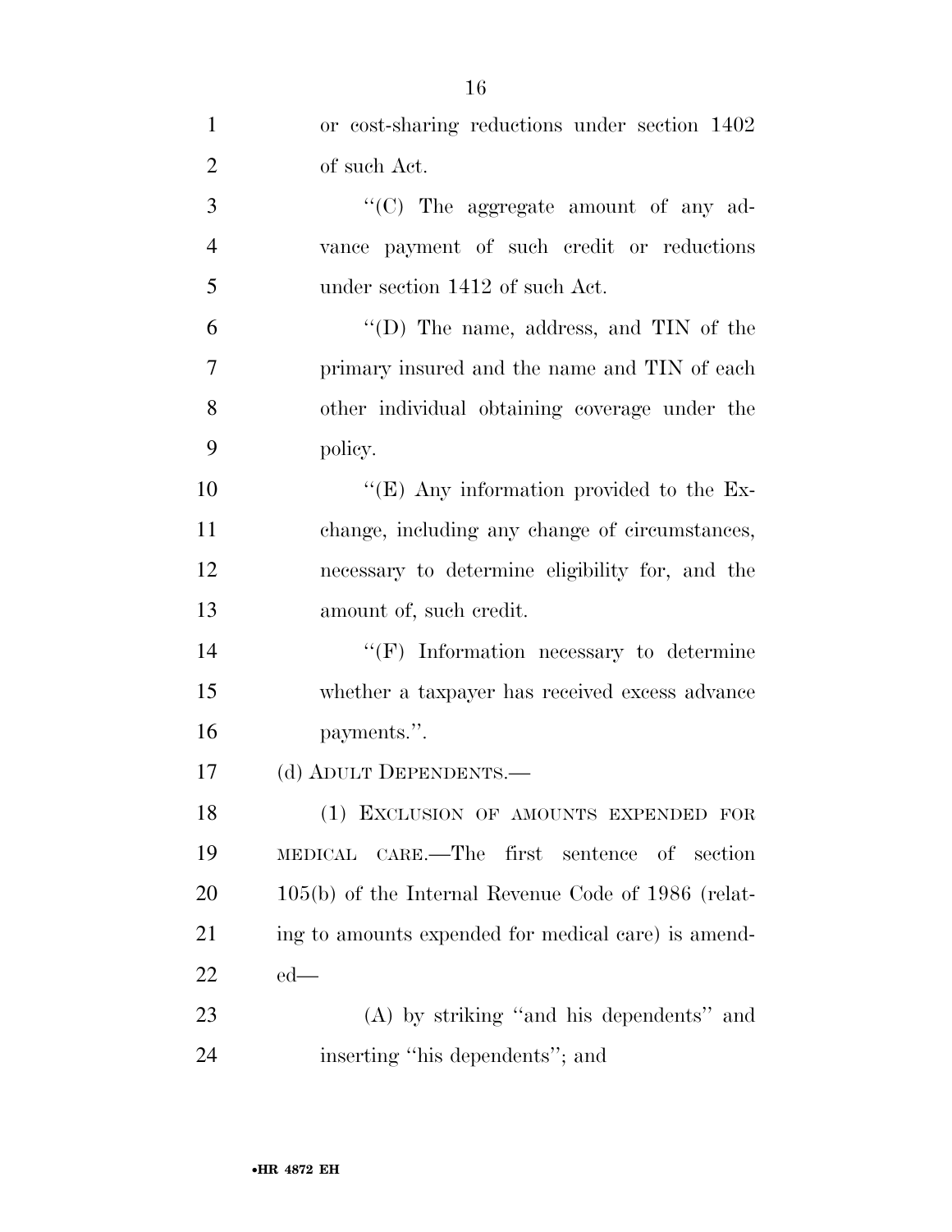or cost-sharing reductions under section 1402 of such Act.

"(C) The aggregate amount of any advance payment of such credit or reductions under section 1412 of such Act.

"(D) The name, address, and TIN of the primary insured and the name and TIN of each other individual obtaining coverage under the policy.

"(E) Any information provided to the Exchange, including any change of circumstances, necessary to determine eligibility for, and the amount of, such credit.

"(F) Information necessary to determine whether a taxpayer has received excess advance payments.".

(d) ADULT DEPENDENTS.—

(1) EXCLUSION OF AMOUNTS EXPENDED FOR MEDICAL CARE.—The first sentence of section 105(b) of the Internal Revenue Code of 1986 (relating to amounts expended for medical care) is amended—

(A) by striking "and his dependents" and inserting "his dependents"; and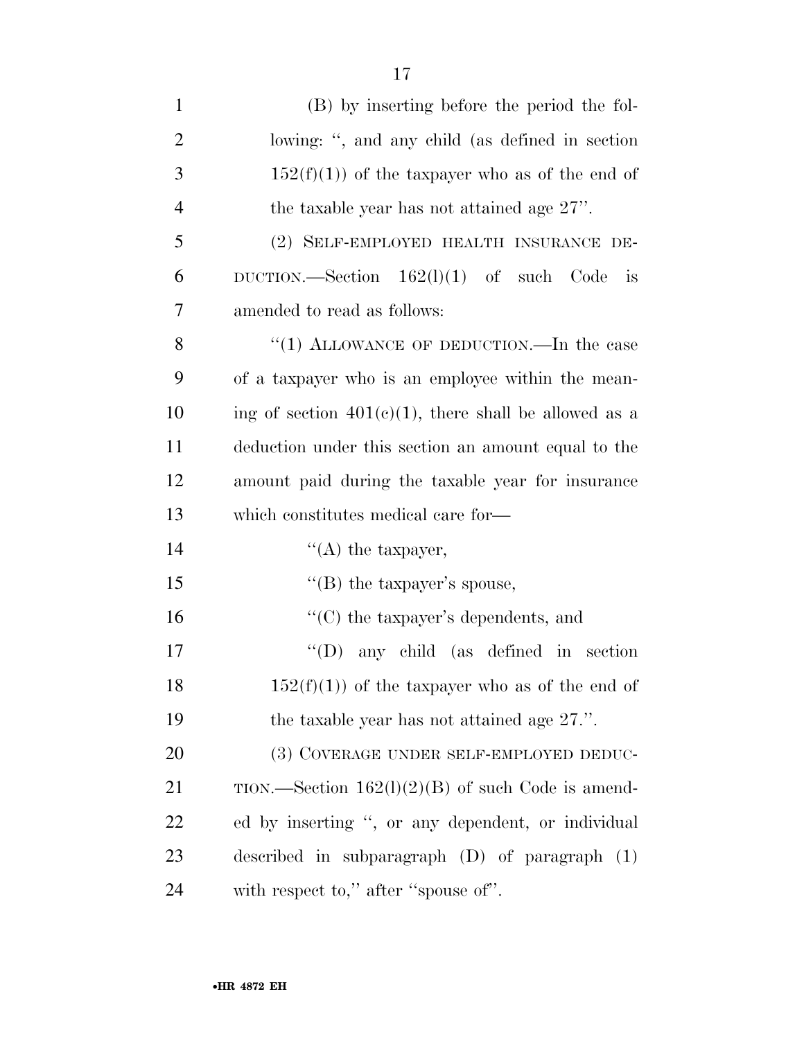(B) by inserting before the period the following: ", and any child (as defined in section 152(f)(1)) of the taxpayer who as of the end of the taxable year has not attained age 27".

(2) SELF-EMPLOYED HEALTH INSURANCE DEDUCTION.—Section 162(l)(1) of such Code is amended to read as follows:

"(1) ALLOWANCE OF DEDUCTION.—In the case of a taxpayer who is an employee within the meaning of section 401(c)(1), there shall be allowed as a deduction under this section an amount equal to the amount paid during the taxable year for insurance which constitutes medical care for—

"(A) the taxpayer,

"(B) the taxpayer's spouse,

"(C) the taxpayer's dependents, and

"(D) any child (as defined in section 152(f)(1)) of the taxpayer who as of the end of the taxable year has not attained age 27.".

(3) COVERAGE UNDER SELF-EMPLOYED DEDUCTION.—Section 162(l)(2)(B) of such Code is amended by inserting ", or any dependent, or individual described in subparagraph (D) of paragraph (1) with respect to," after "spouse of".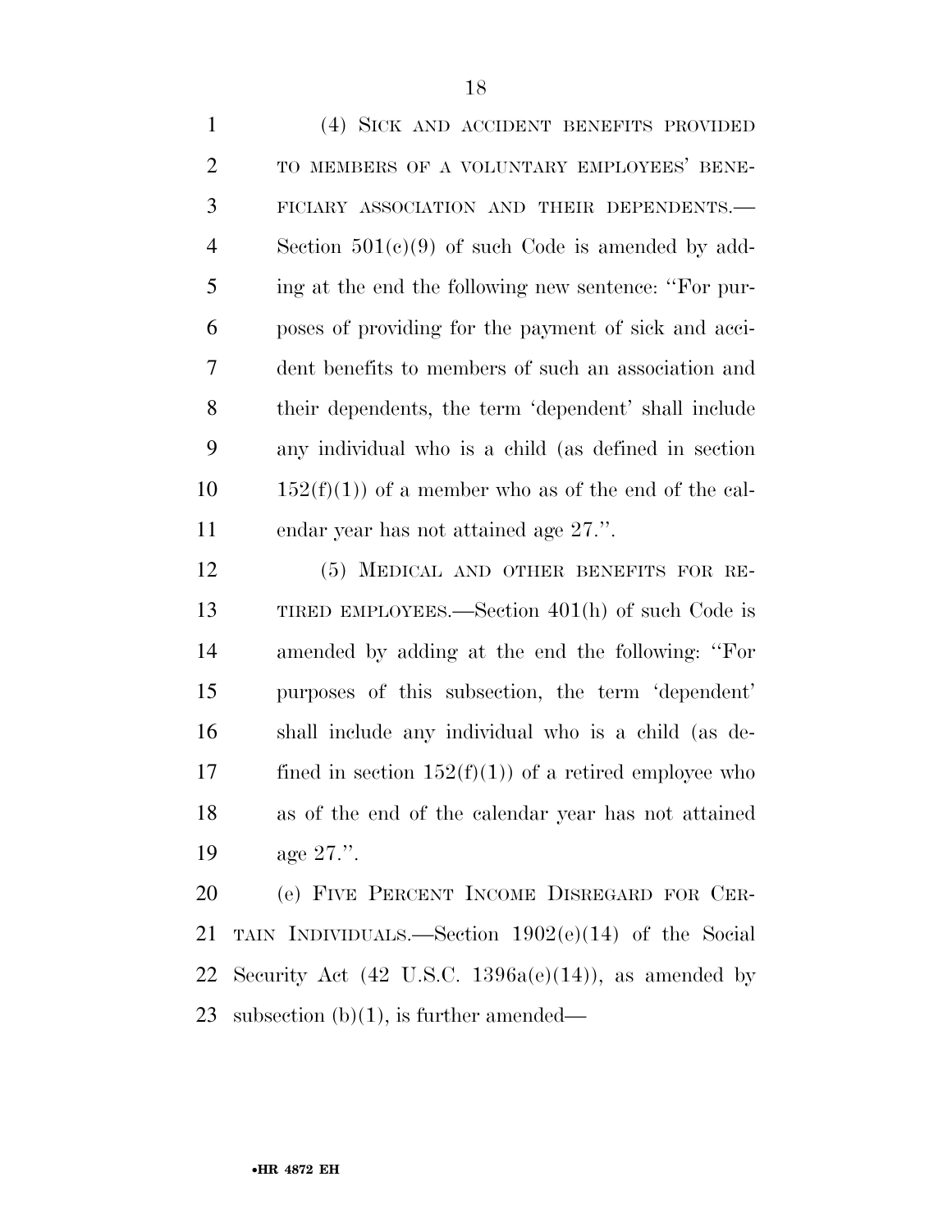(4) SICK AND ACCIDENT BENEFITS PROVIDED TO MEMBERS OF A VOLUNTARY EMPLOYEES' BENEFICIARY ASSOCIATION AND THEIR DEPENDENTS.—Section 501(c)(9) of such Code is amended by adding at the end the following new sentence: ''For purposes of providing for the payment of sick and accident benefits to members of such an association and their dependents, the term 'dependent' shall include any individual who is a child (as defined in section 152(f)(1)) of a member who as of the end of the calendar year has not attained age 27.''.

(5) MEDICAL AND OTHER BENEFITS FOR RETIRED EMPLOYEES.—Section 401(h) of such Code is amended by adding at the end the following: ''For purposes of this subsection, the term 'dependent' shall include any individual who is a child (as defined in section 152(f)(1)) of a retired employee who as of the end of the calendar year has not attained age 27.''.

(e) FIVE PERCENT INCOME DISREGARD FOR CERTAIN INDIVIDUALS.—Section 1902(e)(14) of the Social Security Act (42 U.S.C. 1396a(e)(14)), as amended by subsection (b)(1), is further amended—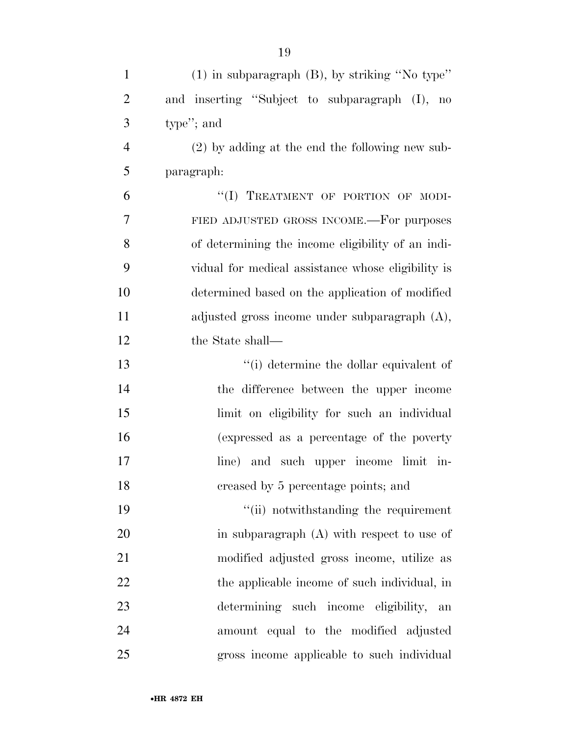(1) in subparagraph (B), by striking "No type" and inserting "Subject to subparagraph (I), no type"; and

(2) by adding at the end the following new subparagraph:

"(I) TREATMENT OF PORTION OF MODIFIED ADJUSTED GROSS INCOME.—For purposes of determining the income eligibility of an individual for medical assistance whose eligibility is determined based on the application of modified adjusted gross income under subparagraph (A), the State shall—

"(i) determine the dollar equivalent of the difference between the upper income limit on eligibility for such an individual (expressed as a percentage of the poverty line) and such upper income limit increased by 5 percentage points; and

"(ii) notwithstanding the requirement in subparagraph (A) with respect to use of modified adjusted gross income, utilize as the applicable income of such individual, in determining such income eligibility, an amount equal to the modified adjusted gross income applicable to such individual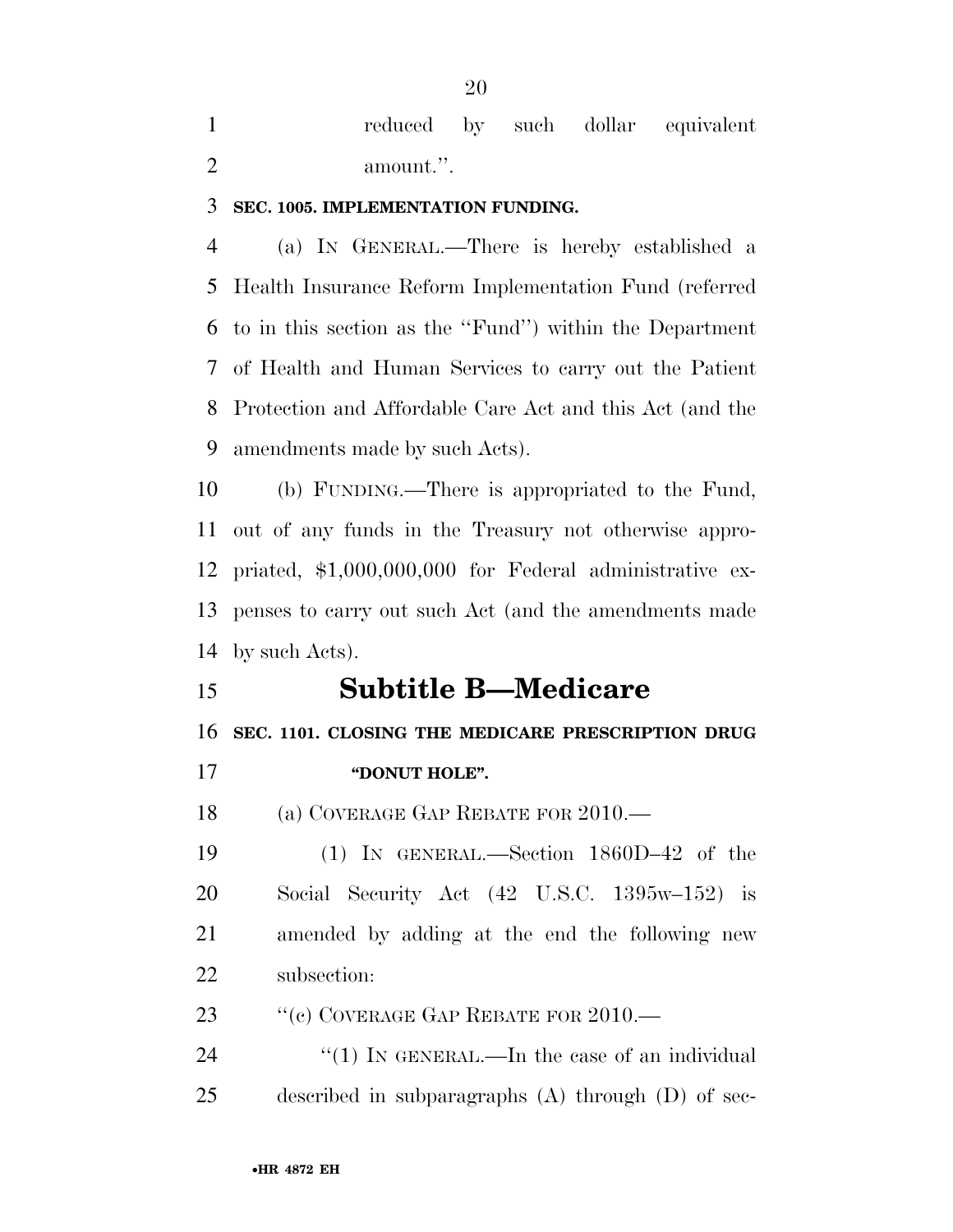reduced by such dollar equivalent amount.''.

**SEC. 1005. IMPLEMENTATION FUNDING.**

(a) IN GENERAL.—There is hereby established a Health Insurance Reform Implementation Fund (referred to in this section as the ''Fund'') within the Department of Health and Human Services to carry out the Patient Protection and Affordable Care Act and this Act (and the amendments made by such Acts).

(b) FUNDING.—There is appropriated to the Fund, out of any funds in the Treasury not otherwise appropriated, $1,000,000,000 for Federal administrative expenses to carry out such Act (and the amendments made by such Acts).

# Subtitle B—Medicare

**SEC. 1101. CLOSING THE MEDICARE PRESCRIPTION DRUG "DONUT HOLE".**

(a) COVERAGE GAP REBATE FOR 2010.—

(1) IN GENERAL.—Section 1860D–42 of the Social Security Act (42 U.S.C. 1395w–152) is amended by adding at the end the following new subsection:

''(c) COVERAGE GAP REBATE FOR 2010.—

''(1) IN GENERAL.—In the case of an individual described in subparagraphs (A) through (D) of sec-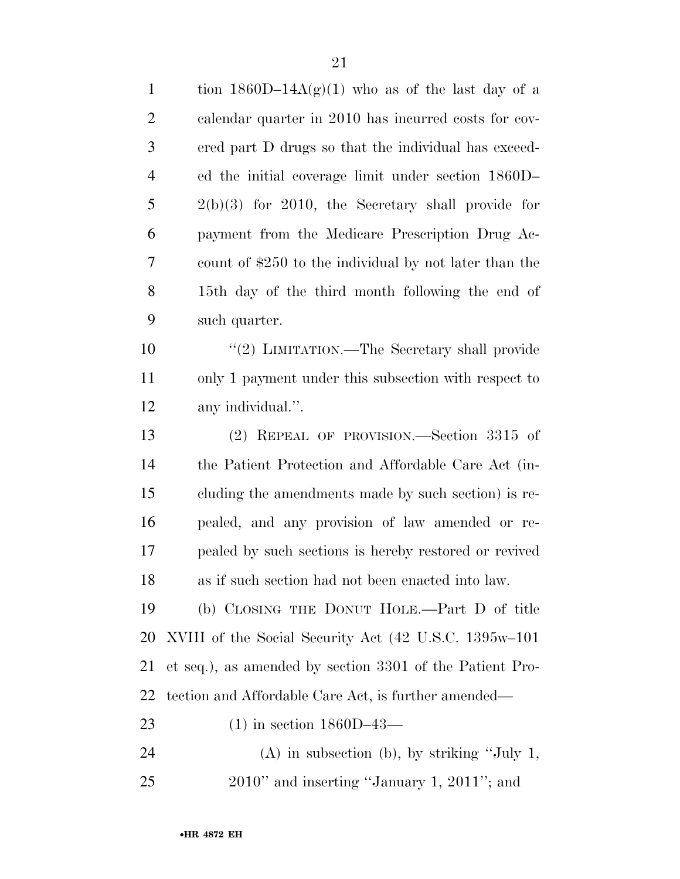tion 1860D–14A(g)(1) who as of the last day of a calendar quarter in 2010 has incurred costs for covered part D drugs so that the individual has exceeded the initial coverage limit under section 1860D–2(b)(3) for 2010, the Secretary shall provide for payment from the Medicare Prescription Drug Account of $250 to the individual by not later than the 15th day of the third month following the end of such quarter.

"(2) LIMITATION.—The Secretary shall provide only 1 payment under this subsection with respect to any individual.".

(2) REPEAL OF PROVISION.—Section 3315 of the Patient Protection and Affordable Care Act (including the amendments made by such section) is repealed, and any provision of law amended or repealed by such sections is hereby restored or revived as if such section had not been enacted into law.

(b) CLOSING THE DONUT HOLE.—Part D of title XVIII of the Social Security Act (42 U.S.C. 1395w–101 et seq.), as amended by section 3301 of the Patient Protection and Affordable Care Act, is further amended—

(1) in section 1860D–43—

(A) in subsection (b), by striking "July 1, 2010" and inserting "January 1, 2011"; and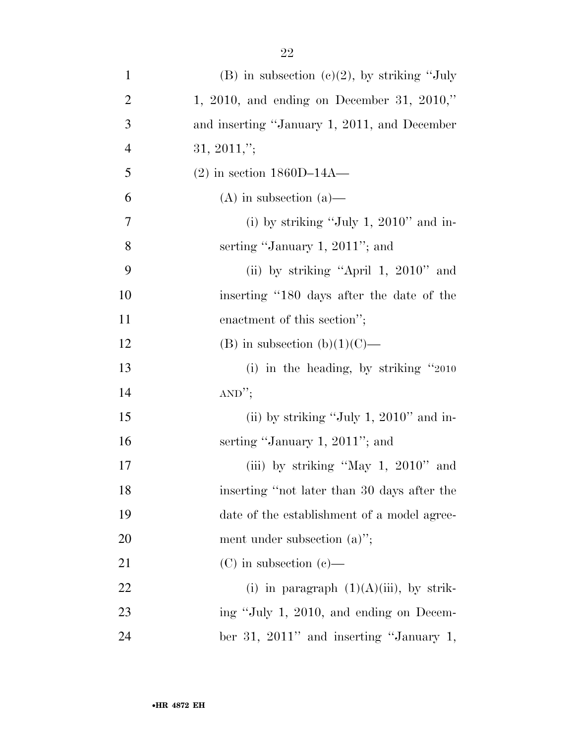(B) in subsection (c)(2), by striking "July 1, 2010, and ending on December 31, 2010," and inserting "January 1, 2011, and December 31, 2011,";

(2) in section 1860D–14A—

(A) in subsection (a)—

(i) by striking "July 1, 2010" and inserting "January 1, 2011"; and

(ii) by striking "April 1, 2010" and inserting "180 days after the date of the enactment of this section";

(B) in subsection (b)(1)(C)—

(i) in the heading, by striking "2010 AND";

(ii) by striking "July 1, 2010" and inserting "January 1, 2011"; and

(iii) by striking "May 1, 2010" and inserting "not later than 30 days after the date of the establishment of a model agreement under subsection (a)";

(C) in subsection (c)—

(i) in paragraph (1)(A)(iii), by striking "July 1, 2010, and ending on December 31, 2011" and inserting "January 1,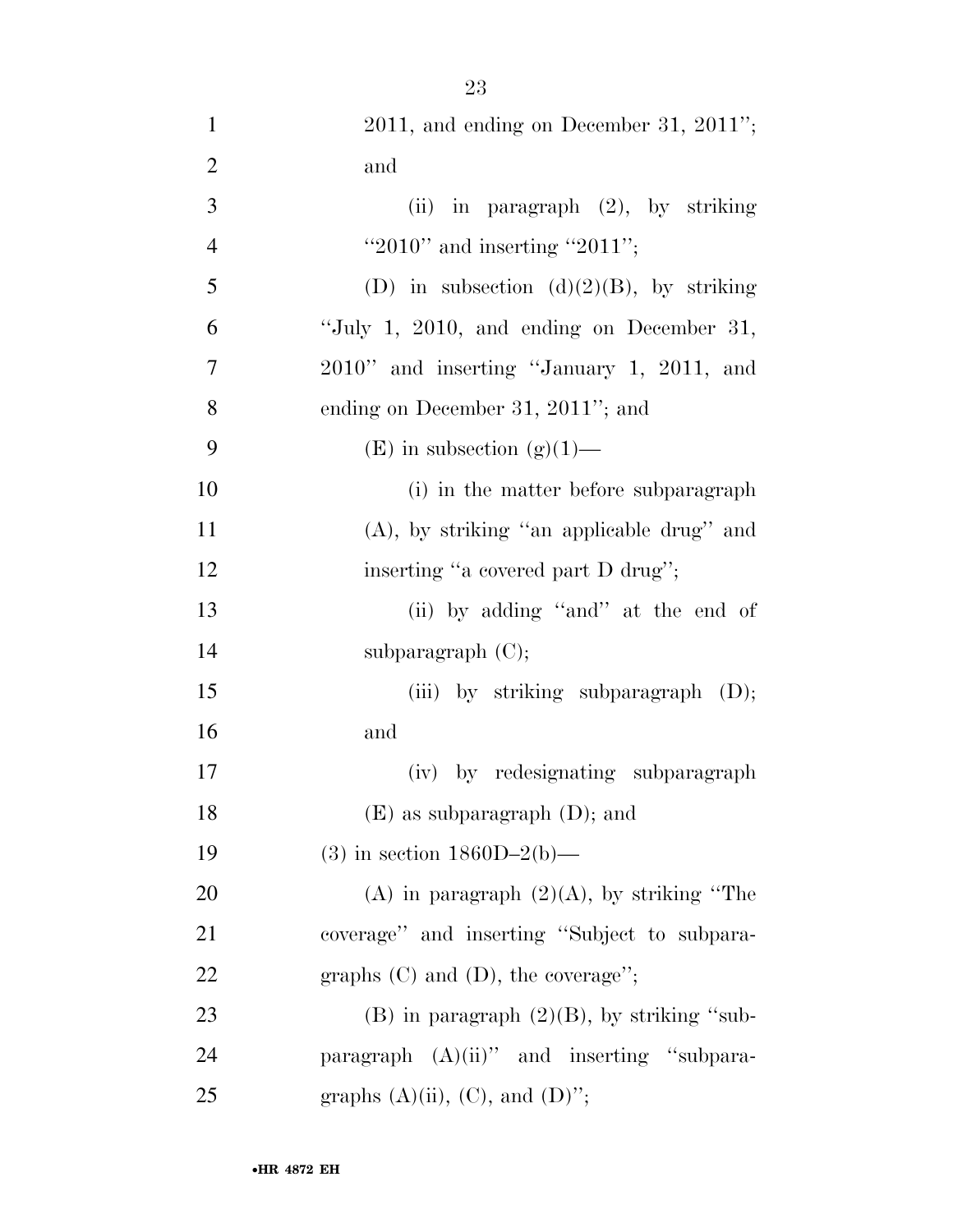2011, and ending on December 31, 2011''; and

(ii) in paragraph (2), by striking ''2010'' and inserting ''2011'';

(D) in subsection (d)(2)(B), by striking ''July 1, 2010, and ending on December 31, 2010'' and inserting ''January 1, 2011, and ending on December 31, 2011''; and

(E) in subsection (g)(1)—

(i) in the matter before subparagraph (A), by striking ''an applicable drug'' and inserting ''a covered part D drug'';

(ii) by adding ''and'' at the end of subparagraph (C);

(iii) by striking subparagraph (D); and

(iv) by redesignating subparagraph (E) as subparagraph (D); and

(3) in section 1860D–2(b)—

(A) in paragraph (2)(A), by striking ''The coverage'' and inserting ''Subject to subparagraphs (C) and (D), the coverage'';

(B) in paragraph (2)(B), by striking ''subparagraph (A)(ii)'' and inserting ''subparagraphs (A)(ii), (C), and (D)'';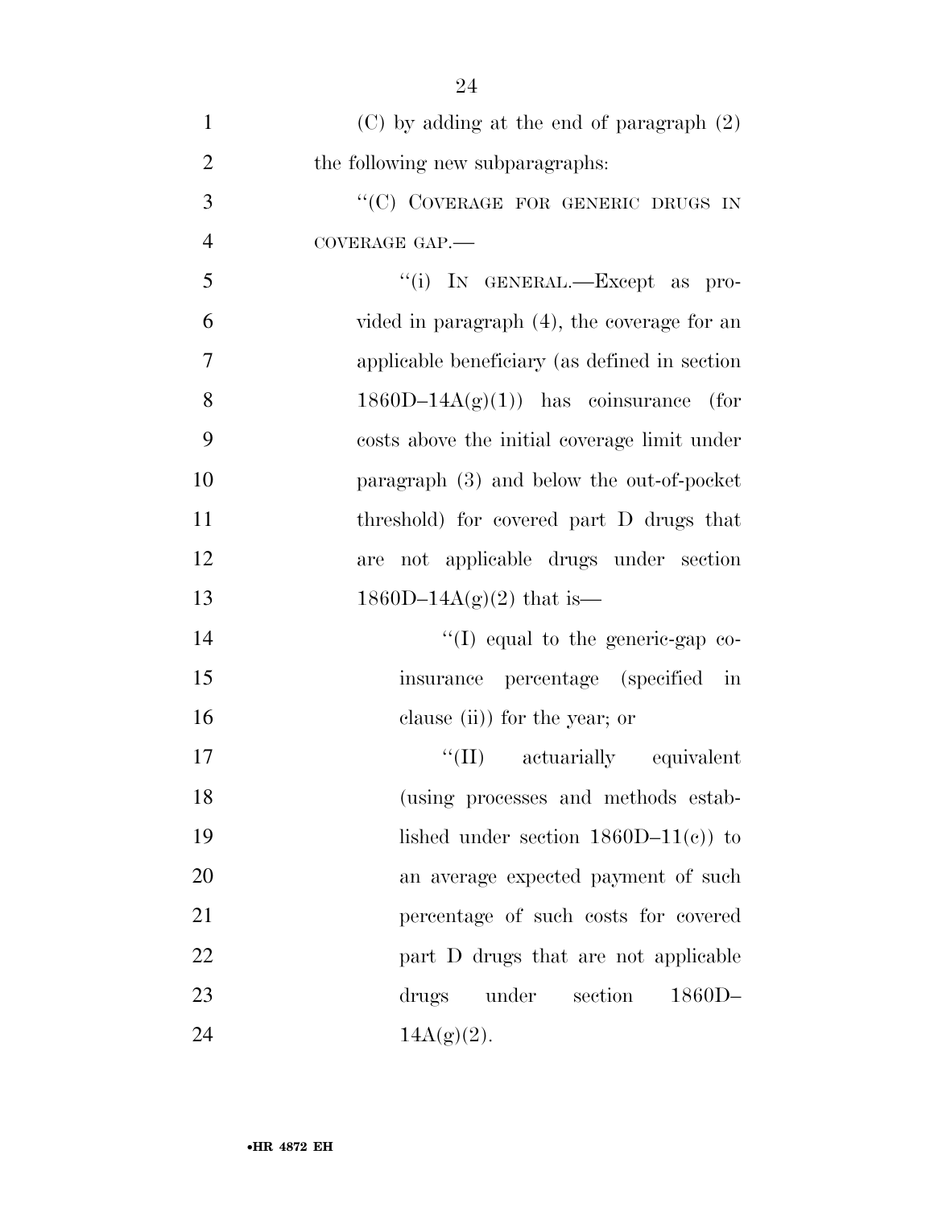(C) by adding at the end of paragraph (2) the following new subparagraphs:

''(C) COVERAGE FOR GENERIC DRUGS IN COVERAGE GAP.—

''(i) IN GENERAL.—Except as provided in paragraph (4), the coverage for an applicable beneficiary (as defined in section 1860D–14A(g)(1)) has coinsurance (for costs above the initial coverage limit under paragraph (3) and below the out-of-pocket threshold) for covered part D drugs that are not applicable drugs under section 1860D–14A(g)(2) that is—

''(I) equal to the generic-gap coinsurance percentage (specified in clause (ii)) for the year; or

''(II) actuarially equivalent (using processes and methods established under section 1860D–11(c)) to an average expected payment of such percentage of such costs for covered part D drugs that are not applicable drugs under section 1860D–14A(g)(2).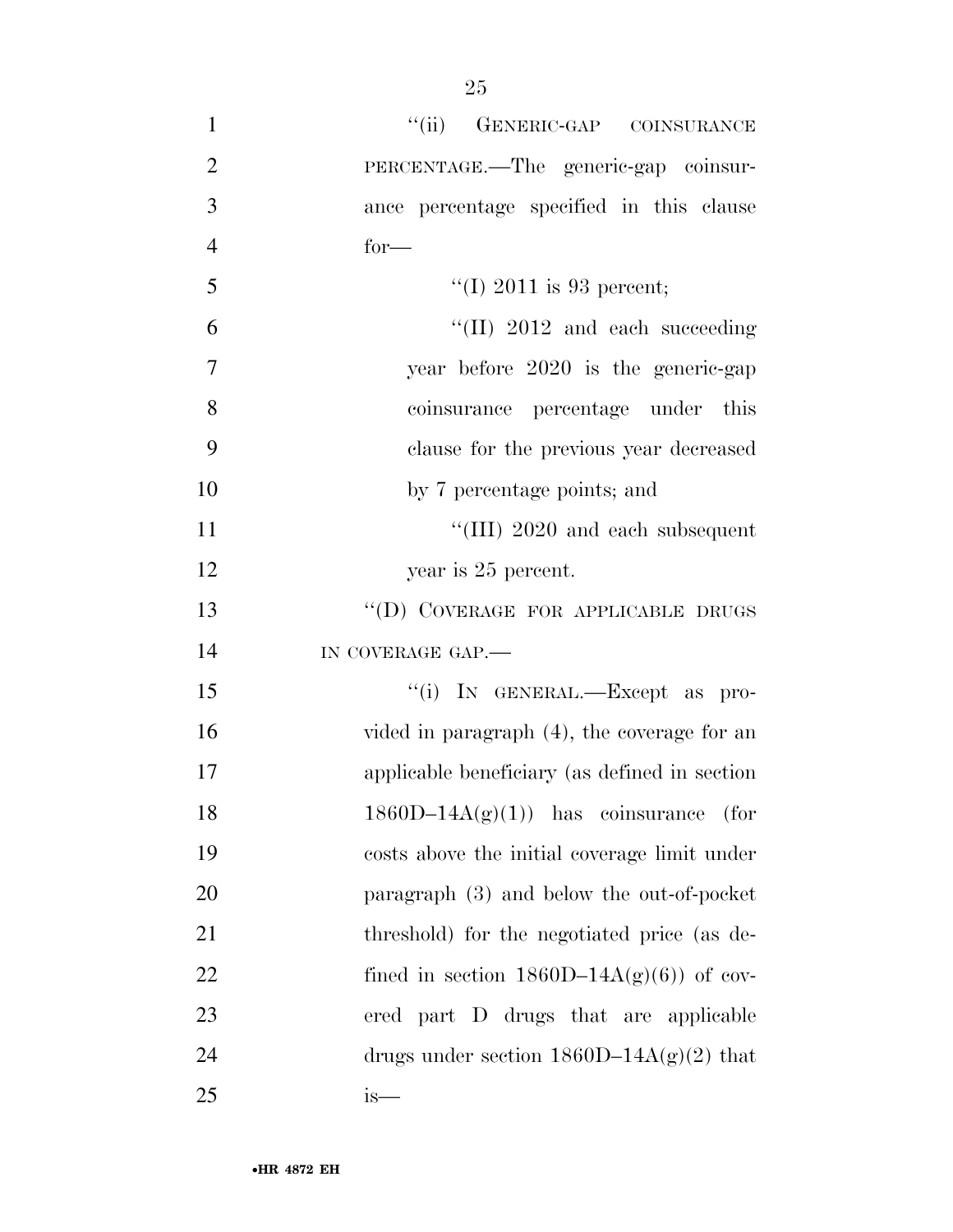"(ii) GENERIC-GAP COINSURANCE PERCENTAGE.—The generic-gap coinsurance percentage specified in this clause for—

"(I) 2011 is 93 percent;

"(II) 2012 and each succeeding year before 2020 is the generic-gap coinsurance percentage under this clause for the previous year decreased by 7 percentage points; and

"(III) 2020 and each subsequent year is 25 percent.

"(D) COVERAGE FOR APPLICABLE DRUGS IN COVERAGE GAP.—

"(i) IN GENERAL.—Except as provided in paragraph (4), the coverage for an applicable beneficiary (as defined in section 1860D–14A(g)(1)) has coinsurance (for costs above the initial coverage limit under paragraph (3) and below the out-of-pocket threshold) for the negotiated price (as defined in section 1860D–14A(g)(6)) of covered part D drugs that are applicable drugs under section 1860D–14A(g)(2) that is—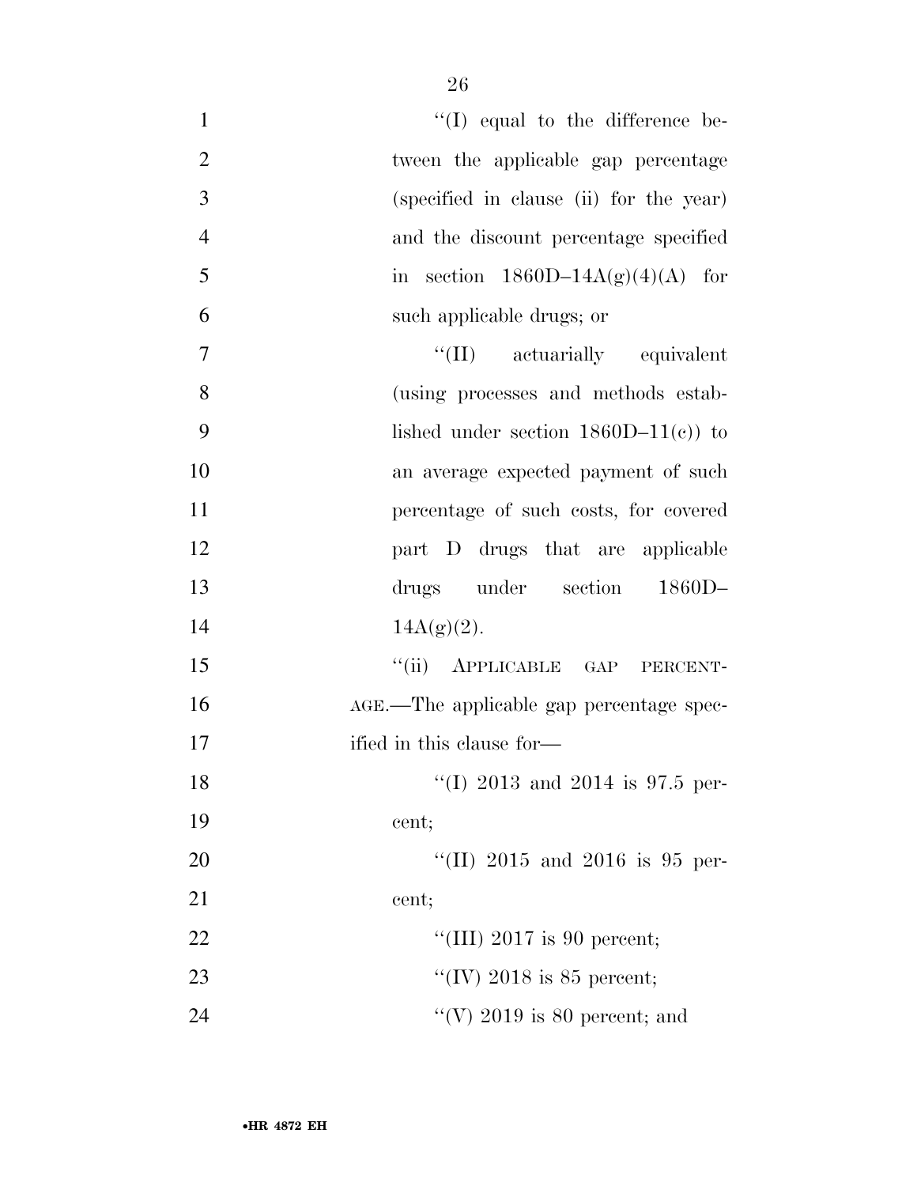''(I) equal to the difference between the applicable gap percentage (specified in clause (ii) for the year) and the discount percentage specified in section 1860D–14A(g)(4)(A) for such applicable drugs; or

''(II) actuarially equivalent (using processes and methods established under section 1860D–11(c)) to an average expected payment of such percentage of such costs, for covered part D drugs that are applicable drugs under section 1860D–14A(g)(2).

''(ii) APPLICABLE GAP PERCENTAGE.—The applicable gap percentage specified in this clause for—

''(I) 2013 and 2014 is 97.5 percent;

''(II) 2015 and 2016 is 95 percent;

''(III) 2017 is 90 percent;

''(IV) 2018 is 85 percent;

''(V) 2019 is 80 percent; and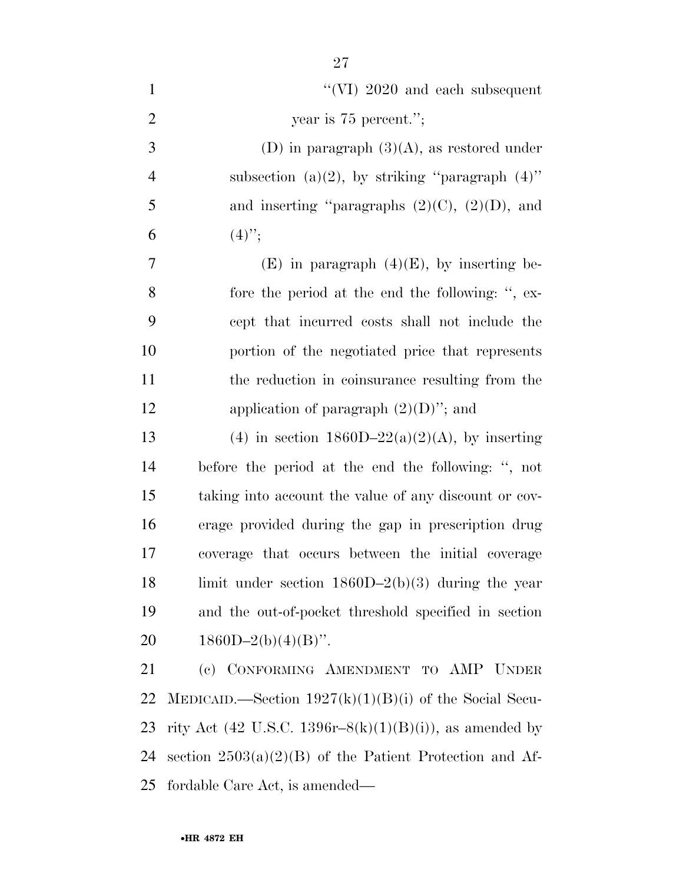"(VI) 2020 and each subsequent year is 75 percent.";

(D) in paragraph (3)(A), as restored under subsection (a)(2), by striking "paragraph (4)" and inserting "paragraphs (2)(C), (2)(D), and (4)";

(E) in paragraph (4)(E), by inserting before the period at the end the following: ", except that incurred costs shall not include the portion of the negotiated price that represents the reduction in coinsurance resulting from the application of paragraph (2)(D)"; and

(4) in section 1860D–22(a)(2)(A), by inserting before the period at the end the following: ", not taking into account the value of any discount or coverage provided during the gap in prescription drug coverage that occurs between the initial coverage limit under section 1860D–2(b)(3) during the year and the out-of-pocket threshold specified in section 1860D–2(b)(4)(B)".

(c) CONFORMING AMENDMENT TO AMP UNDER MEDICAID.—Section 1927(k)(1)(B)(i) of the Social Security Act (42 U.S.C. 1396r–8(k)(1)(B)(i)), as amended by section 2503(a)(2)(B) of the Patient Protection and Affordable Care Act, is amended—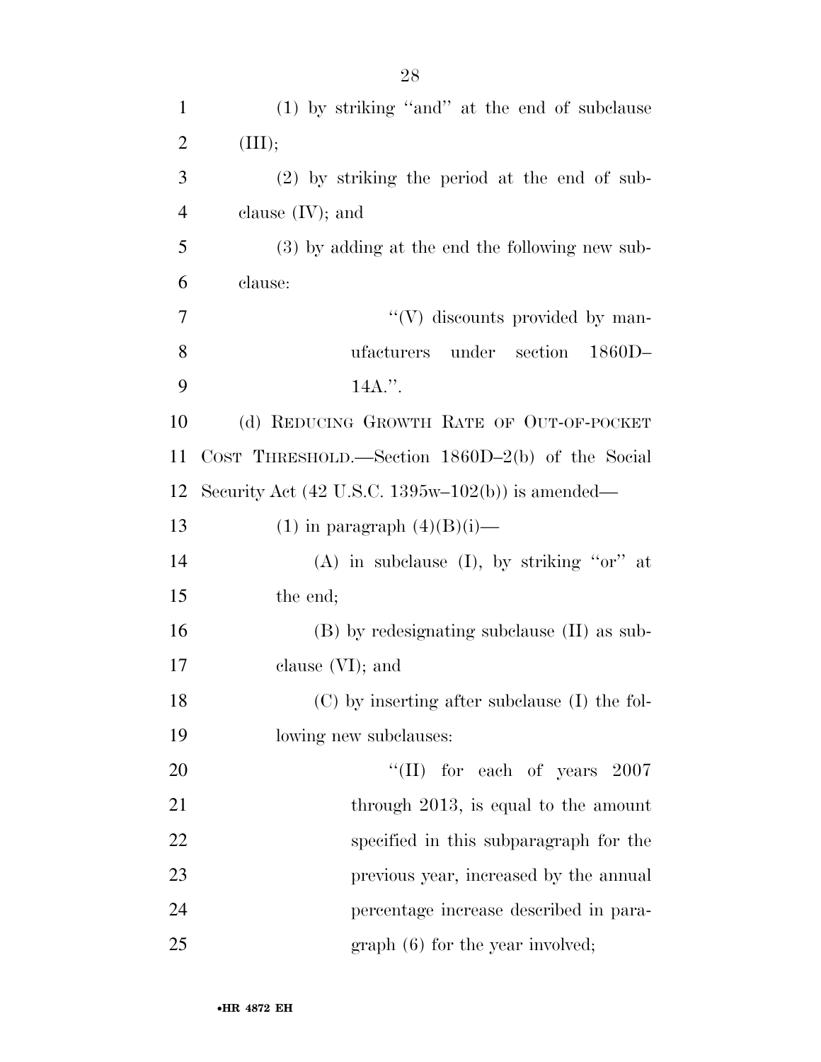(1) by striking "and" at the end of subclause (III);

(2) by striking the period at the end of subclause (IV); and

(3) by adding at the end the following new subclause:

"(V) discounts provided by manufacturers under section 1860D–14A.".

(d) REDUCING GROWTH RATE OF OUT-OF-POCKET COST THRESHOLD.—Section 1860D–2(b) of the Social Security Act (42 U.S.C. 1395w–102(b)) is amended—

(1) in paragraph (4)(B)(i)—

(A) in subclause (I), by striking "or" at the end;

(B) by redesignating subclause (II) as subclause (VI); and

(C) by inserting after subclause (I) the following new subclauses:

"(II) for each of years 2007 through 2013, is equal to the amount specified in this subparagraph for the previous year, increased by the annual percentage increase described in paragraph (6) for the year involved;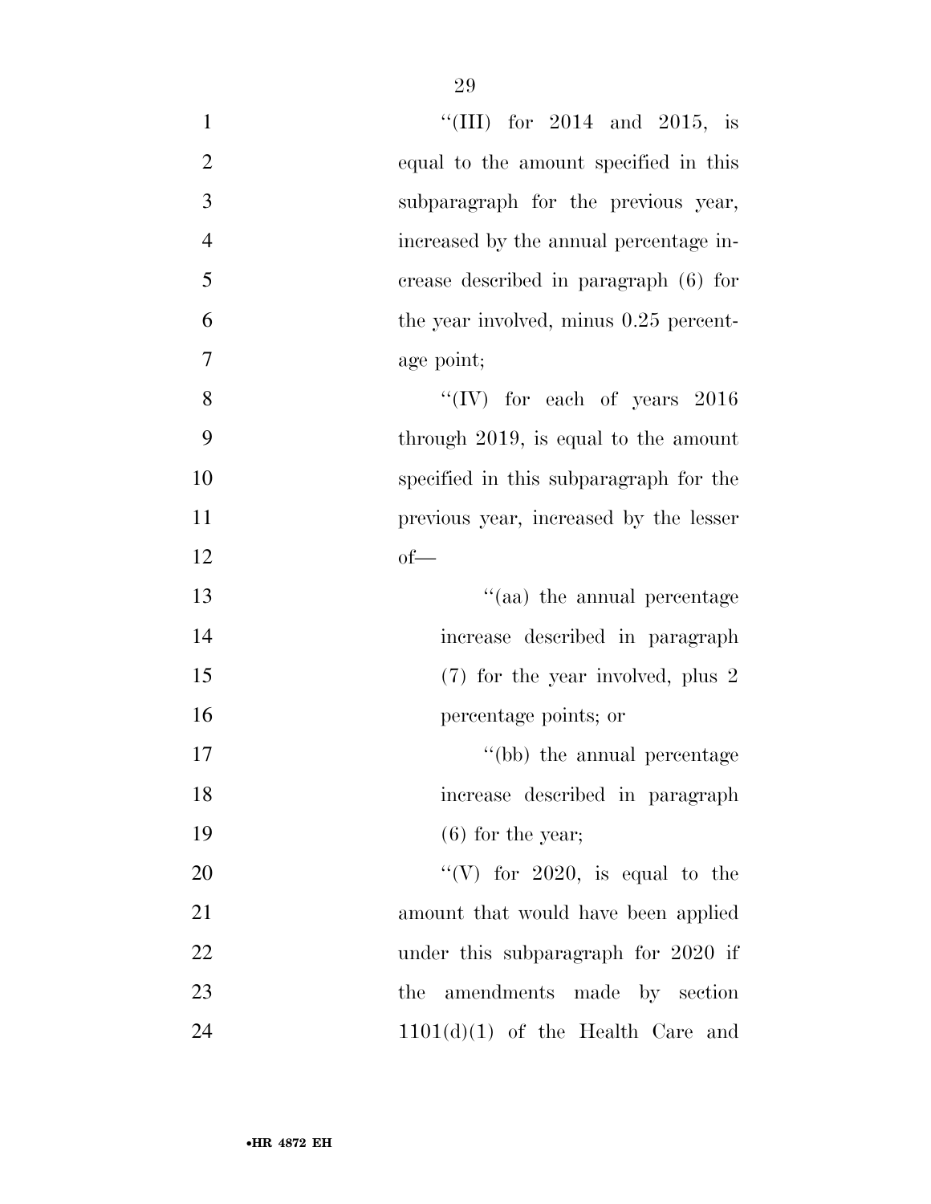"(III) for 2014 and 2015, is equal to the amount specified in this subparagraph for the previous year, increased by the annual percentage increase described in paragraph (6) for the year involved, minus 0.25 percentage point;

"(IV) for each of years 2016 through 2019, is equal to the amount specified in this subparagraph for the previous year, increased by the lesser of—

"(aa) the annual percentage increase described in paragraph (7) for the year involved, plus 2 percentage points; or

"(bb) the annual percentage increase described in paragraph (6) for the year;

"(V) for 2020, is equal to the amount that would have been applied under this subparagraph for 2020 if the amendments made by section 1101(d)(1) of the Health Care and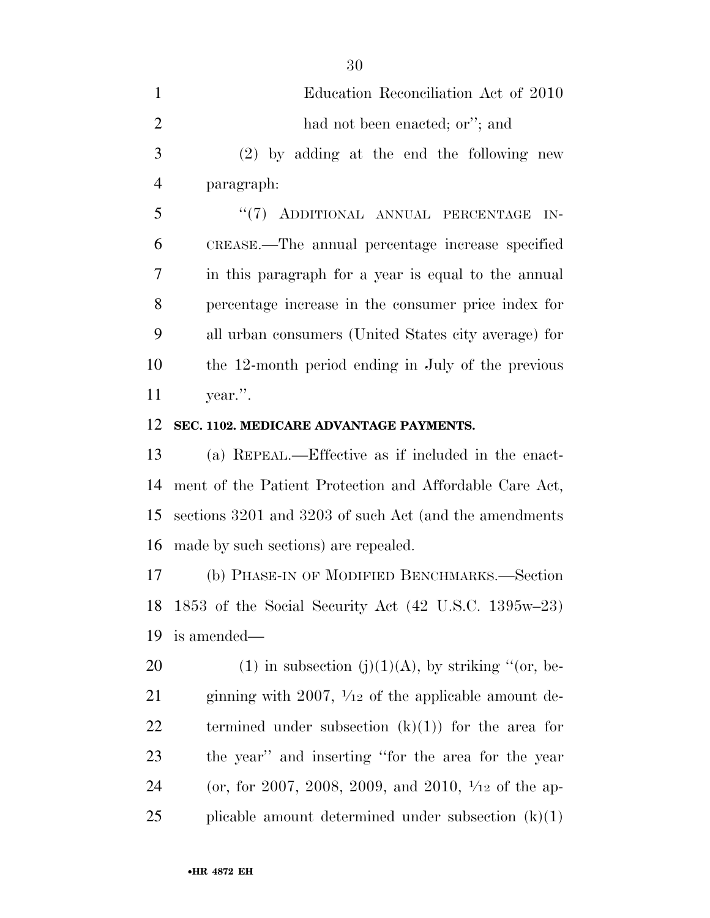Education Reconciliation Act of 2010 had not been enacted; or''; and

(2) by adding at the end the following new paragraph:

''(7) ADDITIONAL ANNUAL PERCENTAGE INCREASE.—The annual percentage increase specified in this paragraph for a year is equal to the annual percentage increase in the consumer price index for all urban consumers (United States city average) for the 12-month period ending in July of the previous year.''.

**SEC. 1102. MEDICARE ADVANTAGE PAYMENTS.**

(a) REPEAL.—Effective as if included in the enactment of the Patient Protection and Affordable Care Act, sections 3201 and 3203 of such Act (and the amendments made by such sections) are repealed.

(b) PHASE-IN OF MODIFIED BENCHMARKS.—Section 1853 of the Social Security Act (42 U.S.C. 1395w–23) is amended—

(1) in subsection (j)(1)(A), by striking ''(or, beginning with 2007, 1⁄12 of the applicable amount determined under subsection (k)(1)) for the area for the year'' and inserting ''for the area for the year (or, for 2007, 2008, 2009, and 2010, 1⁄12 of the applicable amount determined under subsection (k)(1)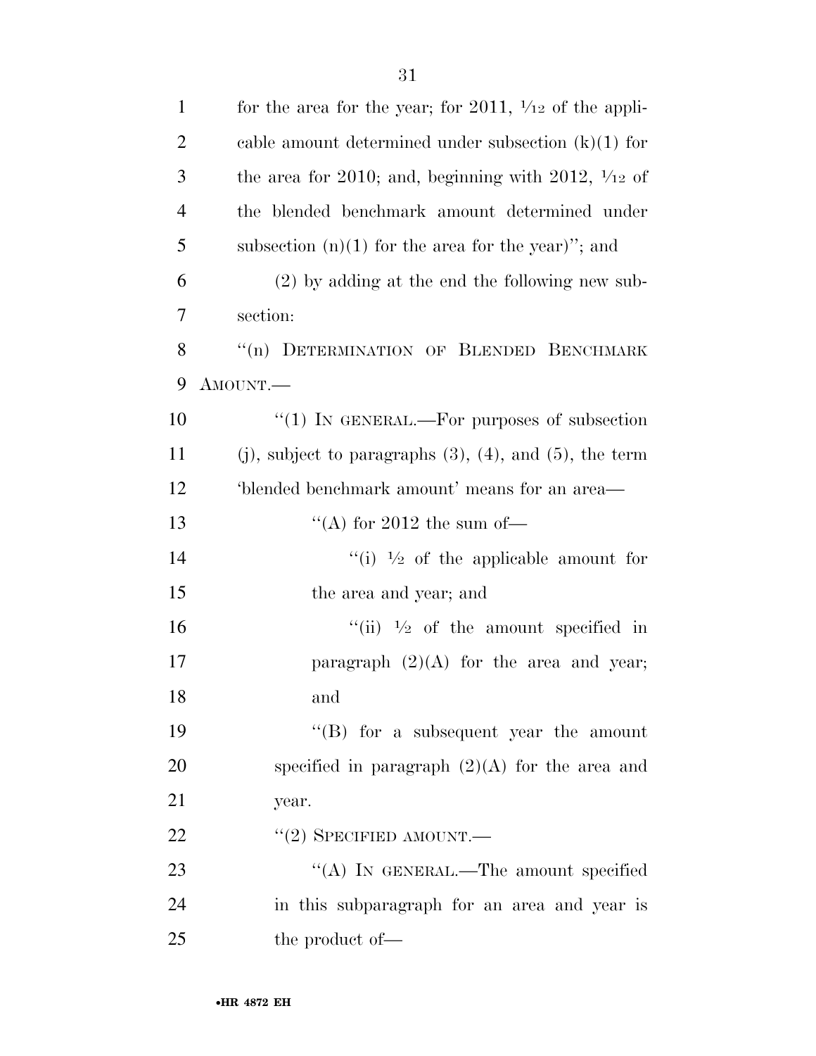for the area for the year; for 2011, 1/12 of the applicable amount determined under subsection (k)(1) for the area for 2010; and, beginning with 2012, 1/12 of the blended benchmark amount determined under subsection (n)(1) for the area for the year)''; and

(2) by adding at the end the following new subsection:

''(n) DETERMINATION OF BLENDED BENCHMARK AMOUNT.—

''(1) IN GENERAL.—For purposes of subsection (j), subject to paragraphs (3), (4), and (5), the term 'blended benchmark amount' means for an area—

''(A) for 2012 the sum of—

''(i) 1/2 of the applicable amount for the area and year; and

''(ii) 1/2 of the amount specified in paragraph (2)(A) for the area and year; and

''(B) for a subsequent year the amount specified in paragraph (2)(A) for the area and year.

''(2) SPECIFIED AMOUNT.—

''(A) IN GENERAL.—The amount specified in this subparagraph for an area and year is the product of—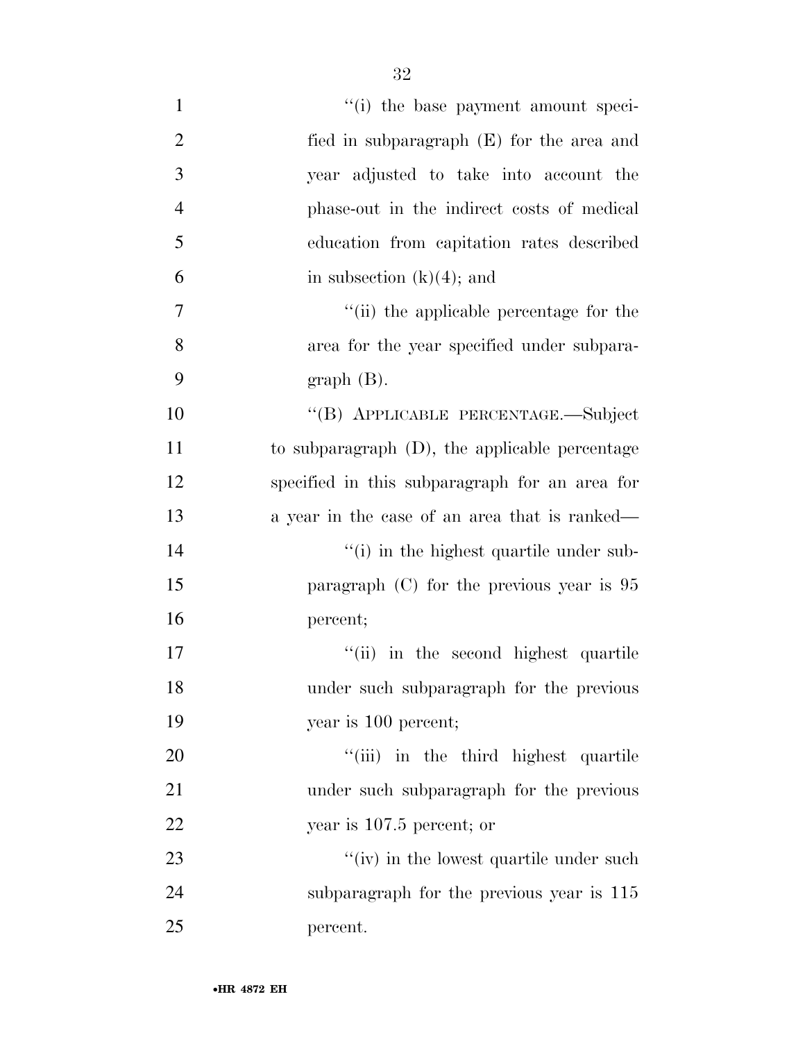''(i) the base payment amount specified in subparagraph (E) for the area and year adjusted to take into account the phase-out in the indirect costs of medical education from capitation rates described in subsection (k)(4); and

''(ii) the applicable percentage for the area for the year specified under subparagraph (B).

''(B) APPLICABLE PERCENTAGE.—Subject to subparagraph (D), the applicable percentage specified in this subparagraph for an area for a year in the case of an area that is ranked—

''(i) in the highest quartile under subparagraph (C) for the previous year is 95 percent;

''(ii) in the second highest quartile under such subparagraph for the previous year is 100 percent;

''(iii) in the third highest quartile under such subparagraph for the previous year is 107.5 percent; or

''(iv) in the lowest quartile under such subparagraph for the previous year is 115 percent.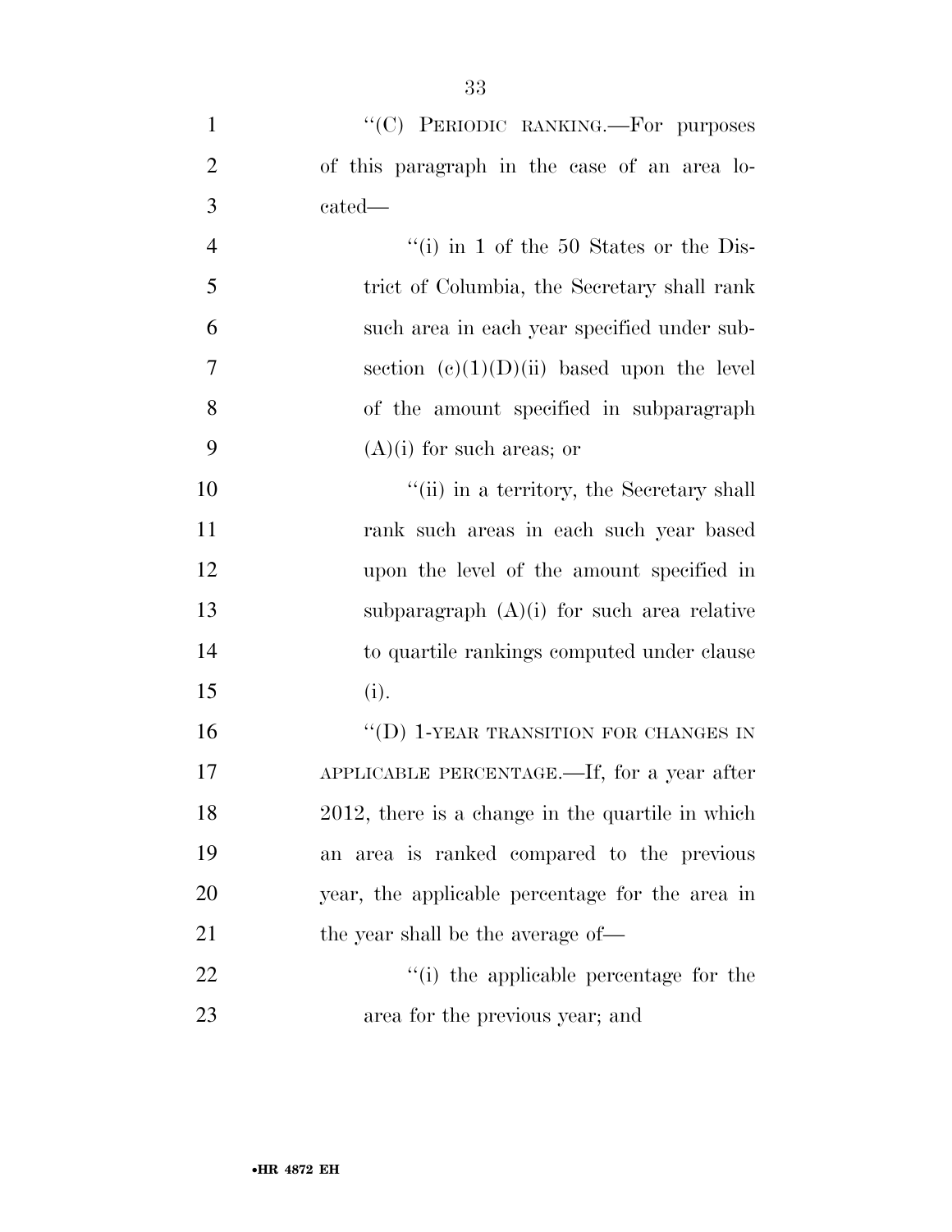''(C) PERIODIC RANKING.—For purposes of this paragraph in the case of an area located—

''(i) in 1 of the 50 States or the District of Columbia, the Secretary shall rank such area in each year specified under subsection (c)(1)(D)(ii) based upon the level of the amount specified in subparagraph (A)(i) for such areas; or

''(ii) in a territory, the Secretary shall rank such areas in each such year based upon the level of the amount specified in subparagraph (A)(i) for such area relative to quartile rankings computed under clause (i).

''(D) 1-YEAR TRANSITION FOR CHANGES IN APPLICABLE PERCENTAGE.—If, for a year after 2012, there is a change in the quartile in which an area is ranked compared to the previous year, the applicable percentage for the area in the year shall be the average of—

''(i) the applicable percentage for the area for the previous year; and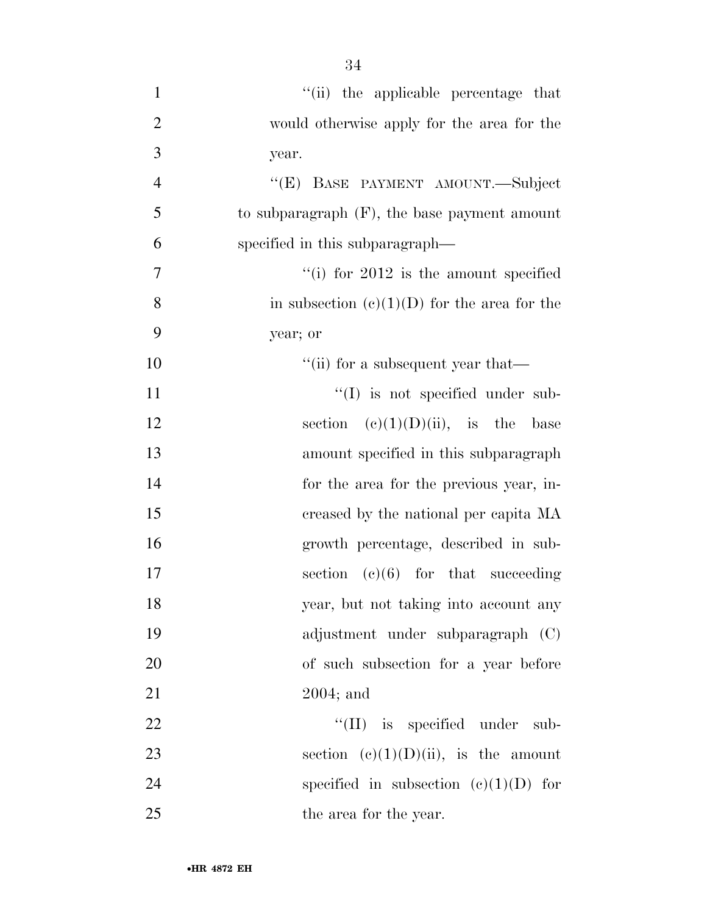''(ii) the applicable percentage that would otherwise apply for the area for the year.

''(E) BASE PAYMENT AMOUNT.—Subject to subparagraph (F), the base payment amount specified in this subparagraph—

''(i) for 2012 is the amount specified in subsection (c)(1)(D) for the area for the year; or

''(ii) for a subsequent year that—

''(I) is not specified under subsection (c)(1)(D)(ii), is the base amount specified in this subparagraph for the area for the previous year, increased by the national per capita MA growth percentage, described in subsection (c)(6) for that succeeding year, but not taking into account any adjustment under subparagraph (C) of such subsection for a year before 2004; and

''(II) is specified under subsection (c)(1)(D)(ii), is the amount specified in subsection (c)(1)(D) for the area for the year.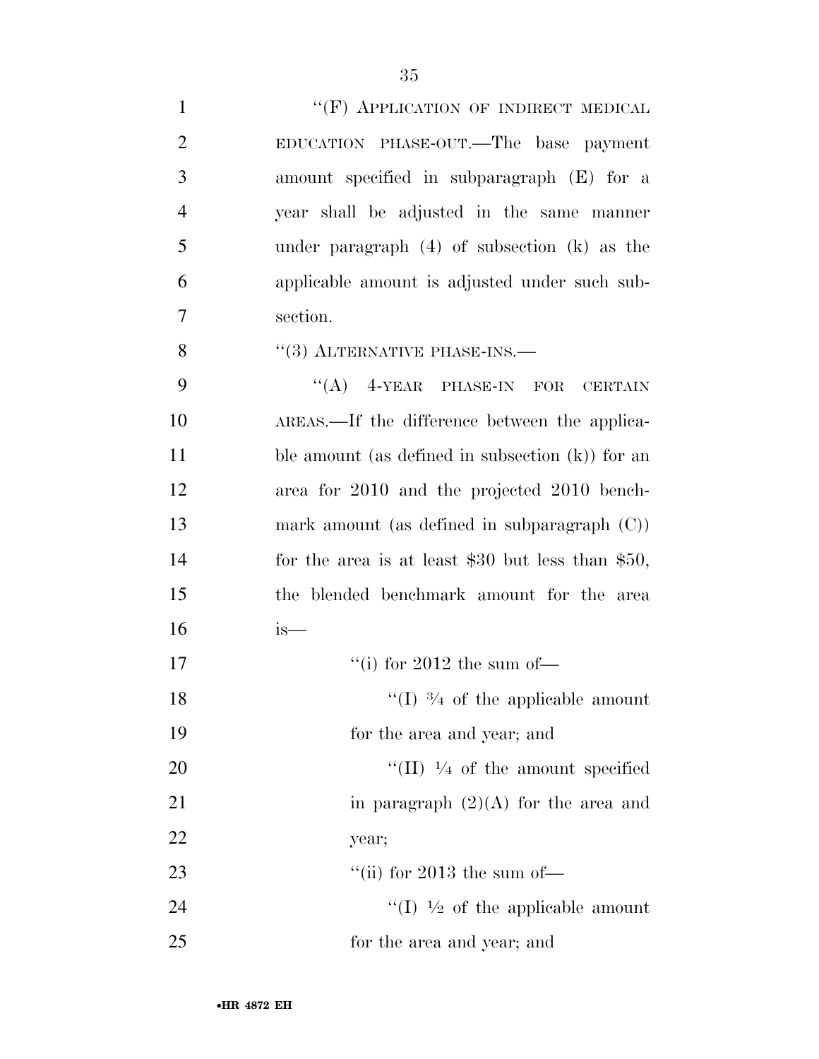"(F) APPLICATION OF INDIRECT MEDICAL EDUCATION PHASE-OUT.—The base payment amount specified in subparagraph (E) for a year shall be adjusted in the same manner under paragraph (4) of subsection (k) as the applicable amount is adjusted under such subsection.

"(3) ALTERNATIVE PHASE-INS.—

"(A) 4-YEAR PHASE-IN FOR CERTAIN AREAS.—If the difference between the applicable amount (as defined in subsection (k)) for an area for 2010 and the projected 2010 benchmark amount (as defined in subparagraph (C)) for the area is at least $30 but less than $50, the blended benchmark amount for the area is—

"(i) for 2012 the sum of—

"(I) ¾ of the applicable amount for the area and year; and

"(II) ¼ of the amount specified in paragraph (2)(A) for the area and year;

"(ii) for 2013 the sum of—

"(I) ½ of the applicable amount for the area and year; and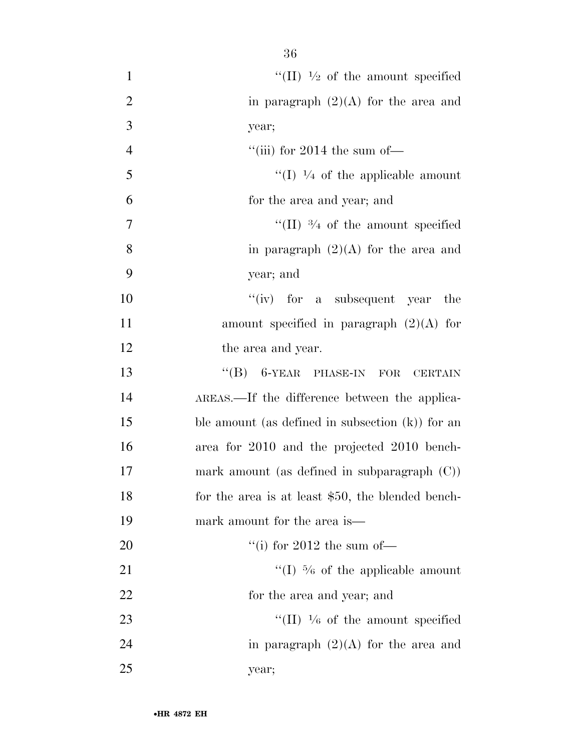"(II) ½ of the amount specified in paragraph (2)(A) for the area and year;

"(iii) for 2014 the sum of—

"(I) ¼ of the applicable amount for the area and year; and

"(II) ¾ of the amount specified in paragraph (2)(A) for the area and year; and

"(iv) for a subsequent year the amount specified in paragraph (2)(A) for the area and year.

"(B) 6-YEAR PHASE-IN FOR CERTAIN AREAS.—If the difference between the applicable amount (as defined in subsection (k)) for an area for 2010 and the projected 2010 benchmark amount (as defined in subparagraph (C)) for the area is at least $50, the blended benchmark amount for the area is—

"(i) for 2012 the sum of—

"(I) ⅚ of the applicable amount for the area and year; and

"(II) ⅙ of the amount specified in paragraph (2)(A) for the area and year;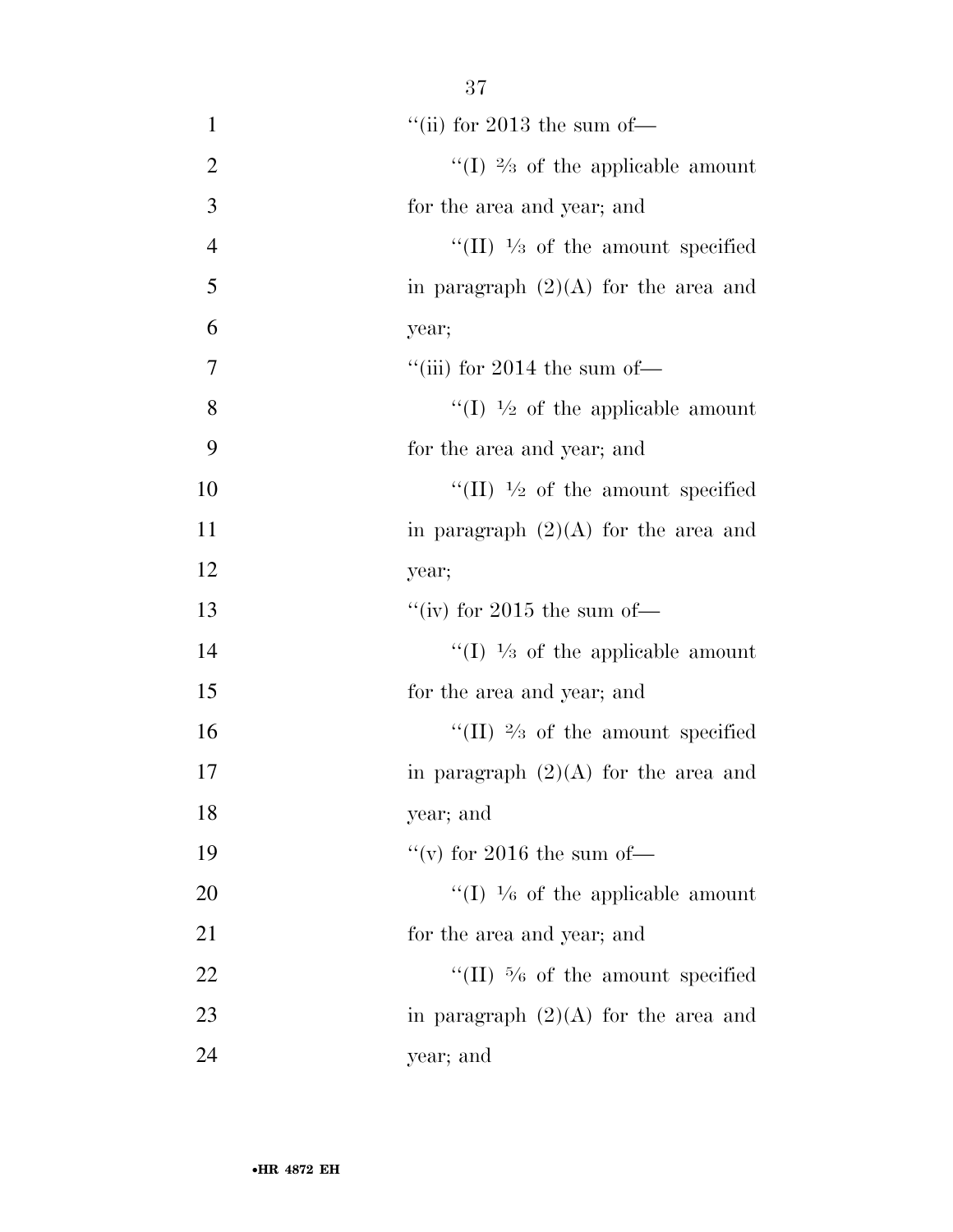''(ii) for 2013 the sum of—

''(I) ⅔ of the applicable amount for the area and year; and

''(II) ⅓ of the amount specified in paragraph (2)(A) for the area and year;

''(iii) for 2014 the sum of—

''(I) ½ of the applicable amount for the area and year; and

''(II) ½ of the amount specified in paragraph (2)(A) for the area and year;

''(iv) for 2015 the sum of—

''(I) ⅓ of the applicable amount for the area and year; and

''(II) ⅔ of the amount specified in paragraph (2)(A) for the area and year; and

''(v) for 2016 the sum of—

''(I) ⅙ of the applicable amount for the area and year; and

''(II) ⅚ of the amount specified in paragraph (2)(A) for the area and year; and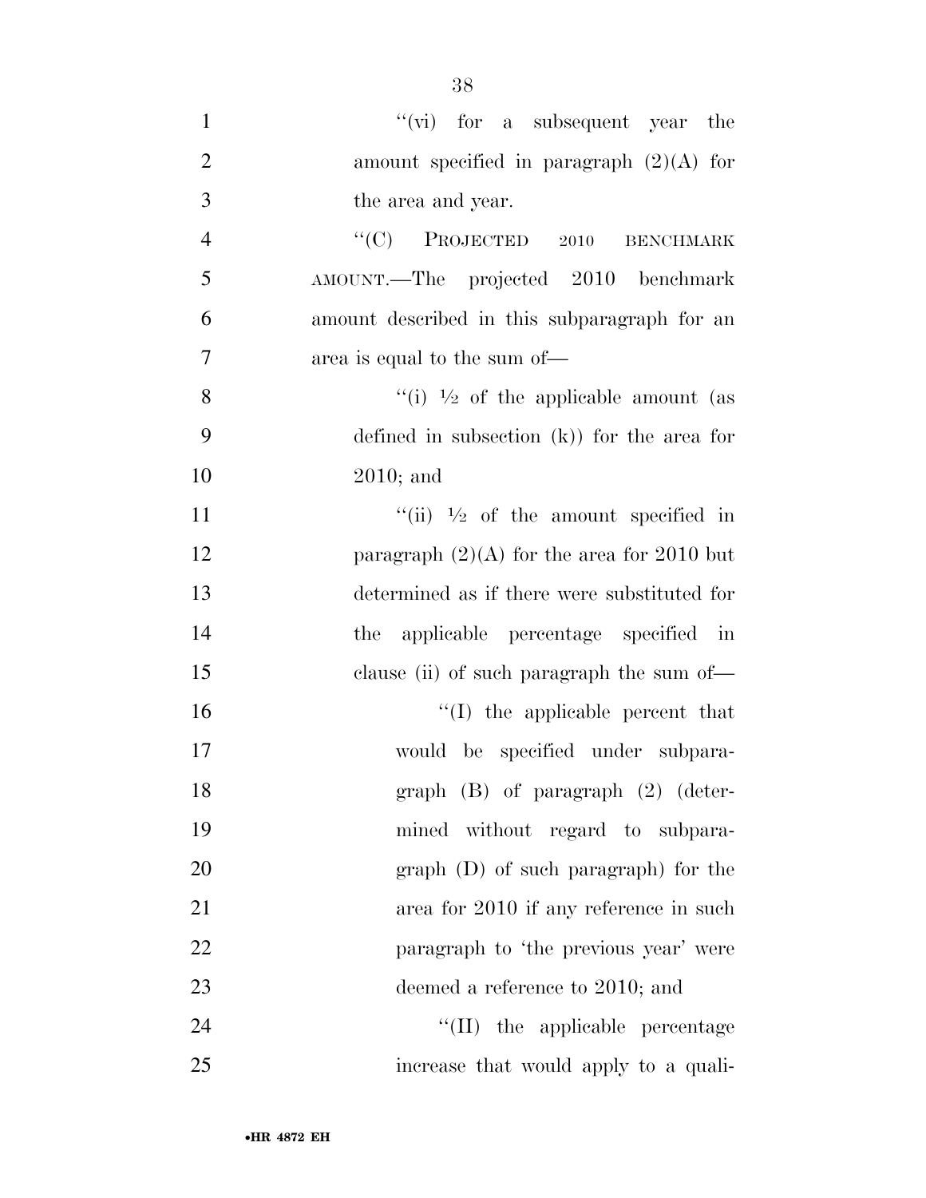"(vi) for a subsequent year the amount specified in paragraph (2)(A) for the area and year.

"(C) PROJECTED 2010 BENCHMARK AMOUNT.—The projected 2010 benchmark amount described in this subparagraph for an area is equal to the sum of—

"(i) ½ of the applicable amount (as defined in subsection (k)) for the area for 2010; and

"(ii) ½ of the amount specified in paragraph (2)(A) for the area for 2010 but determined as if there were substituted for the applicable percentage specified in clause (ii) of such paragraph the sum of—

"(I) the applicable percent that would be specified under subparagraph (B) of paragraph (2) (determined without regard to subparagraph (D) of such paragraph) for the area for 2010 if any reference in such paragraph to 'the previous year' were deemed a reference to 2010; and

"(II) the applicable percentage increase that would apply to a quali-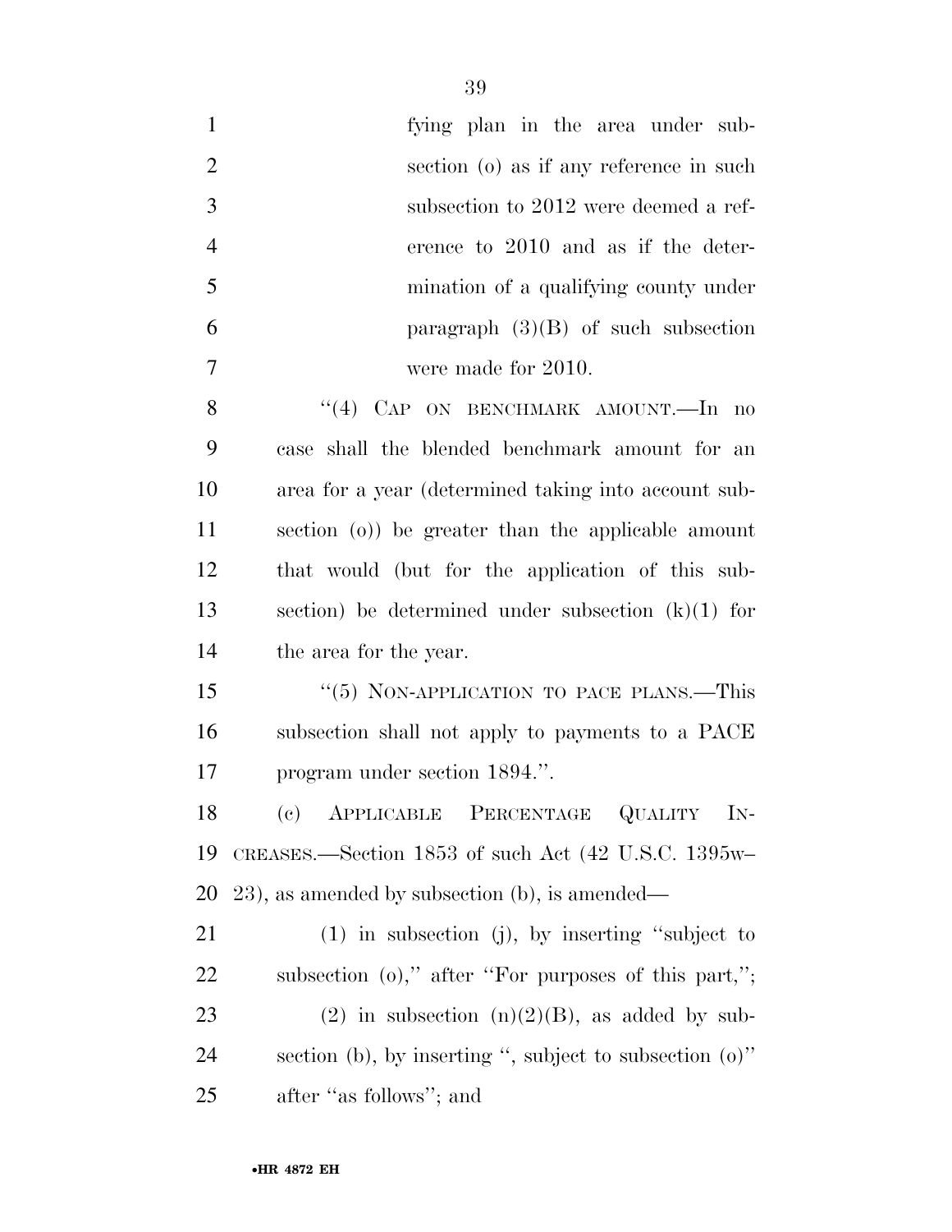fying plan in the area under subsection (o) as if any reference in such subsection to 2012 were deemed a reference to 2010 and as if the determination of a qualifying county under paragraph (3)(B) of such subsection were made for 2010.

"(4) CAP ON BENCHMARK AMOUNT.—In no case shall the blended benchmark amount for an area for a year (determined taking into account subsection (o)) be greater than the applicable amount that would (but for the application of this subsection) be determined under subsection (k)(1) for the area for the year.

"(5) NON-APPLICATION TO PACE PLANS.—This subsection shall not apply to payments to a PACE program under section 1894.".

(c) APPLICABLE PERCENTAGE QUALITY INCREASES.—Section 1853 of such Act (42 U.S.C. 1395w–23), as amended by subsection (b), is amended—

(1) in subsection (j), by inserting "subject to subsection (o)," after "For purposes of this part,";

(2) in subsection (n)(2)(B), as added by subsection (b), by inserting ", subject to subsection (o)" after "as follows"; and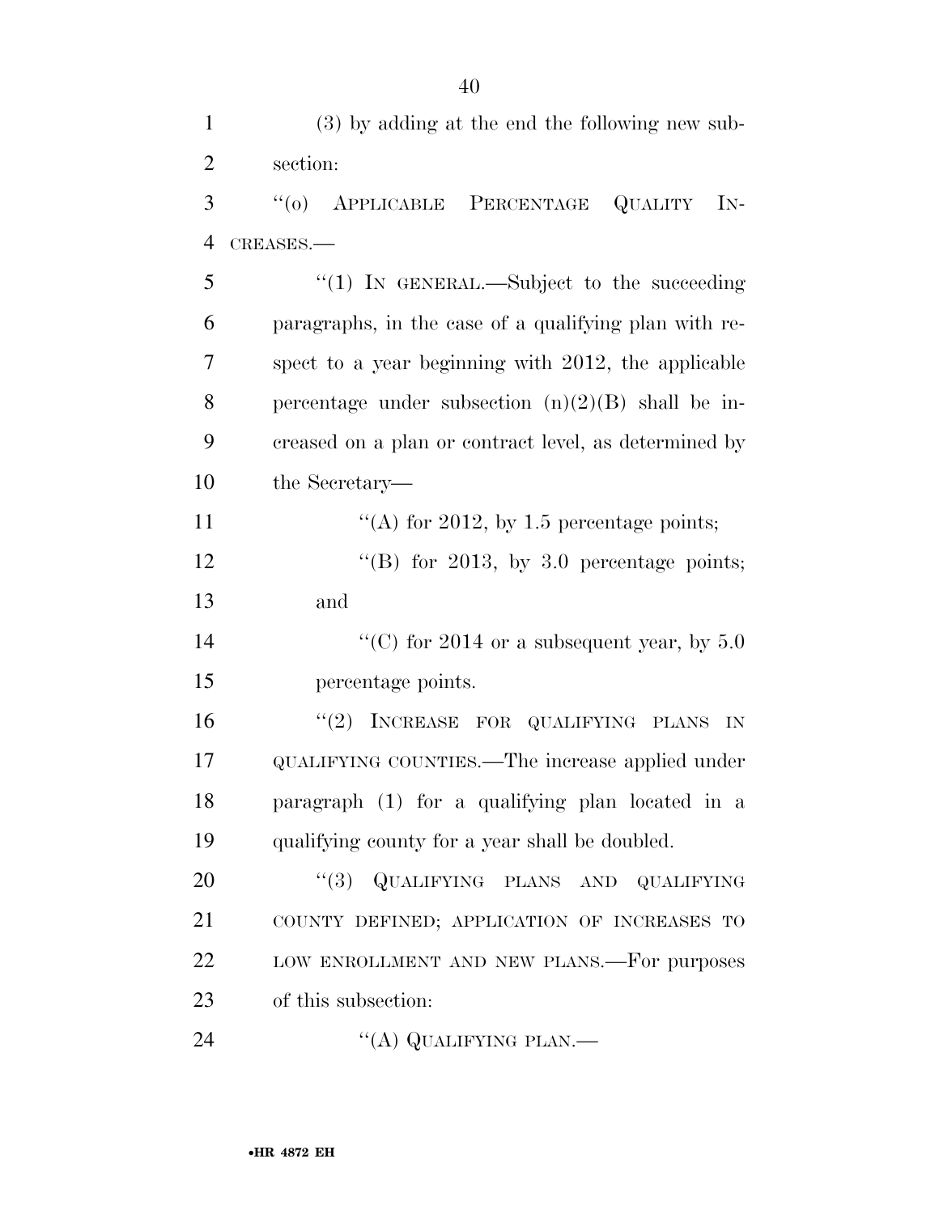(3) by adding at the end the following new subsection:

"(o) APPLICABLE PERCENTAGE QUALITY INCREASES.—

"(1) IN GENERAL.—Subject to the succeeding paragraphs, in the case of a qualifying plan with respect to a year beginning with 2012, the applicable percentage under subsection (n)(2)(B) shall be increased on a plan or contract level, as determined by the Secretary—

"(A) for 2012, by 1.5 percentage points;

"(B) for 2013, by 3.0 percentage points; and

"(C) for 2014 or a subsequent year, by 5.0 percentage points.

"(2) INCREASE FOR QUALIFYING PLANS IN QUALIFYING COUNTIES.—The increase applied under paragraph (1) for a qualifying plan located in a qualifying county for a year shall be doubled.

"(3) QUALIFYING PLANS AND QUALIFYING COUNTY DEFINED; APPLICATION OF INCREASES TO LOW ENROLLMENT AND NEW PLANS.—For purposes of this subsection:

"(A) QUALIFYING PLAN.—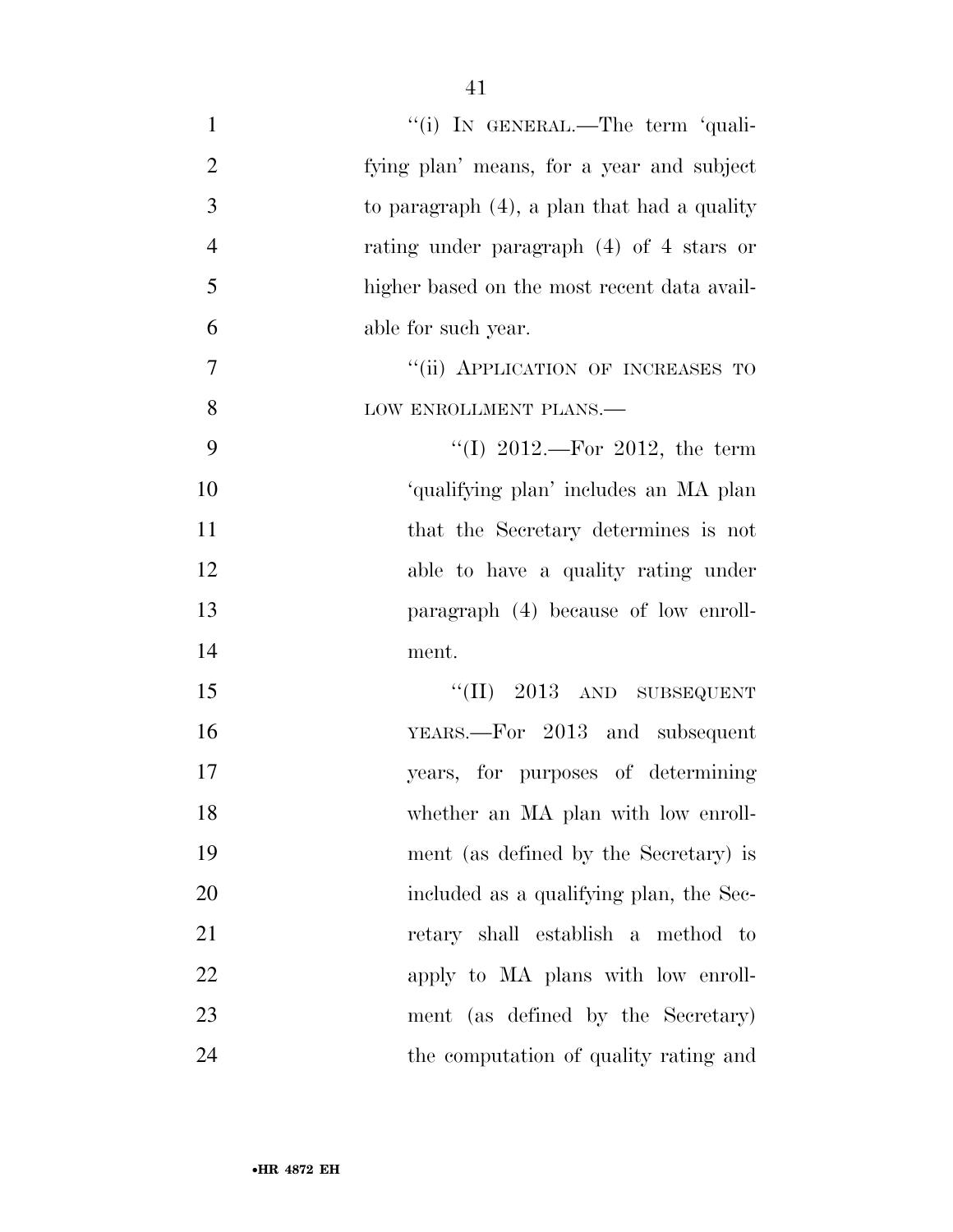"(i) IN GENERAL.—The term 'qualifying plan' means, for a year and subject to paragraph (4), a plan that had a quality rating under paragraph (4) of 4 stars or higher based on the most recent data available for such year.

"(ii) APPLICATION OF INCREASES TO LOW ENROLLMENT PLANS.—

"(I) 2012.—For 2012, the term 'qualifying plan' includes an MA plan that the Secretary determines is not able to have a quality rating under paragraph (4) because of low enrollment.

"(II) 2013 AND SUBSEQUENT YEARS.—For 2013 and subsequent years, for purposes of determining whether an MA plan with low enrollment (as defined by the Secretary) is included as a qualifying plan, the Secretary shall establish a method to apply to MA plans with low enrollment (as defined by the Secretary) the computation of quality rating and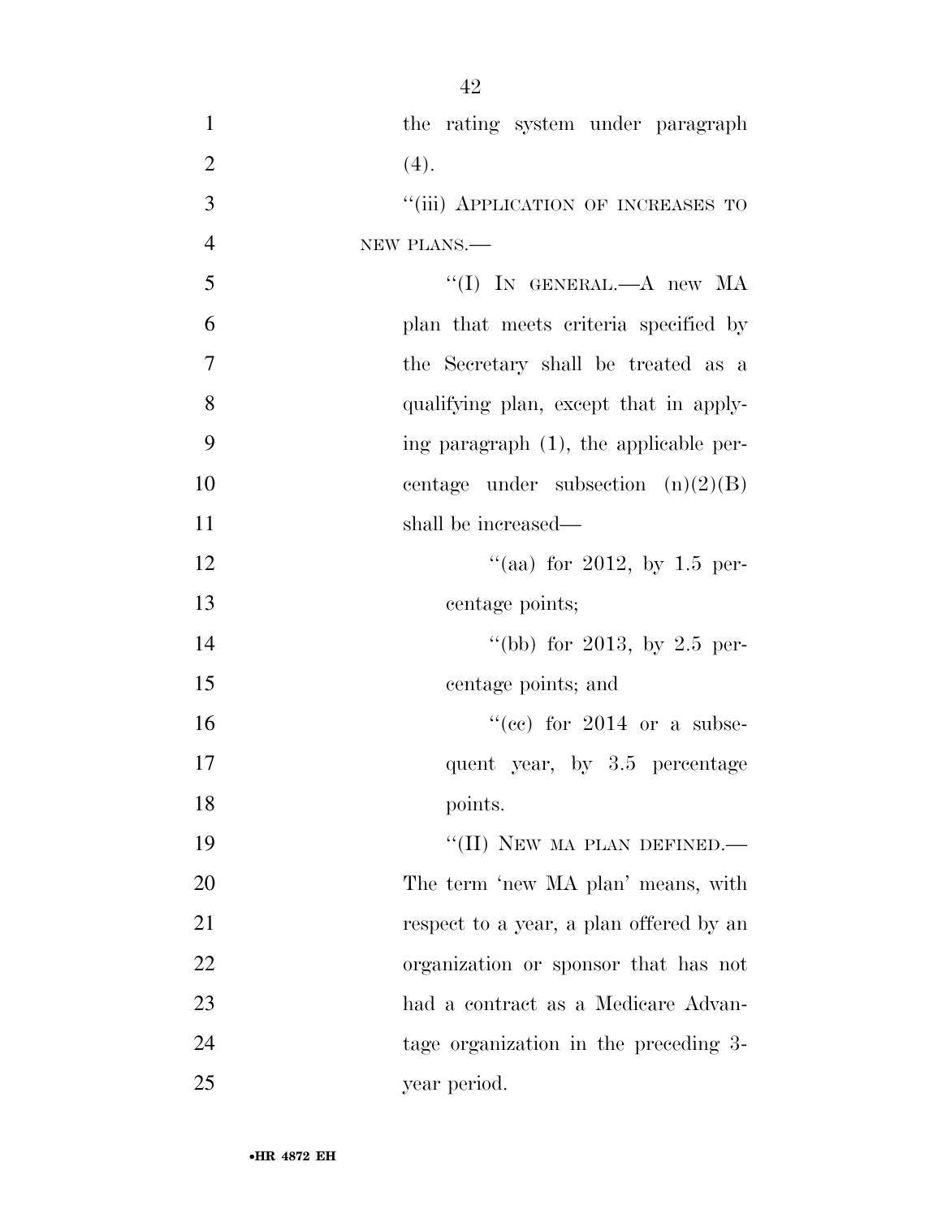the rating system under paragraph (4).

"(iii) APPLICATION OF INCREASES TO NEW PLANS.—

"(I) IN GENERAL.—A new MA plan that meets criteria specified by the Secretary shall be treated as a qualifying plan, except that in applying paragraph (1), the applicable percentage under subsection (n)(2)(B) shall be increased—

"(aa) for 2012, by 1.5 percentage points;

"(bb) for 2013, by 2.5 percentage points; and

"(cc) for 2014 or a subsequent year, by 3.5 percentage points.

"(II) NEW MA PLAN DEFINED.— The term 'new MA plan' means, with respect to a year, a plan offered by an organization or sponsor that has not had a contract as a Medicare Advantage organization in the preceding 3-year period.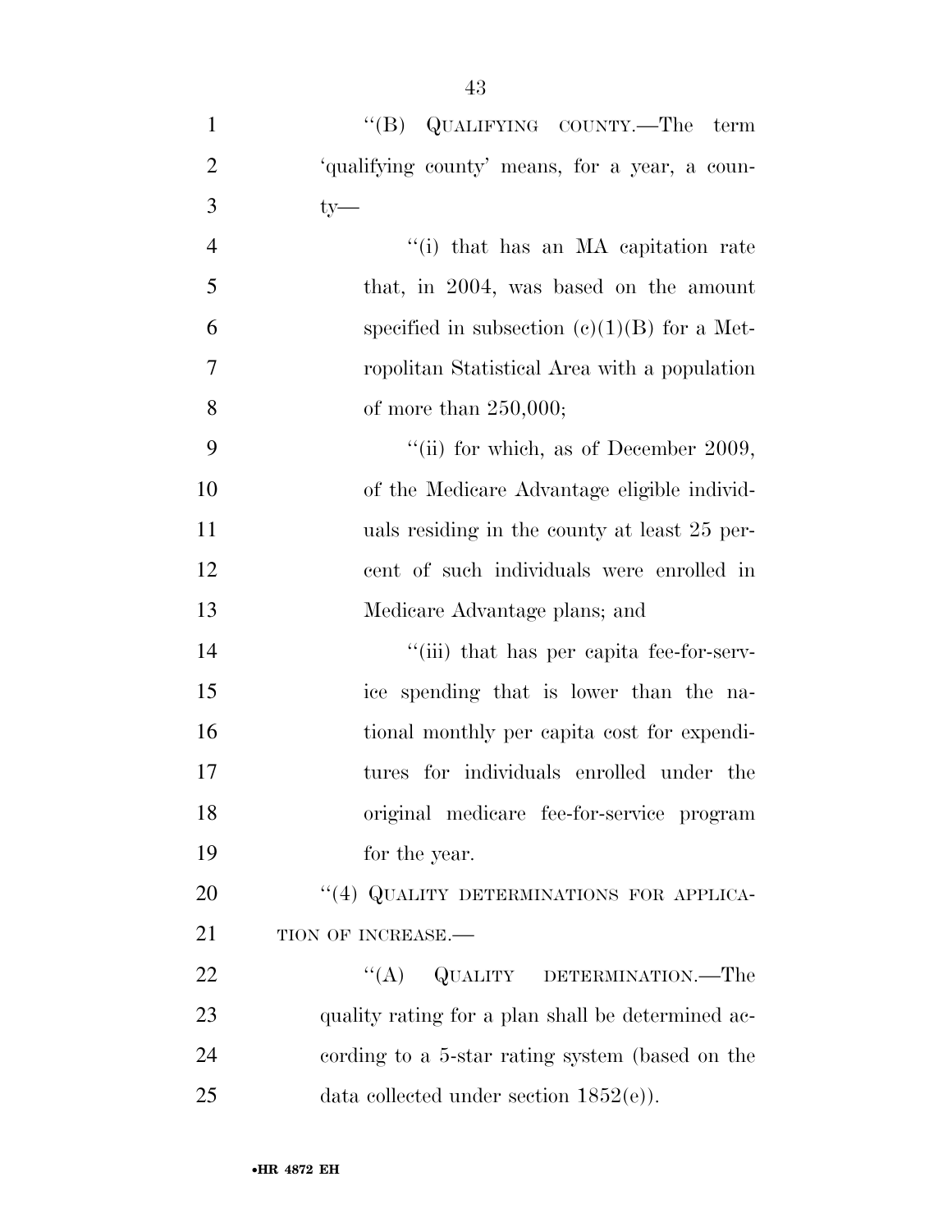"(B) QUALIFYING COUNTY.—The term 'qualifying county' means, for a year, a county—

"(i) that has an MA capitation rate that, in 2004, was based on the amount specified in subsection (c)(1)(B) for a Metropolitan Statistical Area with a population of more than 250,000;

"(ii) for which, as of December 2009, of the Medicare Advantage eligible individuals residing in the county at least 25 percent of such individuals were enrolled in Medicare Advantage plans; and

"(iii) that has per capita fee-for-service spending that is lower than the national monthly per capita cost for expenditures for individuals enrolled under the original medicare fee-for-service program for the year.

"(4) QUALITY DETERMINATIONS FOR APPLICATION OF INCREASE.—

"(A) QUALITY DETERMINATION.—The quality rating for a plan shall be determined according to a 5-star rating system (based on the data collected under section 1852(e)).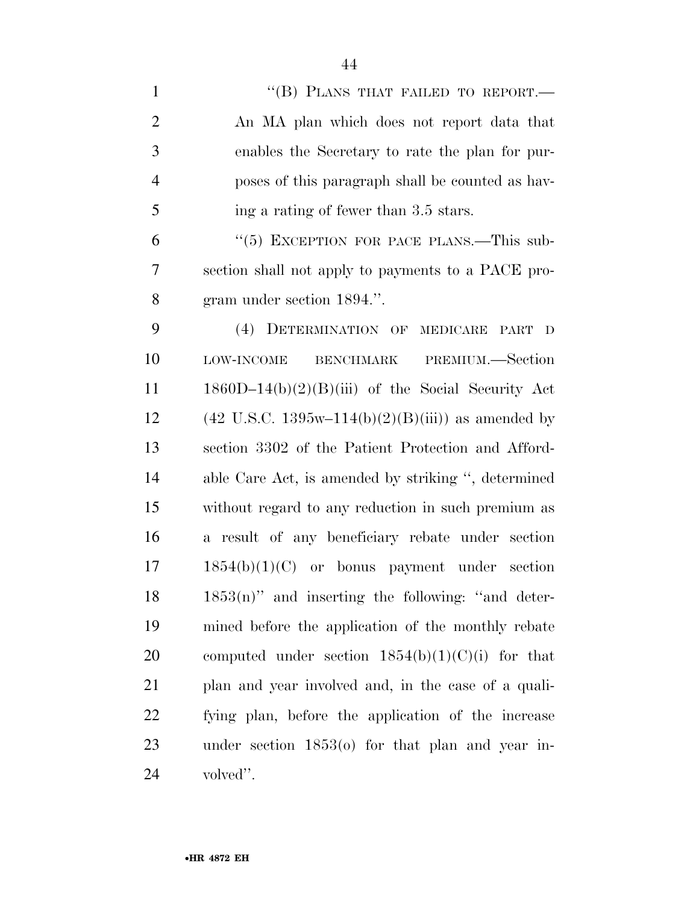"(B) PLANS THAT FAILED TO REPORT.— An MA plan which does not report data that enables the Secretary to rate the plan for purposes of this paragraph shall be counted as having a rating of fewer than 3.5 stars.

"(5) EXCEPTION FOR PACE PLANS.—This subsection shall not apply to payments to a PACE program under section 1894.".

(4) DETERMINATION OF MEDICARE PART D LOW-INCOME BENCHMARK PREMIUM.—Section 1860D–14(b)(2)(B)(iii) of the Social Security Act (42 U.S.C. 1395w–114(b)(2)(B)(iii)) as amended by section 3302 of the Patient Protection and Affordable Care Act, is amended by striking ", determined without regard to any reduction in such premium as a result of any beneficiary rebate under section 1854(b)(1)(C) or bonus payment under section 1853(n)" and inserting the following: "and determined before the application of the monthly rebate computed under section 1854(b)(1)(C)(i) for that plan and year involved and, in the case of a qualifying plan, before the application of the increase under section 1853(o) for that plan and year involved".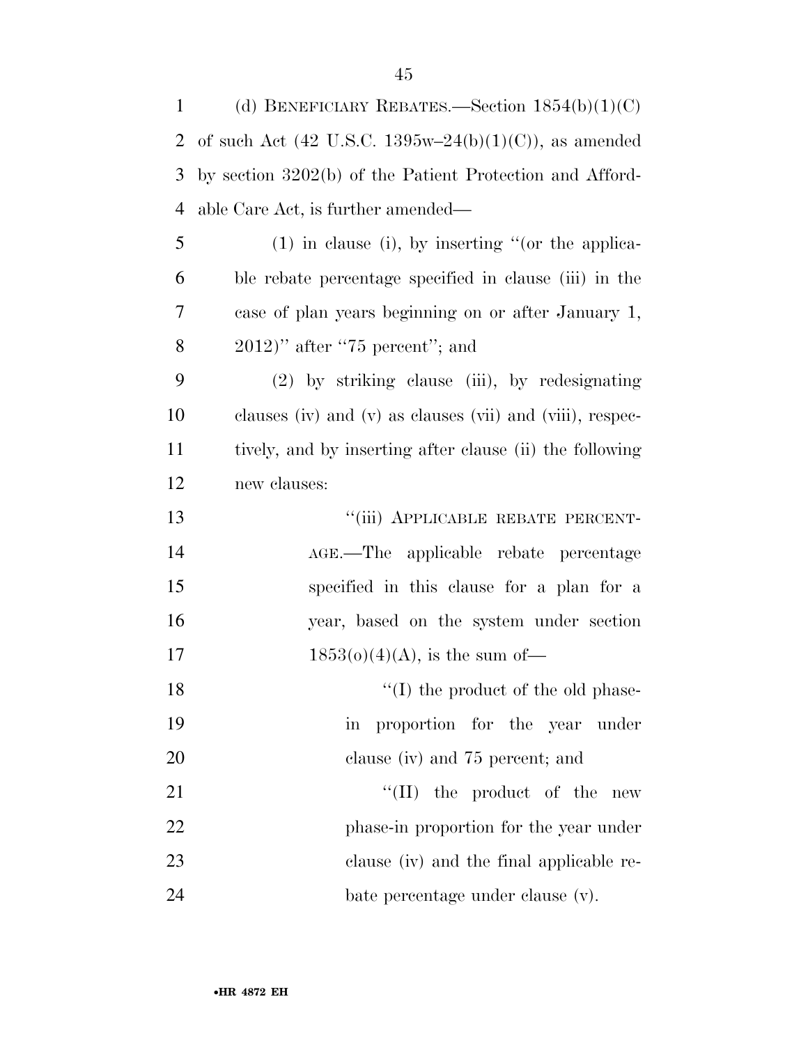(d) BENEFICIARY REBATES.—Section 1854(b)(1)(C) of such Act (42 U.S.C. 1395w–24(b)(1)(C)), as amended by section 3202(b) of the Patient Protection and Affordable Care Act, is further amended—

(1) in clause (i), by inserting "(or the applicable rebate percentage specified in clause (iii) in the case of plan years beginning on or after January 1, 2012)" after "75 percent"; and

(2) by striking clause (iii), by redesignating clauses (iv) and (v) as clauses (vii) and (viii), respectively, and by inserting after clause (ii) the following new clauses:

"(iii) APPLICABLE REBATE PERCENTAGE.—The applicable rebate percentage specified in this clause for a plan for a year, based on the system under section 1853(o)(4)(A), is the sum of—

"(I) the product of the old phase-in proportion for the year under clause (iv) and 75 percent; and

"(II) the product of the new phase-in proportion for the year under clause (iv) and the final applicable rebate percentage under clause (v).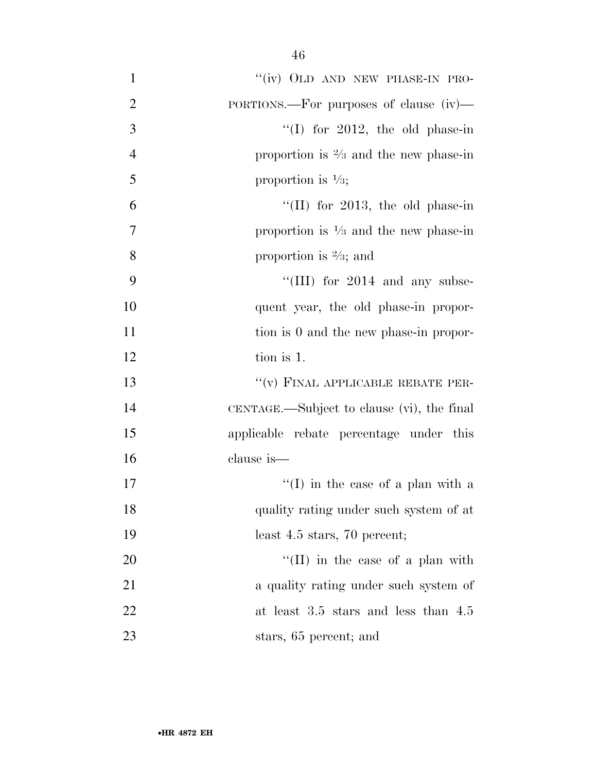"(iv) OLD AND NEW PHASE-IN PROPORTIONS.—For purposes of clause (iv)—

"(I) for 2012, the old phase-in proportion is ⅔ and the new phase-in proportion is ⅓;

"(II) for 2013, the old phase-in proportion is ⅓ and the new phase-in proportion is ⅔; and

"(III) for 2014 and any subsequent year, the old phase-in proportion is 0 and the new phase-in proportion is 1.

"(v) FINAL APPLICABLE REBATE PERCENTAGE.—Subject to clause (vi), the final applicable rebate percentage under this clause is—

"(I) in the case of a plan with a quality rating under such system of at least 4.5 stars, 70 percent;

"(II) in the case of a plan with a quality rating under such system of at least 3.5 stars and less than 4.5 stars, 65 percent; and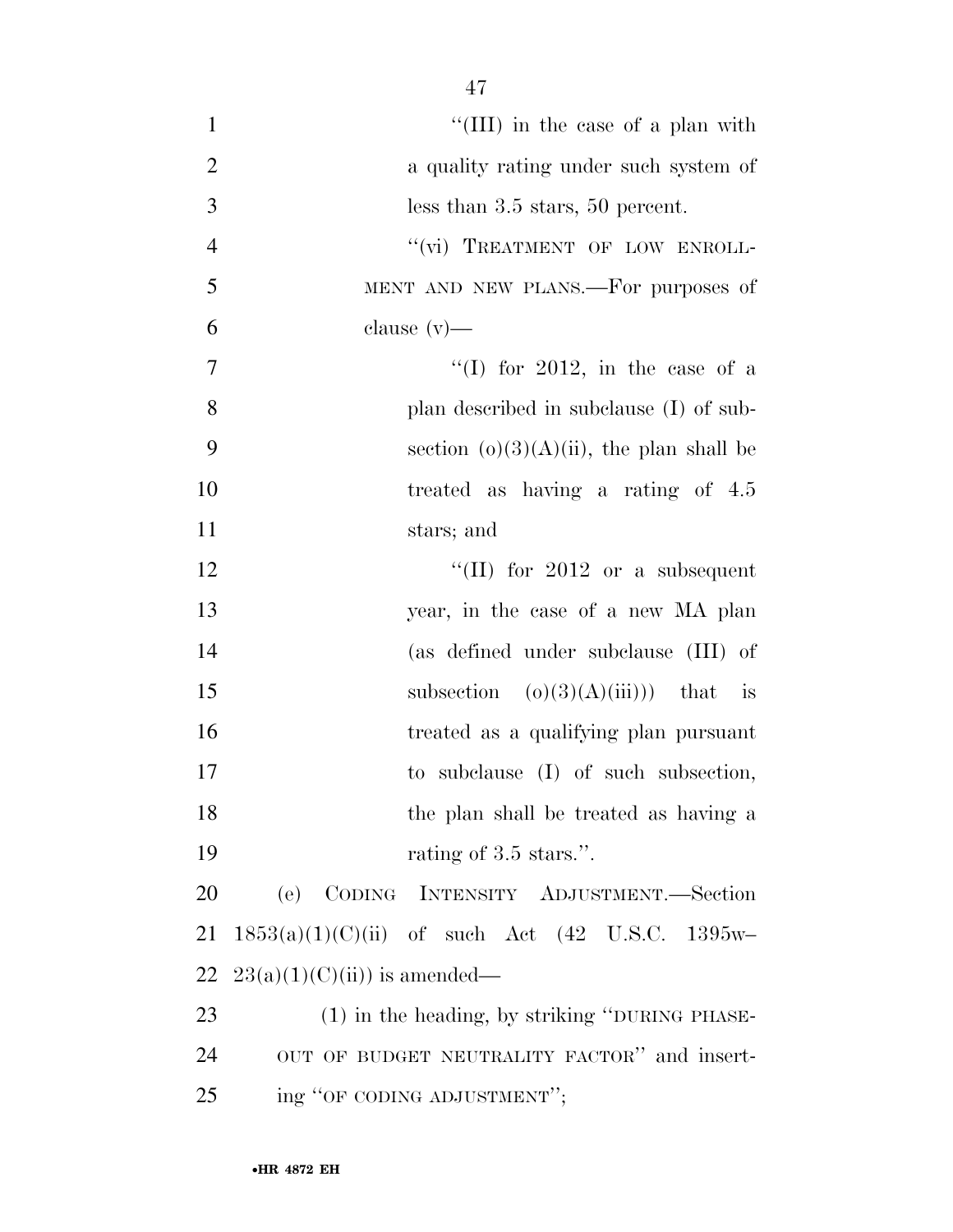"(III) in the case of a plan with a quality rating under such system of less than 3.5 stars, 50 percent.

"(vi) TREATMENT OF LOW ENROLLMENT AND NEW PLANS.—For purposes of clause (v)—

"(I) for 2012, in the case of a plan described in subclause (I) of subsection (o)(3)(A)(ii), the plan shall be treated as having a rating of 4.5 stars; and

"(II) for 2012 or a subsequent year, in the case of a new MA plan (as defined under subclause (III) of subsection (o)(3)(A)(iii)) that is treated as a qualifying plan pursuant to subclause (I) of such subsection, the plan shall be treated as having a rating of 3.5 stars.".

(e) CODING INTENSITY ADJUSTMENT.—Section 1853(a)(1)(C)(ii) of such Act (42 U.S.C. 1395w–23(a)(1)(C)(ii)) is amended—

(1) in the heading, by striking "DURING PHASE-OUT OF BUDGET NEUTRALITY FACTOR" and inserting "OF CODING ADJUSTMENT";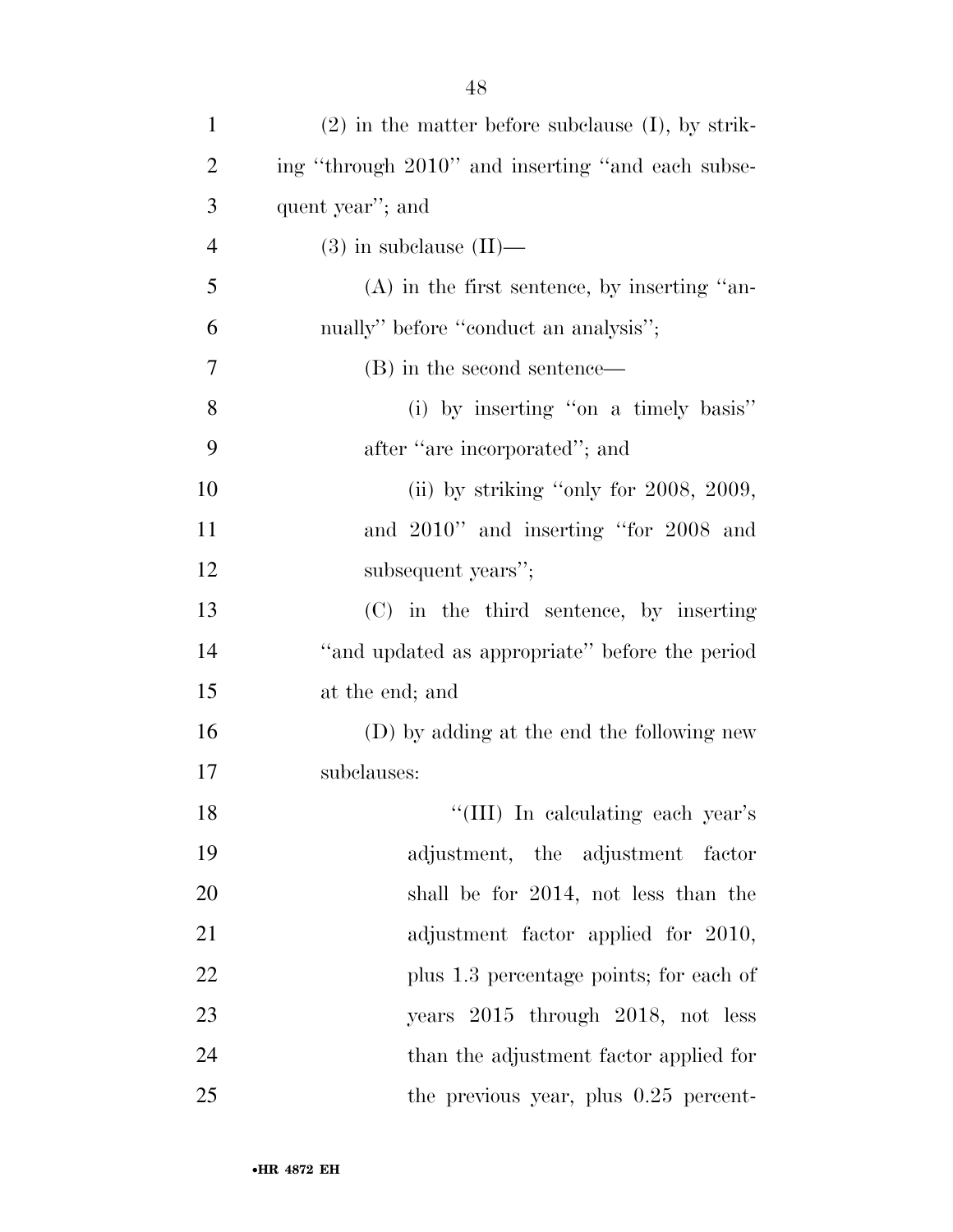(2) in the matter before subclause (I), by striking "through 2010" and inserting "and each subsequent year"; and

(3) in subclause (II)—

(A) in the first sentence, by inserting "annually" before "conduct an analysis";

(B) in the second sentence—

(i) by inserting "on a timely basis" after "are incorporated"; and

(ii) by striking "only for 2008, 2009, and 2010" and inserting "for 2008 and subsequent years";

(C) in the third sentence, by inserting "and updated as appropriate" before the period at the end; and

(D) by adding at the end the following new subclauses:

"(III) In calculating each year's adjustment, the adjustment factor shall be for 2014, not less than the adjustment factor applied for 2010, plus 1.3 percentage points; for each of years 2015 through 2018, not less than the adjustment factor applied for the previous year, plus 0.25 percent-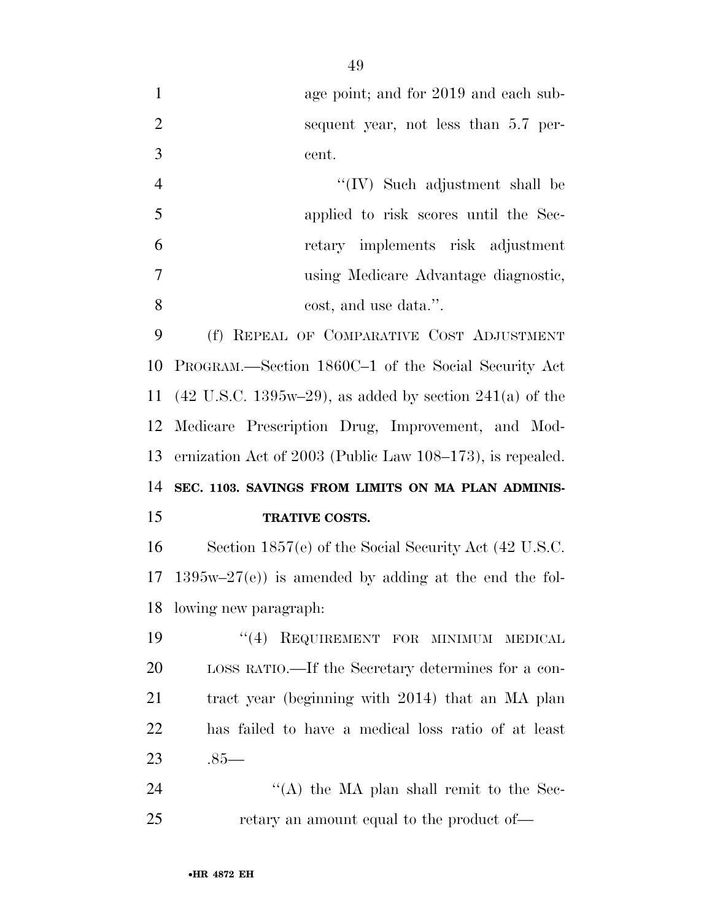age point; and for 2019 and each subsequent year, not less than 5.7 percent.

''(IV) Such adjustment shall be applied to risk scores until the Secretary implements risk adjustment using Medicare Advantage diagnostic, cost, and use data.''.

(f) REPEAL OF COMPARATIVE COST ADJUSTMENT PROGRAM.—Section 1860C–1 of the Social Security Act (42 U.S.C. 1395w–29), as added by section 241(a) of the Medicare Prescription Drug, Improvement, and Modernization Act of 2003 (Public Law 108–173), is repealed.

**SEC. 1103. SAVINGS FROM LIMITS ON MA PLAN ADMINISTRATIVE COSTS.**

Section 1857(e) of the Social Security Act (42 U.S.C. 1395w–27(e)) is amended by adding at the end the following new paragraph:

''(4) REQUIREMENT FOR MINIMUM MEDICAL LOSS RATIO.—If the Secretary determines for a contract year (beginning with 2014) that an MA plan has failed to have a medical loss ratio of at least .85—

''(A) the MA plan shall remit to the Secretary an amount equal to the product of—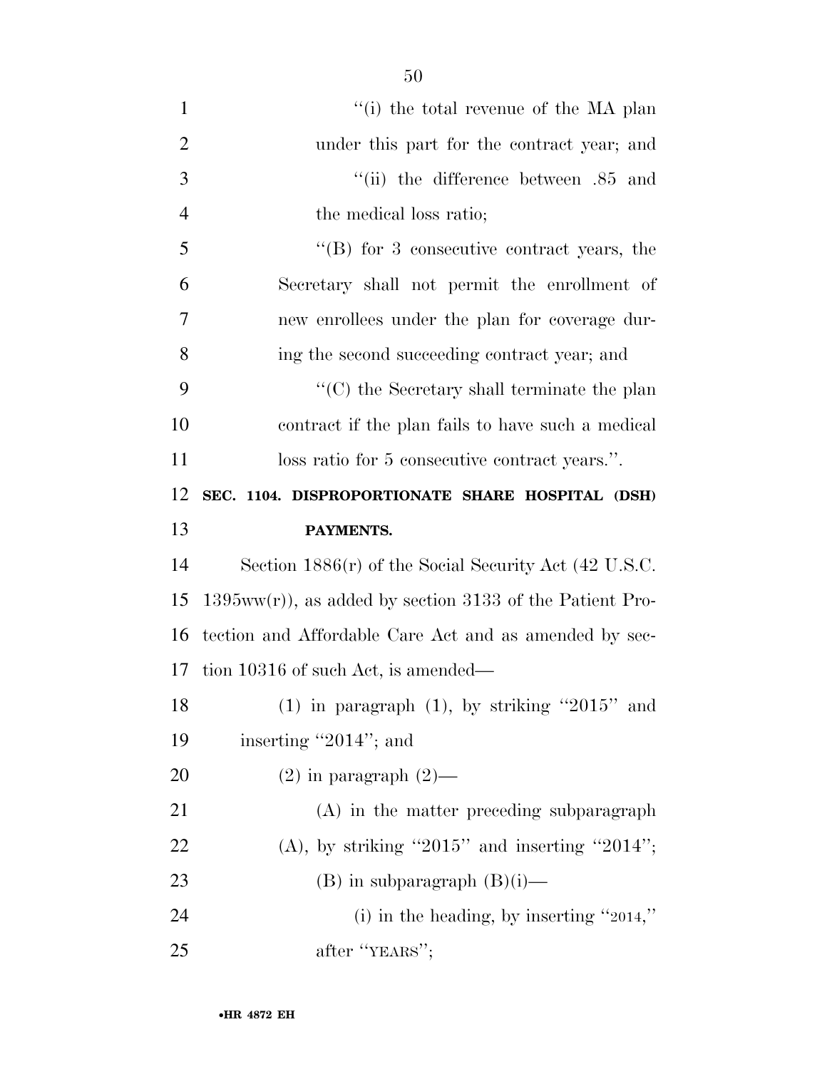"(i) the total revenue of the MA plan under this part for the contract year; and

"(ii) the difference between .85 and the medical loss ratio;

"(B) for 3 consecutive contract years, the Secretary shall not permit the enrollment of new enrollees under the plan for coverage during the second succeeding contract year; and

"(C) the Secretary shall terminate the plan contract if the plan fails to have such a medical loss ratio for 5 consecutive contract years.".

**SEC. 1104. DISPROPORTIONATE SHARE HOSPITAL (DSH) PAYMENTS.**

Section 1886(r) of the Social Security Act (42 U.S.C. 1395ww(r)), as added by section 3133 of the Patient Protection and Affordable Care Act and as amended by section 10316 of such Act, is amended—

(1) in paragraph (1), by striking "2015" and inserting "2014"; and

(2) in paragraph (2)—

(A) in the matter preceding subparagraph (A), by striking "2015" and inserting "2014";

(B) in subparagraph (B)(i)—

(i) in the heading, by inserting "2014," after "YEARS";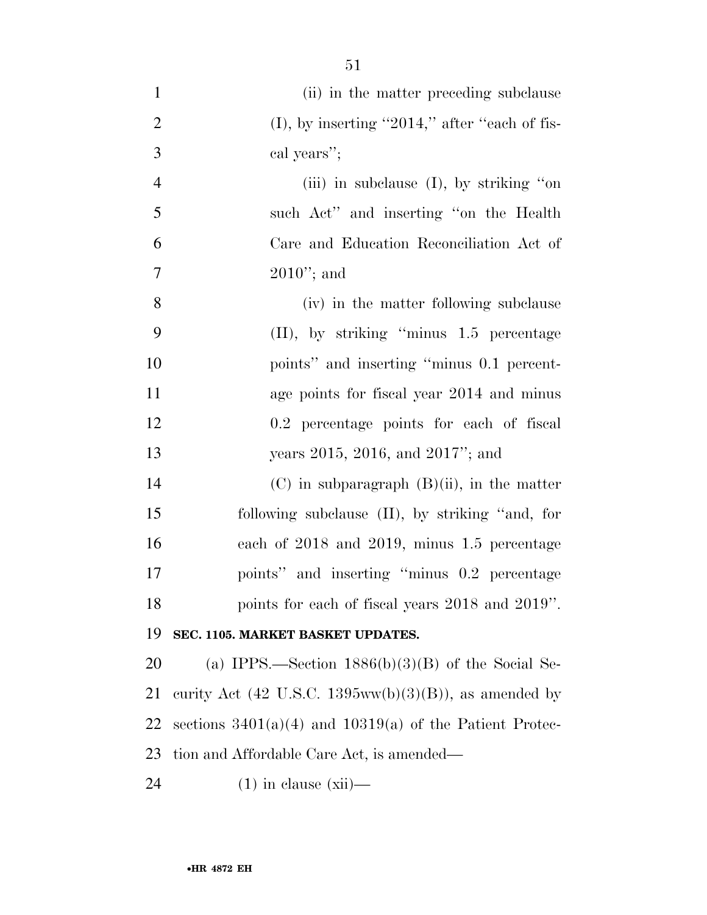(ii) in the matter preceding subclause (I), by inserting "2014," after "each of fiscal years";

(iii) in subclause (I), by striking "on such Act" and inserting "on the Health Care and Education Reconciliation Act of 2010"; and

(iv) in the matter following subclause (II), by striking "minus 1.5 percentage points" and inserting "minus 0.1 percentage points for fiscal year 2014 and minus 0.2 percentage points for each of fiscal years 2015, 2016, and 2017"; and

(C) in subparagraph (B)(ii), in the matter following subclause (II), by striking "and, for each of 2018 and 2019, minus 1.5 percentage points" and inserting "minus 0.2 percentage points for each of fiscal years 2018 and 2019".

**SEC. 1105. MARKET BASKET UPDATES.**

(a) IPPS.—Section 1886(b)(3)(B) of the Social Security Act (42 U.S.C. 1395ww(b)(3)(B)), as amended by sections 3401(a)(4) and 10319(a) of the Patient Protection and Affordable Care Act, is amended—

(1) in clause (xii)—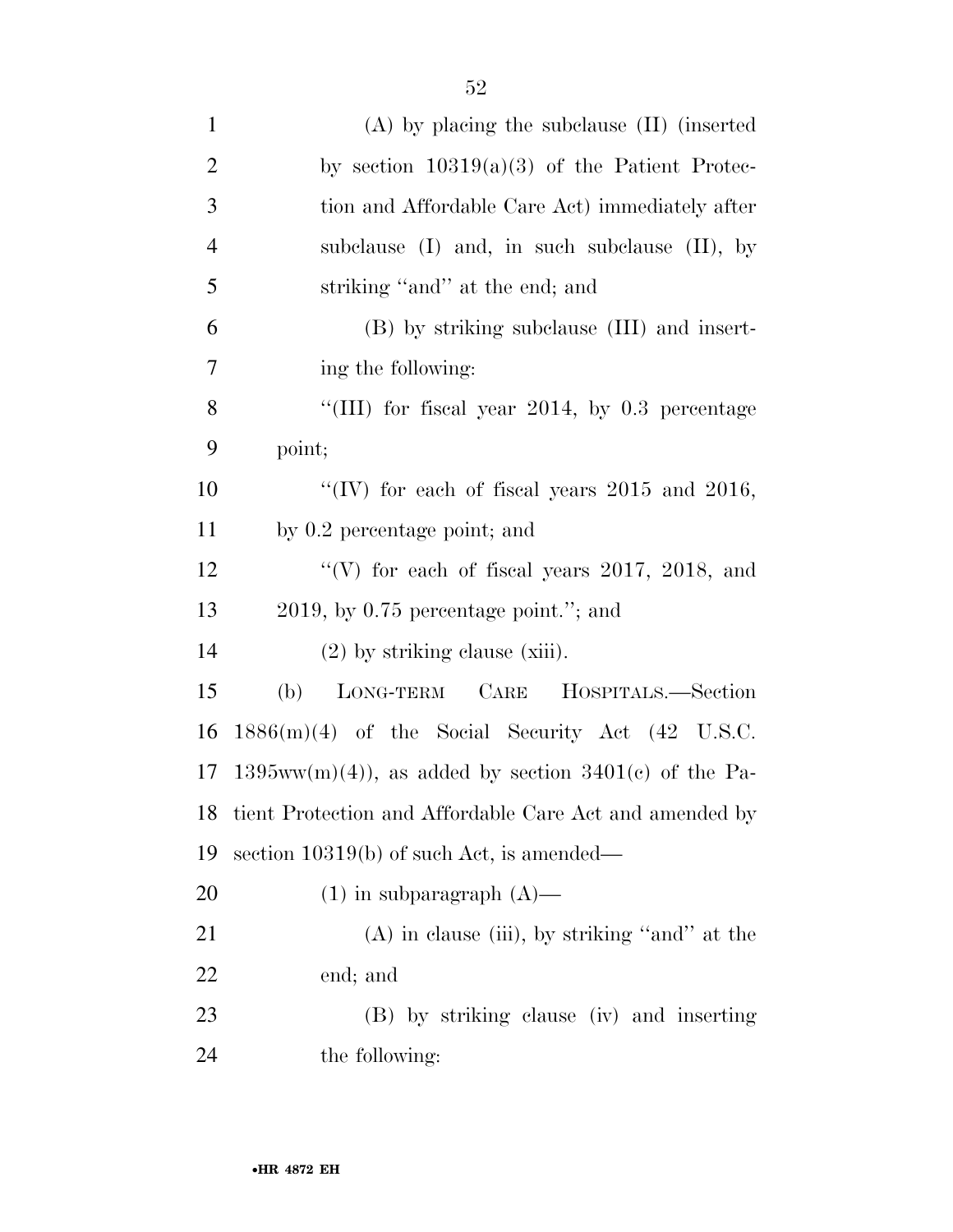(A) by placing the subclause (II) (inserted by section 10319(a)(3) of the Patient Protection and Affordable Care Act) immediately after subclause (I) and, in such subclause (II), by striking "and" at the end; and

(B) by striking subclause (III) and inserting the following:

"(III) for fiscal year 2014, by 0.3 percentage point;

"(IV) for each of fiscal years 2015 and 2016, by 0.2 percentage point; and

"(V) for each of fiscal years 2017, 2018, and 2019, by 0.75 percentage point."; and

(2) by striking clause (xiii).

(b) LONG-TERM CARE HOSPITALS.—Section 1886(m)(4) of the Social Security Act (42 U.S.C. 1395ww(m)(4)), as added by section 3401(c) of the Patient Protection and Affordable Care Act and amended by section 10319(b) of such Act, is amended—

(1) in subparagraph (A)—

(A) in clause (iii), by striking "and" at the end; and

(B) by striking clause (iv) and inserting the following: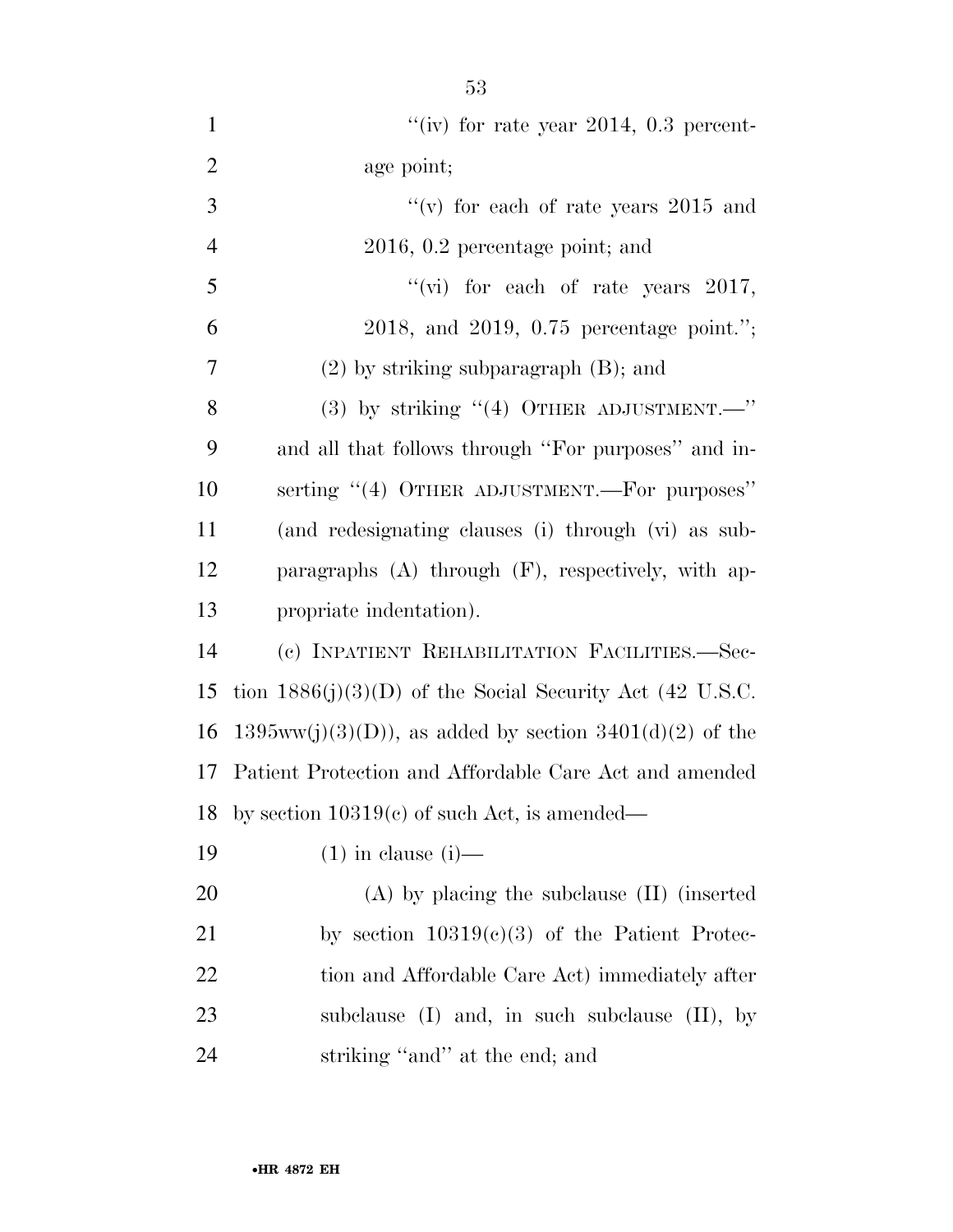"(iv) for rate year 2014, 0.3 percentage point;

"(v) for each of rate years 2015 and 2016, 0.2 percentage point; and

"(vi) for each of rate years 2017, 2018, and 2019, 0.75 percentage point.";

(2) by striking subparagraph (B); and

(3) by striking "(4) OTHER ADJUSTMENT.—" and all that follows through "For purposes" and inserting "(4) OTHER ADJUSTMENT.—For purposes" (and redesignating clauses (i) through (vi) as subparagraphs (A) through (F), respectively, with appropriate indentation).

(c) INPATIENT REHABILITATION FACILITIES.—Section 1886(j)(3)(D) of the Social Security Act (42 U.S.C. 1395ww(j)(3)(D)), as added by section 3401(d)(2) of the Patient Protection and Affordable Care Act and amended by section 10319(c) of such Act, is amended—

(1) in clause (i)—

(A) by placing the subclause (II) (inserted by section 10319(c)(3) of the Patient Protection and Affordable Care Act) immediately after subclause (I) and, in such subclause (II), by striking "and" at the end; and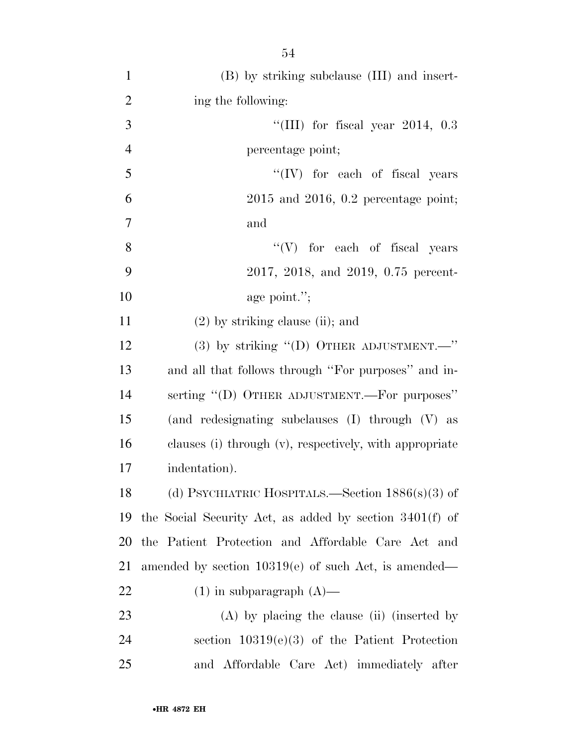(B) by striking subclause (III) and inserting the following:

"(III) for fiscal year 2014, 0.3 percentage point;

"(IV) for each of fiscal years 2015 and 2016, 0.2 percentage point; and

"(V) for each of fiscal years 2017, 2018, and 2019, 0.75 percentage point.";

(2) by striking clause (ii); and

(3) by striking "(D) OTHER ADJUSTMENT.—" and all that follows through "For purposes" and inserting "(D) OTHER ADJUSTMENT.—For purposes" (and redesignating subclauses (I) through (V) as clauses (i) through (v), respectively, with appropriate indentation).

(d) PSYCHIATRIC HOSPITALS.—Section 1886(s)(3) of the Social Security Act, as added by section 3401(f) of the Patient Protection and Affordable Care Act and amended by section 10319(e) of such Act, is amended—

(1) in subparagraph (A)—

(A) by placing the clause (ii) (inserted by section 10319(e)(3) of the Patient Protection and Affordable Care Act) immediately after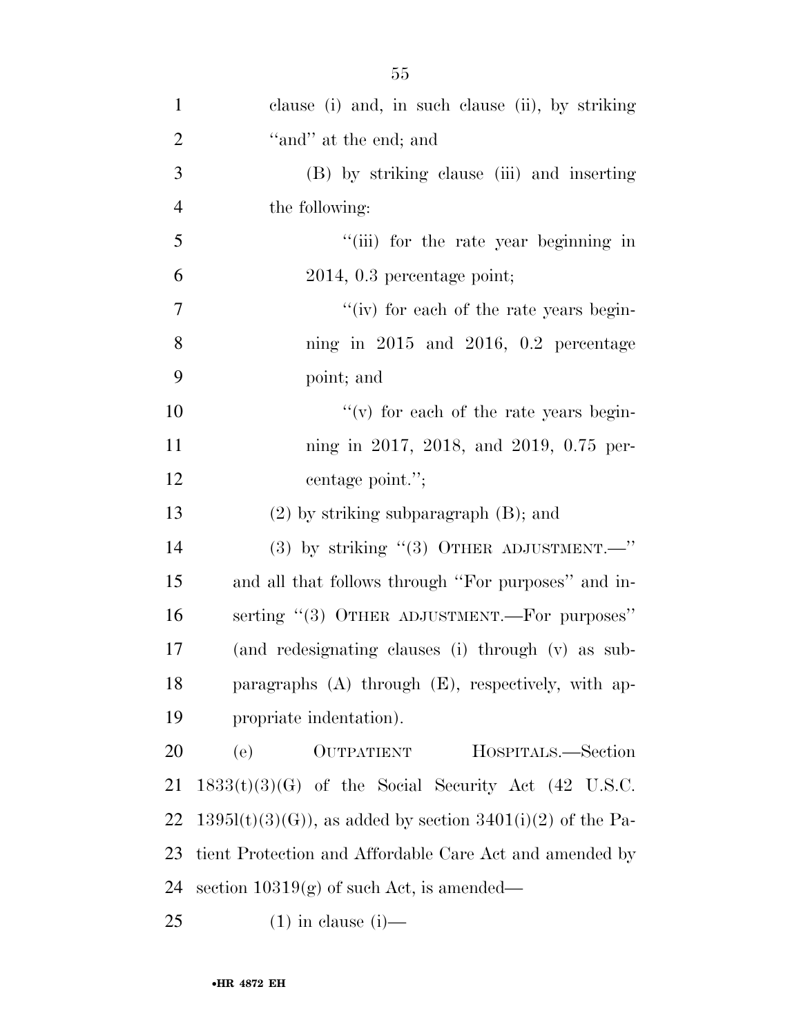clause (i) and, in such clause (ii), by striking "and" at the end; and

(B) by striking clause (iii) and inserting the following:

"(iii) for the rate year beginning in 2014, 0.3 percentage point;

"(iv) for each of the rate years beginning in 2015 and 2016, 0.2 percentage point; and

"(v) for each of the rate years beginning in 2017, 2018, and 2019, 0.75 percentage point.";

(2) by striking subparagraph (B); and

(3) by striking "(3) OTHER ADJUSTMENT.—" and all that follows through "For purposes" and inserting "(3) OTHER ADJUSTMENT.—For purposes" (and redesignating clauses (i) through (v) as subparagraphs (A) through (E), respectively, with appropriate indentation).

(e) OUTPATIENT HOSPITALS.—Section 1833(t)(3)(G) of the Social Security Act (42 U.S.C. 1395l(t)(3)(G)), as added by section 3401(i)(2) of the Patient Protection and Affordable Care Act and amended by section 10319(g) of such Act, is amended—

(1) in clause (i)—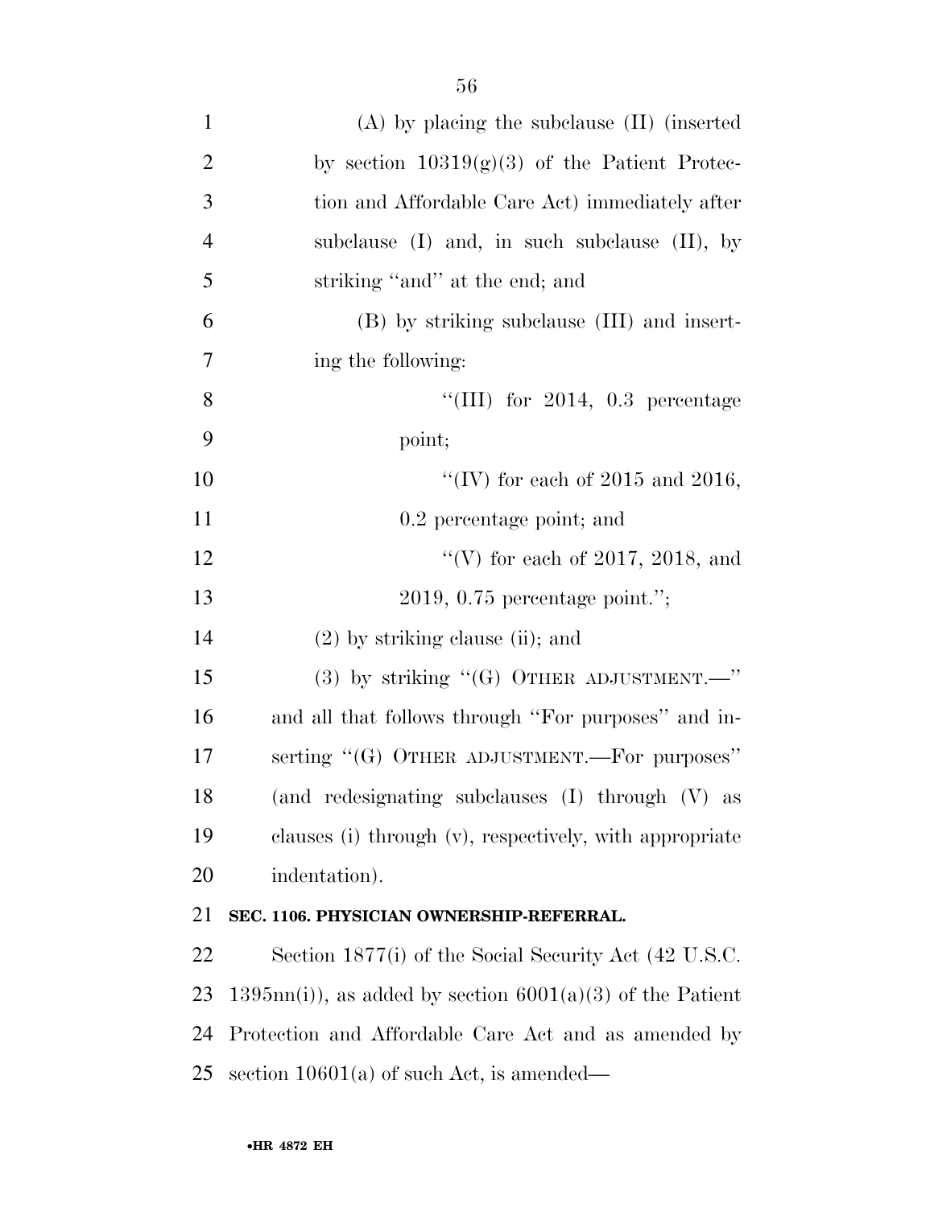(A) by placing the subclause (II) (inserted by section 10319(g)(3) of the Patient Protection and Affordable Care Act) immediately after subclause (I) and, in such subclause (II), by striking "and" at the end; and

(B) by striking subclause (III) and inserting the following:

"(III) for 2014, 0.3 percentage point;

"(IV) for each of 2015 and 2016, 0.2 percentage point; and

"(V) for each of 2017, 2018, and 2019, 0.75 percentage point.";

(2) by striking clause (ii); and

(3) by striking "(G) OTHER ADJUSTMENT.—" and all that follows through "For purposes" and inserting "(G) OTHER ADJUSTMENT.—For purposes" (and redesignating subclauses (I) through (V) as clauses (i) through (v), respectively, with appropriate indentation).

**SEC. 1106. PHYSICIAN OWNERSHIP-REFERRAL.**

Section 1877(i) of the Social Security Act (42 U.S.C. 1395nn(i)), as added by section 6001(a)(3) of the Patient Protection and Affordable Care Act and as amended by section 10601(a) of such Act, is amended—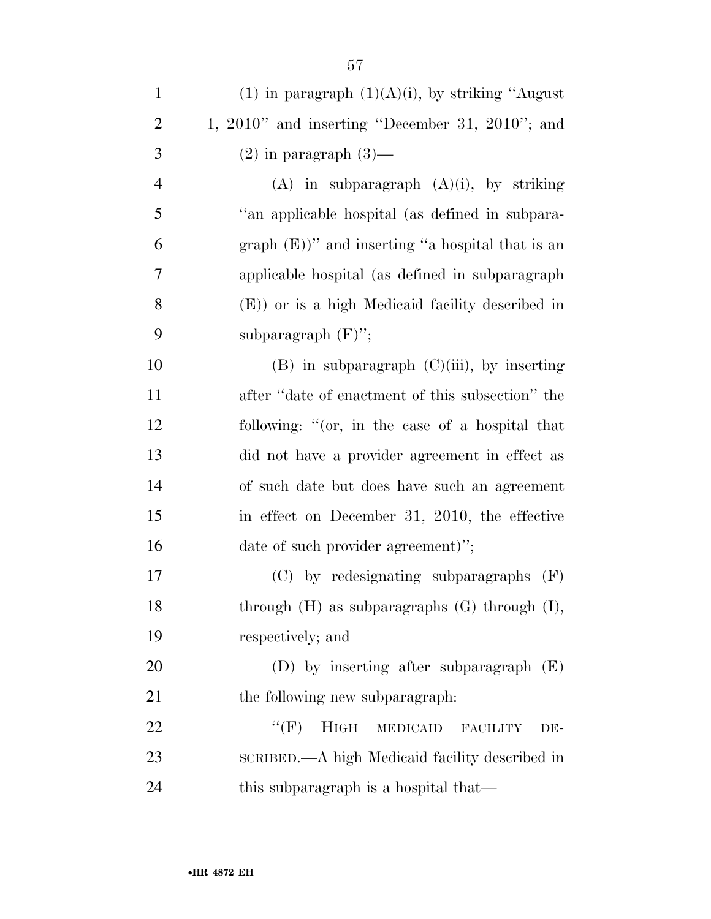(1) in paragraph (1)(A)(i), by striking "August 1, 2010" and inserting "December 31, 2010"; and

(2) in paragraph (3)—

(A) in subparagraph (A)(i), by striking "an applicable hospital (as defined in subparagraph (E))" and inserting "a hospital that is an applicable hospital (as defined in subparagraph (E)) or is a high Medicaid facility described in subparagraph (F)";

(B) in subparagraph (C)(iii), by inserting after "date of enactment of this subsection" the following: "(or, in the case of a hospital that did not have a provider agreement in effect as of such date but does have such an agreement in effect on December 31, 2010, the effective date of such provider agreement)";

(C) by redesignating subparagraphs (F) through (H) as subparagraphs (G) through (I), respectively; and

(D) by inserting after subparagraph (E) the following new subparagraph:

"(F) HIGH MEDICAID FACILITY DESCRIBED.—A high Medicaid facility described in this subparagraph is a hospital that—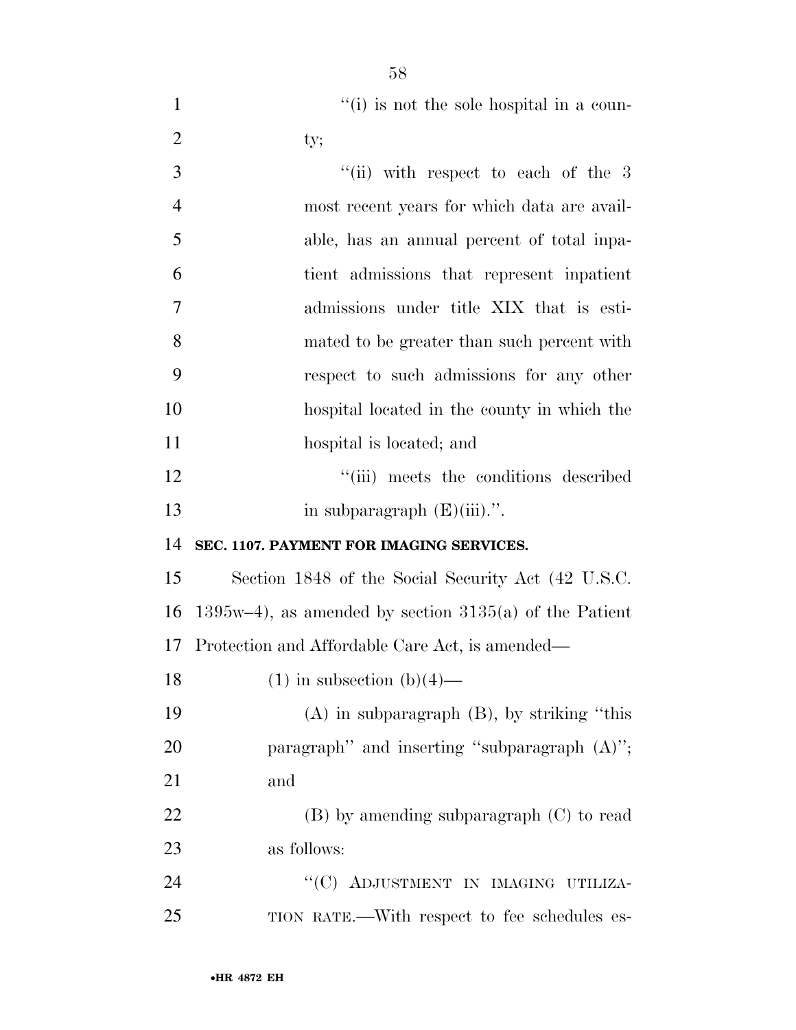''(i) is not the sole hospital in a county;

''(ii) with respect to each of the 3 most recent years for which data are available, has an annual percent of total inpatient admissions that represent inpatient admissions under title XIX that is estimated to be greater than such percent with respect to such admissions for any other hospital located in the county in which the hospital is located; and

''(iii) meets the conditions described in subparagraph (E)(iii).''.

**SEC. 1107. PAYMENT FOR IMAGING SERVICES.**

Section 1848 of the Social Security Act (42 U.S.C. 1395w–4), as amended by section 3135(a) of the Patient Protection and Affordable Care Act, is amended—

(1) in subsection (b)(4)—

(A) in subparagraph (B), by striking ''this paragraph'' and inserting ''subparagraph (A)''; and

(B) by amending subparagraph (C) to read as follows:

''(C) ADJUSTMENT IN IMAGING UTILIZATION RATE.—With respect to fee schedules es-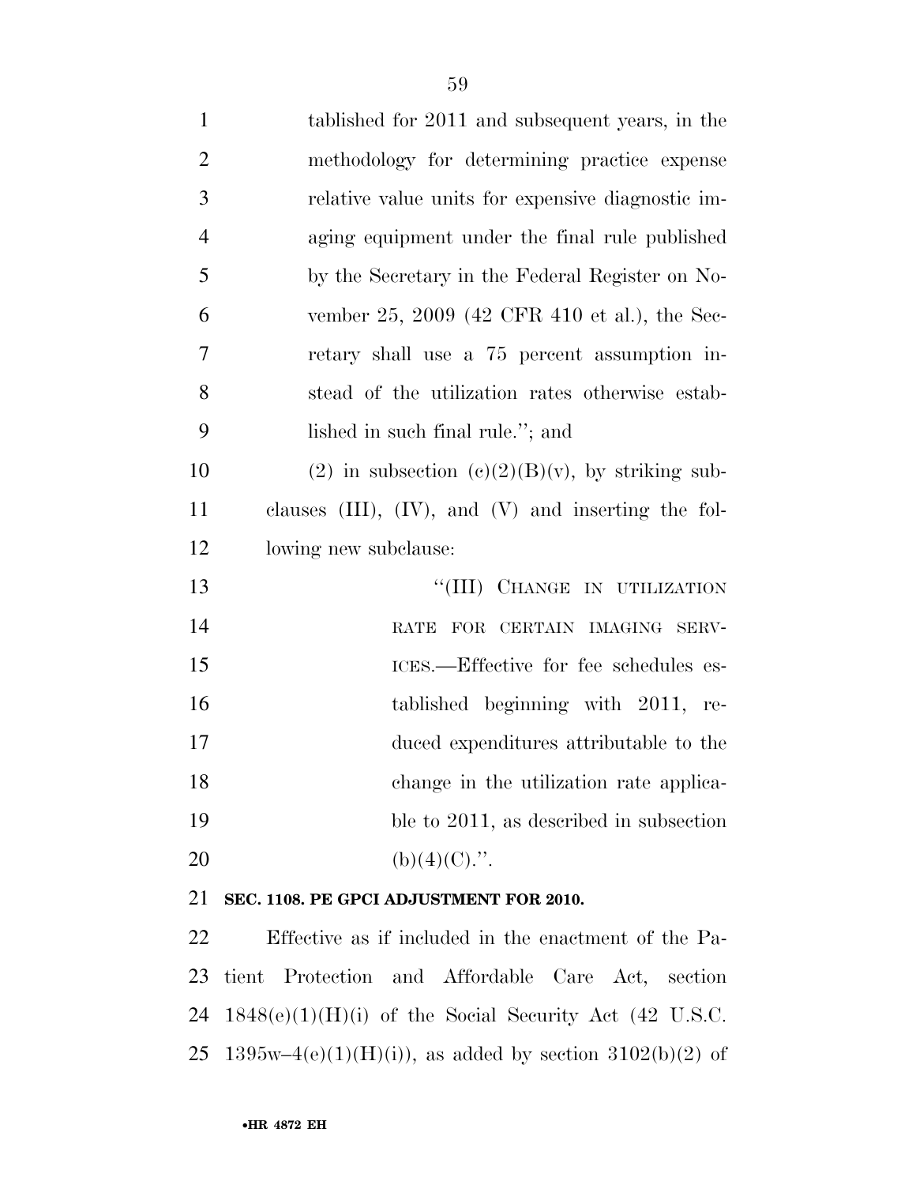tablished for 2011 and subsequent years, in the methodology for determining practice expense relative value units for expensive diagnostic imaging equipment under the final rule published by the Secretary in the Federal Register on November 25, 2009 (42 CFR 410 et al.), the Secretary shall use a 75 percent assumption instead of the utilization rates otherwise established in such final rule.''; and

(2) in subsection (c)(2)(B)(v), by striking subclauses (III), (IV), and (V) and inserting the following new subclause:

''(III) CHANGE IN UTILIZATION RATE FOR CERTAIN IMAGING SERVICES.—Effective for fee schedules established beginning with 2011, reduced expenditures attributable to the change in the utilization rate applicable to 2011, as described in subsection (b)(4)(C).''.

**SEC. 1108. PE GPCI ADJUSTMENT FOR 2010.**

Effective as if included in the enactment of the Patient Protection and Affordable Care Act, section 1848(e)(1)(H)(i) of the Social Security Act (42 U.S.C. 1395w–4(e)(1)(H)(i)), as added by section 3102(b)(2) of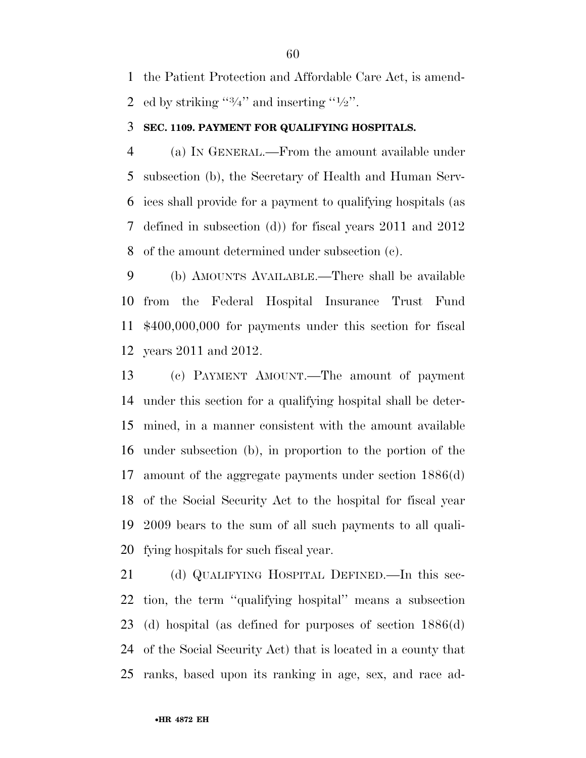the Patient Protection and Affordable Care Act, is amended by striking "¾" and inserting "½".

**SEC. 1109. PAYMENT FOR QUALIFYING HOSPITALS.**

(a) IN GENERAL.—From the amount available under subsection (b), the Secretary of Health and Human Services shall provide for a payment to qualifying hospitals (as defined in subsection (d)) for fiscal years 2011 and 2012 of the amount determined under subsection (c).

(b) AMOUNTS AVAILABLE.—There shall be available from the Federal Hospital Insurance Trust Fund $400,000,000 for payments under this section for fiscal years 2011 and 2012.

(c) PAYMENT AMOUNT.—The amount of payment under this section for a qualifying hospital shall be determined, in a manner consistent with the amount available under subsection (b), in proportion to the portion of the amount of the aggregate payments under section 1886(d) of the Social Security Act to the hospital for fiscal year 2009 bears to the sum of all such payments to all qualifying hospitals for such fiscal year.

(d) QUALIFYING HOSPITAL DEFINED.—In this section, the term "qualifying hospital" means a subsection (d) hospital (as defined for purposes of section 1886(d) of the Social Security Act) that is located in a county that ranks, based upon its ranking in age, sex, and race ad-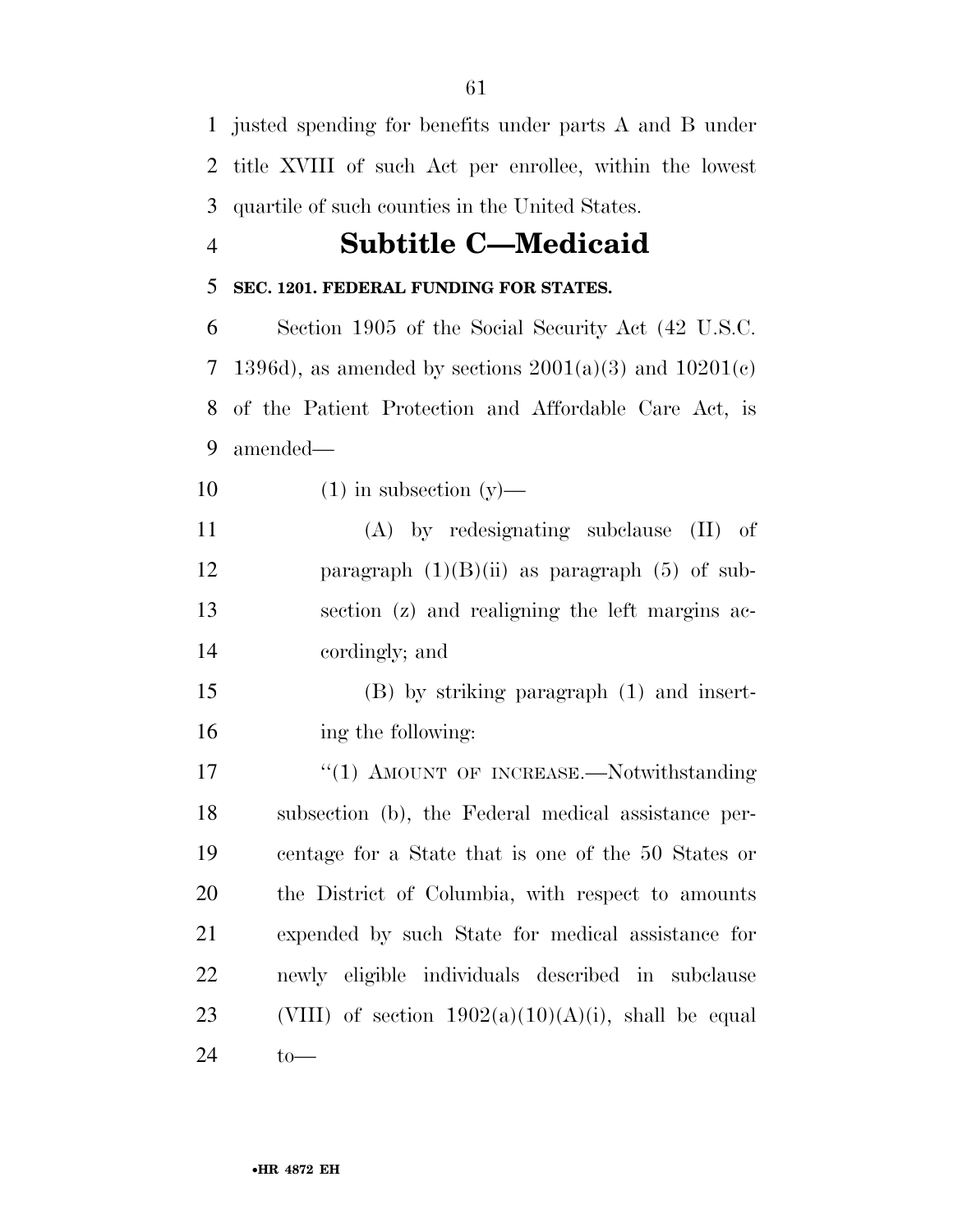justed spending for benefits under parts A and B under title XVIII of such Act per enrollee, within the lowest quartile of such counties in the United States.

# Subtitle C—Medicaid

**SEC. 1201. FEDERAL FUNDING FOR STATES.**

Section 1905 of the Social Security Act (42 U.S.C. 1396d), as amended by sections 2001(a)(3) and 10201(c) of the Patient Protection and Affordable Care Act, is amended—

(1) in subsection (y)—

(A) by redesignating subclause (II) of paragraph (1)(B)(ii) as paragraph (5) of subsection (z) and realigning the left margins accordingly; and

(B) by striking paragraph (1) and inserting the following:

"(1) AMOUNT OF INCREASE.—Notwithstanding subsection (b), the Federal medical assistance percentage for a State that is one of the 50 States or the District of Columbia, with respect to amounts expended by such State for medical assistance for newly eligible individuals described in subclause (VIII) of section 1902(a)(10)(A)(i), shall be equal to—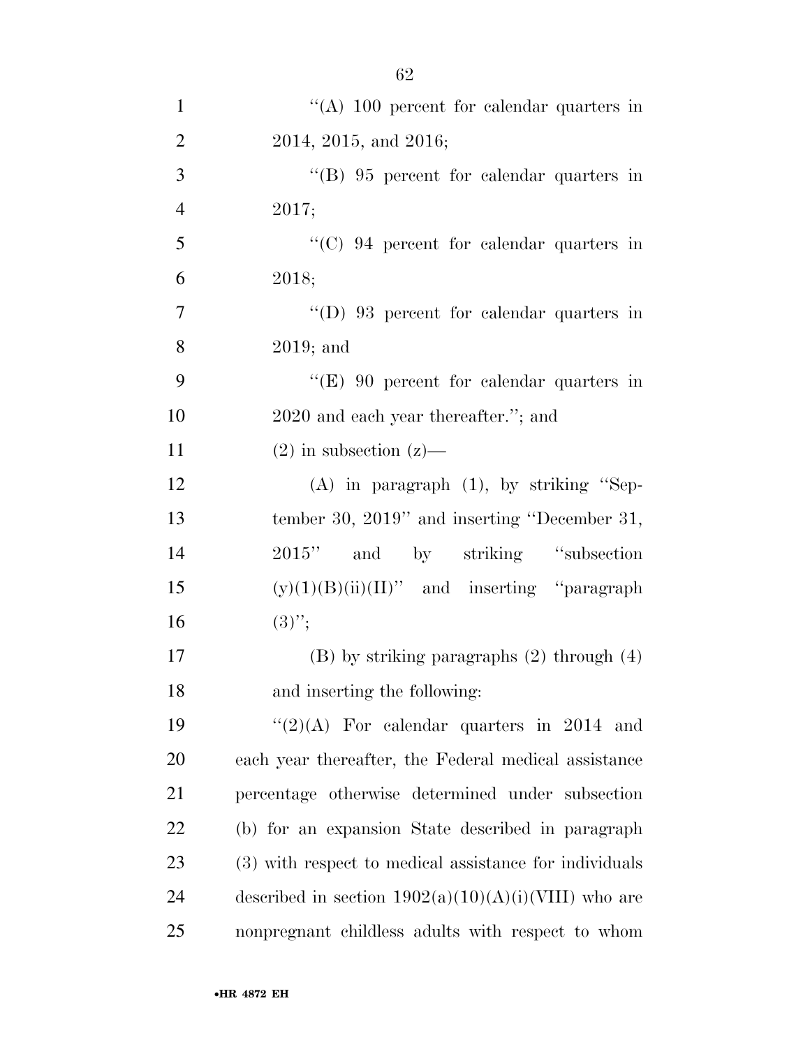"(A) 100 percent for calendar quarters in 2014, 2015, and 2016;

"(B) 95 percent for calendar quarters in 2017;

"(C) 94 percent for calendar quarters in 2018;

"(D) 93 percent for calendar quarters in 2019; and

"(E) 90 percent for calendar quarters in 2020 and each year thereafter."; and

(2) in subsection (z)—

(A) in paragraph (1), by striking "September 30, 2019" and inserting "December 31, 2015" and by striking "subsection (y)(1)(B)(ii)(II)" and inserting "paragraph (3)";

(B) by striking paragraphs (2) through (4) and inserting the following:

"(2)(A) For calendar quarters in 2014 and each year thereafter, the Federal medical assistance percentage otherwise determined under subsection (b) for an expansion State described in paragraph (3) with respect to medical assistance for individuals described in section 1902(a)(10)(A)(i)(VIII) who are nonpregnant childless adults with respect to whom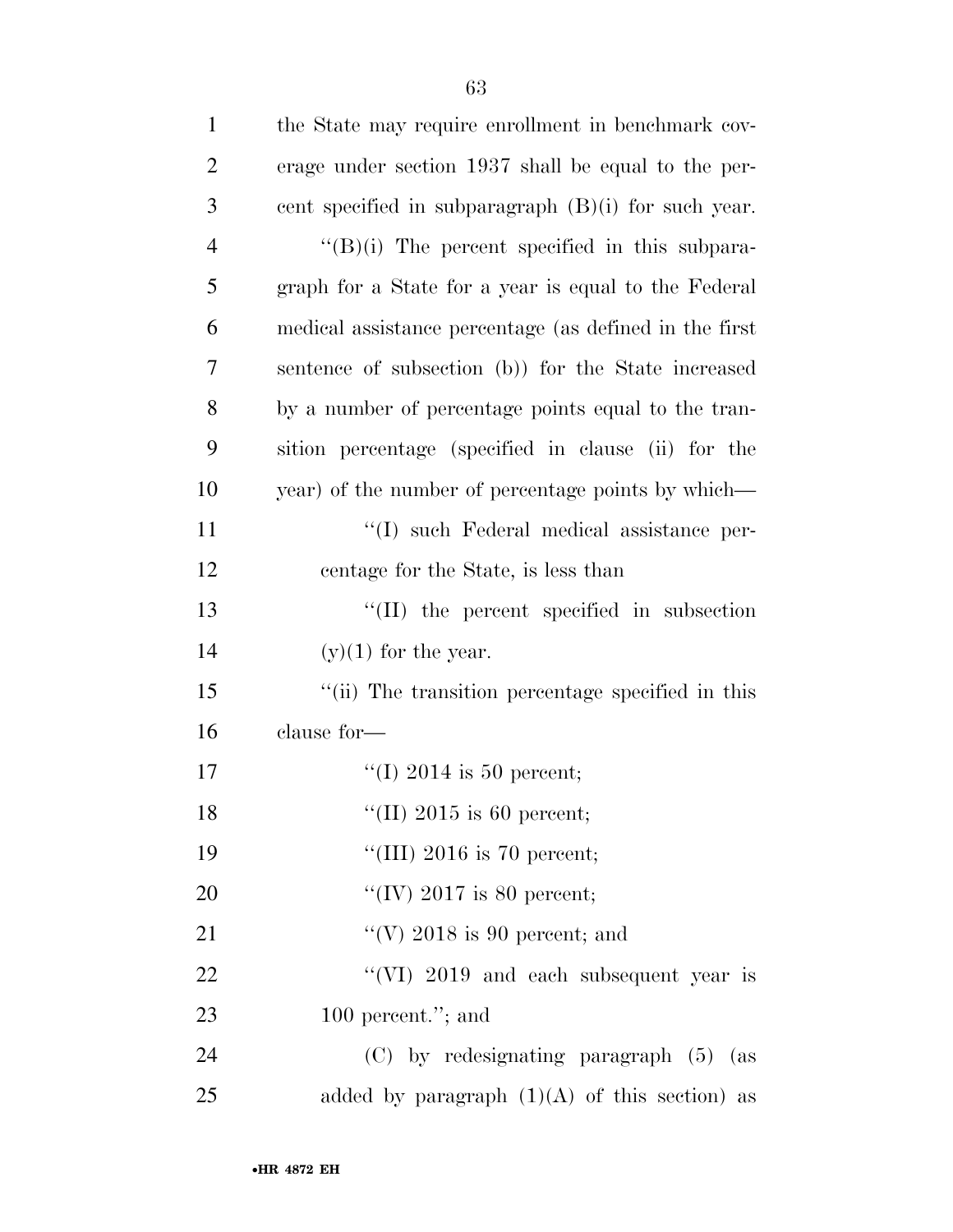the State may require enrollment in benchmark coverage under section 1937 shall be equal to the percent specified in subparagraph (B)(i) for such year.

''(B)(i) The percent specified in this subparagraph for a State for a year is equal to the Federal medical assistance percentage (as defined in the first sentence of subsection (b)) for the State increased by a number of percentage points equal to the transition percentage (specified in clause (ii) for the year) of the number of percentage points by which—

''(I) such Federal medical assistance percentage for the State, is less than

''(II) the percent specified in subsection (y)(1) for the year.

''(ii) The transition percentage specified in this clause for—

''(I) 2014 is 50 percent;

''(II) 2015 is 60 percent;

''(III) 2016 is 70 percent;

''(IV) 2017 is 80 percent;

''(V) 2018 is 90 percent; and

''(VI) 2019 and each subsequent year is 100 percent.''; and

(C) by redesignating paragraph (5) (as added by paragraph (1)(A) of this section) as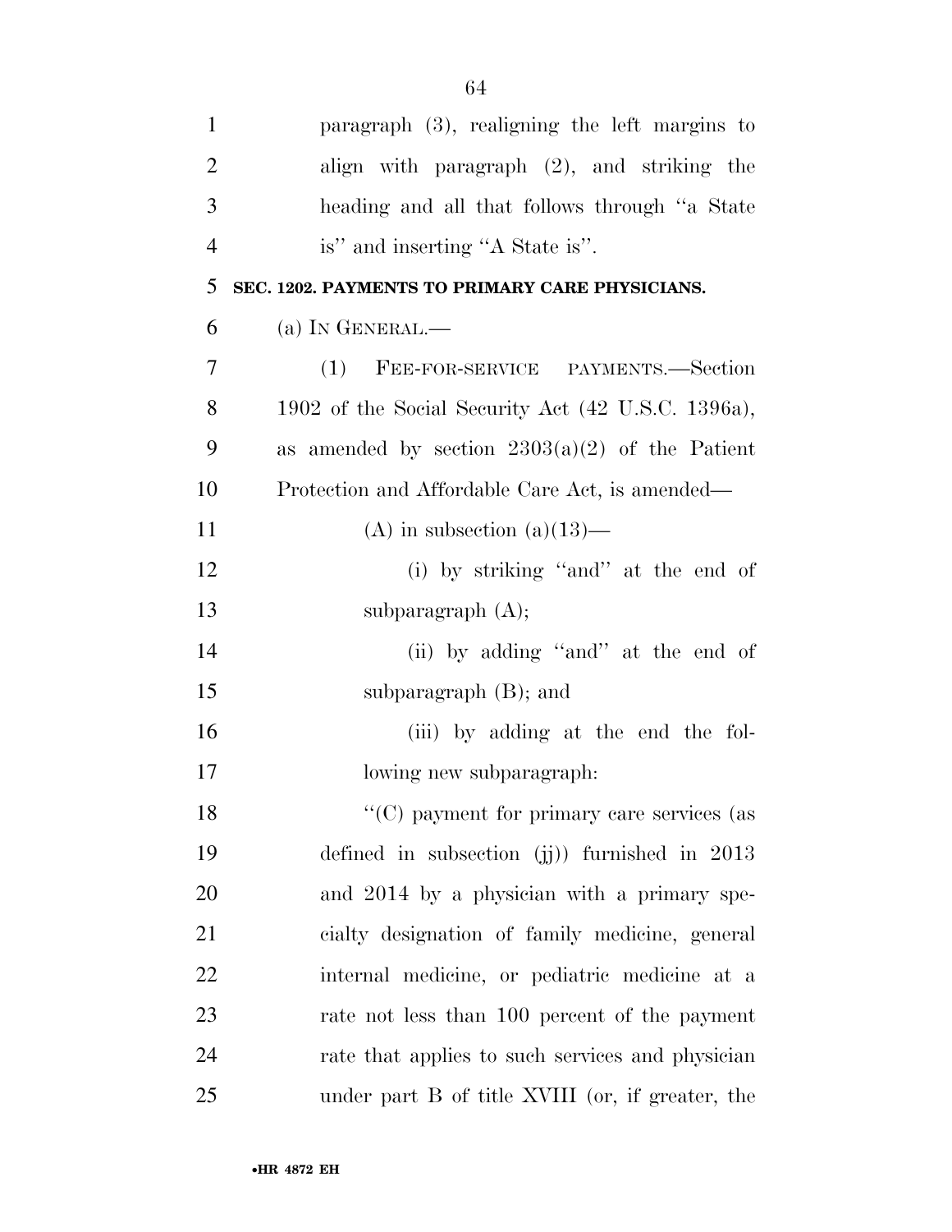paragraph (3), realigning the left margins to align with paragraph (2), and striking the heading and all that follows through ''a State is'' and inserting ''A State is''.

### SEC. 1202. PAYMENTS TO PRIMARY CARE PHYSICIANS.

(a) IN GENERAL.—

(1) FEE-FOR-SERVICE PAYMENTS.—Section 1902 of the Social Security Act (42 U.S.C. 1396a), as amended by section 2303(a)(2) of the Patient Protection and Affordable Care Act, is amended—

(A) in subsection (a)(13)—

(i) by striking ''and'' at the end of subparagraph (A);

(ii) by adding ''and'' at the end of subparagraph (B); and

(iii) by adding at the end the following new subparagraph:

''(C) payment for primary care services (as defined in subsection (jj)) furnished in 2013 and 2014 by a physician with a primary specialty designation of family medicine, general internal medicine, or pediatric medicine at a rate not less than 100 percent of the payment rate that applies to such services and physician under part B of title XVIII (or, if greater, the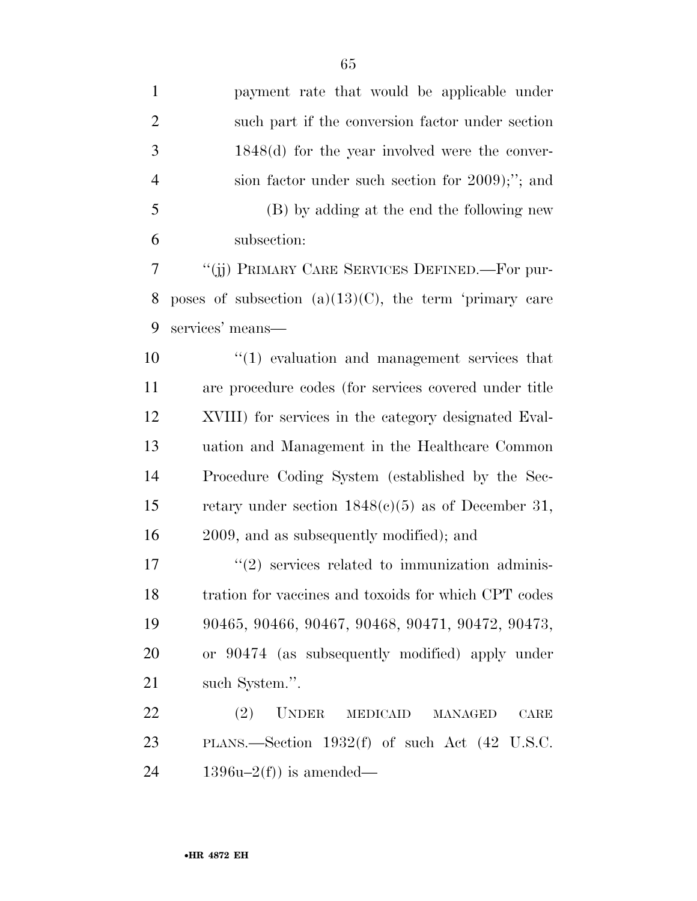payment rate that would be applicable under such part if the conversion factor under section 1848(d) for the year involved were the conversion factor under such section for 2009);''; and

(B) by adding at the end the following new subsection:

''(jj) PRIMARY CARE SERVICES DEFINED.—For purposes of subsection (a)(13)(C), the term 'primary care services' means—

''(1) evaluation and management services that are procedure codes (for services covered under title XVIII) for services in the category designated Evaluation and Management in the Healthcare Common Procedure Coding System (established by the Secretary under section 1848(c)(5) as of December 31, 2009, and as subsequently modified); and

''(2) services related to immunization administration for vaccines and toxoids for which CPT codes 90465, 90466, 90467, 90468, 90471, 90472, 90473, or 90474 (as subsequently modified) apply under such System.''.

(2) UNDER MEDICAID MANAGED CARE PLANS.—Section 1932(f) of such Act (42 U.S.C. 1396u–2(f)) is amended—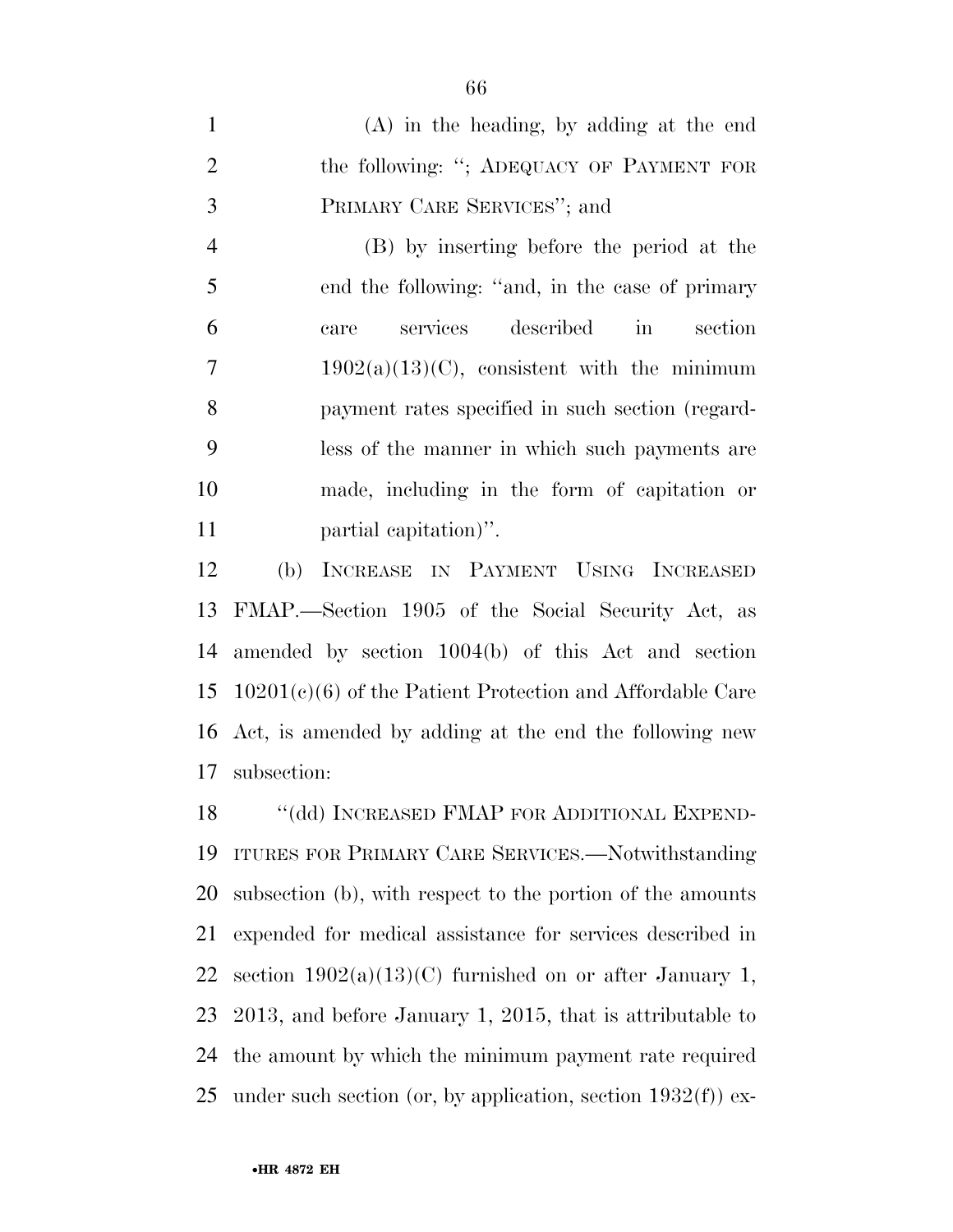(A) in the heading, by adding at the end the following: "; ADEQUACY OF PAYMENT FOR PRIMARY CARE SERVICES"; and

(B) by inserting before the period at the end the following: "and, in the case of primary care services described in section 1902(a)(13)(C), consistent with the minimum payment rates specified in such section (regardless of the manner in which such payments are made, including in the form of capitation or partial capitation)".

(b) INCREASE IN PAYMENT USING INCREASED FMAP.—Section 1905 of the Social Security Act, as amended by section 1004(b) of this Act and section 10201(c)(6) of the Patient Protection and Affordable Care Act, is amended by adding at the end the following new subsection:

"(dd) INCREASED FMAP FOR ADDITIONAL EXPENDITURES FOR PRIMARY CARE SERVICES.—Notwithstanding subsection (b), with respect to the portion of the amounts expended for medical assistance for services described in section 1902(a)(13)(C) furnished on or after January 1, 2013, and before January 1, 2015, that is attributable to the amount by which the minimum payment rate required under such section (or, by application, section 1932(f)) ex-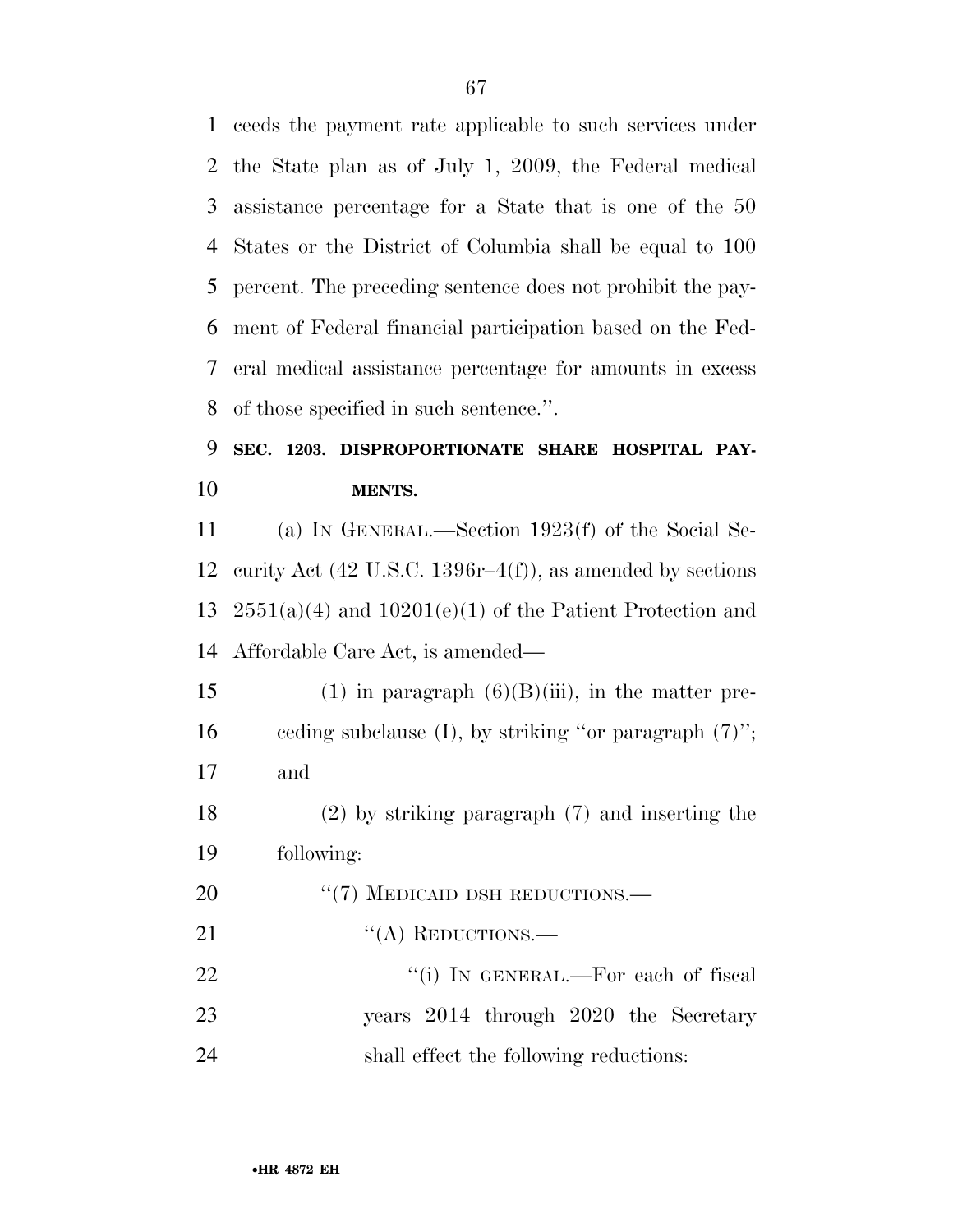ceeds the payment rate applicable to such services under the State plan as of July 1, 2009, the Federal medical assistance percentage for a State that is one of the 50 States or the District of Columbia shall be equal to 100 percent. The preceding sentence does not prohibit the payment of Federal financial participation based on the Federal medical assistance percentage for amounts in excess of those specified in such sentence.''.

**SEC. 1203. DISPROPORTIONATE SHARE HOSPITAL PAYMENTS.**

(a) IN GENERAL.—Section 1923(f) of the Social Security Act (42 U.S.C. 1396r–4(f)), as amended by sections 2551(a)(4) and 10201(e)(1) of the Patient Protection and Affordable Care Act, is amended—

(1) in paragraph (6)(B)(iii), in the matter preceding subclause (I), by striking ''or paragraph (7)''; and

(2) by striking paragraph (7) and inserting the following:

''(7) MEDICAID DSH REDUCTIONS.—

''(A) REDUCTIONS.—

''(i) IN GENERAL.—For each of fiscal years 2014 through 2020 the Secretary shall effect the following reductions: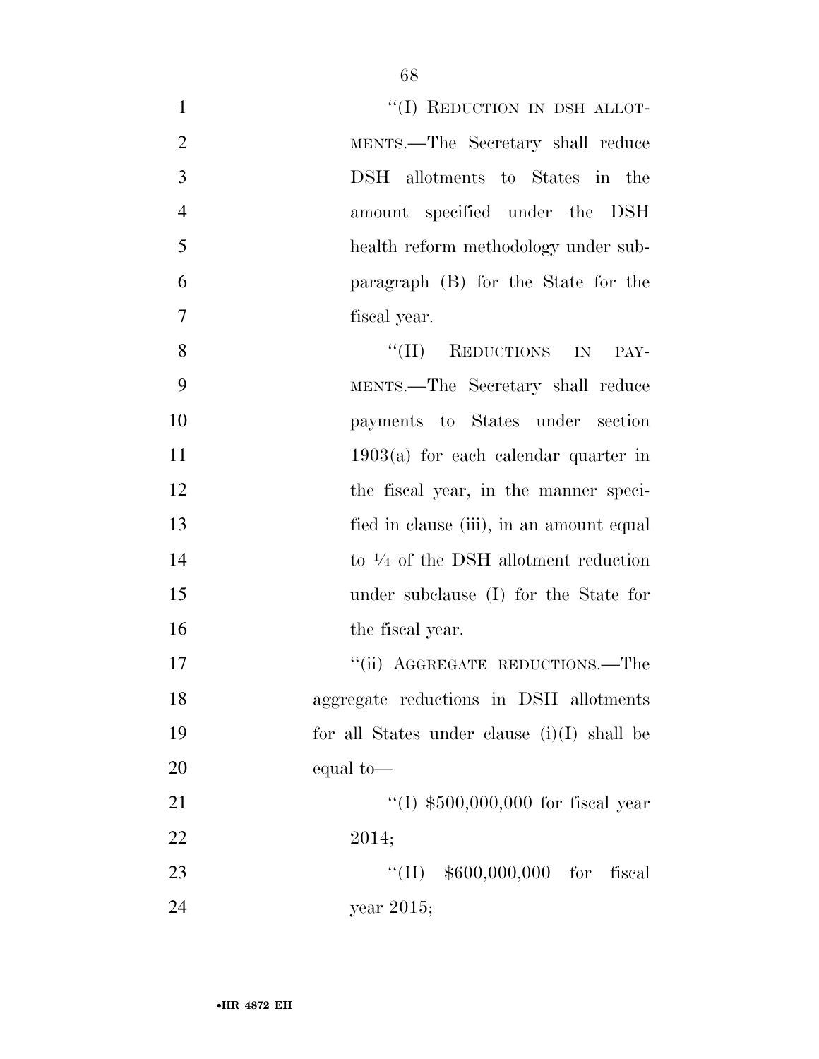"(I) REDUCTION IN DSH ALLOTMENTS.—The Secretary shall reduce DSH allotments to States in the amount specified under the DSH health reform methodology under subparagraph (B) for the State for the fiscal year.

"(II) REDUCTIONS IN PAYMENTS.—The Secretary shall reduce payments to States under section 1903(a) for each calendar quarter in the fiscal year, in the manner specified in clause (iii), in an amount equal to ¼ of the DSH allotment reduction under subclause (I) for the State for the fiscal year.

"(ii) AGGREGATE REDUCTIONS.—The aggregate reductions in DSH allotments for all States under clause (i)(I) shall be equal to—

"(I) $500,000,000 for fiscal year 2014;

"(II) $600,000,000 for fiscal year 2015;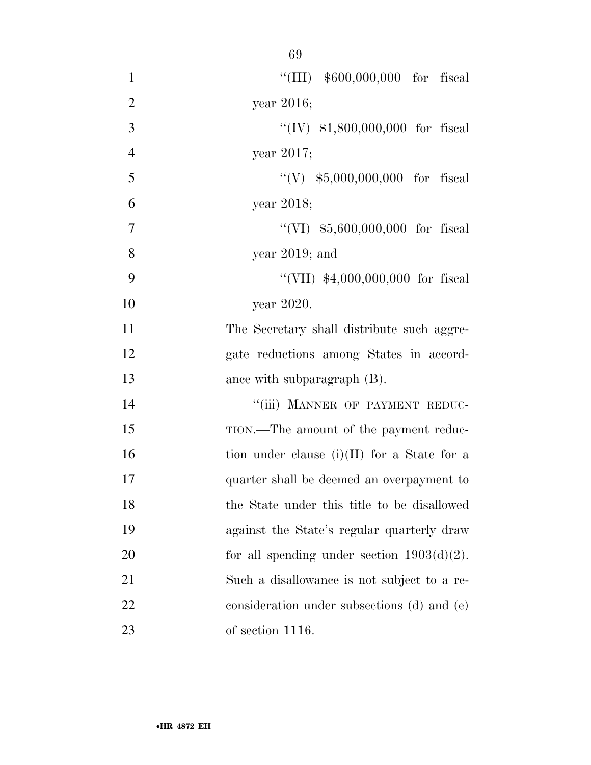''(III) $600,000,000 for fiscal year 2016;

''(IV) $1,800,000,000 for fiscal year 2017;

''(V) $5,000,000,000 for fiscal year 2018;

''(VI) $5,600,000,000 for fiscal year 2019; and

''(VII) $4,000,000,000 for fiscal year 2020.

The Secretary shall distribute such aggregate reductions among States in accordance with subparagraph (B).

''(iii) MANNER OF PAYMENT REDUCTION.—The amount of the payment reduction under clause (i)(II) for a State for a quarter shall be deemed an overpayment to the State under this title to be disallowed against the State's regular quarterly draw for all spending under section 1903(d)(2). Such a disallowance is not subject to a reconsideration under subsections (d) and (e) of section 1116.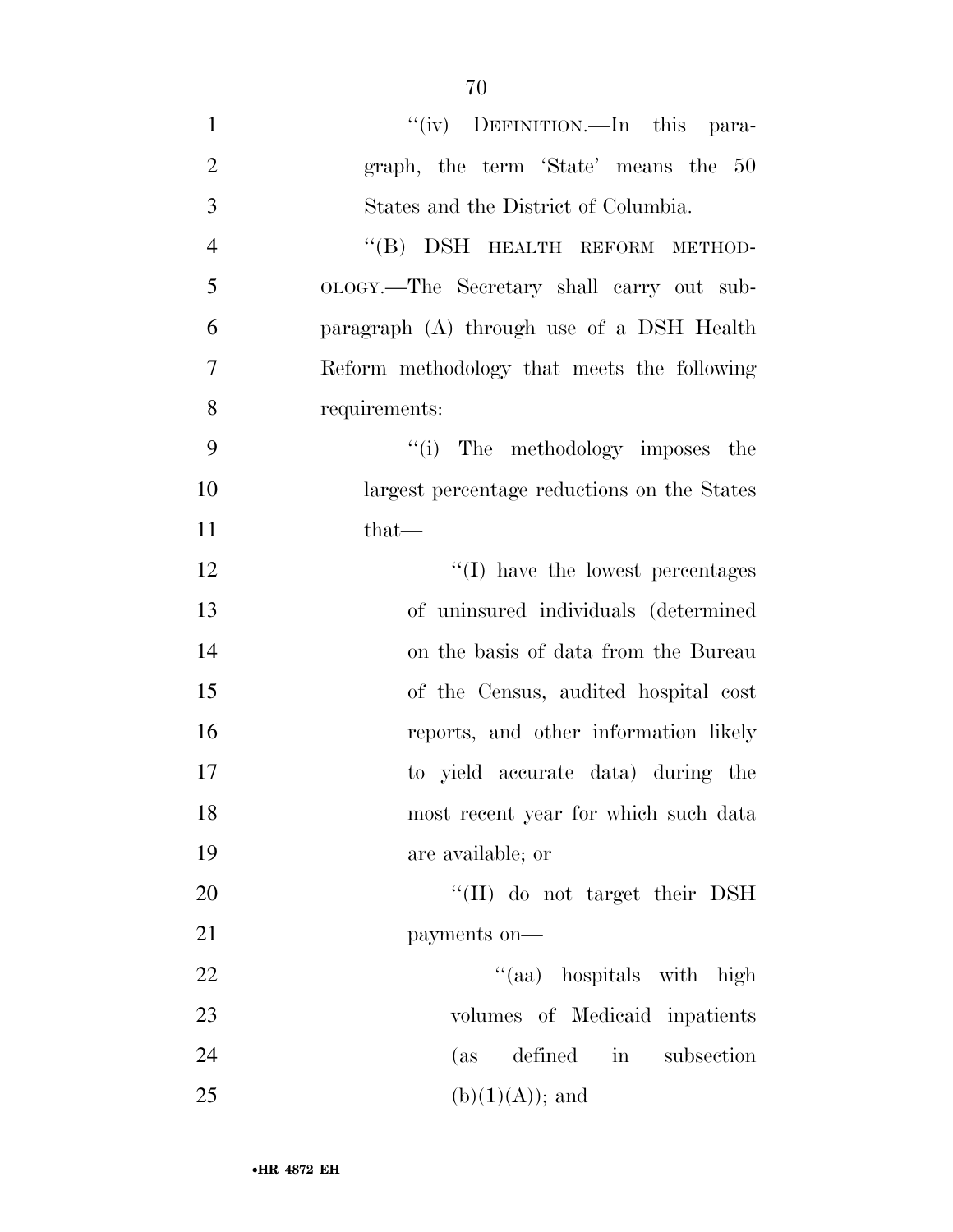"(iv) DEFINITION.—In this paragraph, the term 'State' means the 50 States and the District of Columbia.

"(B) DSH HEALTH REFORM METHODOLOGY.—The Secretary shall carry out subparagraph (A) through use of a DSH Health Reform methodology that meets the following requirements:

"(i) The methodology imposes the largest percentage reductions on the States that—

"(I) have the lowest percentages of uninsured individuals (determined on the basis of data from the Bureau of the Census, audited hospital cost reports, and other information likely to yield accurate data) during the most recent year for which such data are available; or

"(II) do not target their DSH payments on—

"(aa) hospitals with high volumes of Medicaid inpatients (as defined in subsection (b)(1)(A)); and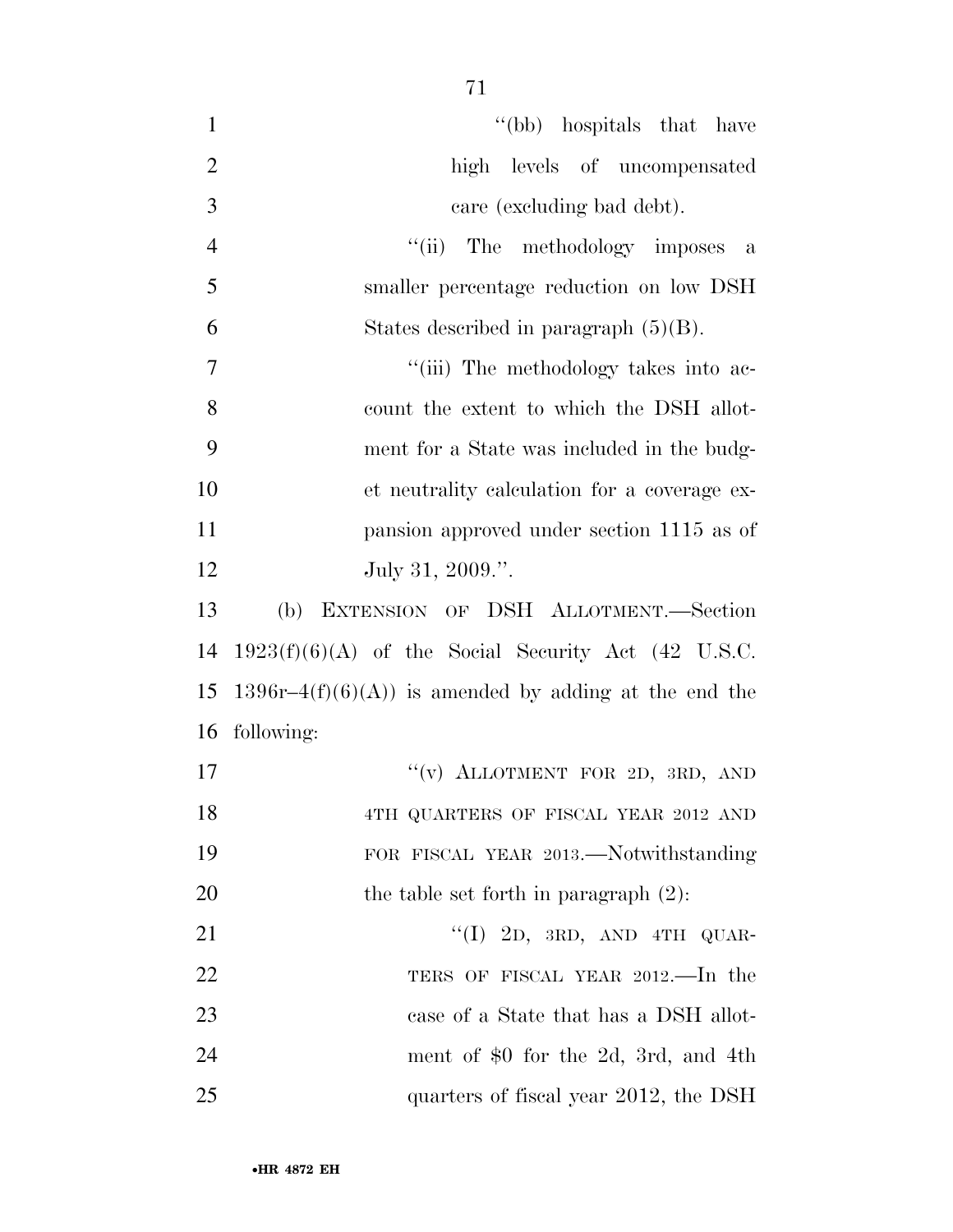"(bb) hospitals that have high levels of uncompensated care (excluding bad debt).

"(ii) The methodology imposes a smaller percentage reduction on low DSH States described in paragraph (5)(B).

"(iii) The methodology takes into account the extent to which the DSH allotment for a State was included in the budget neutrality calculation for a coverage expansion approved under section 1115 as of July 31, 2009.".

(b) EXTENSION OF DSH ALLOTMENT.—Section 1923(f)(6)(A) of the Social Security Act (42 U.S.C. 1396r–4(f)(6)(A)) is amended by adding at the end the following:

"(v) ALLOTMENT FOR 2D, 3RD, AND 4TH QUARTERS OF FISCAL YEAR 2012 AND FOR FISCAL YEAR 2013.—Notwithstanding the table set forth in paragraph (2):

"(I) 2D, 3RD, AND 4TH QUARTERS OF FISCAL YEAR 2012.—In the case of a State that has a DSH allotment of $0 for the 2d, 3rd, and 4th quarters of fiscal year 2012, the DSH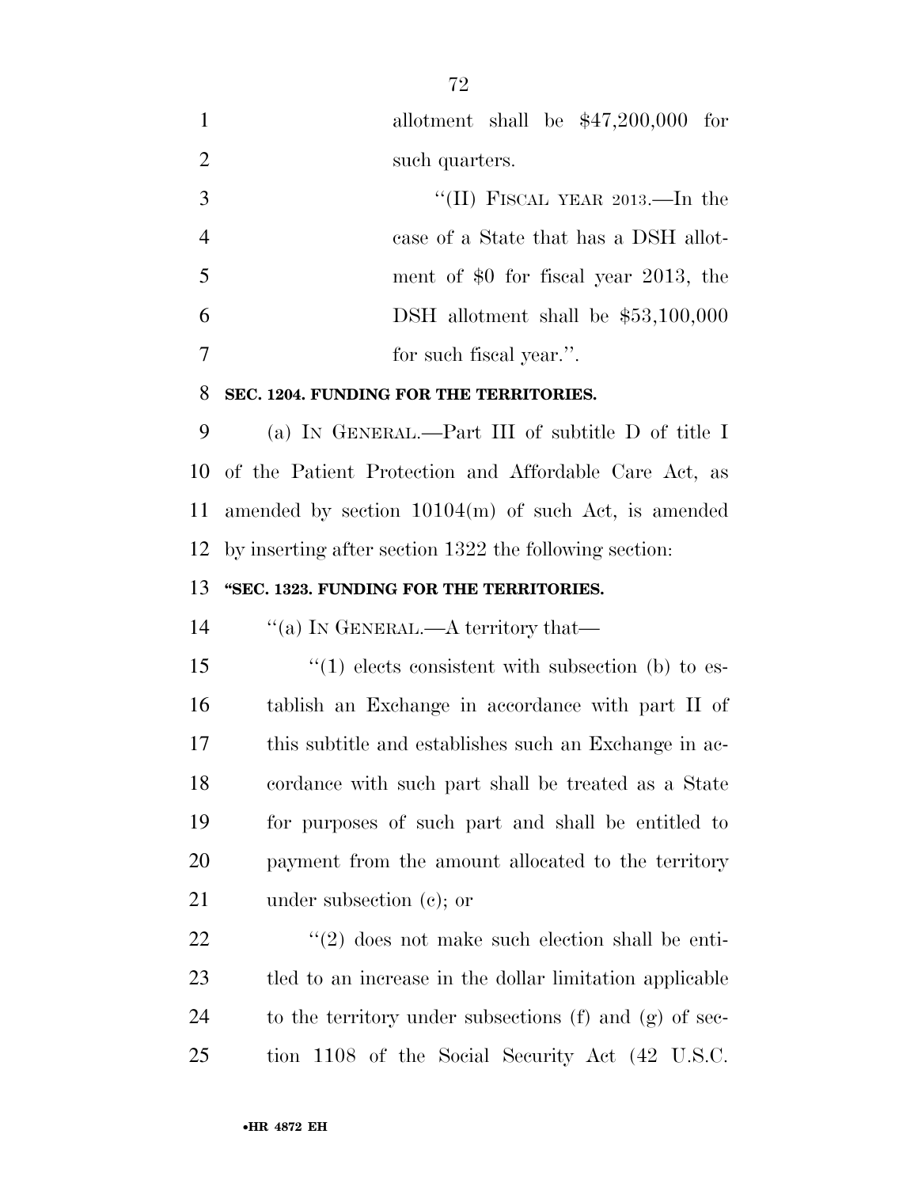allotment shall be $47,200,000 for such quarters.

"(II) FISCAL YEAR 2013.—In the case of a State that has a DSH allotment of $0 for fiscal year 2013, the DSH allotment shall be $53,100,000 for such fiscal year.".

**SEC. 1204. FUNDING FOR THE TERRITORIES.**

(a) IN GENERAL.—Part III of subtitle D of title I of the Patient Protection and Affordable Care Act, as amended by section 10104(m) of such Act, is amended by inserting after section 1322 the following section:

**"SEC. 1323. FUNDING FOR THE TERRITORIES.**

"(a) IN GENERAL.—A territory that—

"(1) elects consistent with subsection (b) to establish an Exchange in accordance with part II of this subtitle and establishes such an Exchange in accordance with such part shall be treated as a State for purposes of such part and shall be entitled to payment from the amount allocated to the territory under subsection (c); or

"(2) does not make such election shall be entitled to an increase in the dollar limitation applicable to the territory under subsections (f) and (g) of section 1108 of the Social Security Act (42 U.S.C.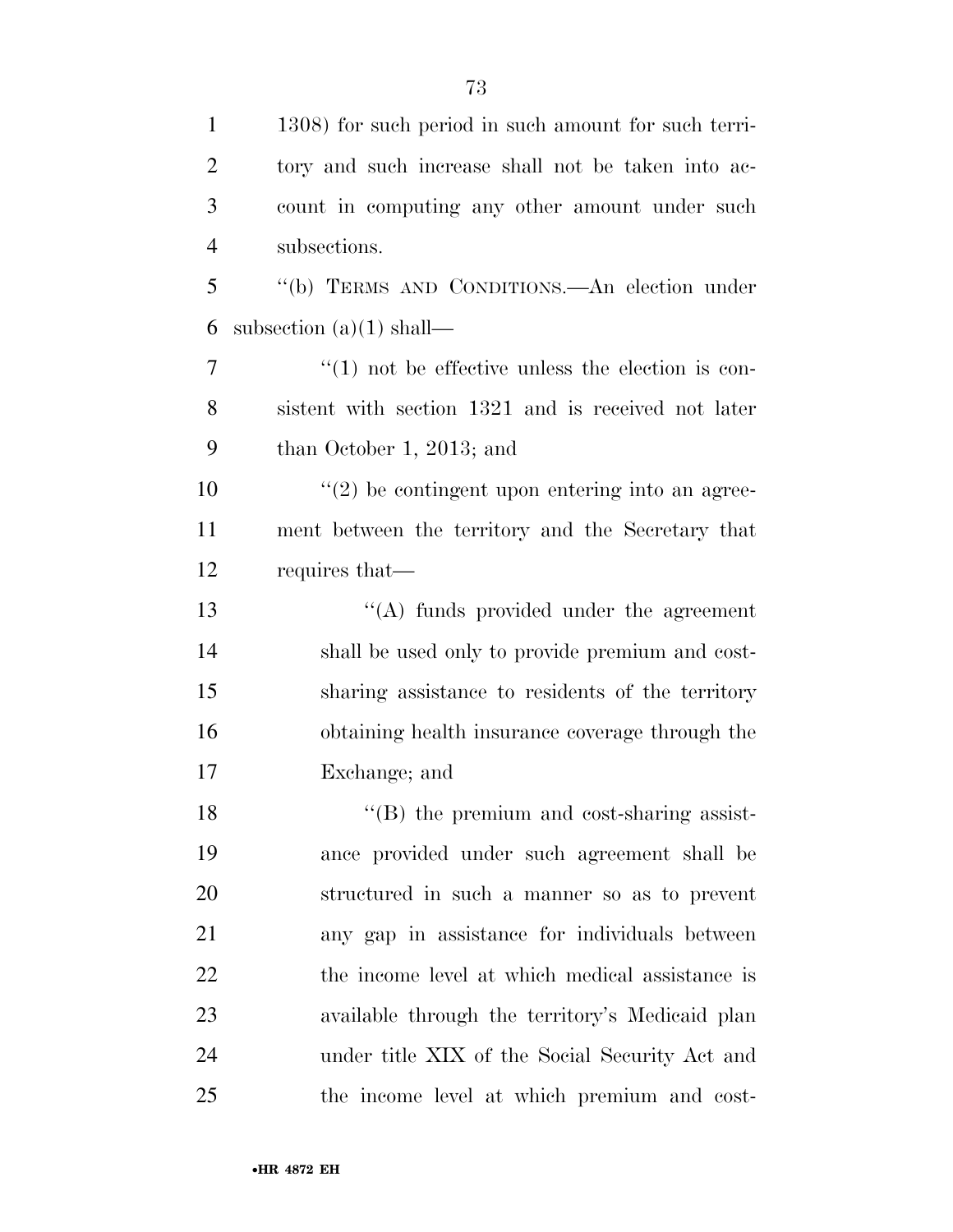1308) for such period in such amount for such territory and such increase shall not be taken into account in computing any other amount under such subsections.

''(b) TERMS AND CONDITIONS.—An election under subsection (a)(1) shall—

''(1) not be effective unless the election is consistent with section 1321 and is received not later than October 1, 2013; and

''(2) be contingent upon entering into an agreement between the territory and the Secretary that requires that—

''(A) funds provided under the agreement shall be used only to provide premium and cost-sharing assistance to residents of the territory obtaining health insurance coverage through the Exchange; and

''(B) the premium and cost-sharing assistance provided under such agreement shall be structured in such a manner so as to prevent any gap in assistance for individuals between the income level at which medical assistance is available through the territory's Medicaid plan under title XIX of the Social Security Act and the income level at which premium and cost-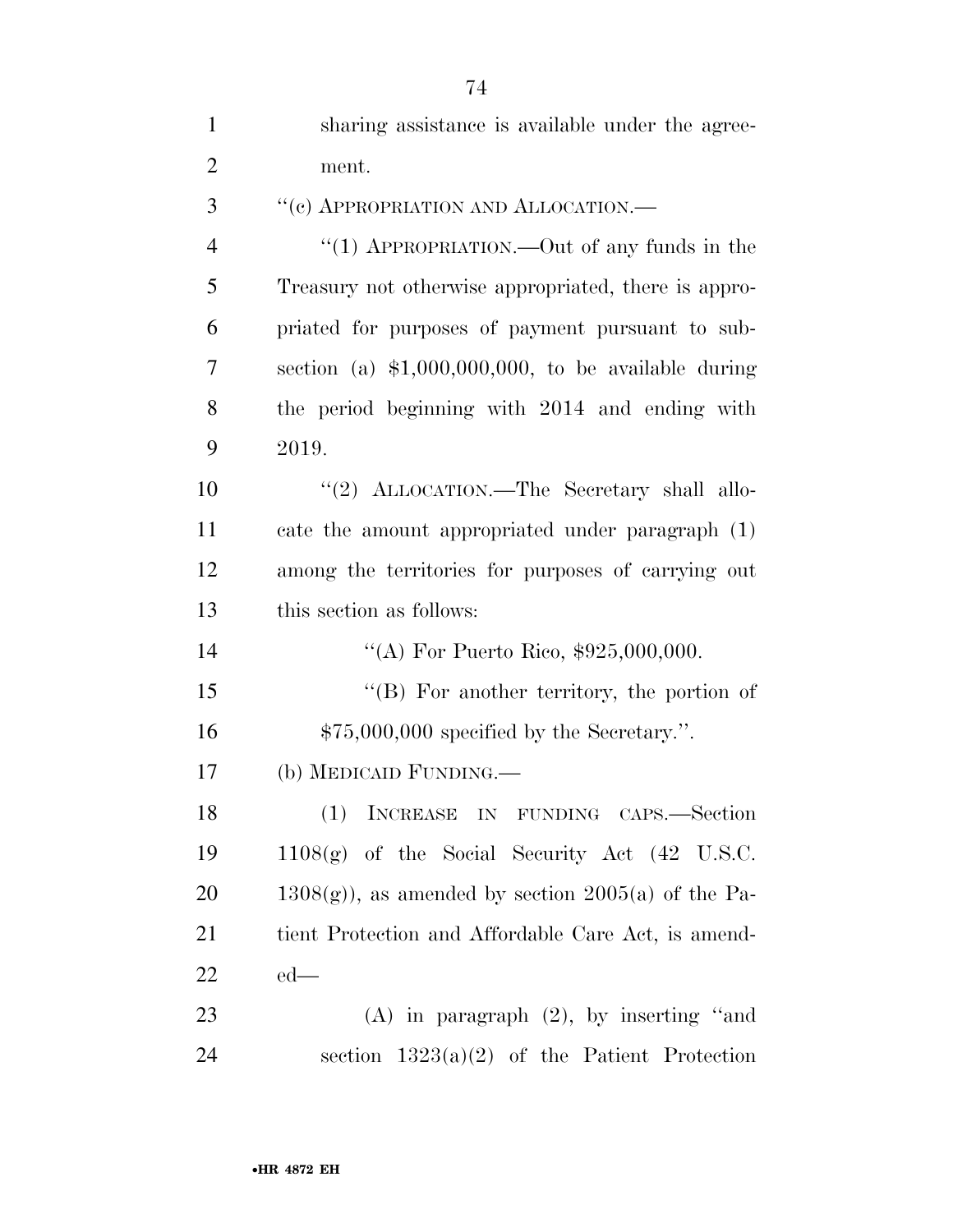sharing assistance is available under the agreement.

"(c) APPROPRIATION AND ALLOCATION.—

"(1) APPROPRIATION.—Out of any funds in the Treasury not otherwise appropriated, there is appropriated for purposes of payment pursuant to subsection (a) $1,000,000,000, to be available during the period beginning with 2014 and ending with 2019.

"(2) ALLOCATION.—The Secretary shall allocate the amount appropriated under paragraph (1) among the territories for purposes of carrying out this section as follows:

"(A) For Puerto Rico, $925,000,000.

"(B) For another territory, the portion of $75,000,000 specified by the Secretary.".

(b) MEDICAID FUNDING.—

(1) INCREASE IN FUNDING CAPS.—Section 1108(g) of the Social Security Act (42 U.S.C. 1308(g)), as amended by section 2005(a) of the Patient Protection and Affordable Care Act, is amended—

(A) in paragraph (2), by inserting "and section 1323(a)(2) of the Patient Protection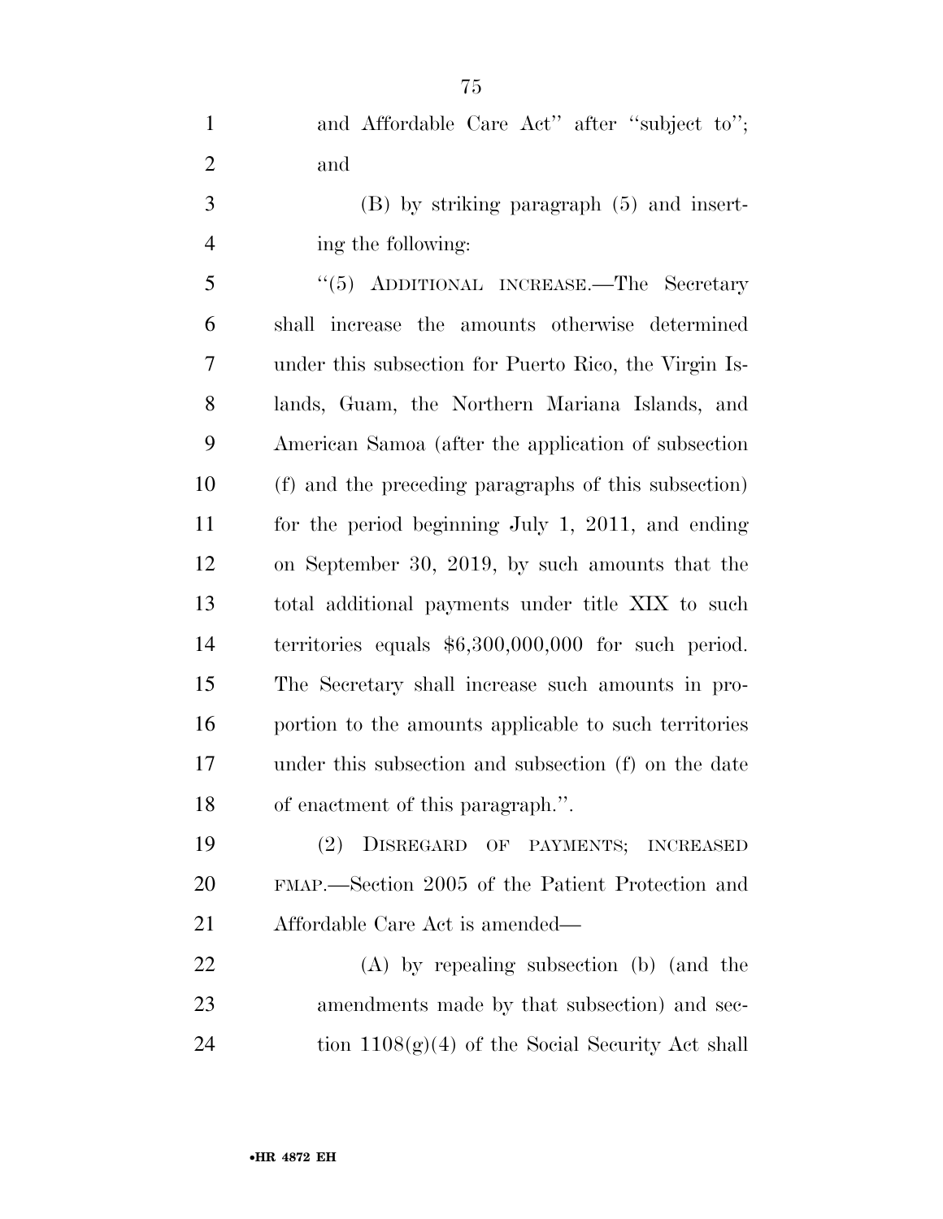and Affordable Care Act'' after ''subject to''; and

(B) by striking paragraph (5) and inserting the following:

''(5) ADDITIONAL INCREASE.—The Secretary shall increase the amounts otherwise determined under this subsection for Puerto Rico, the Virgin Islands, Guam, the Northern Mariana Islands, and American Samoa (after the application of subsection (f) and the preceding paragraphs of this subsection) for the period beginning July 1, 2011, and ending on September 30, 2019, by such amounts that the total additional payments under title XIX to such territories equals $6,300,000,000 for such period. The Secretary shall increase such amounts in proportion to the amounts applicable to such territories under this subsection and subsection (f) on the date of enactment of this paragraph.''.

(2) DISREGARD OF PAYMENTS; INCREASED FMAP.—Section 2005 of the Patient Protection and Affordable Care Act is amended—

(A) by repealing subsection (b) (and the amendments made by that subsection) and section 1108(g)(4) of the Social Security Act shall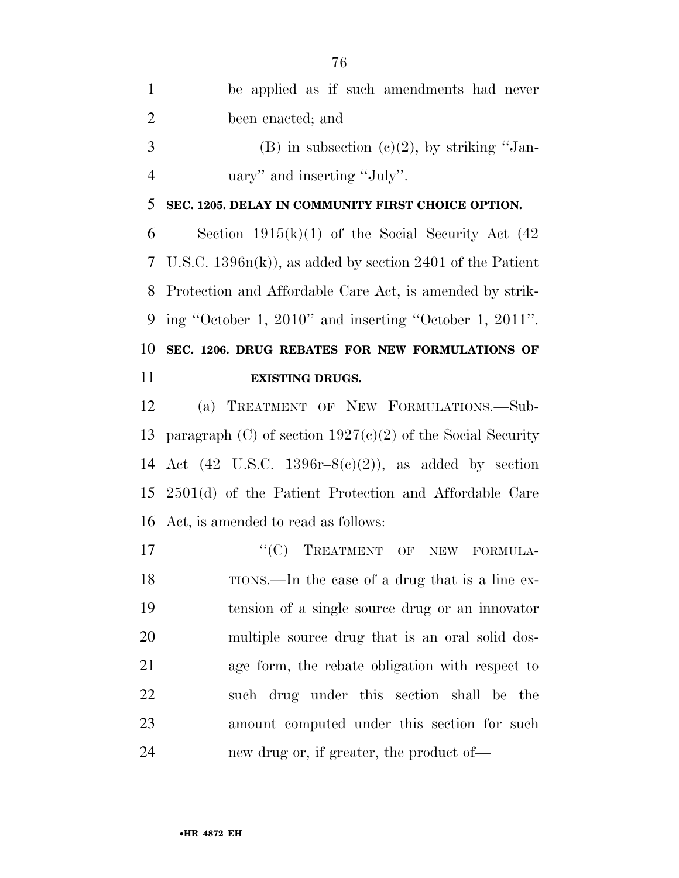be applied as if such amendments had never been enacted; and

(B) in subsection (c)(2), by striking "January" and inserting "July".

**SEC. 1205. DELAY IN COMMUNITY FIRST CHOICE OPTION.**

Section 1915(k)(1) of the Social Security Act (42 U.S.C. 1396n(k)), as added by section 2401 of the Patient Protection and Affordable Care Act, is amended by striking "October 1, 2010" and inserting "October 1, 2011".

**SEC. 1206. DRUG REBATES FOR NEW FORMULATIONS OF EXISTING DRUGS.**

(a) TREATMENT OF NEW FORMULATIONS.—Subparagraph (C) of section 1927(c)(2) of the Social Security Act (42 U.S.C. 1396r–8(c)(2)), as added by section 2501(d) of the Patient Protection and Affordable Care Act, is amended to read as follows:

"(C) TREATMENT OF NEW FORMULATIONS.—In the case of a drug that is a line extension of a single source drug or an innovator multiple source drug that is an oral solid dosage form, the rebate obligation with respect to such drug under this section shall be the amount computed under this section for such new drug or, if greater, the product of—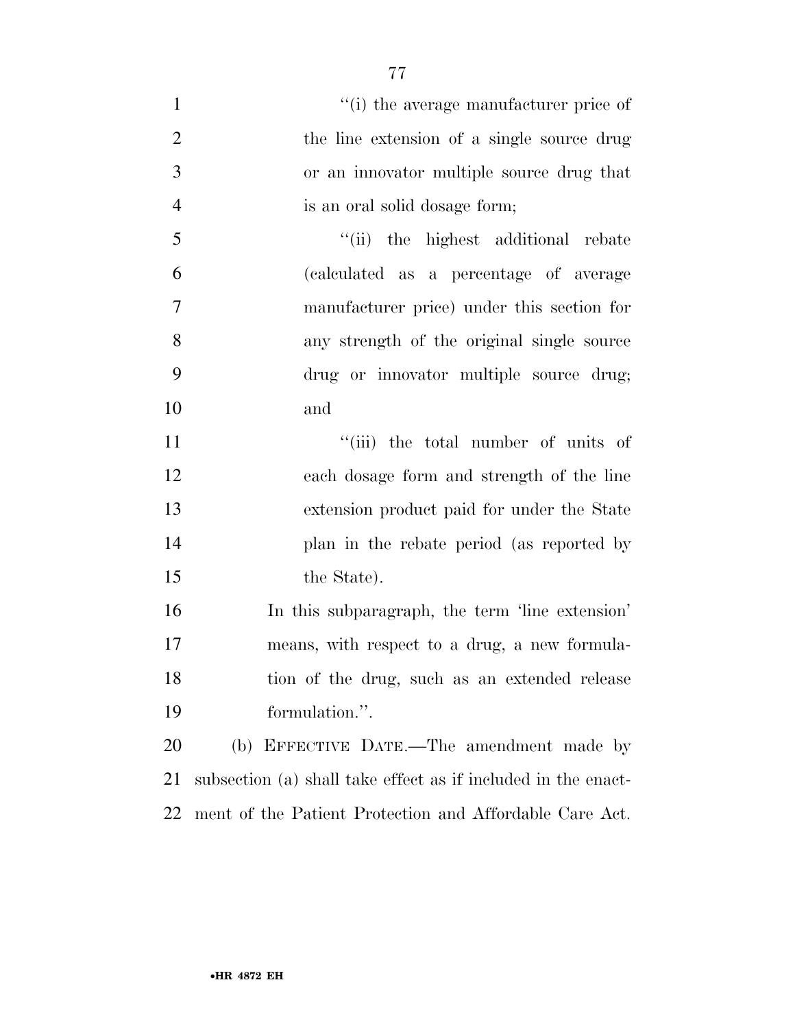"(i) the average manufacturer price of the line extension of a single source drug or an innovator multiple source drug that is an oral solid dosage form;

"(ii) the highest additional rebate (calculated as a percentage of average manufacturer price) under this section for any strength of the original single source drug or innovator multiple source drug; and

"(iii) the total number of units of each dosage form and strength of the line extension product paid for under the State plan in the rebate period (as reported by the State).

In this subparagraph, the term 'line extension' means, with respect to a drug, a new formulation of the drug, such as an extended release formulation.".

(b) EFFECTIVE DATE.—The amendment made by subsection (a) shall take effect as if included in the enactment of the Patient Protection and Affordable Care Act.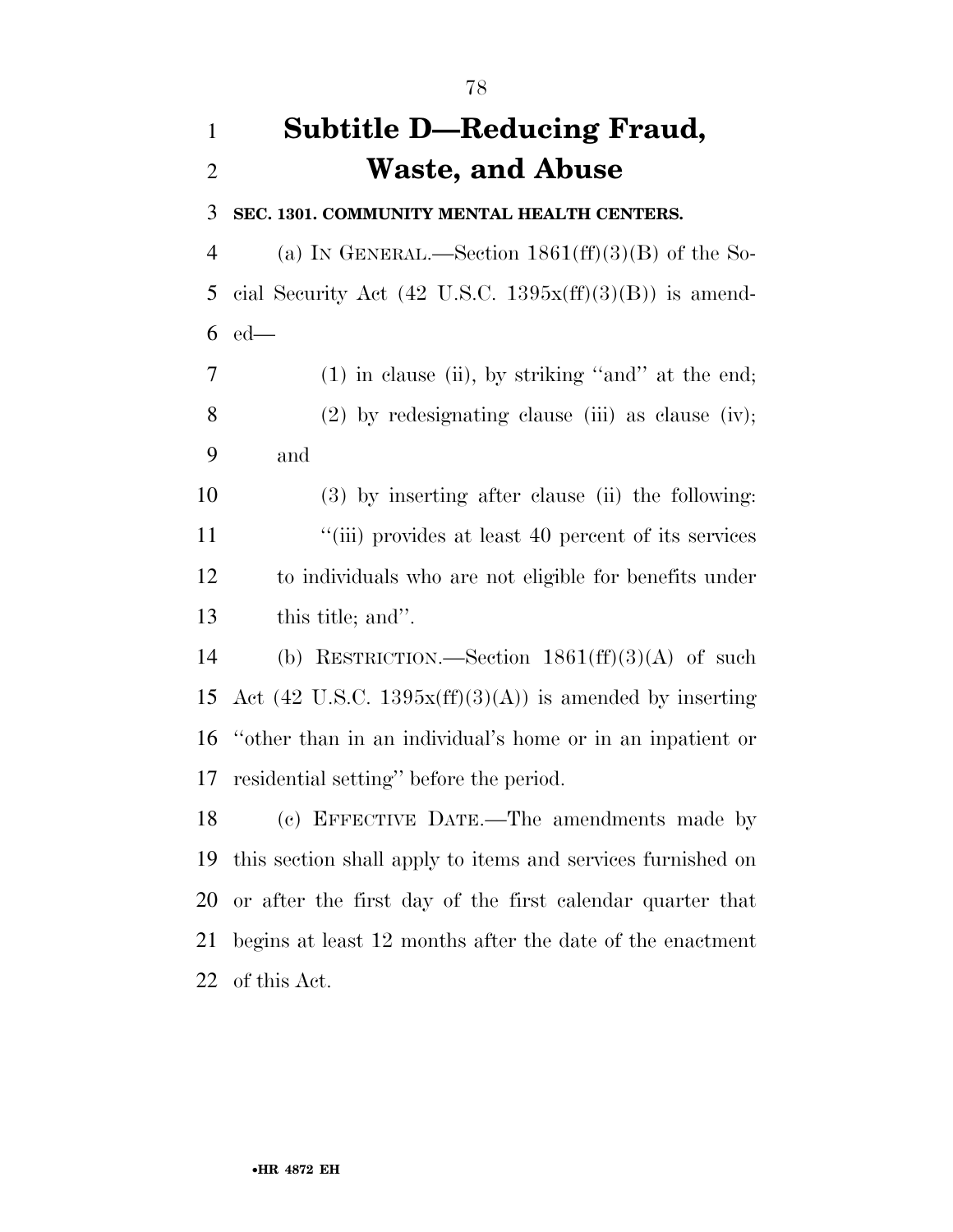# Subtitle D—Reducing Fraud, Waste, and Abuse

**SEC. 1301. COMMUNITY MENTAL HEALTH CENTERS.**

(a) IN GENERAL.—Section 1861(ff)(3)(B) of the Social Security Act (42 U.S.C. 1395x(ff)(3)(B)) is amended—

(1) in clause (ii), by striking "and" at the end;

(2) by redesignating clause (iii) as clause (iv); and

(3) by inserting after clause (ii) the following:

"(iii) provides at least 40 percent of its services to individuals who are not eligible for benefits under this title; and".

(b) RESTRICTION.—Section 1861(ff)(3)(A) of such Act (42 U.S.C. 1395x(ff)(3)(A)) is amended by inserting "other than in an individual's home or in an inpatient or residential setting" before the period.

(c) EFFECTIVE DATE.—The amendments made by this section shall apply to items and services furnished on or after the first day of the first calendar quarter that begins at least 12 months after the date of the enactment of this Act.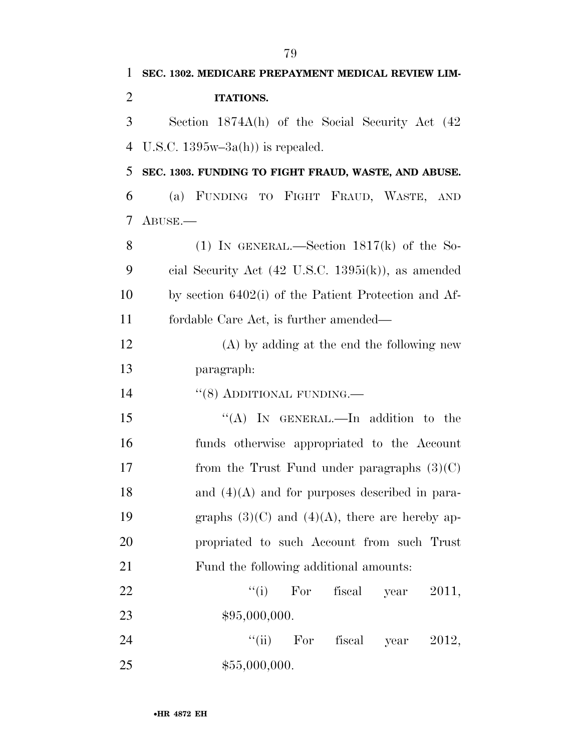**SEC. 1302. MEDICARE PREPAYMENT MEDICAL REVIEW LIMITATIONS.**

Section 1874A(h) of the Social Security Act (42 U.S.C. 1395w–3a(h)) is repealed.

**SEC. 1303. FUNDING TO FIGHT FRAUD, WASTE, AND ABUSE.**

(a) FUNDING TO FIGHT FRAUD, WASTE, AND ABUSE.—

(1) IN GENERAL.—Section 1817(k) of the Social Security Act (42 U.S.C. 1395i(k)), as amended by section 6402(i) of the Patient Protection and Affordable Care Act, is further amended—

(A) by adding at the end the following new paragraph:

''(8) ADDITIONAL FUNDING.—

''(A) IN GENERAL.—In addition to the funds otherwise appropriated to the Account from the Trust Fund under paragraphs (3)(C) and (4)(A) and for purposes described in paragraphs (3)(C) and (4)(A), there are hereby appropriated to such Account from such Trust Fund the following additional amounts:

''(i) For fiscal year 2011, $95,000,000.

''(ii) For fiscal year 2012, $55,000,000.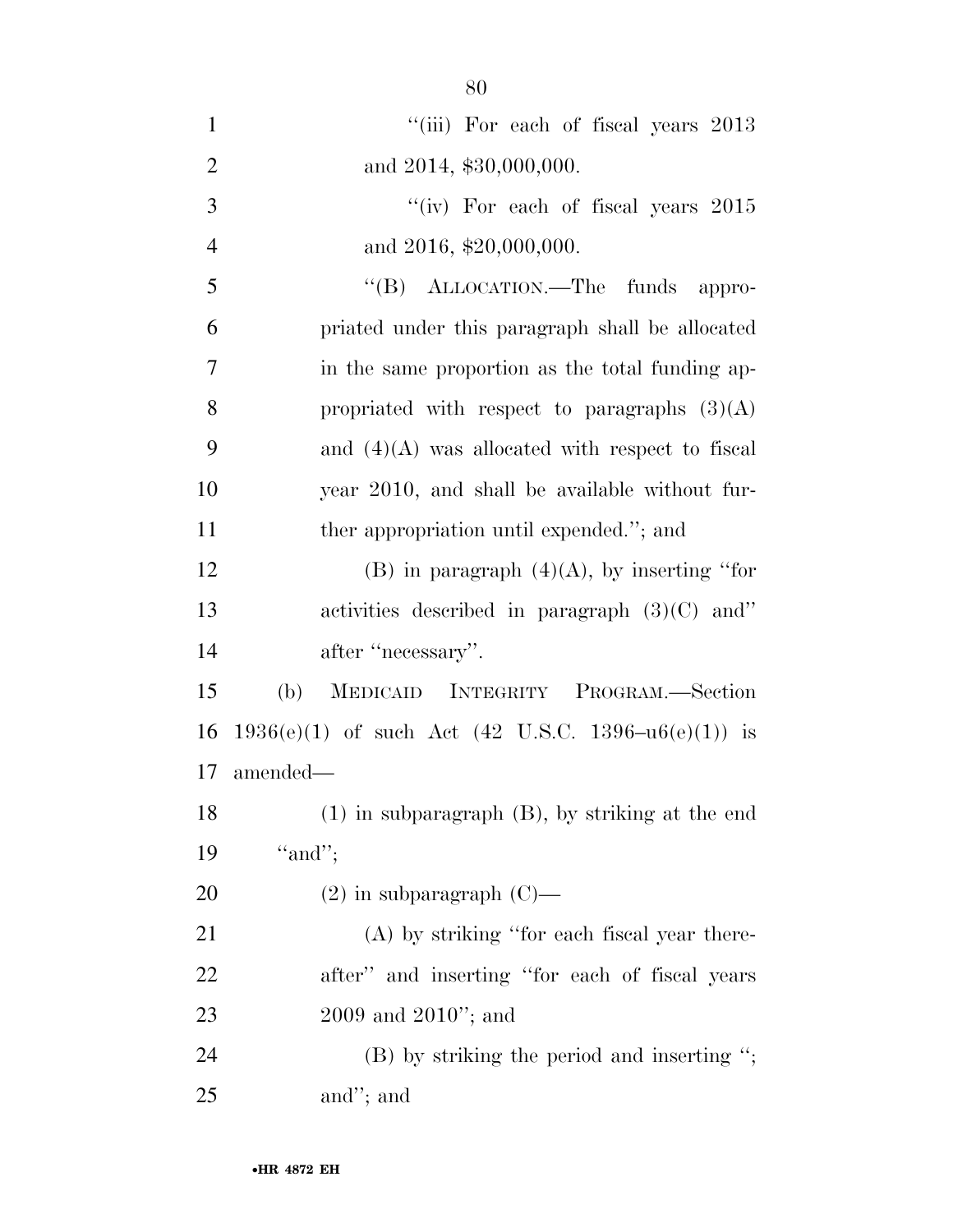"(iii) For each of fiscal years 2013 and 2014, $30,000,000.

"(iv) For each of fiscal years 2015 and 2016, $20,000,000.

"(B) ALLOCATION.—The funds appropriated under this paragraph shall be allocated in the same proportion as the total funding appropriated with respect to paragraphs (3)(A) and (4)(A) was allocated with respect to fiscal year 2010, and shall be available without further appropriation until expended."; and

(B) in paragraph (4)(A), by inserting "for activities described in paragraph (3)(C) and" after "necessary".

(b) MEDICAID INTEGRITY PROGRAM.—Section 1936(e)(1) of such Act (42 U.S.C. 1396–u6(e)(1)) is amended—

(1) in subparagraph (B), by striking at the end "and";

(2) in subparagraph (C)—

(A) by striking "for each fiscal year thereafter" and inserting "for each of fiscal years 2009 and 2010"; and

(B) by striking the period and inserting "; and"; and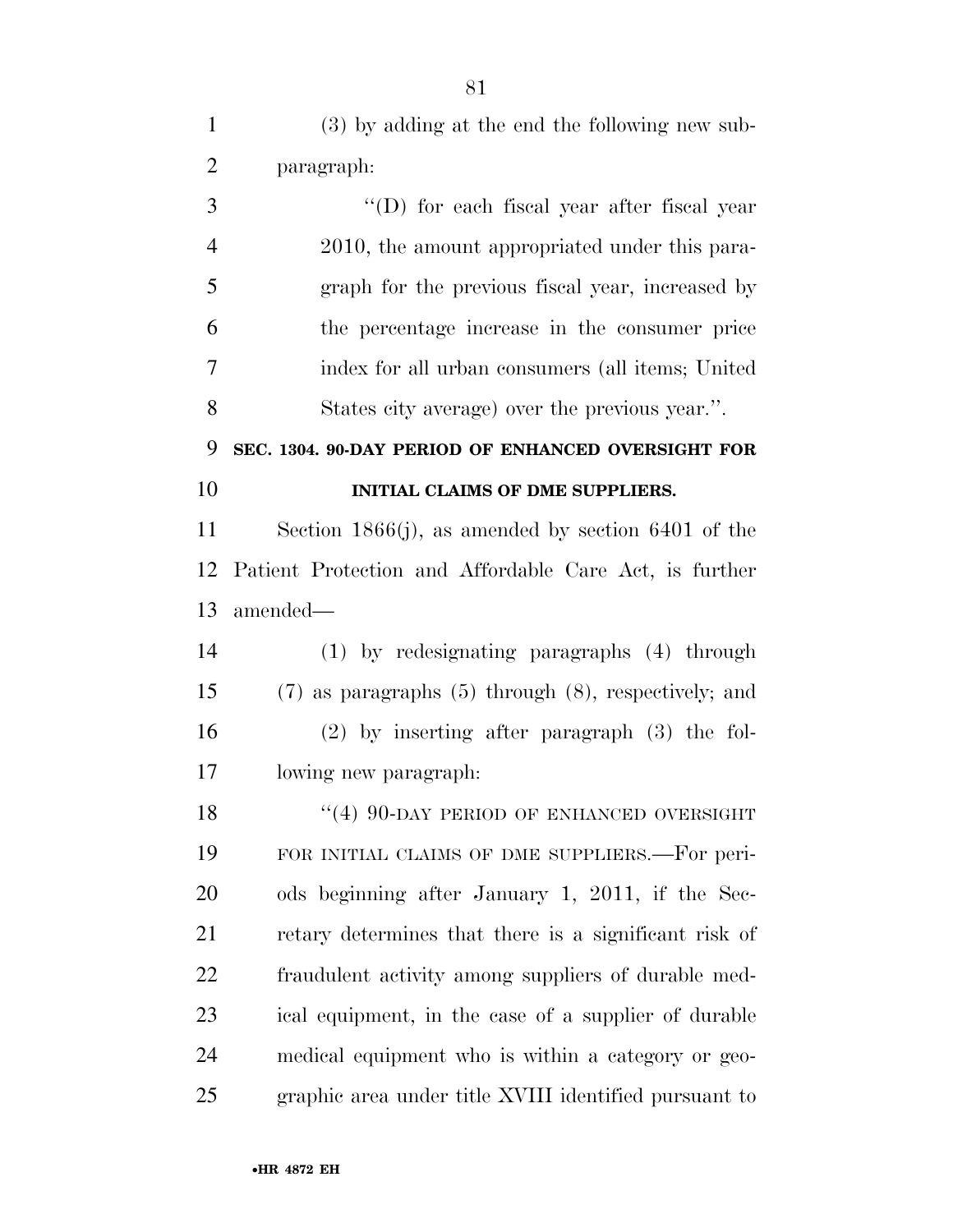(3) by adding at the end the following new subparagraph:

"(D) for each fiscal year after fiscal year 2010, the amount appropriated under this paragraph for the previous fiscal year, increased by the percentage increase in the consumer price index for all urban consumers (all items; United States city average) over the previous year.".

**SEC. 1304. 90-DAY PERIOD OF ENHANCED OVERSIGHT FOR INITIAL CLAIMS OF DME SUPPLIERS.**

Section 1866(j), as amended by section 6401 of the Patient Protection and Affordable Care Act, is further amended—

(1) by redesignating paragraphs (4) through (7) as paragraphs (5) through (8), respectively; and

(2) by inserting after paragraph (3) the following new paragraph:

"(4) 90-DAY PERIOD OF ENHANCED OVERSIGHT FOR INITIAL CLAIMS OF DME SUPPLIERS.—For periods beginning after January 1, 2011, if the Secretary determines that there is a significant risk of fraudulent activity among suppliers of durable medical equipment, in the case of a supplier of durable medical equipment who is within a category or geographic area under title XVIII identified pursuant to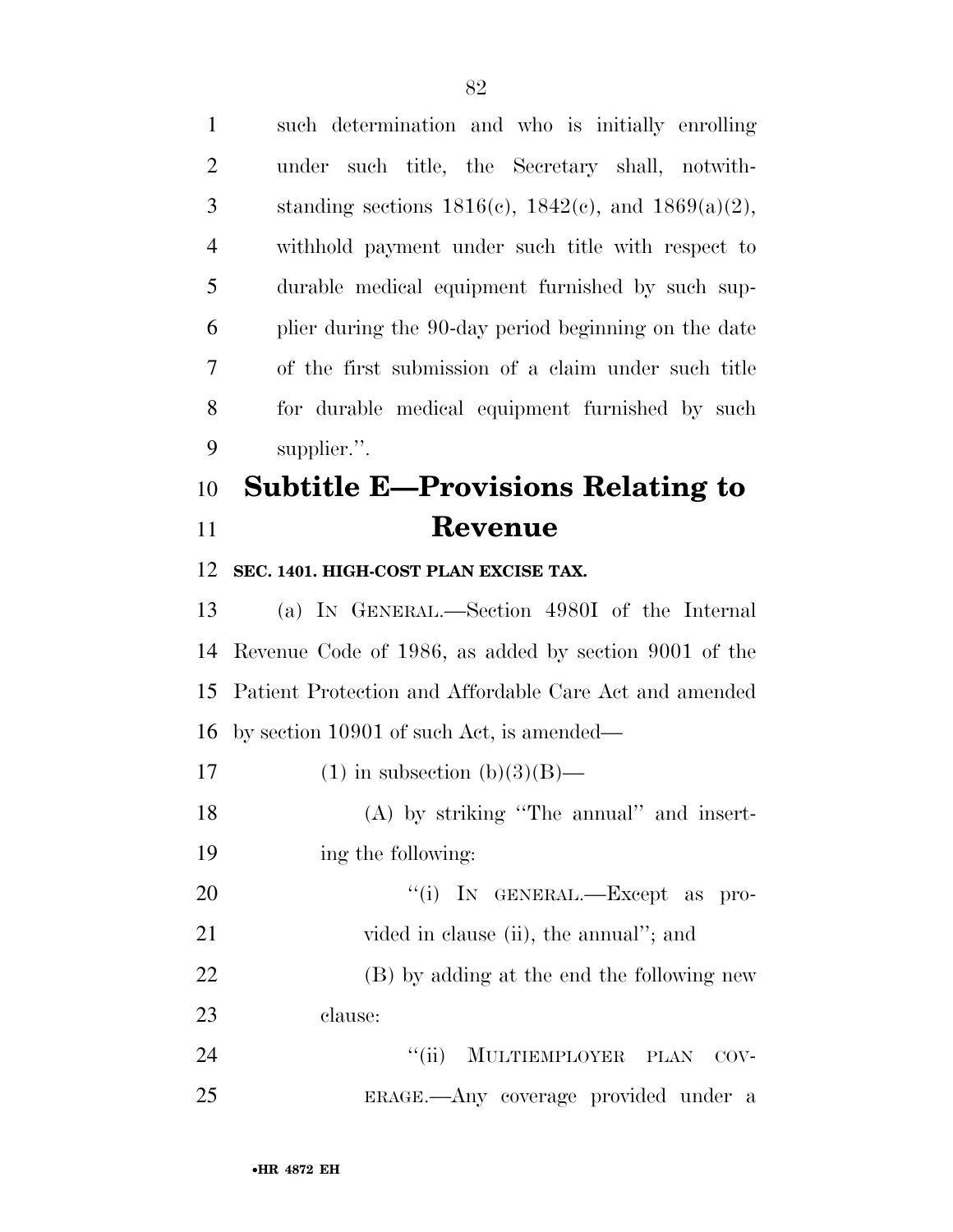such determination and who is initially enrolling under such title, the Secretary shall, notwithstanding sections 1816(c), 1842(c), and 1869(a)(2), withhold payment under such title with respect to durable medical equipment furnished by such supplier during the 90-day period beginning on the date of the first submission of a claim under such title for durable medical equipment furnished by such supplier.''.

## Subtitle E—Provisions Relating to Revenue

**SEC. 1401. HIGH-COST PLAN EXCISE TAX.**

(a) IN GENERAL.—Section 4980I of the Internal Revenue Code of 1986, as added by section 9001 of the Patient Protection and Affordable Care Act and amended by section 10901 of such Act, is amended—

(1) in subsection (b)(3)(B)—

(A) by striking ''The annual'' and inserting the following:

''(i) IN GENERAL.—Except as provided in clause (ii), the annual''; and

(B) by adding at the end the following new clause:

''(ii) MULTIEMPLOYER PLAN COVERAGE.—Any coverage provided under a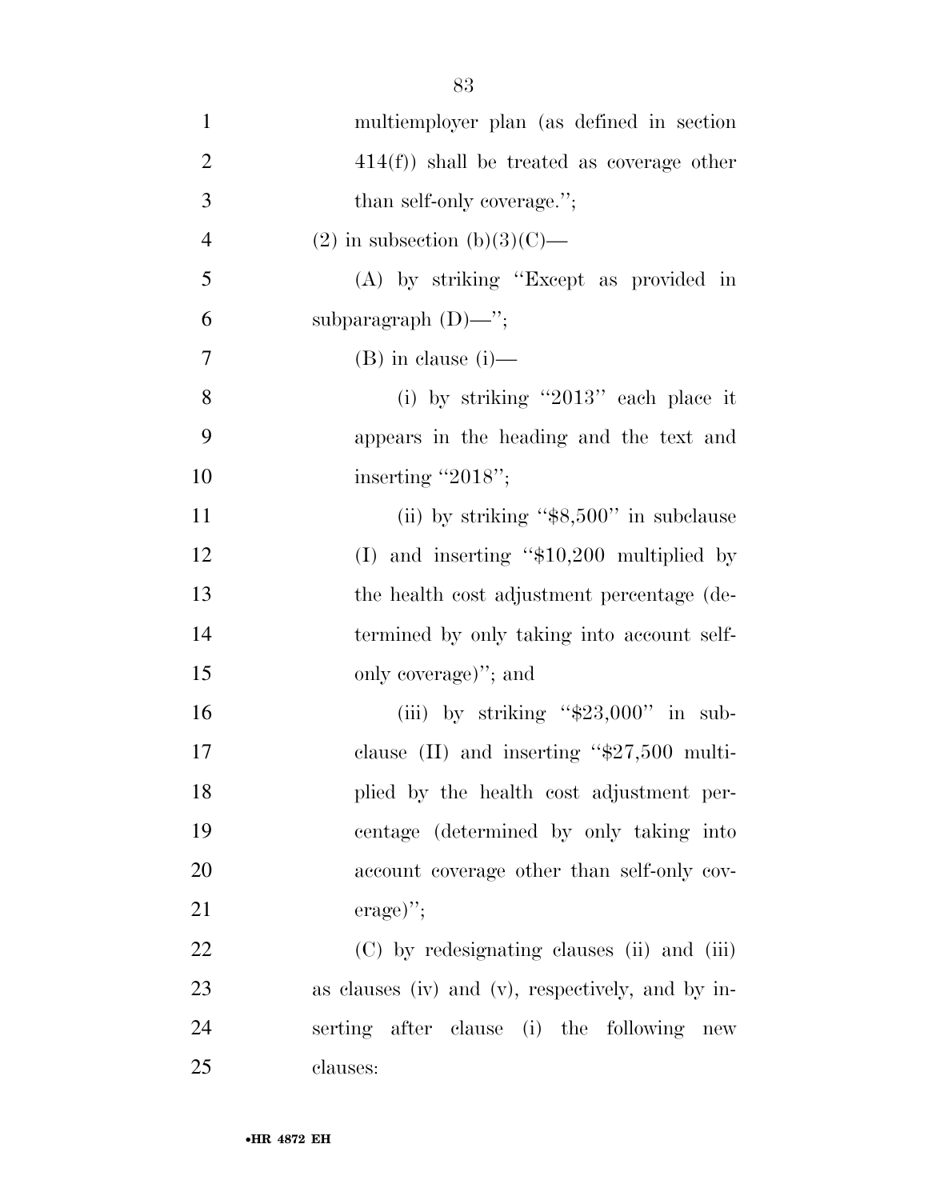multiemployer plan (as defined in section 414(f)) shall be treated as coverage other than self-only coverage.'';

(2) in subsection (b)(3)(C)—

(A) by striking ''Except as provided in subparagraph (D)—'';

(B) in clause (i)—

(i) by striking ''2013'' each place it appears in the heading and the text and inserting ''2018'';

(ii) by striking ''$8,500'' in subclause (I) and inserting ''$10,200 multiplied by the health cost adjustment percentage (determined by only taking into account self-only coverage)''; and

(iii) by striking ''$23,000'' in subclause (II) and inserting ''$27,500 multiplied by the health cost adjustment percentage (determined by only taking into account coverage other than self-only coverage)'';

(C) by redesignating clauses (ii) and (iii) as clauses (iv) and (v), respectively, and by inserting after clause (i) the following new clauses: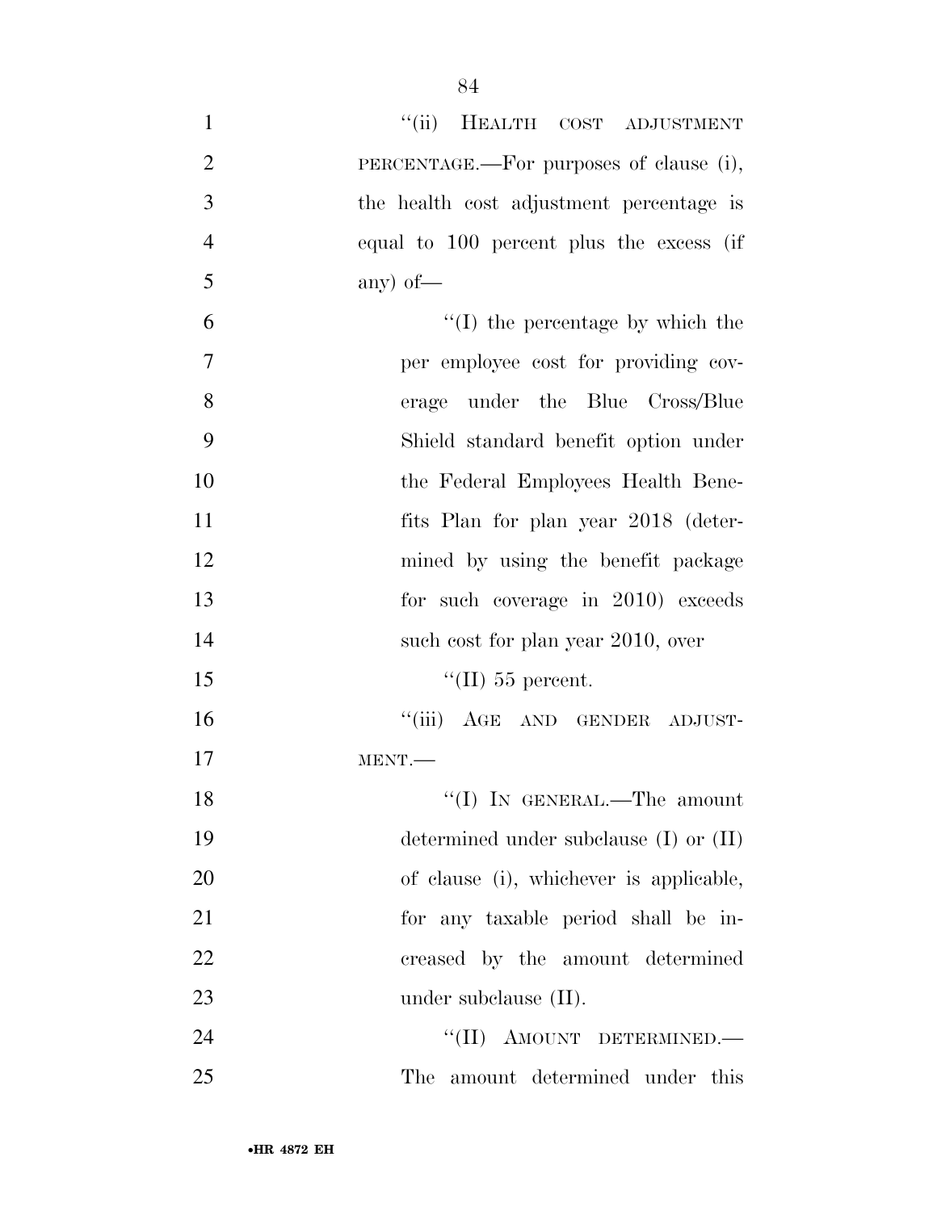"(ii) HEALTH COST ADJUSTMENT PERCENTAGE.—For purposes of clause (i), the health cost adjustment percentage is equal to 100 percent plus the excess (if any) of—

"(I) the percentage by which the per employee cost for providing coverage under the Blue Cross/Blue Shield standard benefit option under the Federal Employees Health Benefits Plan for plan year 2018 (determined by using the benefit package for such coverage in 2010) exceeds such cost for plan year 2010, over

"(II) 55 percent.

"(iii) AGE AND GENDER ADJUSTMENT.—

"(I) IN GENERAL.—The amount determined under subclause (I) or (II) of clause (i), whichever is applicable, for any taxable period shall be increased by the amount determined under subclause (II).

"(II) AMOUNT DETERMINED.—The amount determined under this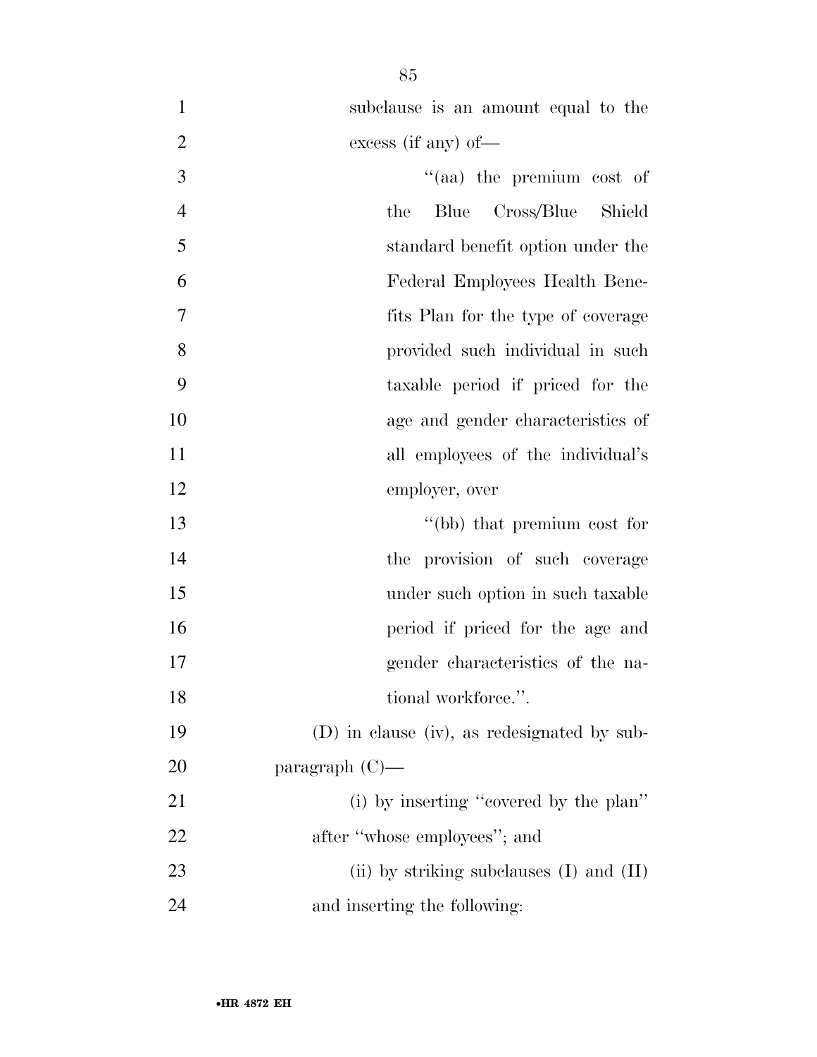subclause is an amount equal to the excess (if any) of—

''(aa) the premium cost of the Blue Cross/Blue Shield standard benefit option under the Federal Employees Health Benefits Plan for the type of coverage provided such individual in such taxable period if priced for the age and gender characteristics of all employees of the individual's employer, over

''(bb) that premium cost for the provision of such coverage under such option in such taxable period if priced for the age and gender characteristics of the national workforce.''.

(D) in clause (iv), as redesignated by subparagraph (C)—

(i) by inserting ''covered by the plan'' after ''whose employees''; and

(ii) by striking subclauses (I) and (II) and inserting the following: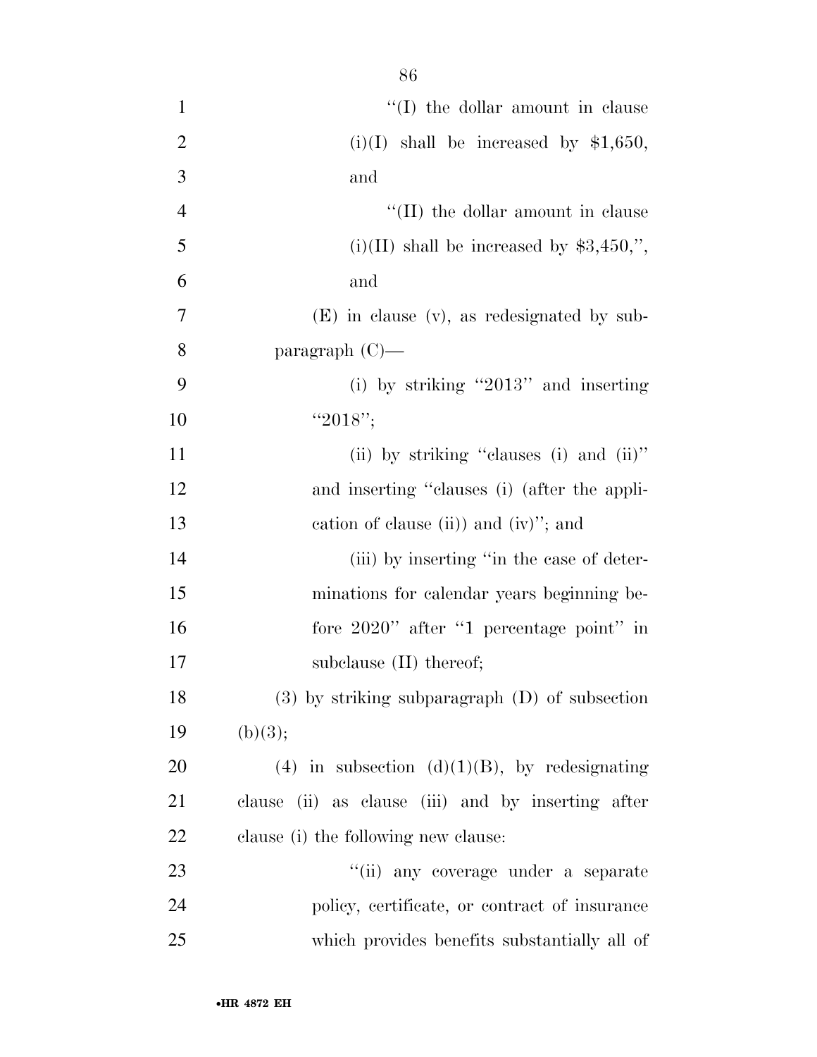''(I) the dollar amount in clause (i)(I) shall be increased by $1,650, and

''(II) the dollar amount in clause (i)(II) shall be increased by $3,450,'', and

(E) in clause (v), as redesignated by subparagraph (C)—

(i) by striking ''2013'' and inserting ''2018'';

(ii) by striking ''clauses (i) and (ii)'' and inserting ''clauses (i) (after the application of clause (ii)) and (iv)''; and

(iii) by inserting ''in the case of determinations for calendar years beginning before 2020'' after ''1 percentage point'' in subclause (II) thereof;

(3) by striking subparagraph (D) of subsection (b)(3);

(4) in subsection (d)(1)(B), by redesignating clause (ii) as clause (iii) and by inserting after clause (i) the following new clause:

''(ii) any coverage under a separate policy, certificate, or contract of insurance which provides benefits substantially all of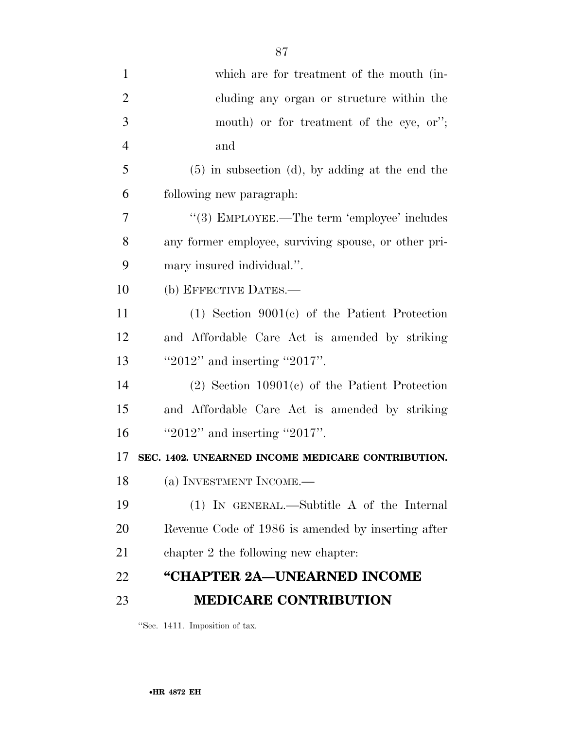which are for treatment of the mouth (including any organ or structure within the mouth) or for treatment of the eye, or''; and

(5) in subsection (d), by adding at the end the following new paragraph:

''(3) EMPLOYEE.—The term 'employee' includes any former employee, surviving spouse, or other primary insured individual.''.

(b) EFFECTIVE DATES.—

(1) Section 9001(c) of the Patient Protection and Affordable Care Act is amended by striking ''2012'' and inserting ''2017''.

(2) Section 10901(c) of the Patient Protection and Affordable Care Act is amended by striking ''2012'' and inserting ''2017''.

**SEC. 1402. UNEARNED INCOME MEDICARE CONTRIBUTION.**

(a) INVESTMENT INCOME.—

(1) IN GENERAL.—Subtitle A of the Internal Revenue Code of 1986 is amended by inserting after chapter 2 the following new chapter:

## "CHAPTER 2A—UNEARNED INCOME MEDICARE CONTRIBUTION

''Sec. 1411. Imposition of tax.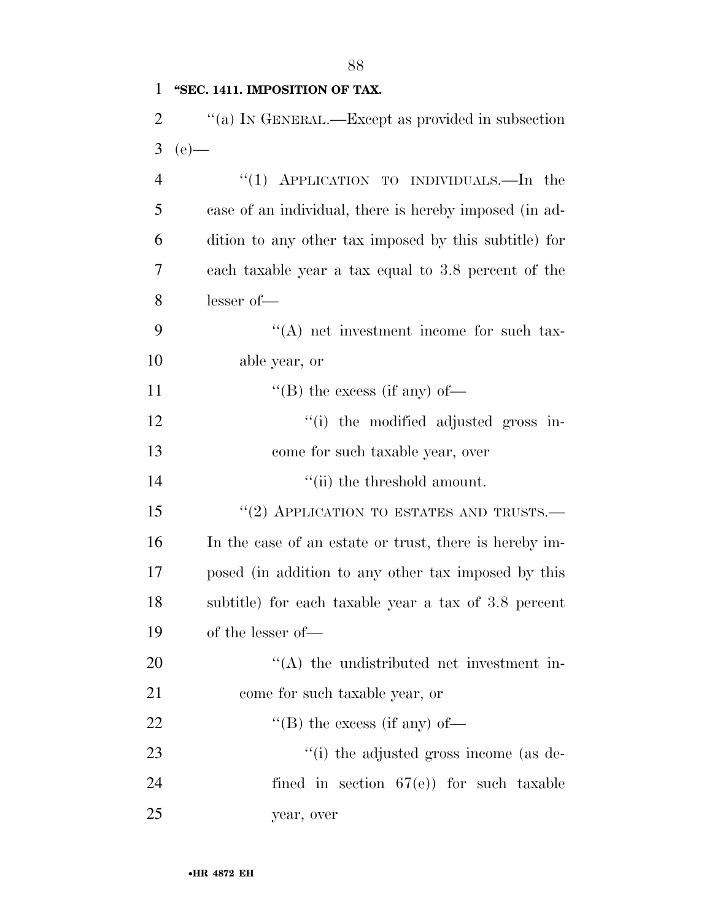**"SEC. 1411. IMPOSITION OF TAX.**

"(a) IN GENERAL.—Except as provided in subsection (e)—

"(1) APPLICATION TO INDIVIDUALS.—In the case of an individual, there is hereby imposed (in addition to any other tax imposed by this subtitle) for each taxable year a tax equal to 3.8 percent of the lesser of—

"(A) net investment income for such taxable year, or

"(B) the excess (if any) of—

"(i) the modified adjusted gross income for such taxable year, over

"(ii) the threshold amount.

"(2) APPLICATION TO ESTATES AND TRUSTS.—In the case of an estate or trust, there is hereby imposed (in addition to any other tax imposed by this subtitle) for each taxable year a tax of 3.8 percent of the lesser of—

"(A) the undistributed net investment income for such taxable year, or

"(B) the excess (if any) of—

"(i) the adjusted gross income (as defined in section 67(e)) for such taxable year, over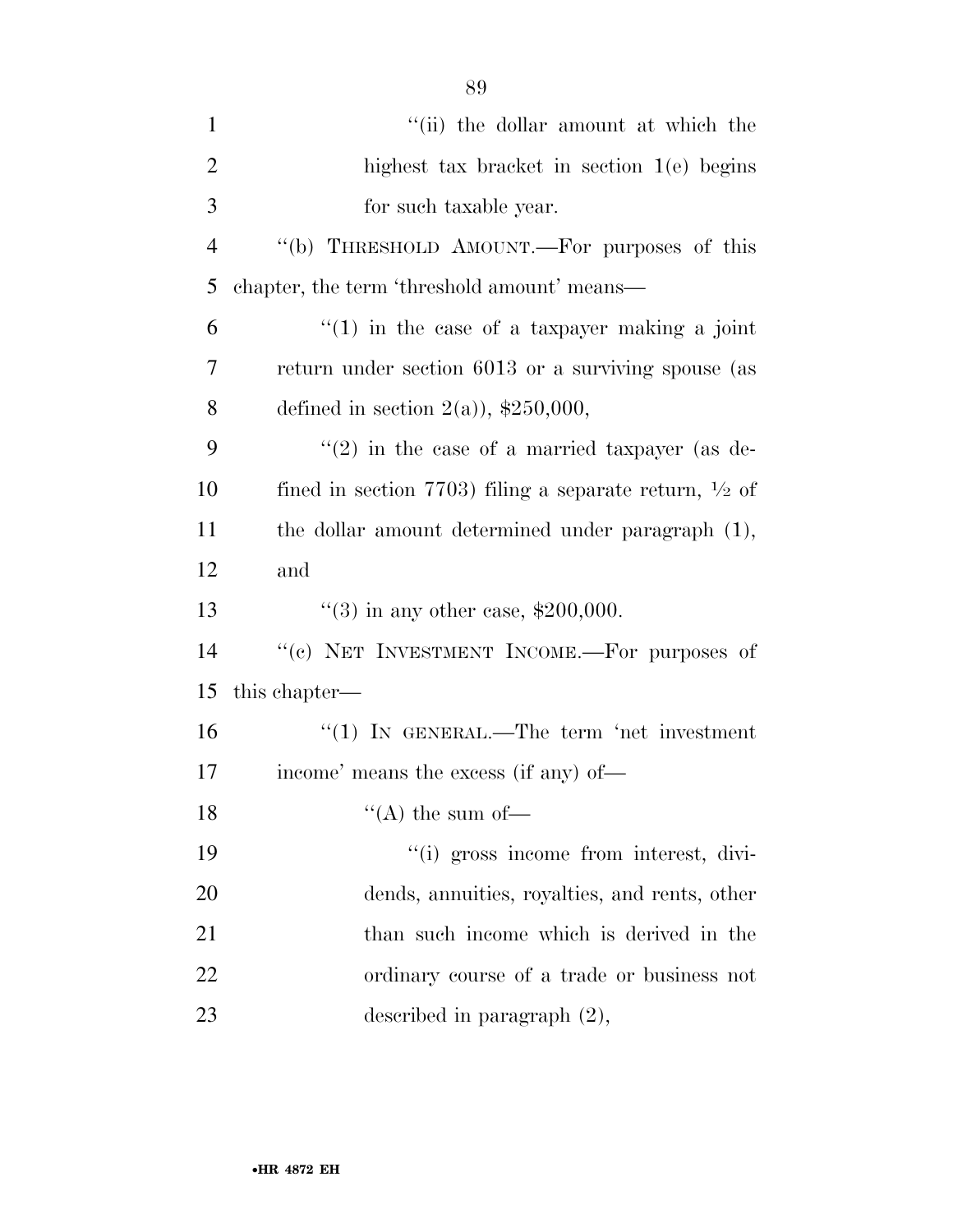''(ii) the dollar amount at which the highest tax bracket in section 1(e) begins for such taxable year.

''(b) THRESHOLD AMOUNT.—For purposes of this chapter, the term 'threshold amount' means—

''(1) in the case of a taxpayer making a joint return under section 6013 or a surviving spouse (as defined in section 2(a)), $250,000,

''(2) in the case of a married taxpayer (as defined in section 7703) filing a separate return, ½ of the dollar amount determined under paragraph (1), and

''(3) in any other case, $200,000.

''(c) NET INVESTMENT INCOME.—For purposes of this chapter—

''(1) IN GENERAL.—The term 'net investment income' means the excess (if any) of—

''(A) the sum of—

''(i) gross income from interest, dividends, annuities, royalties, and rents, other than such income which is derived in the ordinary course of a trade or business not described in paragraph (2),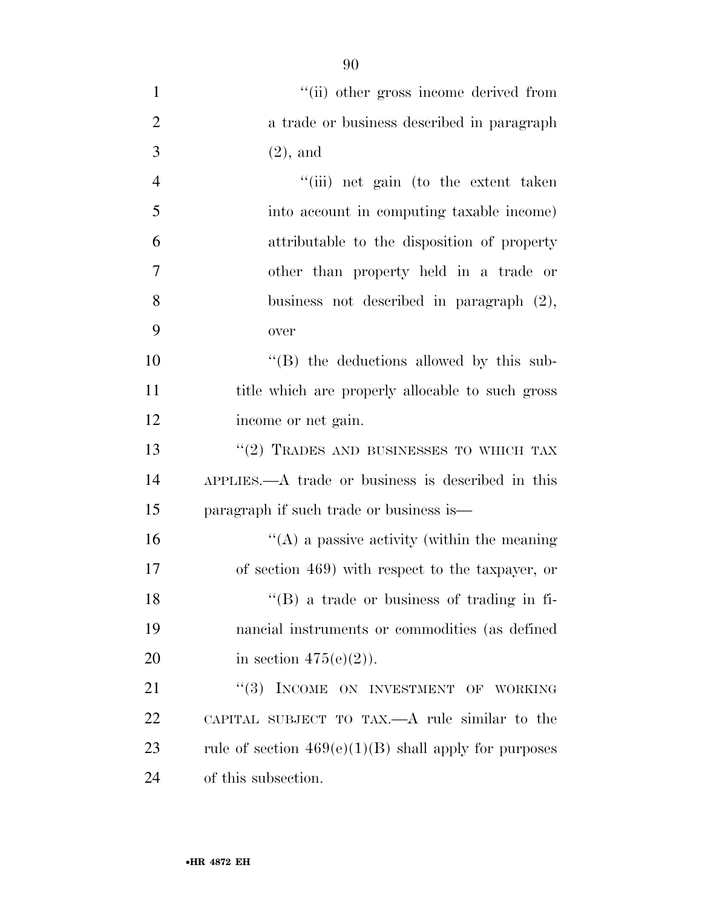''(ii) other gross income derived from a trade or business described in paragraph (2), and

''(iii) net gain (to the extent taken into account in computing taxable income) attributable to the disposition of property other than property held in a trade or business not described in paragraph (2), over

''(B) the deductions allowed by this subtitle which are properly allocable to such gross income or net gain.

''(2) TRADES AND BUSINESSES TO WHICH TAX APPLIES.—A trade or business is described in this paragraph if such trade or business is—

''(A) a passive activity (within the meaning of section 469) with respect to the taxpayer, or

''(B) a trade or business of trading in financial instruments or commodities (as defined in section 475(e)(2)).

''(3) INCOME ON INVESTMENT OF WORKING CAPITAL SUBJECT TO TAX.—A rule similar to the rule of section 469(e)(1)(B) shall apply for purposes of this subsection.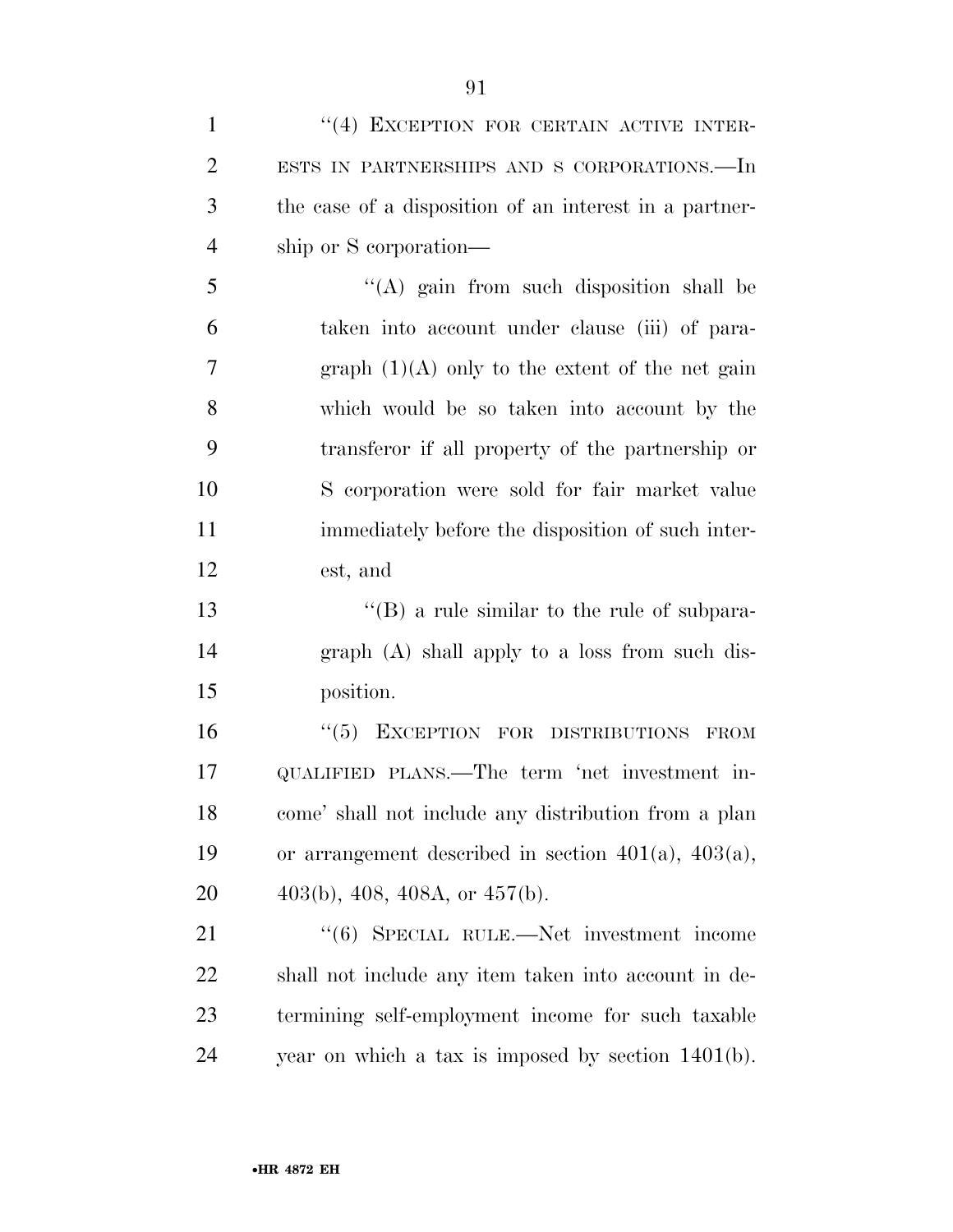"(4) EXCEPTION FOR CERTAIN ACTIVE INTERESTS IN PARTNERSHIPS AND S CORPORATIONS.—In the case of a disposition of an interest in a partnership or S corporation—

"(A) gain from such disposition shall be taken into account under clause (iii) of paragraph (1)(A) only to the extent of the net gain which would be so taken into account by the transferor if all property of the partnership or S corporation were sold for fair market value immediately before the disposition of such interest, and

"(B) a rule similar to the rule of subparagraph (A) shall apply to a loss from such disposition.

"(5) EXCEPTION FOR DISTRIBUTIONS FROM QUALIFIED PLANS.—The term 'net investment income' shall not include any distribution from a plan or arrangement described in section 401(a), 403(a), 403(b), 408, 408A, or 457(b).

"(6) SPECIAL RULE.—Net investment income shall not include any item taken into account in determining self-employment income for such taxable year on which a tax is imposed by section 1401(b).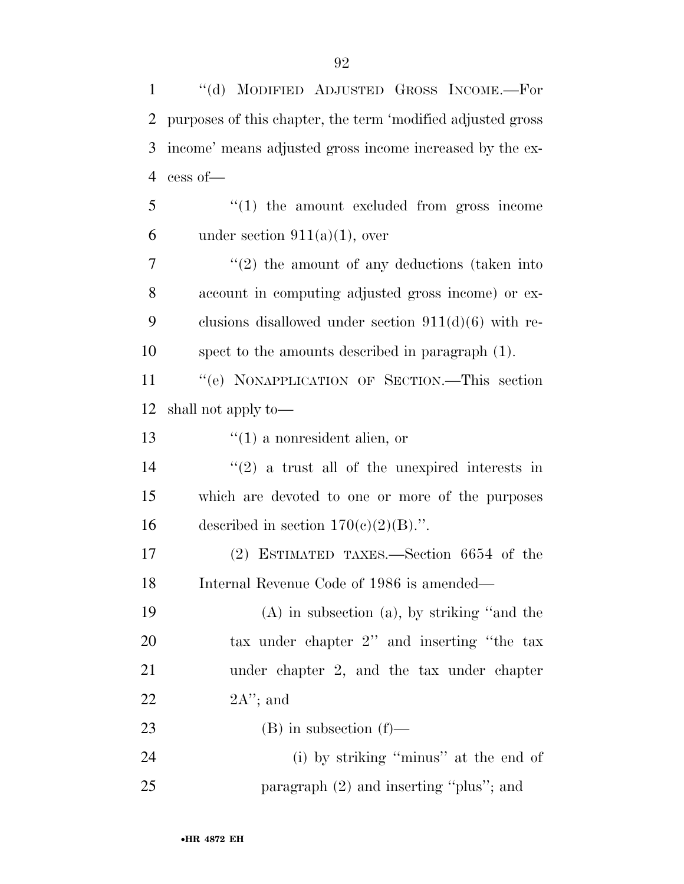"(d) MODIFIED ADJUSTED GROSS INCOME.—For purposes of this chapter, the term 'modified adjusted gross income' means adjusted gross income increased by the excess of—

"(1) the amount excluded from gross income under section 911(a)(1), over

"(2) the amount of any deductions (taken into account in computing adjusted gross income) or exclusions disallowed under section 911(d)(6) with respect to the amounts described in paragraph (1).

"(e) NONAPPLICATION OF SECTION.—This section shall not apply to—

"(1) a nonresident alien, or

"(2) a trust all of the unexpired interests in which are devoted to one or more of the purposes described in section 170(c)(2)(B).".

(2) ESTIMATED TAXES.—Section 6654 of the Internal Revenue Code of 1986 is amended—

(A) in subsection (a), by striking "and the tax under chapter 2" and inserting "the tax under chapter 2, and the tax under chapter 2A"; and

(B) in subsection (f)—

(i) by striking "minus" at the end of paragraph (2) and inserting "plus"; and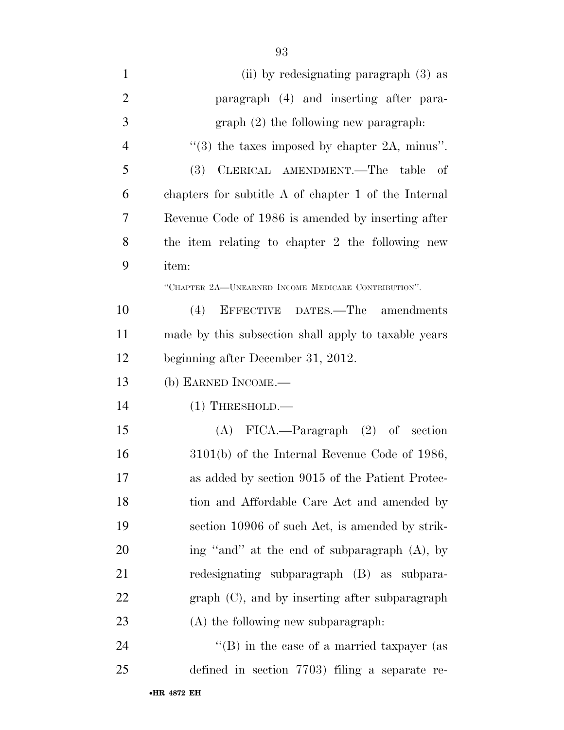(ii) by redesignating paragraph (3) as paragraph (4) and inserting after paragraph (2) the following new paragraph:

"(3) the taxes imposed by chapter 2A, minus".

(3) CLERICAL AMENDMENT.—The table of chapters for subtitle A of chapter 1 of the Internal Revenue Code of 1986 is amended by inserting after the item relating to chapter 2 the following new item:

"CHAPTER 2A—UNEARNED INCOME MEDICARE CONTRIBUTION".

(4) EFFECTIVE DATES.—The amendments made by this subsection shall apply to taxable years beginning after December 31, 2012.

(b) EARNED INCOME.—

(1) THRESHOLD.—

(A) FICA.—Paragraph (2) of section 3101(b) of the Internal Revenue Code of 1986, as added by section 9015 of the Patient Protection and Affordable Care Act and amended by section 10906 of such Act, is amended by striking "and" at the end of subparagraph (A), by redesignating subparagraph (B) as subparagraph (C), and by inserting after subparagraph (A) the following new subparagraph:

"(B) in the case of a married taxpayer (as defined in section 7703) filing a separate re-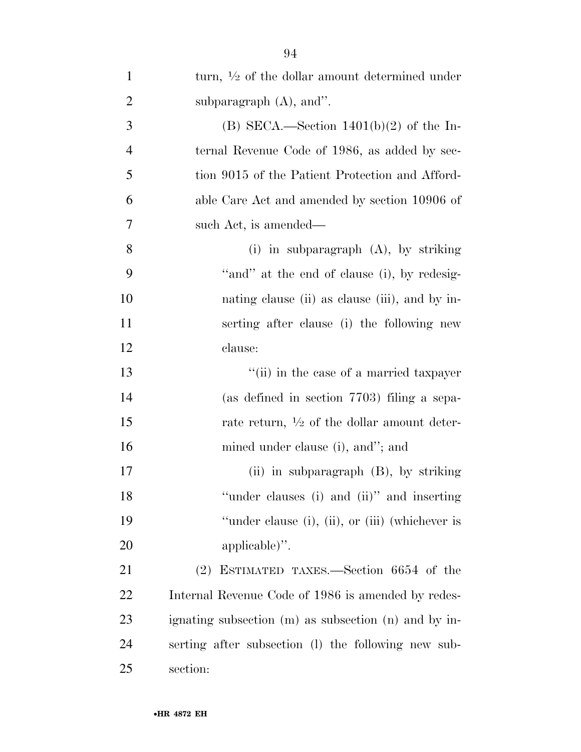turn, ½ of the dollar amount determined under subparagraph (A), and''.

(B) SECA.—Section 1401(b)(2) of the Internal Revenue Code of 1986, as added by section 9015 of the Patient Protection and Affordable Care Act and amended by section 10906 of such Act, is amended—

(i) in subparagraph (A), by striking ''and'' at the end of clause (i), by redesignating clause (ii) as clause (iii), and by inserting after clause (i) the following new clause:

''(ii) in the case of a married taxpayer (as defined in section 7703) filing a separate return, ½ of the dollar amount determined under clause (i), and''; and

(ii) in subparagraph (B), by striking ''under clauses (i) and (ii)'' and inserting ''under clause (i), (ii), or (iii) (whichever is applicable)''.

(2) ESTIMATED TAXES.—Section 6654 of the Internal Revenue Code of 1986 is amended by redesignating subsection (m) as subsection (n) and by inserting after subsection (l) the following new subsection: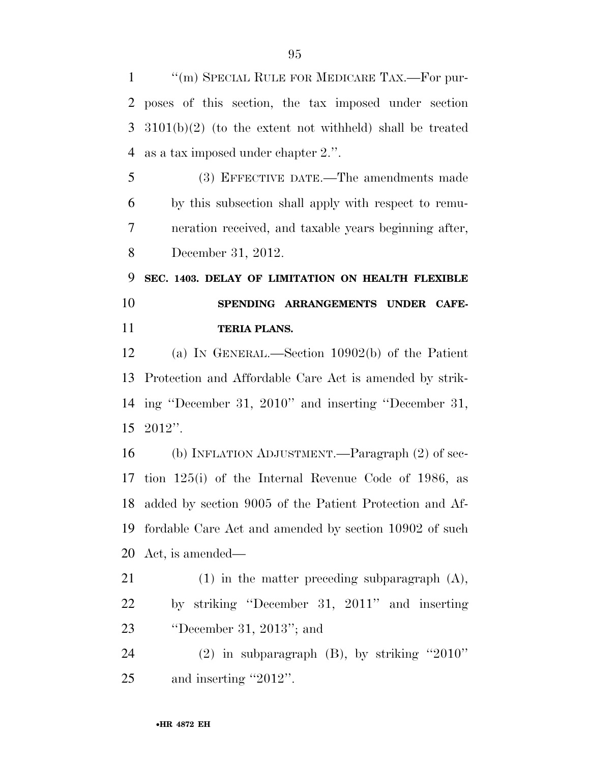"(m) SPECIAL RULE FOR MEDICARE TAX.—For purposes of this section, the tax imposed under section 3101(b)(2) (to the extent not withheld) shall be treated as a tax imposed under chapter 2.".

(3) EFFECTIVE DATE.—The amendments made by this subsection shall apply with respect to remuneration received, and taxable years beginning after, December 31, 2012.

**SEC. 1403. DELAY OF LIMITATION ON HEALTH FLEXIBLE SPENDING ARRANGEMENTS UNDER CAFETERIA PLANS.**

(a) IN GENERAL.—Section 10902(b) of the Patient Protection and Affordable Care Act is amended by striking "December 31, 2010" and inserting "December 31, 2012".

(b) INFLATION ADJUSTMENT.—Paragraph (2) of section 125(i) of the Internal Revenue Code of 1986, as added by section 9005 of the Patient Protection and Affordable Care Act and amended by section 10902 of such Act, is amended—

(1) in the matter preceding subparagraph (A), by striking "December 31, 2011" and inserting "December 31, 2013"; and

(2) in subparagraph (B), by striking "2010" and inserting "2012".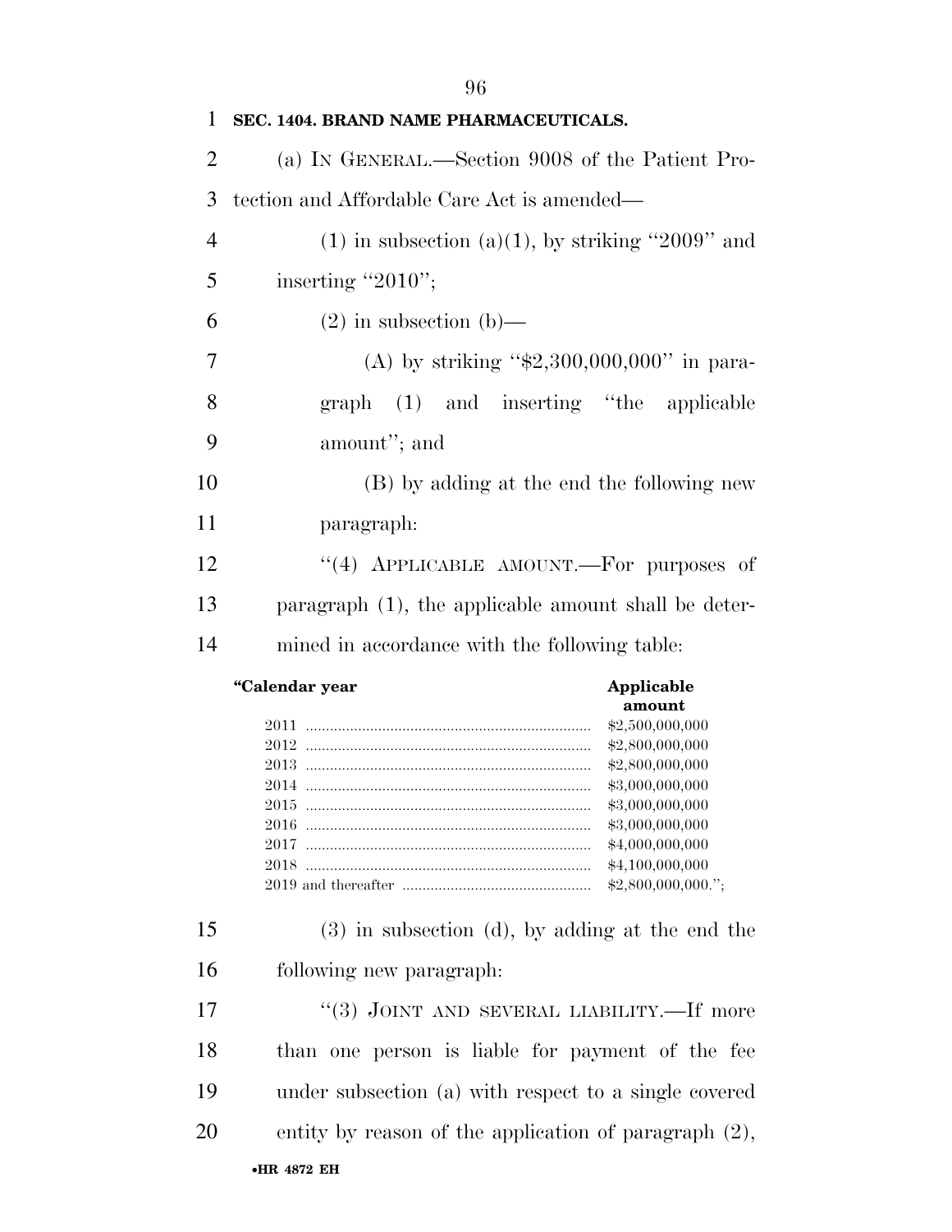**SEC. 1404. BRAND NAME PHARMACEUTICALS.**

(a) IN GENERAL.—Section 9008 of the Patient Protection and Affordable Care Act is amended—

(1) in subsection (a)(1), by striking ''2009'' and inserting ''2010'';

(2) in subsection (b)—

(A) by striking ''$2,300,000,000'' in paragraph (1) and inserting ''the applicable amount''; and

(B) by adding at the end the following new paragraph:

''(4) APPLICABLE AMOUNT.—For purposes of paragraph (1), the applicable amount shall be determined in accordance with the following table:

| ''Calendar year | Applicable amount |
|---|---|
| 2011 | $2,500,000,000 |
| 2012 | $2,800,000,000 |
| 2013 | $2,800,000,000 |
| 2014 | $3,000,000,000 |
| 2015 | $3,000,000,000 |
| 2016 | $3,000,000,000 |
| 2017 | $4,000,000,000 |
| 2018 | $4,100,000,000 |
| 2019 and thereafter | $2,800,000,000.''; |

(3) in subsection (d), by adding at the end the following new paragraph:

''(3) JOINT AND SEVERAL LIABILITY.—If more than one person is liable for payment of the fee under subsection (a) with respect to a single covered entity by reason of the application of paragraph (2),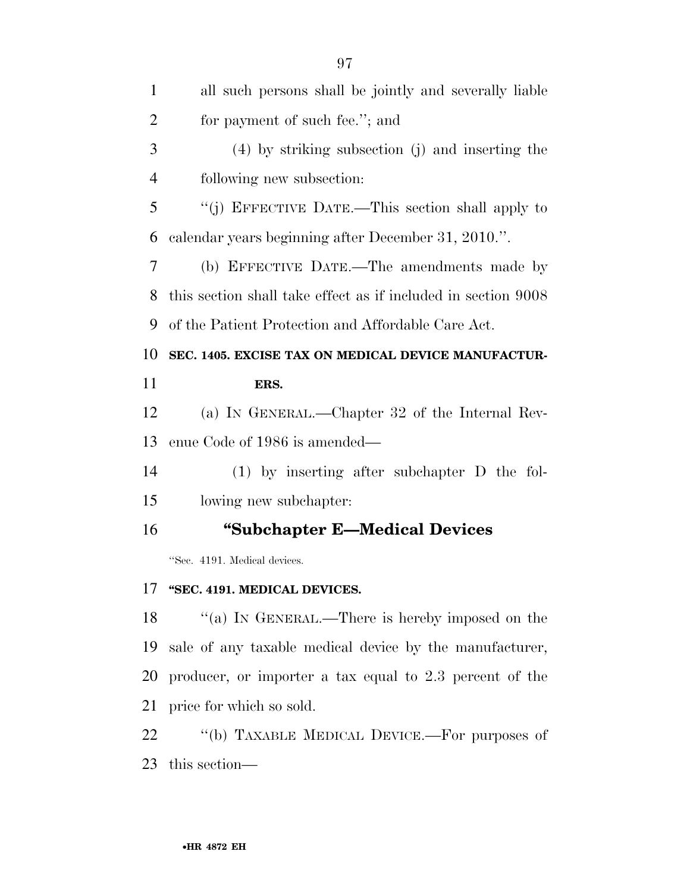all such persons shall be jointly and severally liable for payment of such fee.''; and

(4) by striking subsection (j) and inserting the following new subsection:

''(j) EFFECTIVE DATE.—This section shall apply to calendar years beginning after December 31, 2010.''.

(b) EFFECTIVE DATE.—The amendments made by this section shall take effect as if included in section 9008 of the Patient Protection and Affordable Care Act.

**SEC. 1405. EXCISE TAX ON MEDICAL DEVICE MANUFACTURERS.**

(a) IN GENERAL.—Chapter 32 of the Internal Revenue Code of 1986 is amended—

(1) by inserting after subchapter D the following new subchapter:

## ''Subchapter E—Medical Devices

''Sec. 4191. Medical devices.

**''SEC. 4191. MEDICAL DEVICES.**

''(a) IN GENERAL.—There is hereby imposed on the sale of any taxable medical device by the manufacturer, producer, or importer a tax equal to 2.3 percent of the price for which so sold.

''(b) TAXABLE MEDICAL DEVICE.—For purposes of this section—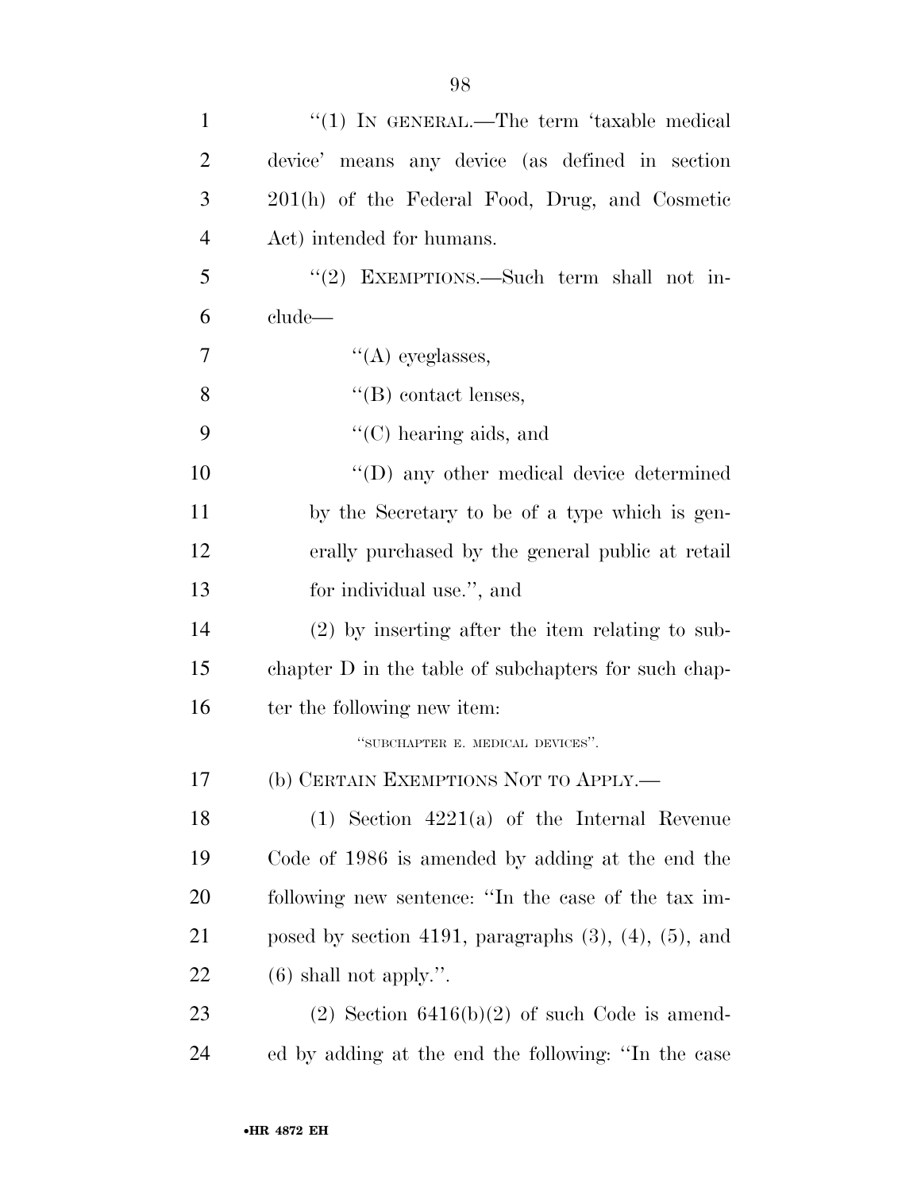''(1) IN GENERAL.—The term 'taxable medical device' means any device (as defined in section 201(h) of the Federal Food, Drug, and Cosmetic Act) intended for humans.

''(2) EXEMPTIONS.—Such term shall not include—

''(A) eyeglasses,

''(B) contact lenses,

''(C) hearing aids, and

''(D) any other medical device determined by the Secretary to be of a type which is generally purchased by the general public at retail for individual use.'', and

(2) by inserting after the item relating to subchapter D in the table of subchapters for such chapter the following new item:

''SUBCHAPTER E. MEDICAL DEVICES''.

(b) CERTAIN EXEMPTIONS NOT TO APPLY.—

(1) Section 4221(a) of the Internal Revenue Code of 1986 is amended by adding at the end the following new sentence: ''In the case of the tax imposed by section 4191, paragraphs (3), (4), (5), and (6) shall not apply.''.

(2) Section 6416(b)(2) of such Code is amended by adding at the end the following: ''In the case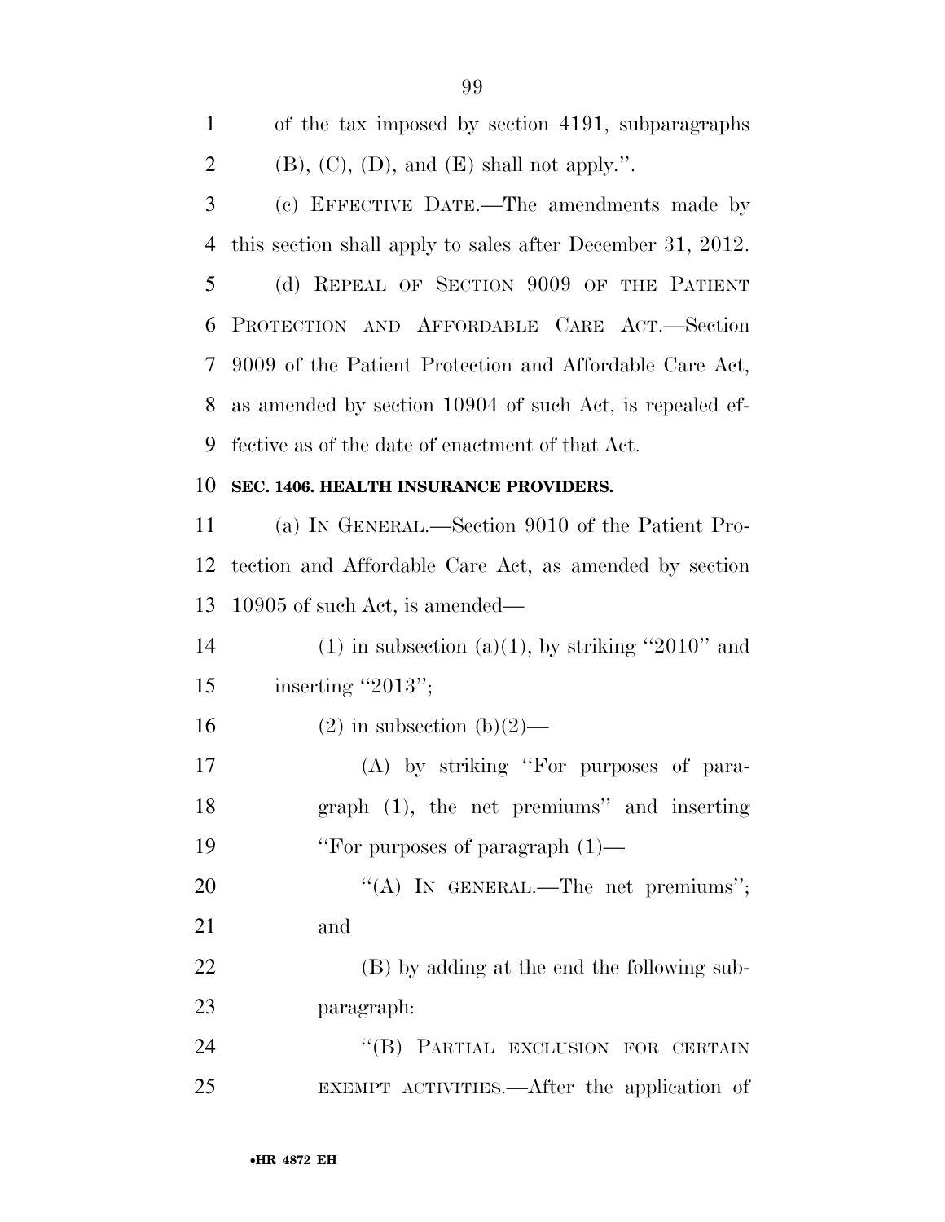of the tax imposed by section 4191, subparagraphs (B), (C), (D), and (E) shall not apply.''.

(c) EFFECTIVE DATE.—The amendments made by this section shall apply to sales after December 31, 2012.

(d) REPEAL OF SECTION 9009 OF THE PATIENT PROTECTION AND AFFORDABLE CARE ACT.—Section 9009 of the Patient Protection and Affordable Care Act, as amended by section 10904 of such Act, is repealed effective as of the date of enactment of that Act.

**SEC. 1406. HEALTH INSURANCE PROVIDERS.**

(a) IN GENERAL.—Section 9010 of the Patient Protection and Affordable Care Act, as amended by section 10905 of such Act, is amended—

(1) in subsection (a)(1), by striking ''2010'' and inserting ''2013'';

(2) in subsection (b)(2)—

(A) by striking ''For purposes of paragraph (1), the net premiums'' and inserting ''For purposes of paragraph (1)—

''(A) IN GENERAL.—The net premiums''; and

(B) by adding at the end the following subparagraph:

''(B) PARTIAL EXCLUSION FOR CERTAIN EXEMPT ACTIVITIES.—After the application of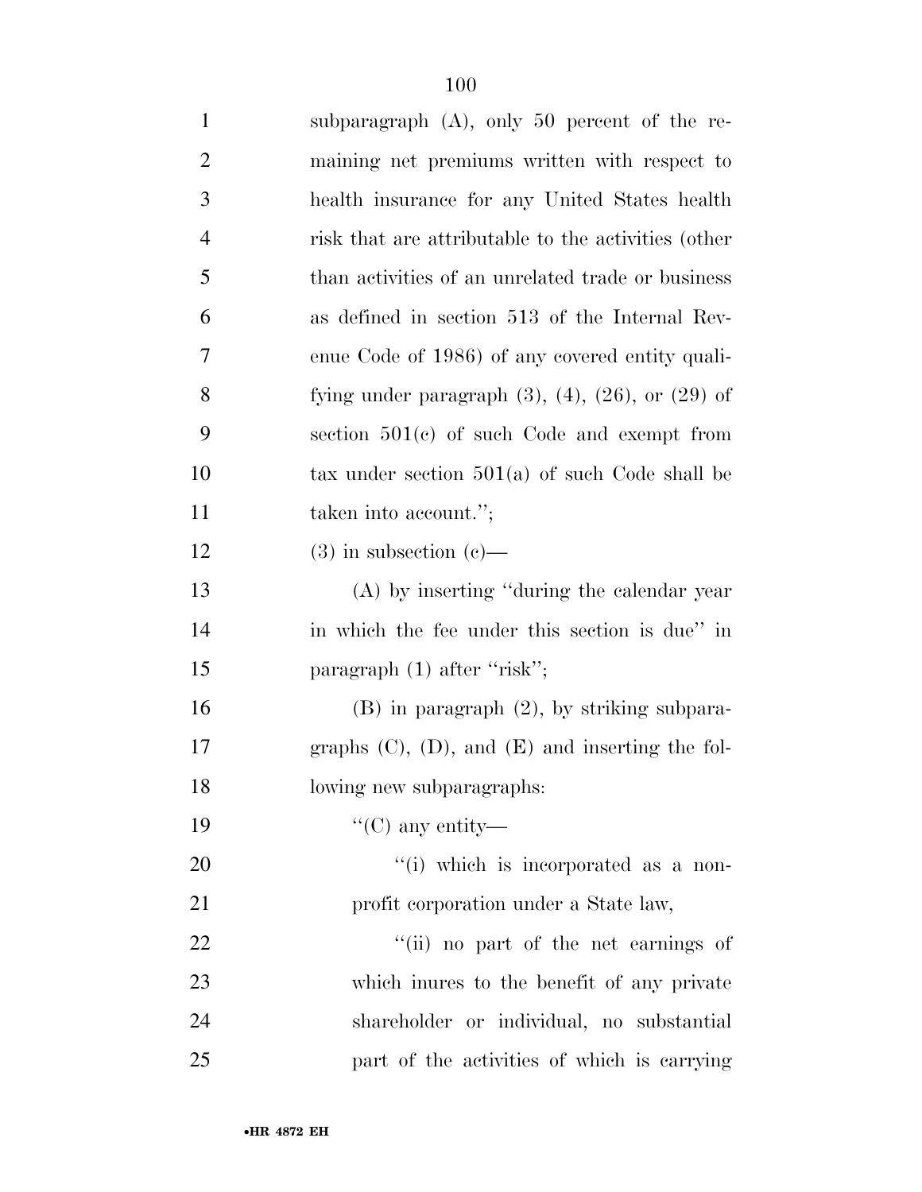subparagraph (A), only 50 percent of the remaining net premiums written with respect to health insurance for any United States health risk that are attributable to the activities (other than activities of an unrelated trade or business as defined in section 513 of the Internal Revenue Code of 1986) of any covered entity qualifying under paragraph (3), (4), (26), or (29) of section 501(c) of such Code and exempt from tax under section 501(a) of such Code shall be taken into account.'';

(3) in subsection (c)—

(A) by inserting ''during the calendar year in which the fee under this section is due'' in paragraph (1) after ''risk'';

(B) in paragraph (2), by striking subparagraphs (C), (D), and (E) and inserting the following new subparagraphs:

''(C) any entity—

''(i) which is incorporated as a nonprofit corporation under a State law,

''(ii) no part of the net earnings of which inures to the benefit of any private shareholder or individual, no substantial part of the activities of which is carrying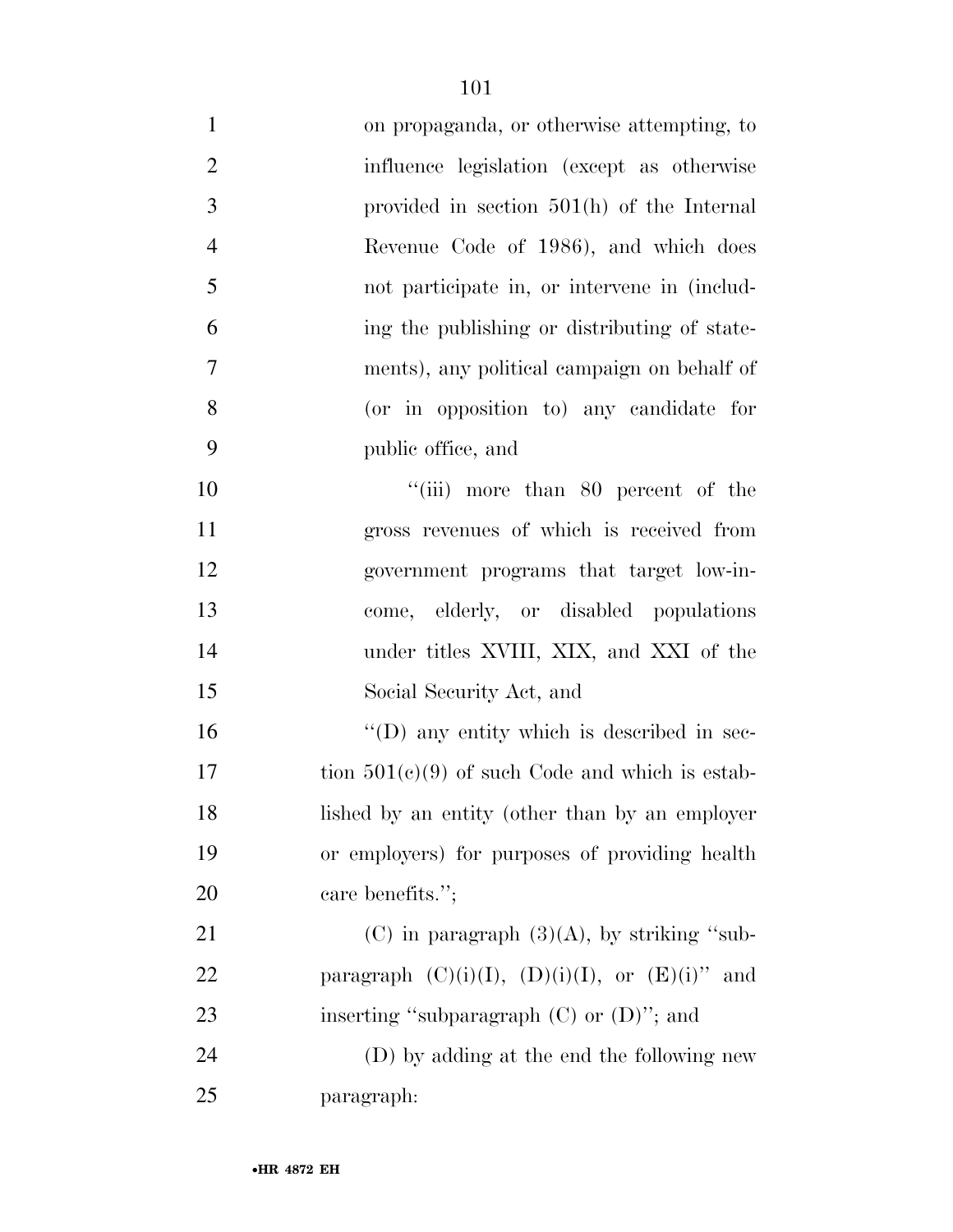on propaganda, or otherwise attempting, to influence legislation (except as otherwise provided in section 501(h) of the Internal Revenue Code of 1986), and which does not participate in, or intervene in (including the publishing or distributing of statements), any political campaign on behalf of (or in opposition to) any candidate for public office, and

"(iii) more than 80 percent of the gross revenues of which is received from government programs that target low-income, elderly, or disabled populations under titles XVIII, XIX, and XXI of the Social Security Act, and

"(D) any entity which is described in section 501(c)(9) of such Code and which is established by an entity (other than by an employer or employers) for purposes of providing health care benefits.";

(C) in paragraph (3)(A), by striking "subparagraph (C)(i)(I), (D)(i)(I), or (E)(i)" and inserting "subparagraph (C) or (D)"; and

(D) by adding at the end the following new paragraph: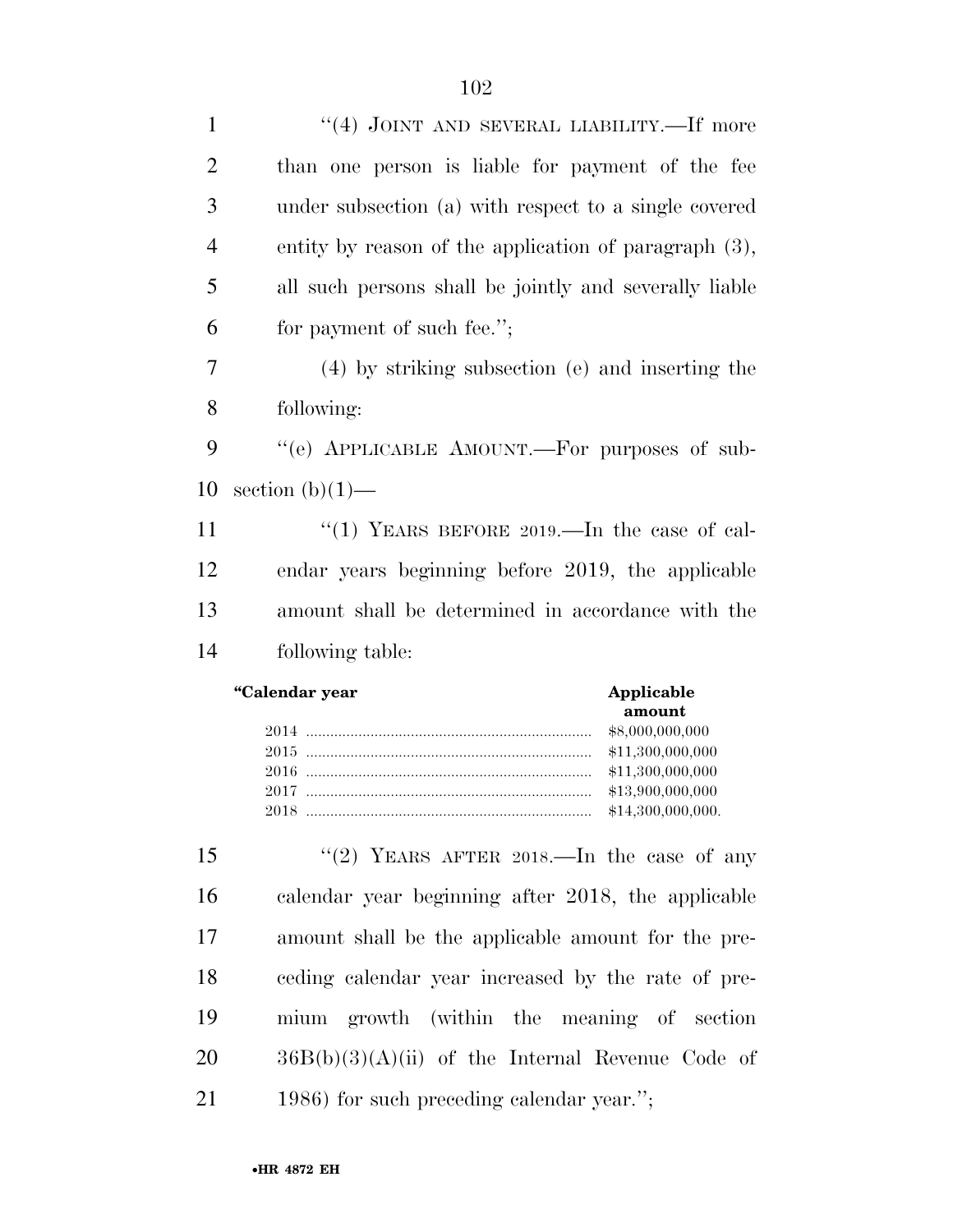"(4) JOINT AND SEVERAL LIABILITY.—If more than one person is liable for payment of the fee under subsection (a) with respect to a single covered entity by reason of the application of paragraph (3), all such persons shall be jointly and severally liable for payment of such fee.";

(4) by striking subsection (e) and inserting the following:

"(e) APPLICABLE AMOUNT.—For purposes of subsection (b)(1)—

"(1) YEARS BEFORE 2019.—In the case of calendar years beginning before 2019, the applicable amount shall be determined in accordance with the following table:

| "Calendar year | Applicable amount |
|---|---|
| 2014 | $8,000,000,000 |
| 2015 | $11,300,000,000 |
| 2016 | $11,300,000,000 |
| 2017 | $13,900,000,000 |
| 2018 | $14,300,000,000. |

"(2) YEARS AFTER 2018.—In the case of any calendar year beginning after 2018, the applicable amount shall be the applicable amount for the preceding calendar year increased by the rate of premium growth (within the meaning of section 36B(b)(3)(A)(ii) of the Internal Revenue Code of 1986) for such preceding calendar year.";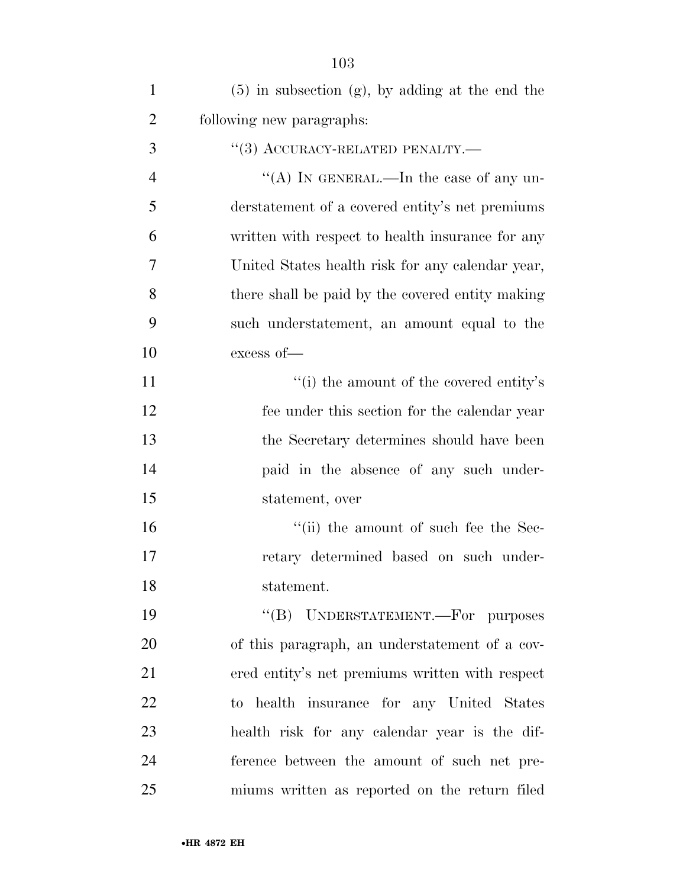(5) in subsection (g), by adding at the end the following new paragraphs:

"(3) ACCURACY-RELATED PENALTY.—

"(A) IN GENERAL.—In the case of any understatement of a covered entity's net premiums written with respect to health insurance for any United States health risk for any calendar year, there shall be paid by the covered entity making such understatement, an amount equal to the excess of—

"(i) the amount of the covered entity's fee under this section for the calendar year the Secretary determines should have been paid in the absence of any such understatement, over

"(ii) the amount of such fee the Secretary determined based on such understatement.

"(B) UNDERSTATEMENT.—For purposes of this paragraph, an understatement of a covered entity's net premiums written with respect to health insurance for any United States health risk for any calendar year is the difference between the amount of such net premiums written as reported on the return filed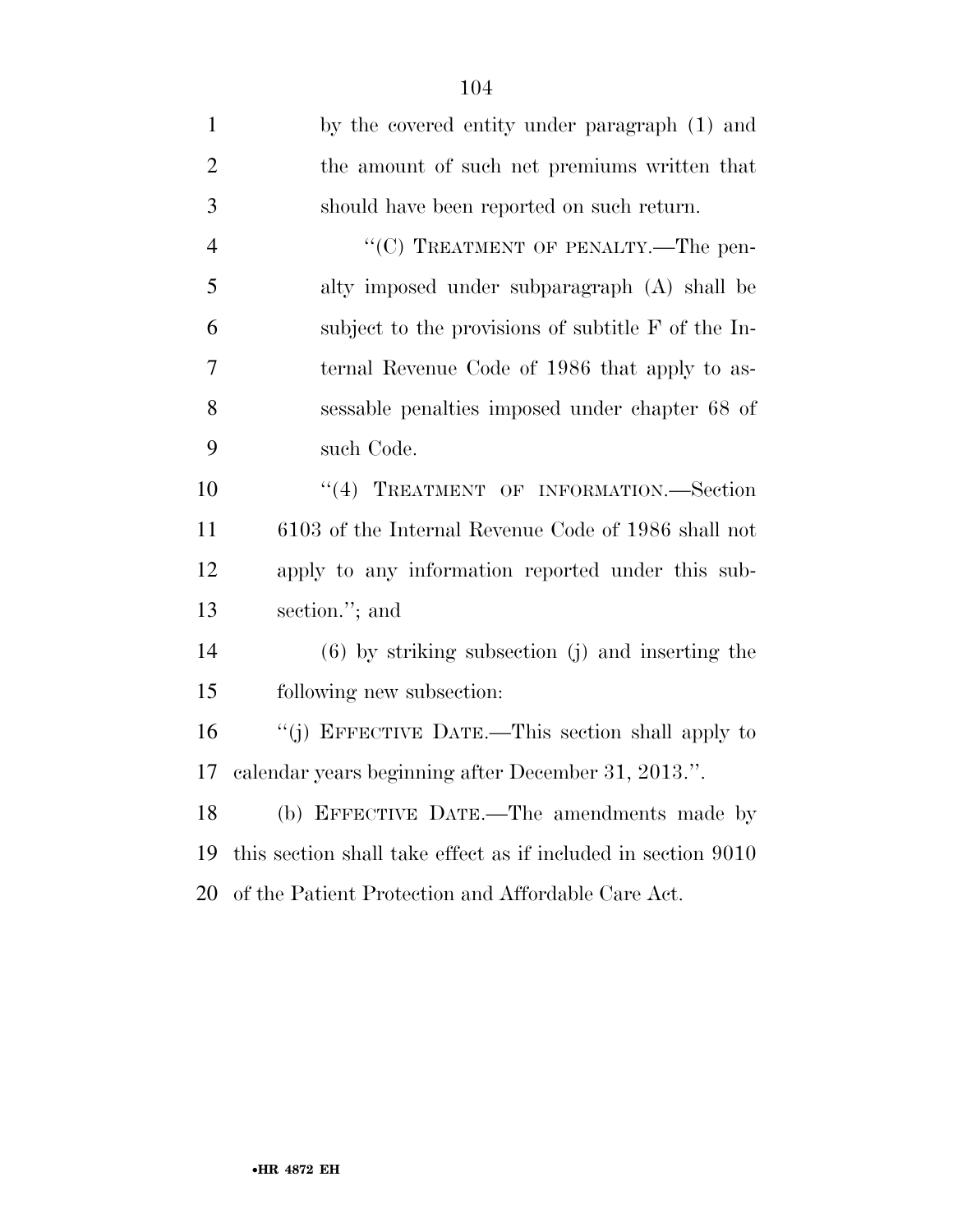by the covered entity under paragraph (1) and the amount of such net premiums written that should have been reported on such return.

"(C) TREATMENT OF PENALTY.—The penalty imposed under subparagraph (A) shall be subject to the provisions of subtitle F of the Internal Revenue Code of 1986 that apply to assessable penalties imposed under chapter 68 of such Code.

"(4) TREATMENT OF INFORMATION.—Section 6103 of the Internal Revenue Code of 1986 shall not apply to any information reported under this subsection."; and

(6) by striking subsection (j) and inserting the following new subsection:

"(j) EFFECTIVE DATE.—This section shall apply to calendar years beginning after December 31, 2013.".

(b) EFFECTIVE DATE.—The amendments made by this section shall take effect as if included in section 9010 of the Patient Protection and Affordable Care Act.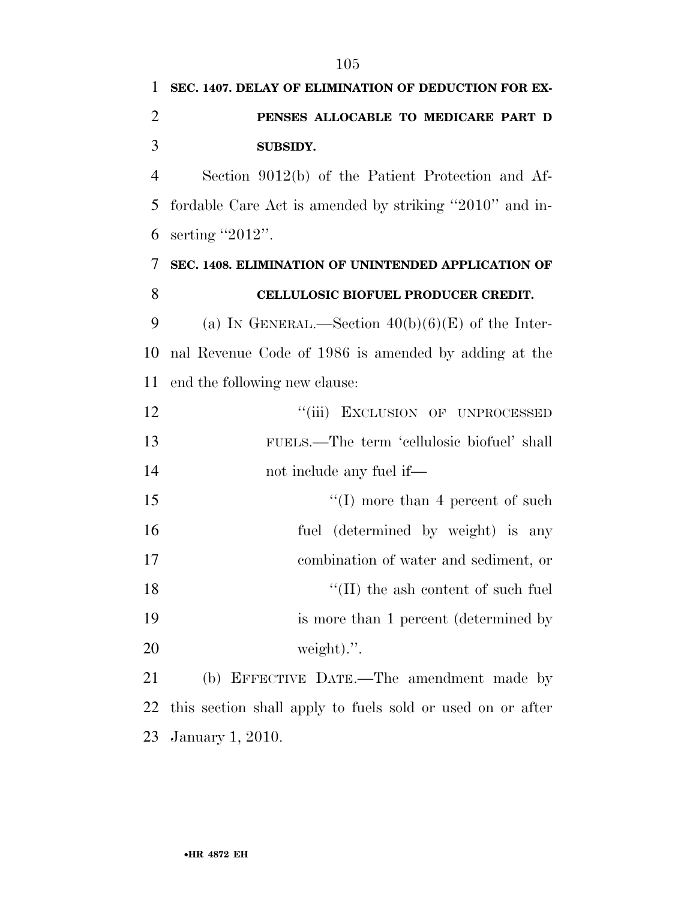**SEC. 1407. DELAY OF ELIMINATION OF DEDUCTION FOR EXPENSES ALLOCABLE TO MEDICARE PART D SUBSIDY.**

Section 9012(b) of the Patient Protection and Affordable Care Act is amended by striking ''2010'' and inserting ''2012''.

**SEC. 1408. ELIMINATION OF UNINTENDED APPLICATION OF CELLULOSIC BIOFUEL PRODUCER CREDIT.**

(a) IN GENERAL.—Section 40(b)(6)(E) of the Internal Revenue Code of 1986 is amended by adding at the end the following new clause:

> ''(iii) EXCLUSION OF UNPROCESSED FUELS.—The term 'cellulosic biofuel' shall not include any fuel if—
>
> > ''(I) more than 4 percent of such fuel (determined by weight) is any combination of water and sediment, or
> >
> > ''(II) the ash content of such fuel is more than 1 percent (determined by weight).''.

(b) EFFECTIVE DATE.—The amendment made by this section shall apply to fuels sold or used on or after January 1, 2010.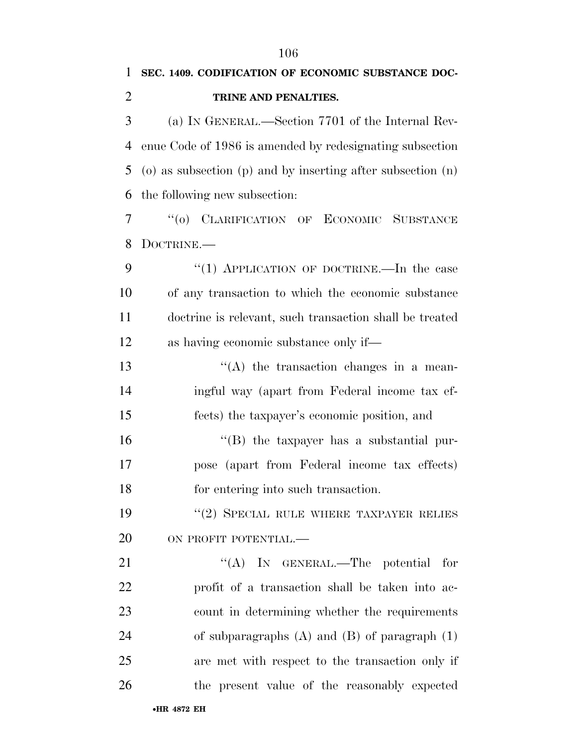## SEC. 1409. CODIFICATION OF ECONOMIC SUBSTANCE DOCTRINE AND PENALTIES.

(a) IN GENERAL.—Section 7701 of the Internal Revenue Code of 1986 is amended by redesignating subsection (o) as subsection (p) and by inserting after subsection (n) the following new subsection:

"(o) CLARIFICATION OF ECONOMIC SUBSTANCE DOCTRINE.—

"(1) APPLICATION OF DOCTRINE.—In the case of any transaction to which the economic substance doctrine is relevant, such transaction shall be treated as having economic substance only if—

"(A) the transaction changes in a meaningful way (apart from Federal income tax effects) the taxpayer's economic position, and

"(B) the taxpayer has a substantial purpose (apart from Federal income tax effects) for entering into such transaction.

"(2) SPECIAL RULE WHERE TAXPAYER RELIES ON PROFIT POTENTIAL.—

"(A) IN GENERAL.—The potential for profit of a transaction shall be taken into account in determining whether the requirements of subparagraphs (A) and (B) of paragraph (1) are met with respect to the transaction only if the present value of the reasonably expected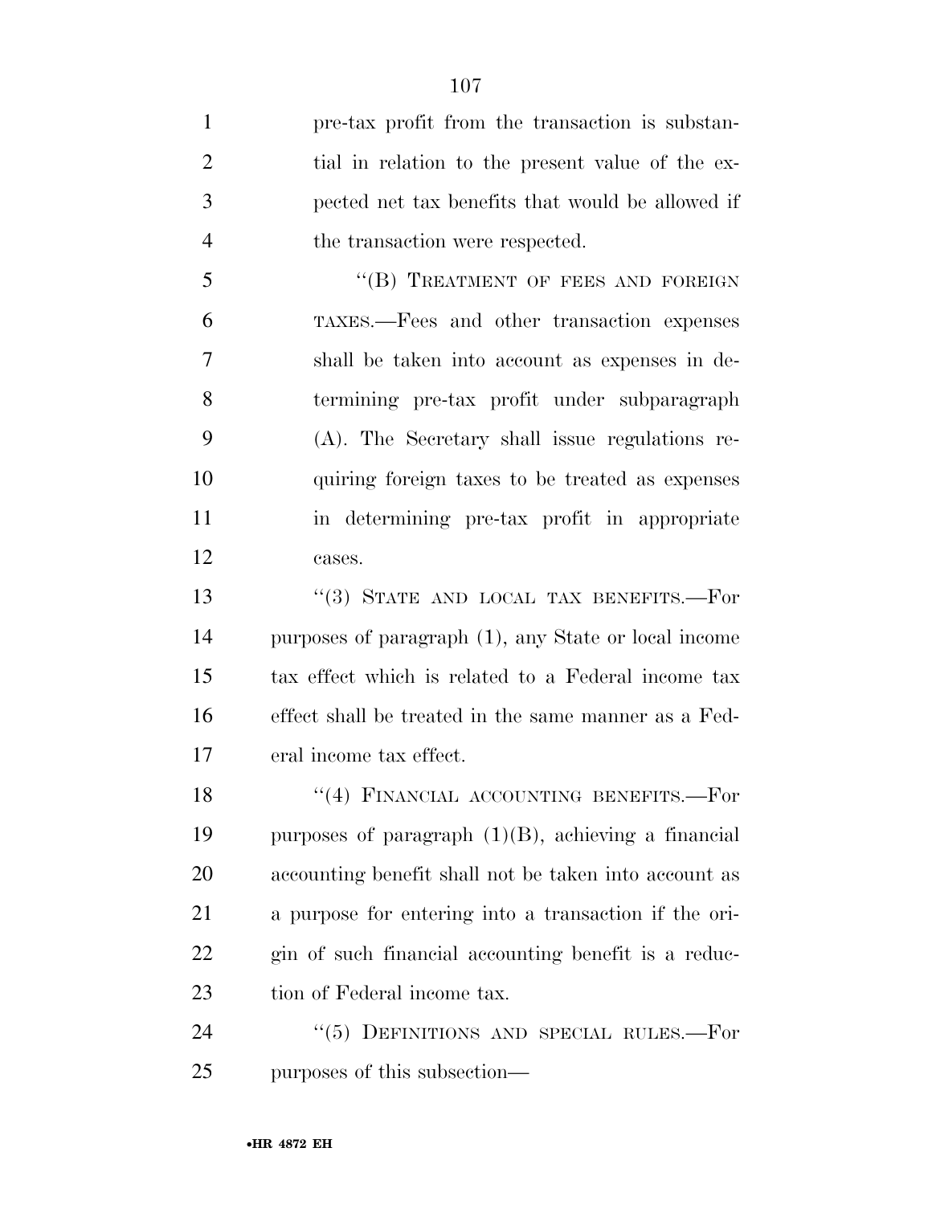pre-tax profit from the transaction is substantial in relation to the present value of the expected net tax benefits that would be allowed if the transaction were respected.

"(B) TREATMENT OF FEES AND FOREIGN TAXES.—Fees and other transaction expenses shall be taken into account as expenses in determining pre-tax profit under subparagraph (A). The Secretary shall issue regulations requiring foreign taxes to be treated as expenses in determining pre-tax profit in appropriate cases.

"(3) STATE AND LOCAL TAX BENEFITS.—For purposes of paragraph (1), any State or local income tax effect which is related to a Federal income tax effect shall be treated in the same manner as a Federal income tax effect.

"(4) FINANCIAL ACCOUNTING BENEFITS.—For purposes of paragraph (1)(B), achieving a financial accounting benefit shall not be taken into account as a purpose for entering into a transaction if the origin of such financial accounting benefit is a reduction of Federal income tax.

"(5) DEFINITIONS AND SPECIAL RULES.—For purposes of this subsection—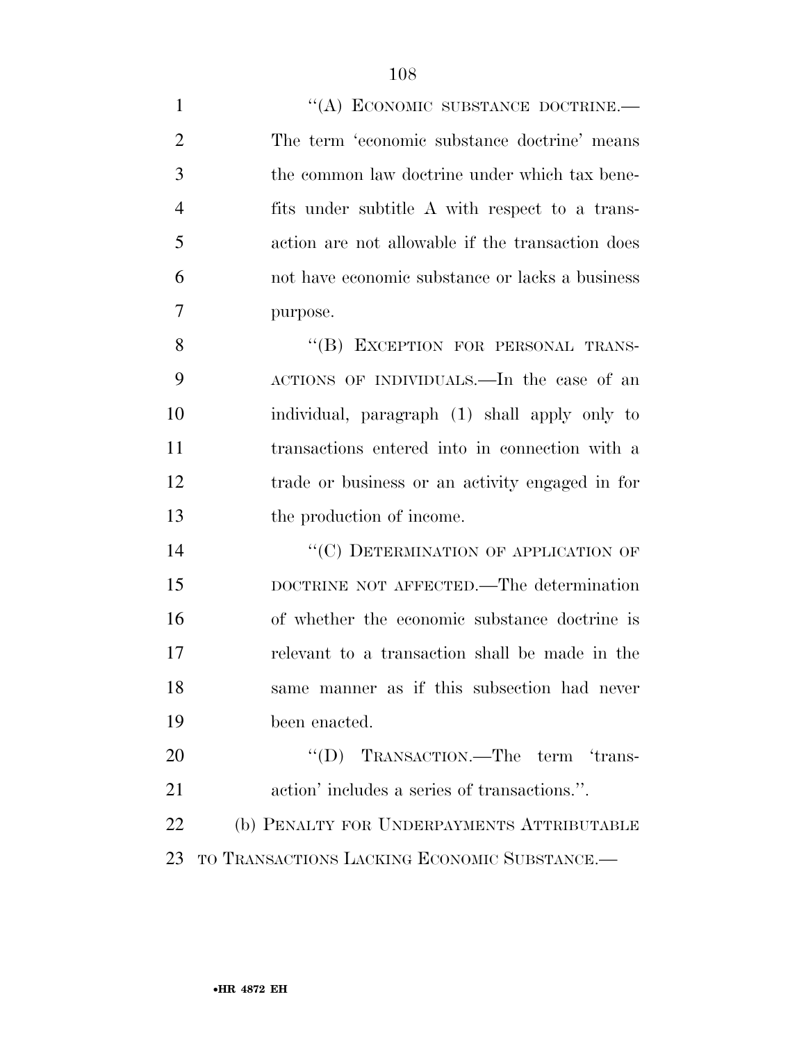"(A) ECONOMIC SUBSTANCE DOCTRINE.— The term 'economic substance doctrine' means the common law doctrine under which tax benefits under subtitle A with respect to a transaction are not allowable if the transaction does not have economic substance or lacks a business purpose.

"(B) EXCEPTION FOR PERSONAL TRANSACTIONS OF INDIVIDUALS.—In the case of an individual, paragraph (1) shall apply only to transactions entered into in connection with a trade or business or an activity engaged in for the production of income.

"(C) DETERMINATION OF APPLICATION OF DOCTRINE NOT AFFECTED.—The determination of whether the economic substance doctrine is relevant to a transaction shall be made in the same manner as if this subsection had never been enacted.

"(D) TRANSACTION.—The term 'transaction' includes a series of transactions.".

(b) PENALTY FOR UNDERPAYMENTS ATTRIBUTABLE TO TRANSACTIONS LACKING ECONOMIC SUBSTANCE.—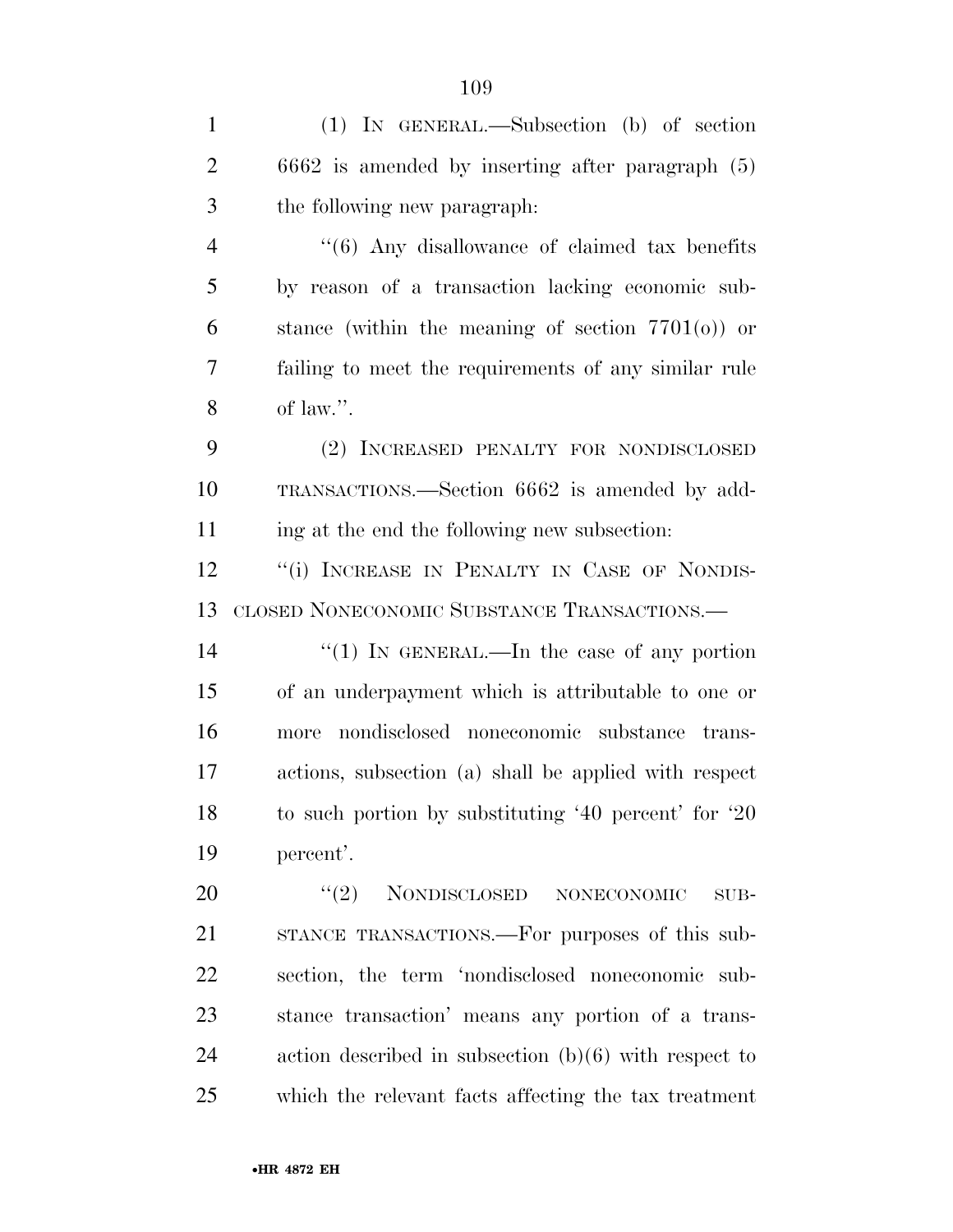(1) IN GENERAL.—Subsection (b) of section 6662 is amended by inserting after paragraph (5) the following new paragraph:

"(6) Any disallowance of claimed tax benefits by reason of a transaction lacking economic substance (within the meaning of section 7701(o)) or failing to meet the requirements of any similar rule of law.".

(2) INCREASED PENALTY FOR NONDISCLOSED TRANSACTIONS.—Section 6662 is amended by adding at the end the following new subsection:

"(i) INCREASE IN PENALTY IN CASE OF NONDISCLOSED NONECONOMIC SUBSTANCE TRANSACTIONS.—

"(1) IN GENERAL.—In the case of any portion of an underpayment which is attributable to one or more nondisclosed noneconomic substance transactions, subsection (a) shall be applied with respect to such portion by substituting '40 percent' for '20 percent'.

"(2) NONDISCLOSED NONECONOMIC SUBSTANCE TRANSACTIONS.—For purposes of this subsection, the term 'nondisclosed noneconomic substance transaction' means any portion of a transaction described in subsection (b)(6) with respect to which the relevant facts affecting the tax treatment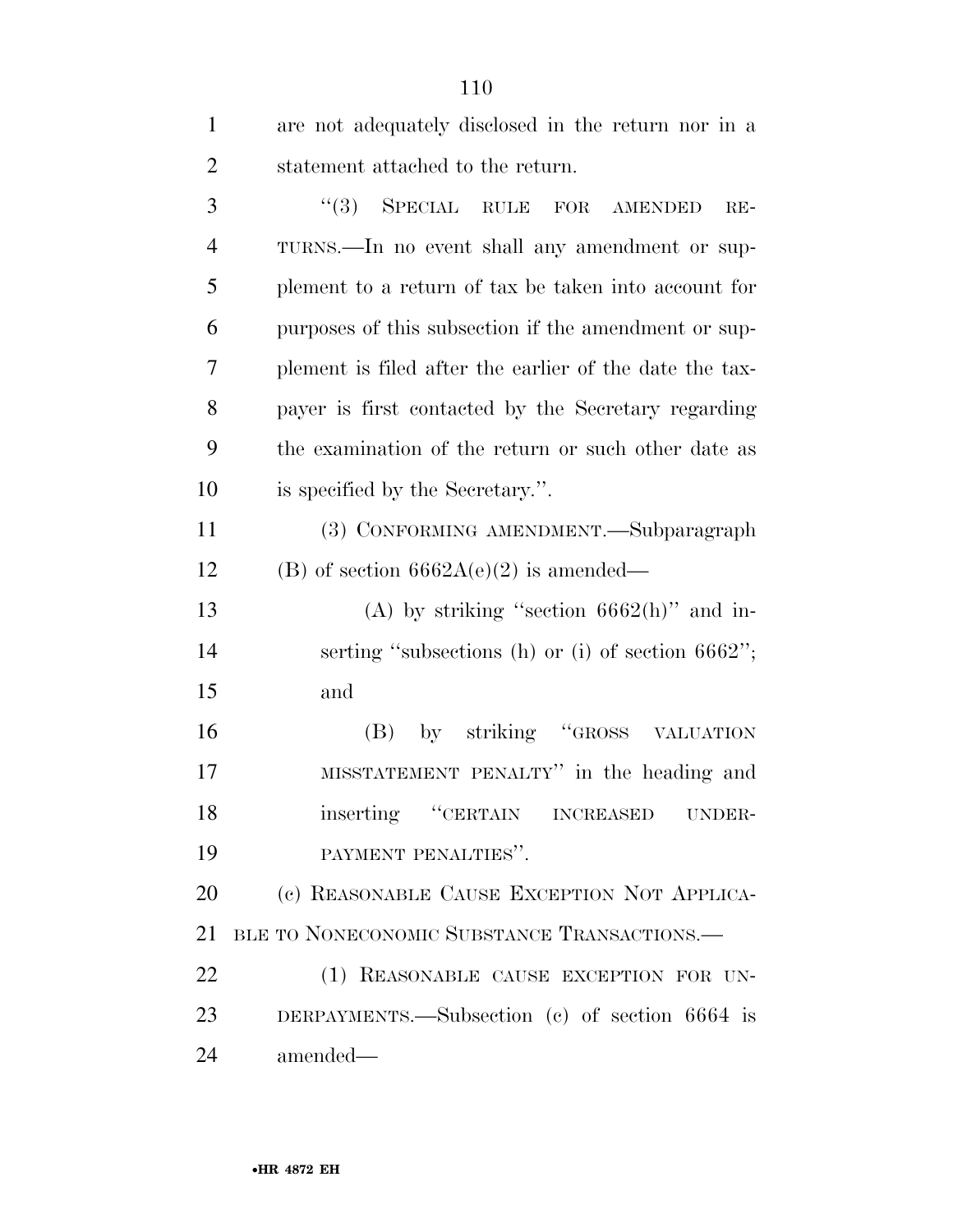are not adequately disclosed in the return nor in a statement attached to the return.

"(3) SPECIAL RULE FOR AMENDED RETURNS.—In no event shall any amendment or supplement to a return of tax be taken into account for purposes of this subsection if the amendment or supplement is filed after the earlier of the date the taxpayer is first contacted by the Secretary regarding the examination of the return or such other date as is specified by the Secretary.".

(3) CONFORMING AMENDMENT.—Subparagraph (B) of section 6662A(e)(2) is amended—

(A) by striking "section 6662(h)" and inserting "subsections (h) or (i) of section 6662"; and

(B) by striking "GROSS VALUATION MISSTATEMENT PENALTY" in the heading and inserting "CERTAIN INCREASED UNDERPAYMENT PENALTIES".

(c) REASONABLE CAUSE EXCEPTION NOT APPLICABLE TO NONECONOMIC SUBSTANCE TRANSACTIONS.—

(1) REASONABLE CAUSE EXCEPTION FOR UNDERPAYMENTS.—Subsection (c) of section 6664 is amended—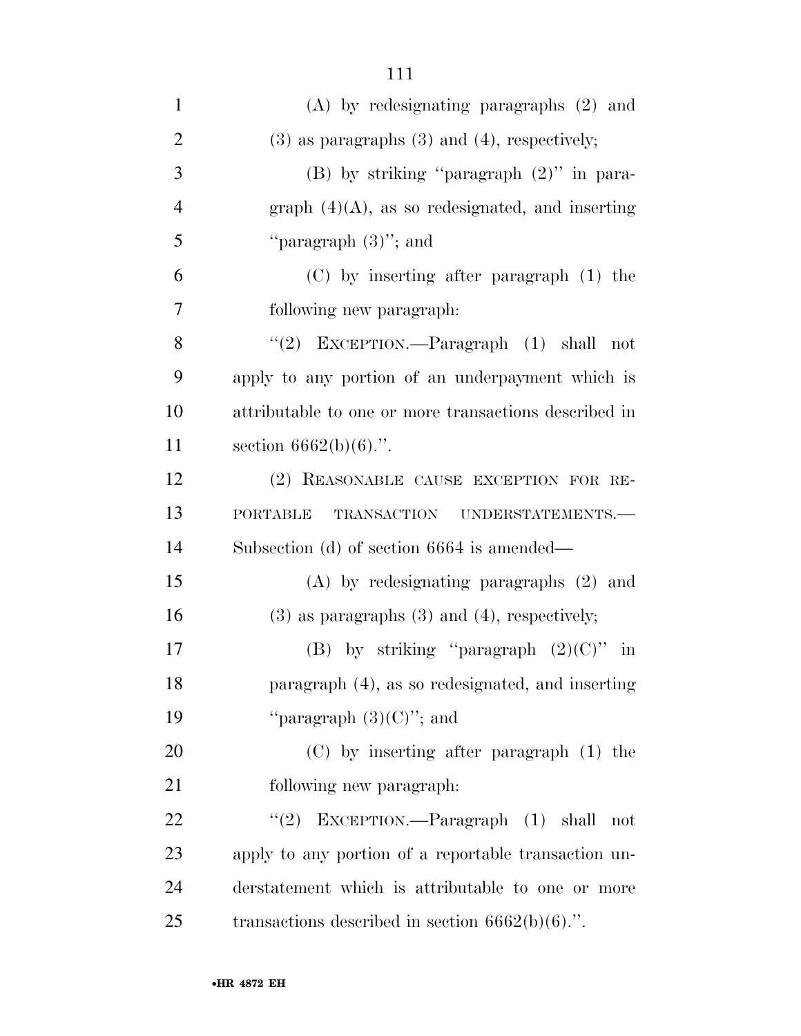(A) by redesignating paragraphs (2) and (3) as paragraphs (3) and (4), respectively;

(B) by striking "paragraph (2)" in paragraph (4)(A), as so redesignated, and inserting "paragraph (3)"; and

(C) by inserting after paragraph (1) the following new paragraph:

"(2) EXCEPTION.—Paragraph (1) shall not apply to any portion of an underpayment which is attributable to one or more transactions described in section 6662(b)(6).".

(2) REASONABLE CAUSE EXCEPTION FOR REPORTABLE TRANSACTION UNDERSTATEMENTS.—Subsection (d) of section 6664 is amended—

(A) by redesignating paragraphs (2) and (3) as paragraphs (3) and (4), respectively;

(B) by striking "paragraph (2)(C)" in paragraph (4), as so redesignated, and inserting "paragraph (3)(C)"; and

(C) by inserting after paragraph (1) the following new paragraph:

"(2) EXCEPTION.—Paragraph (1) shall not apply to any portion of a reportable transaction understatement which is attributable to one or more transactions described in section 6662(b)(6).".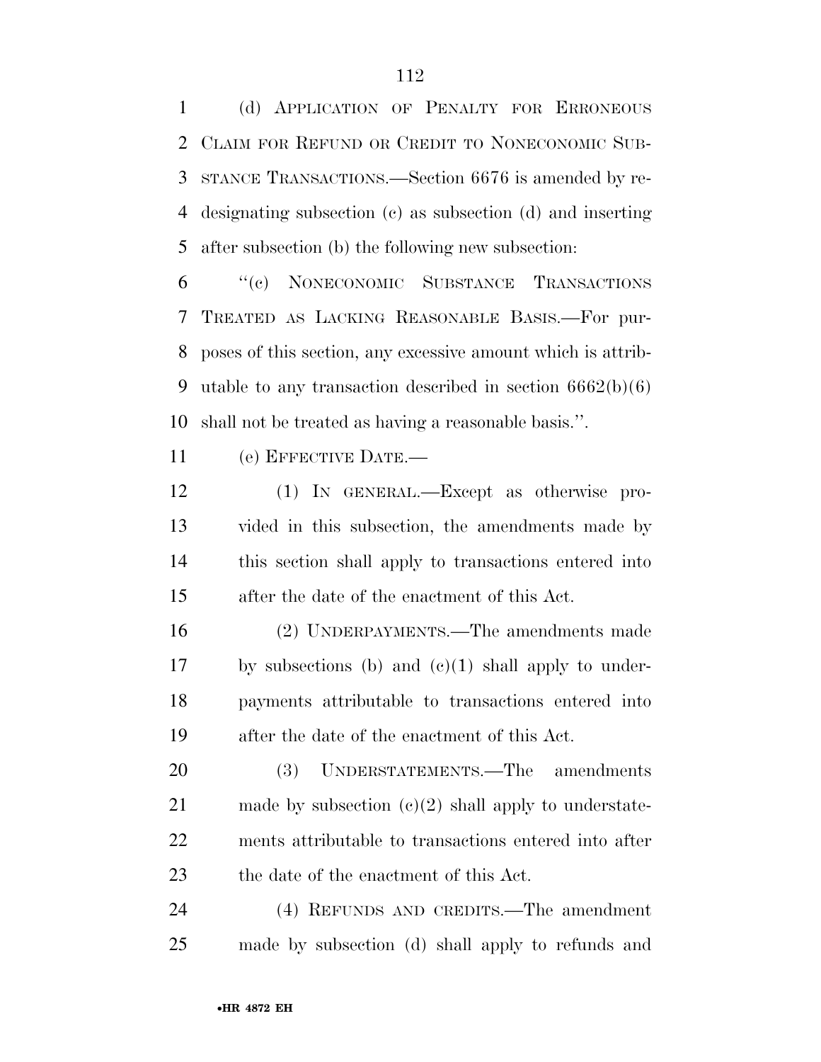(d) APPLICATION OF PENALTY FOR ERRONEOUS CLAIM FOR REFUND OR CREDIT TO NONECONOMIC SUBSTANCE TRANSACTIONS.—Section 6676 is amended by redesignating subsection (c) as subsection (d) and inserting after subsection (b) the following new subsection:

''(c) NONECONOMIC SUBSTANCE TRANSACTIONS TREATED AS LACKING REASONABLE BASIS.—For purposes of this section, any excessive amount which is attributable to any transaction described in section 6662(b)(6) shall not be treated as having a reasonable basis.''.

(e) EFFECTIVE DATE.—

(1) IN GENERAL.—Except as otherwise provided in this subsection, the amendments made by this section shall apply to transactions entered into after the date of the enactment of this Act.

(2) UNDERPAYMENTS.—The amendments made by subsections (b) and (c)(1) shall apply to underpayments attributable to transactions entered into after the date of the enactment of this Act.

(3) UNDERSTATEMENTS.—The amendments made by subsection (c)(2) shall apply to understatements attributable to transactions entered into after the date of the enactment of this Act.

(4) REFUNDS AND CREDITS.—The amendment made by subsection (d) shall apply to refunds and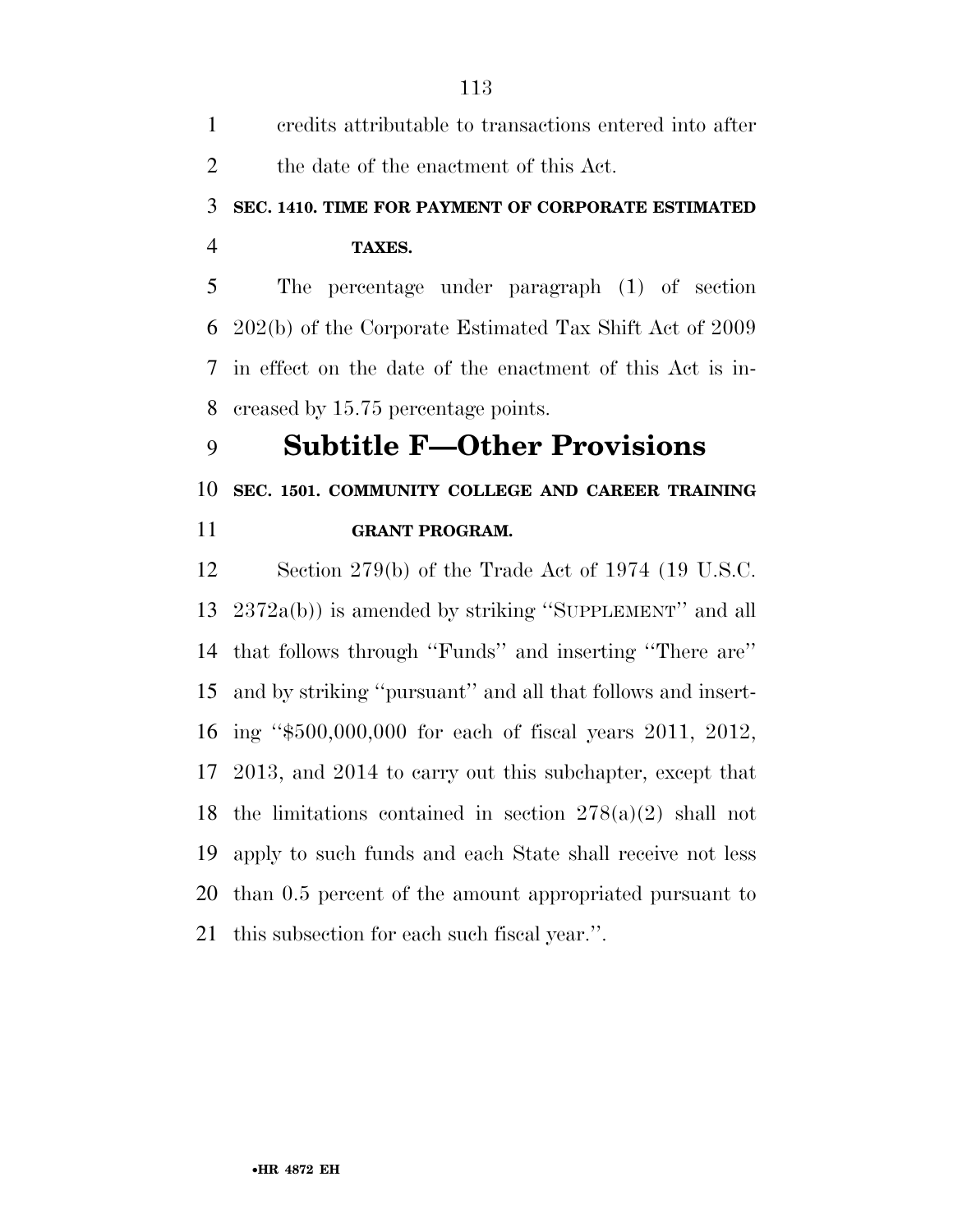credits attributable to transactions entered into after the date of the enactment of this Act.

**SEC. 1410. TIME FOR PAYMENT OF CORPORATE ESTIMATED TAXES.**

The percentage under paragraph (1) of section 202(b) of the Corporate Estimated Tax Shift Act of 2009 in effect on the date of the enactment of this Act is increased by 15.75 percentage points.

## Subtitle F—Other Provisions

**SEC. 1501. COMMUNITY COLLEGE AND CAREER TRAINING GRANT PROGRAM.**

Section 279(b) of the Trade Act of 1974 (19 U.S.C. 2372a(b)) is amended by striking ''SUPPLEMENT'' and all that follows through ''Funds'' and inserting ''There are'' and by striking ''pursuant'' and all that follows and inserting ''$500,000,000 for each of fiscal years 2011, 2012, 2013, and 2014 to carry out this subchapter, except that the limitations contained in section 278(a)(2) shall not apply to such funds and each State shall receive not less than 0.5 percent of the amount appropriated pursuant to this subsection for each such fiscal year.''.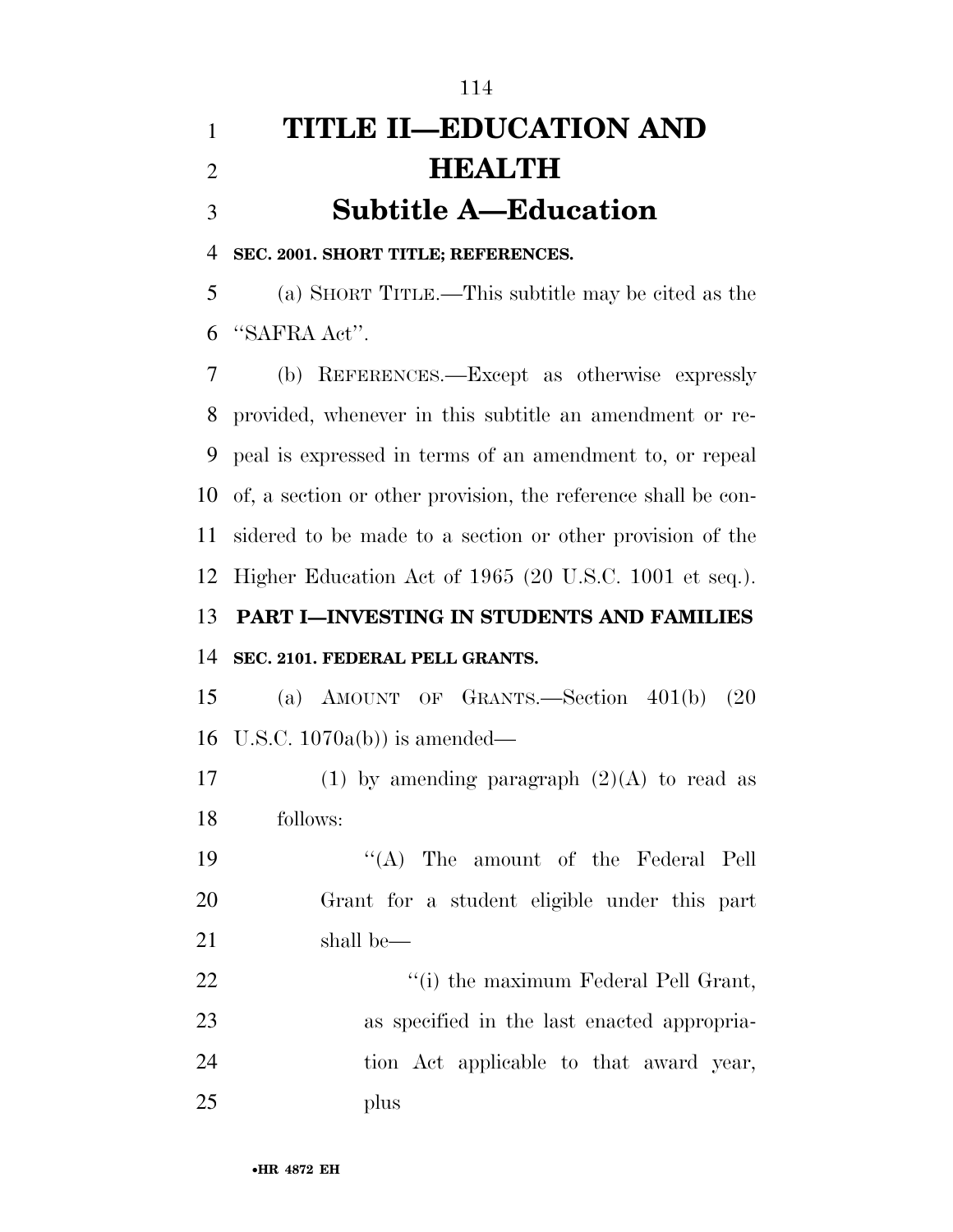# TITLE II—EDUCATION AND HEALTH

## Subtitle A—Education

**SEC. 2001. SHORT TITLE; REFERENCES.**

(a) SHORT TITLE.—This subtitle may be cited as the "SAFRA Act".

(b) REFERENCES.—Except as otherwise expressly provided, whenever in this subtitle an amendment or repeal is expressed in terms of an amendment to, or repeal of, a section or other provision, the reference shall be considered to be made to a section or other provision of the Higher Education Act of 1965 (20 U.S.C. 1001 et seq.).

### PART I—INVESTING IN STUDENTS AND FAMILIES

**SEC. 2101. FEDERAL PELL GRANTS.**

(a) AMOUNT OF GRANTS.—Section 401(b) (20 U.S.C. 1070a(b)) is amended—

(1) by amending paragraph (2)(A) to read as follows:

"(A) The amount of the Federal Pell Grant for a student eligible under this part shall be—

"(i) the maximum Federal Pell Grant, as specified in the last enacted appropriation Act applicable to that award year, plus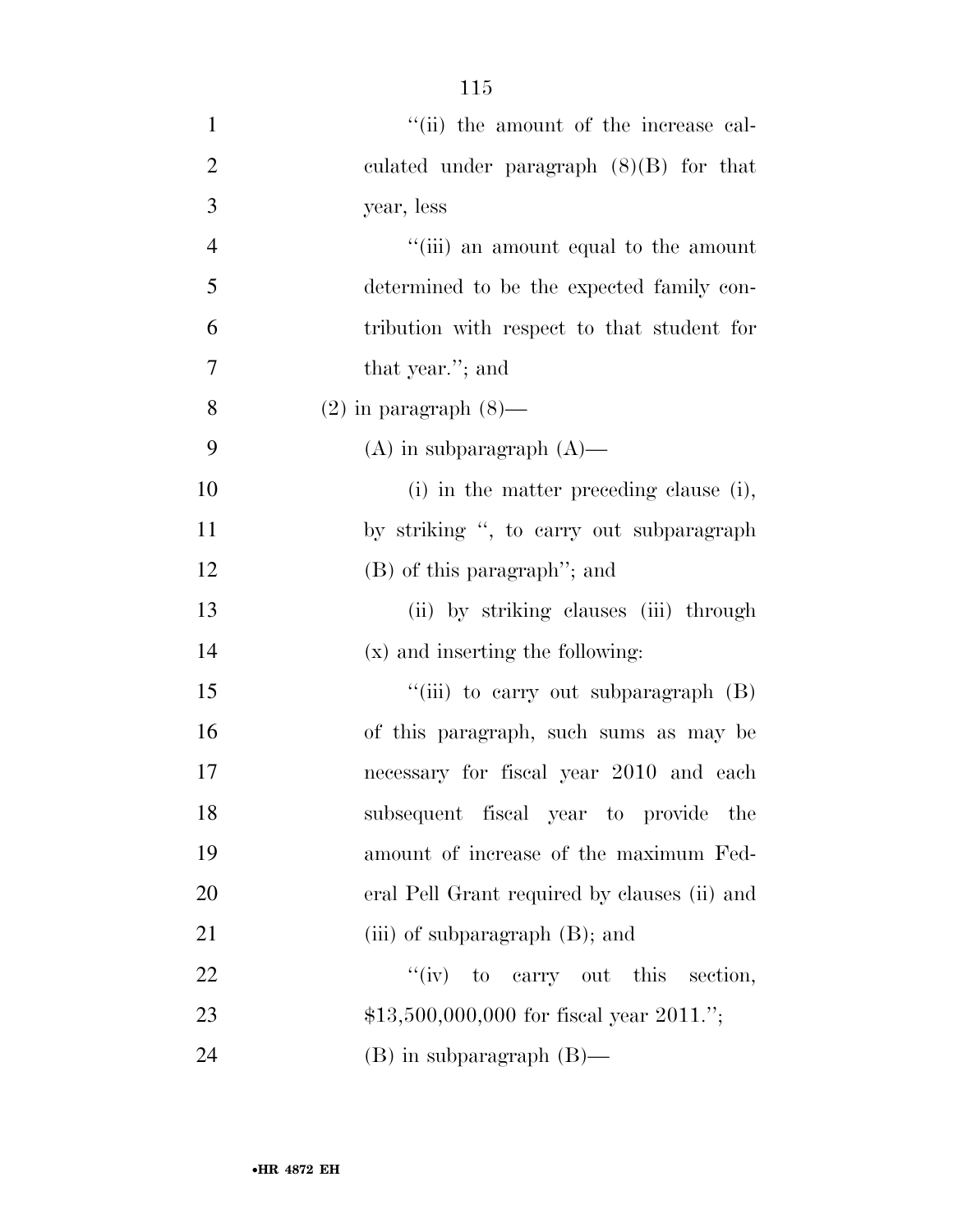"(ii) the amount of the increase calculated under paragraph (8)(B) for that year, less

"(iii) an amount equal to the amount determined to be the expected family contribution with respect to that student for that year."; and

(2) in paragraph (8)—

(A) in subparagraph (A)—

(i) in the matter preceding clause (i), by striking ", to carry out subparagraph (B) of this paragraph"; and

(ii) by striking clauses (iii) through (x) and inserting the following:

"(iii) to carry out subparagraph (B) of this paragraph, such sums as may be necessary for fiscal year 2010 and each subsequent fiscal year to provide the amount of increase of the maximum Federal Pell Grant required by clauses (ii) and (iii) of subparagraph (B); and

"(iv) to carry out this section, $13,500,000,000 for fiscal year 2011.";

(B) in subparagraph (B)—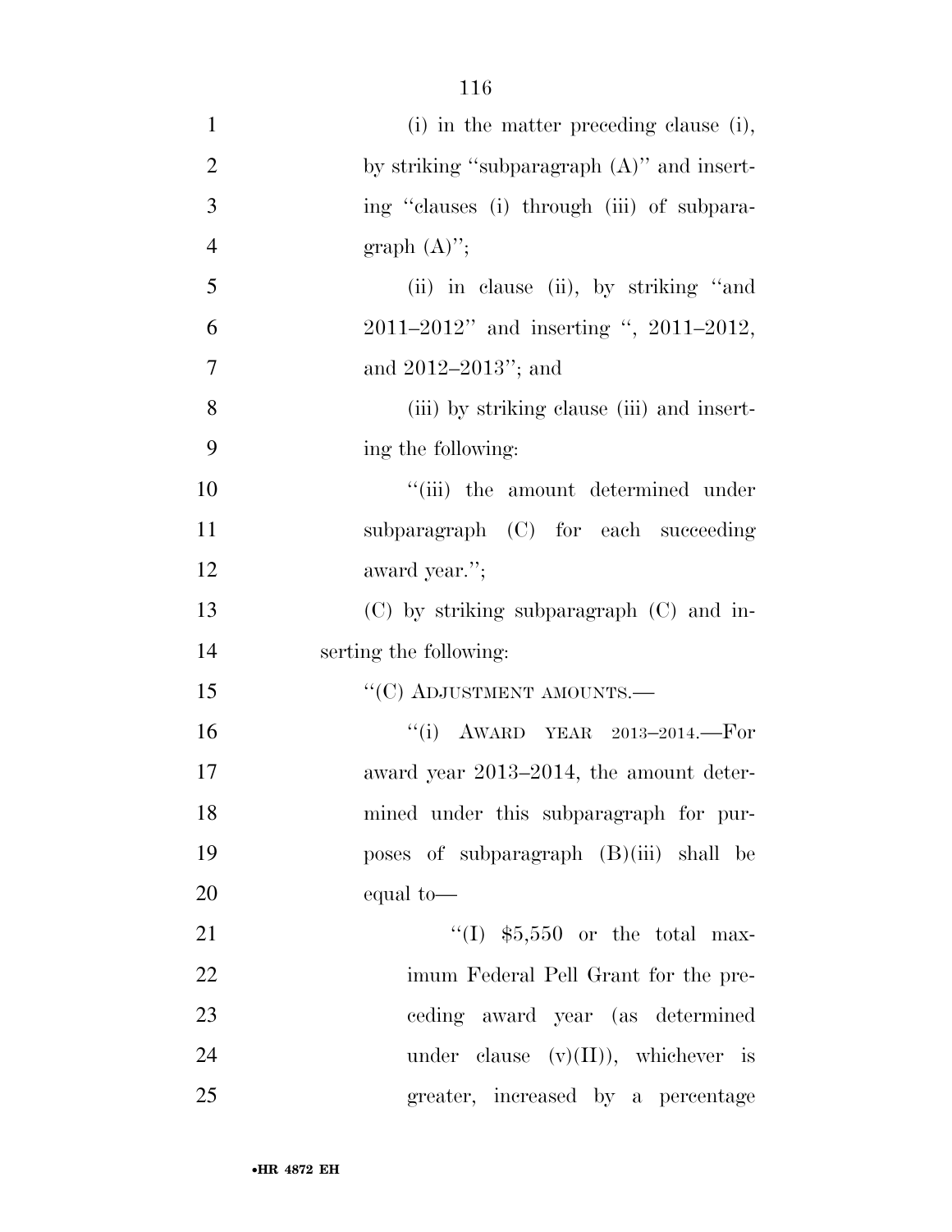(i) in the matter preceding clause (i), by striking "subparagraph (A)" and inserting "clauses (i) through (iii) of subparagraph (A)";

(ii) in clause (ii), by striking "and 2011–2012" and inserting ", 2011–2012, and 2012–2013"; and

(iii) by striking clause (iii) and inserting the following:

"(iii) the amount determined under subparagraph (C) for each succeeding award year.";

(C) by striking subparagraph (C) and inserting the following:

"(C) ADJUSTMENT AMOUNTS.—

"(i) AWARD YEAR 2013–2014.—For award year 2013–2014, the amount determined under this subparagraph for purposes of subparagraph (B)(iii) shall be equal to—

"(I) $5,550 or the total maximum Federal Pell Grant for the preceding award year (as determined under clause (v)(II)), whichever is greater, increased by a percentage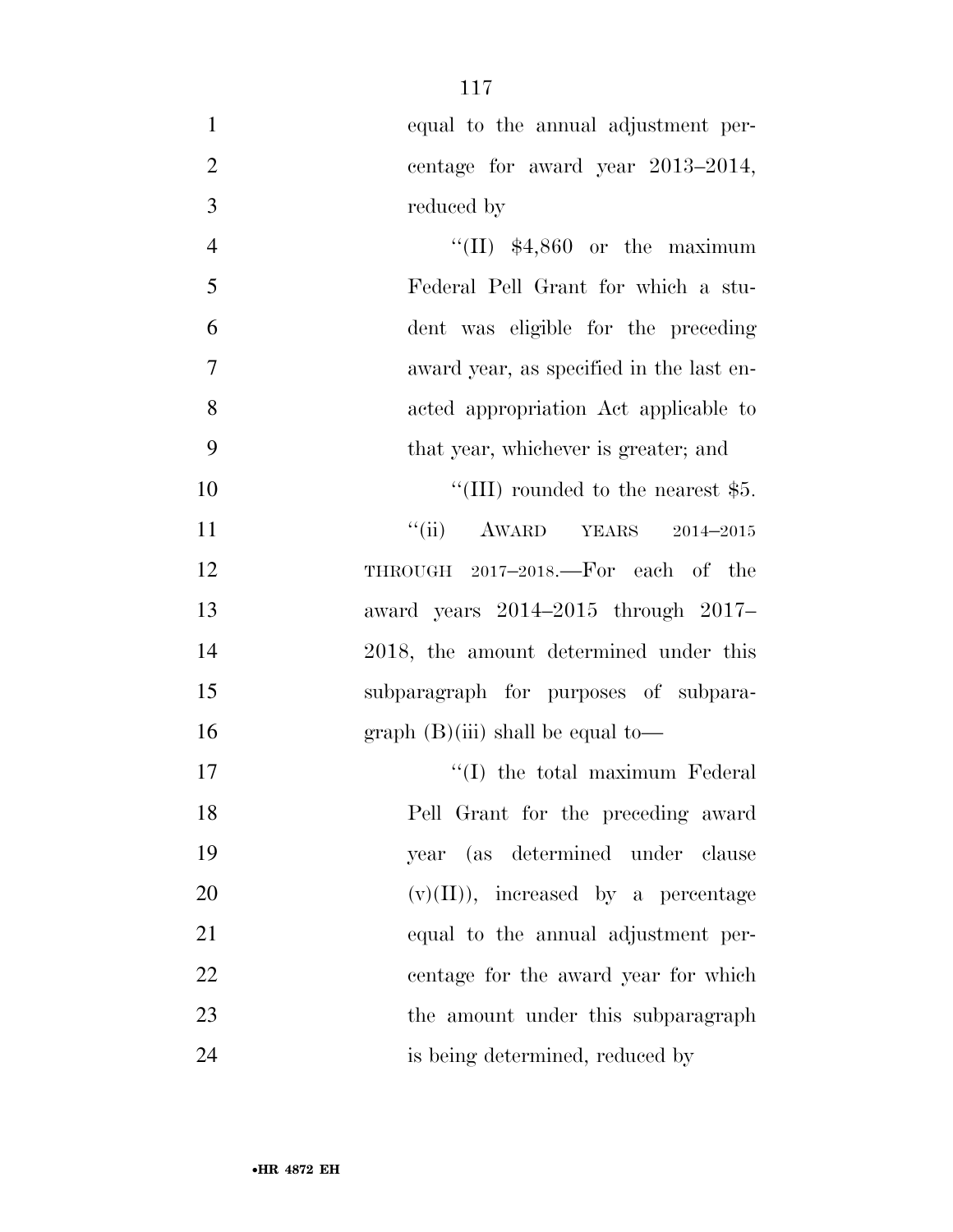equal to the annual adjustment percentage for award year 2013–2014, reduced by

''(II) $4,860 or the maximum Federal Pell Grant for which a student was eligible for the preceding award year, as specified in the last enacted appropriation Act applicable to that year, whichever is greater; and

''(III) rounded to the nearest $5.

''(ii) AWARD YEARS 2014–2015 THROUGH 2017–2018.—For each of the award years 2014–2015 through 2017–2018, the amount determined under this subparagraph for purposes of subparagraph (B)(iii) shall be equal to—

''(I) the total maximum Federal Pell Grant for the preceding award year (as determined under clause (v)(II)), increased by a percentage equal to the annual adjustment percentage for the award year for which the amount under this subparagraph is being determined, reduced by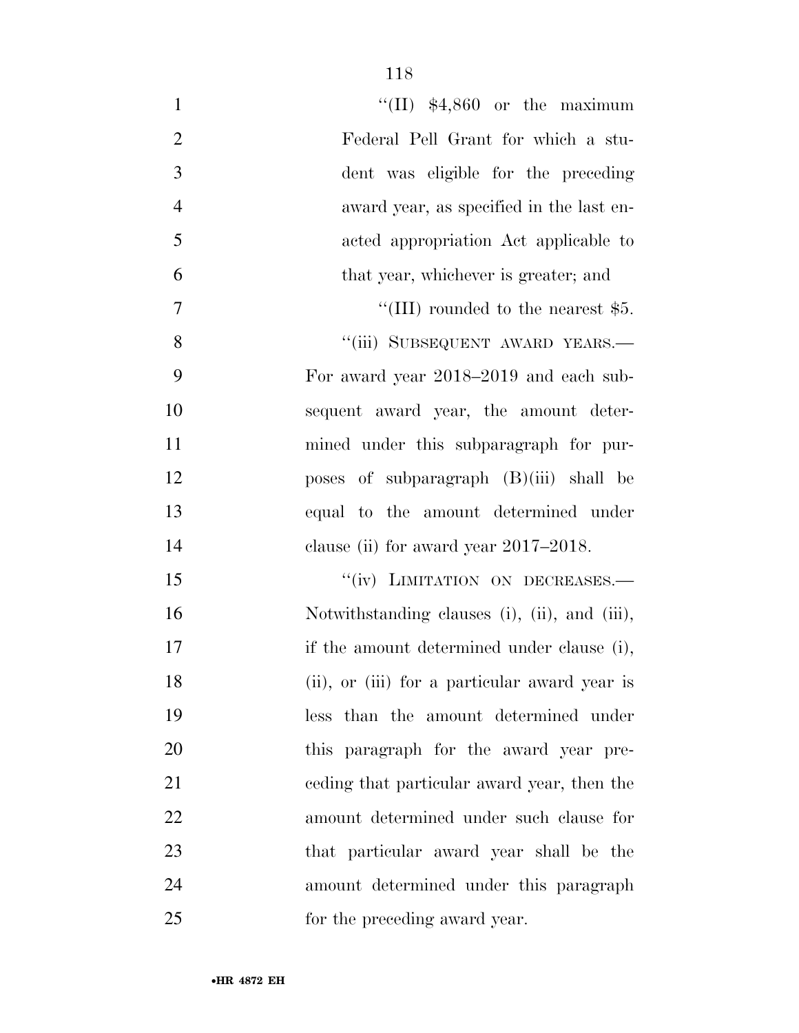''(II) $4,860 or the maximum Federal Pell Grant for which a student was eligible for the preceding award year, as specified in the last enacted appropriation Act applicable to that year, whichever is greater; and

''(III) rounded to the nearest $5.

''(iii) SUBSEQUENT AWARD YEARS.—For award year 2018–2019 and each subsequent award year, the amount determined under this subparagraph for purposes of subparagraph (B)(iii) shall be equal to the amount determined under clause (ii) for award year 2017–2018.

''(iv) LIMITATION ON DECREASES.—Notwithstanding clauses (i), (ii), and (iii), if the amount determined under clause (i), (ii), or (iii) for a particular award year is less than the amount determined under this paragraph for the award year preceding that particular award year, then the amount determined under such clause for that particular award year shall be the amount determined under this paragraph for the preceding award year.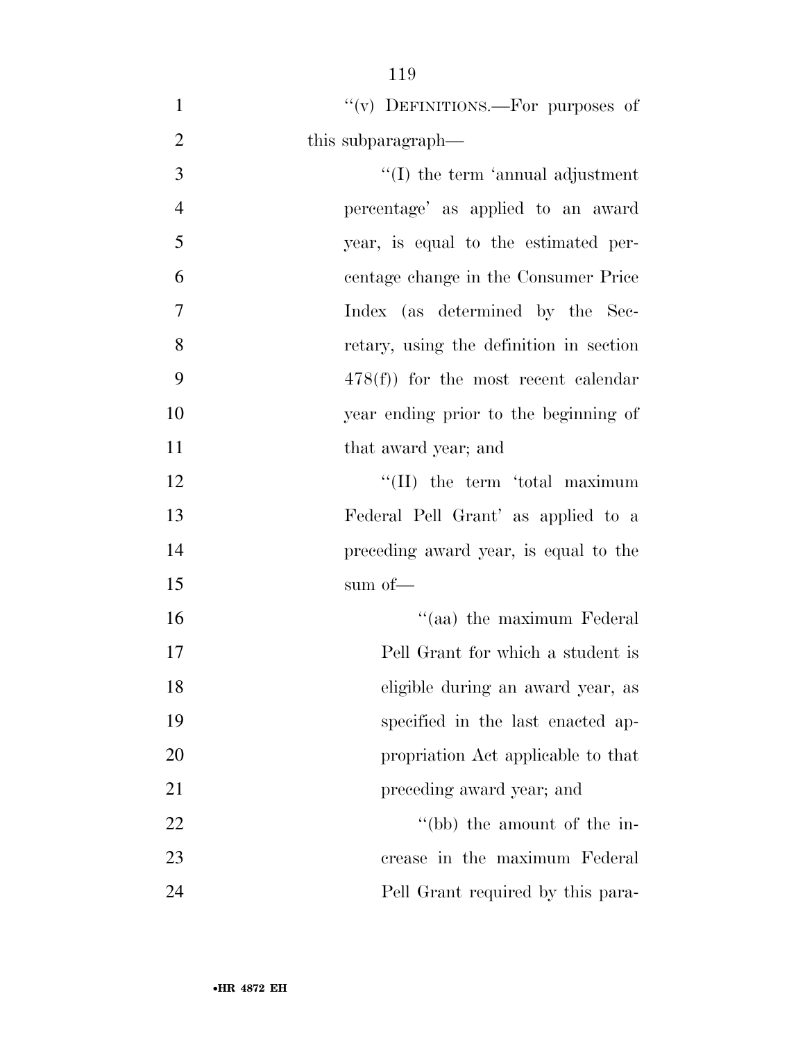"(v) DEFINITIONS.—For purposes of this subparagraph—

"(I) the term 'annual adjustment percentage' as applied to an award year, is equal to the estimated percentage change in the Consumer Price Index (as determined by the Secretary, using the definition in section 478(f)) for the most recent calendar year ending prior to the beginning of that award year; and

"(II) the term 'total maximum Federal Pell Grant' as applied to a preceding award year, is equal to the sum of—

"(aa) the maximum Federal Pell Grant for which a student is eligible during an award year, as specified in the last enacted appropriation Act applicable to that preceding award year; and

"(bb) the amount of the increase in the maximum Federal Pell Grant required by this para-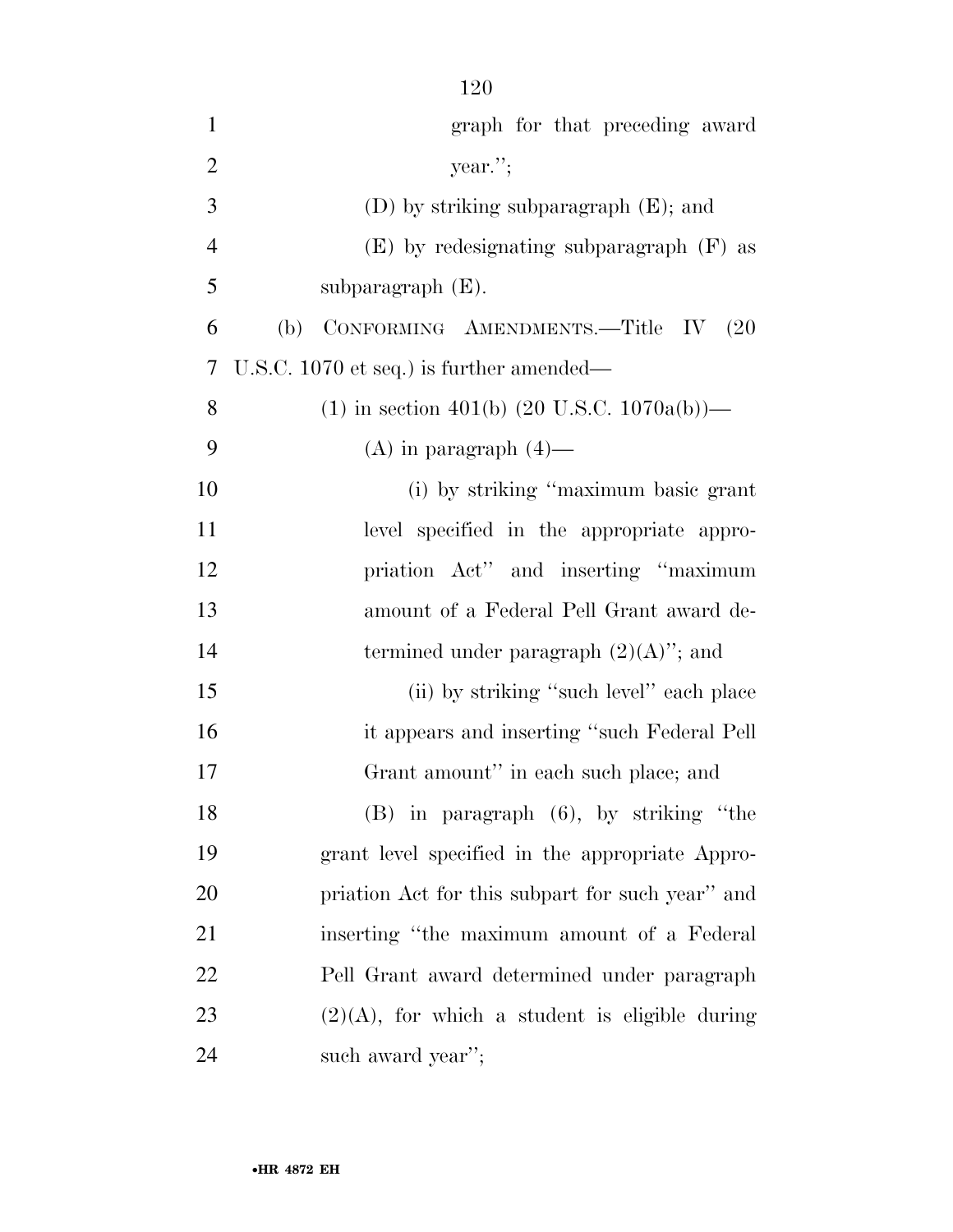graph for that preceding award year.'';

(D) by striking subparagraph (E); and

(E) by redesignating subparagraph (F) as subparagraph (E).

(b) CONFORMING AMENDMENTS.—Title IV (20 U.S.C. 1070 et seq.) is further amended—

(1) in section 401(b) (20 U.S.C. 1070a(b))—

(A) in paragraph (4)—

(i) by striking ''maximum basic grant level specified in the appropriate appropriation Act'' and inserting ''maximum amount of a Federal Pell Grant award determined under paragraph (2)(A)''; and

(ii) by striking ''such level'' each place it appears and inserting ''such Federal Pell Grant amount'' in each such place; and

(B) in paragraph (6), by striking ''the grant level specified in the appropriate Appropriation Act for this subpart for such year'' and inserting ''the maximum amount of a Federal Pell Grant award determined under paragraph (2)(A), for which a student is eligible during such award year'';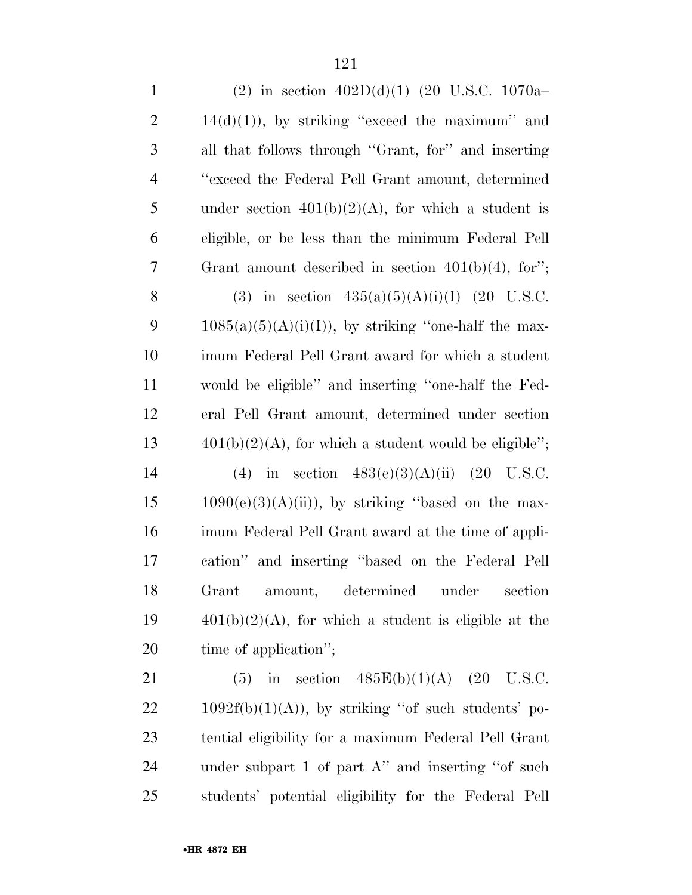(2) in section 402D(d)(1) (20 U.S.C. 1070a–14(d)(1)), by striking ''exceed the maximum'' and all that follows through ''Grant, for'' and inserting ''exceed the Federal Pell Grant amount, determined under section 401(b)(2)(A), for which a student is eligible, or be less than the minimum Federal Pell Grant amount described in section 401(b)(4), for'';

(3) in section 435(a)(5)(A)(i)(I) (20 U.S.C. 1085(a)(5)(A)(i)(I)), by striking ''one-half the maximum Federal Pell Grant award for which a student would be eligible'' and inserting ''one-half the Federal Pell Grant amount, determined under section 401(b)(2)(A), for which a student would be eligible'';

(4) in section 483(e)(3)(A)(ii) (20 U.S.C. 1090(e)(3)(A)(ii)), by striking ''based on the maximum Federal Pell Grant award at the time of application'' and inserting ''based on the Federal Pell Grant amount, determined under section 401(b)(2)(A), for which a student is eligible at the time of application'';

(5) in section 485E(b)(1)(A) (20 U.S.C. 1092f(b)(1)(A)), by striking ''of such students' potential eligibility for a maximum Federal Pell Grant under subpart 1 of part A'' and inserting ''of such students' potential eligibility for the Federal Pell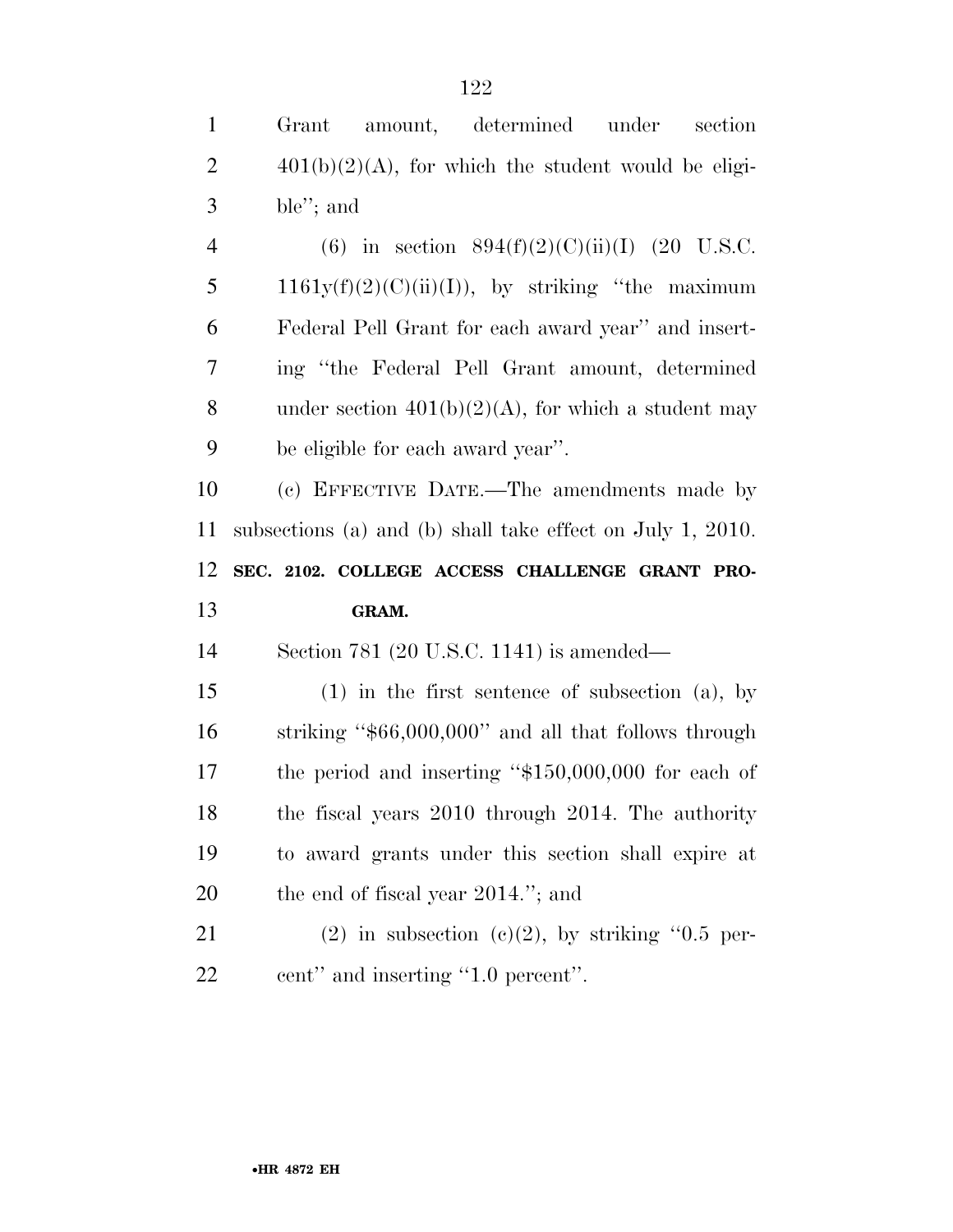Grant amount, determined under section 401(b)(2)(A), for which the student would be eligible''; and

(6) in section 894(f)(2)(C)(ii)(I) (20 U.S.C. 1161y(f)(2)(C)(ii)(I)), by striking ''the maximum Federal Pell Grant for each award year'' and inserting ''the Federal Pell Grant amount, determined under section 401(b)(2)(A), for which a student may be eligible for each award year''.

(c) EFFECTIVE DATE.—The amendments made by subsections (a) and (b) shall take effect on July 1, 2010.

**SEC. 2102. COLLEGE ACCESS CHALLENGE GRANT PROGRAM.**

Section 781 (20 U.S.C. 1141) is amended—

(1) in the first sentence of subsection (a), by striking ''$66,000,000'' and all that follows through the period and inserting ''$150,000,000 for each of the fiscal years 2010 through 2014. The authority to award grants under this section shall expire at the end of fiscal year 2014.''; and

(2) in subsection (c)(2), by striking ''0.5 percent'' and inserting ''1.0 percent''.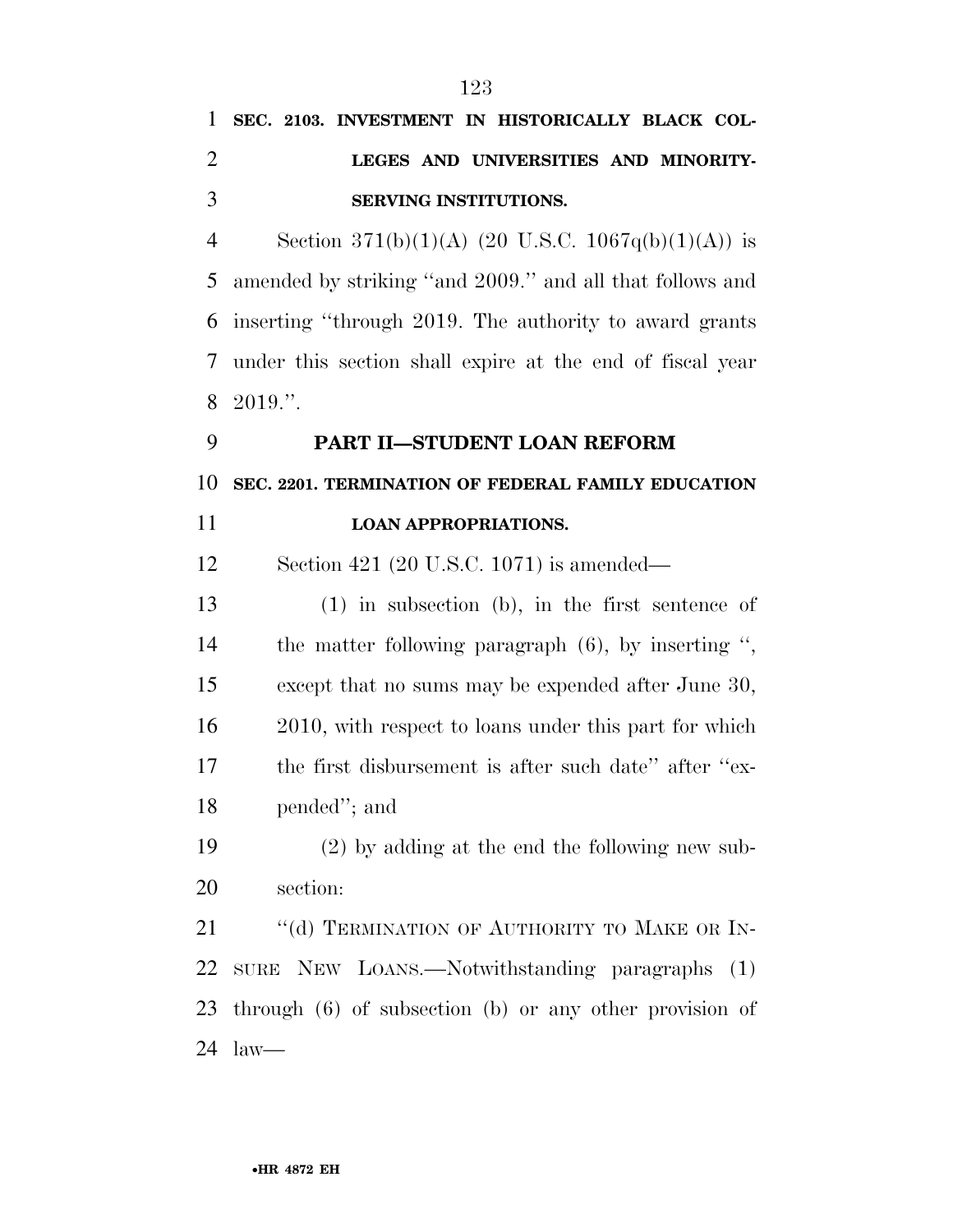**SEC. 2103. INVESTMENT IN HISTORICALLY BLACK COLLEGES AND UNIVERSITIES AND MINORITY-SERVING INSTITUTIONS.**

Section 371(b)(1)(A) (20 U.S.C. 1067q(b)(1)(A)) is amended by striking ''and 2009.'' and all that follows and inserting ''through 2019. The authority to award grants under this section shall expire at the end of fiscal year 2019.''.

## PART II—STUDENT LOAN REFORM

**SEC. 2201. TERMINATION OF FEDERAL FAMILY EDUCATION LOAN APPROPRIATIONS.**

Section 421 (20 U.S.C. 1071) is amended—

(1) in subsection (b), in the first sentence of the matter following paragraph (6), by inserting '', except that no sums may be expended after June 30, 2010, with respect to loans under this part for which the first disbursement is after such date'' after ''expended''; and

(2) by adding at the end the following new subsection:

''(d) TERMINATION OF AUTHORITY TO MAKE OR INSURE NEW LOANS.—Notwithstanding paragraphs (1) through (6) of subsection (b) or any other provision of law—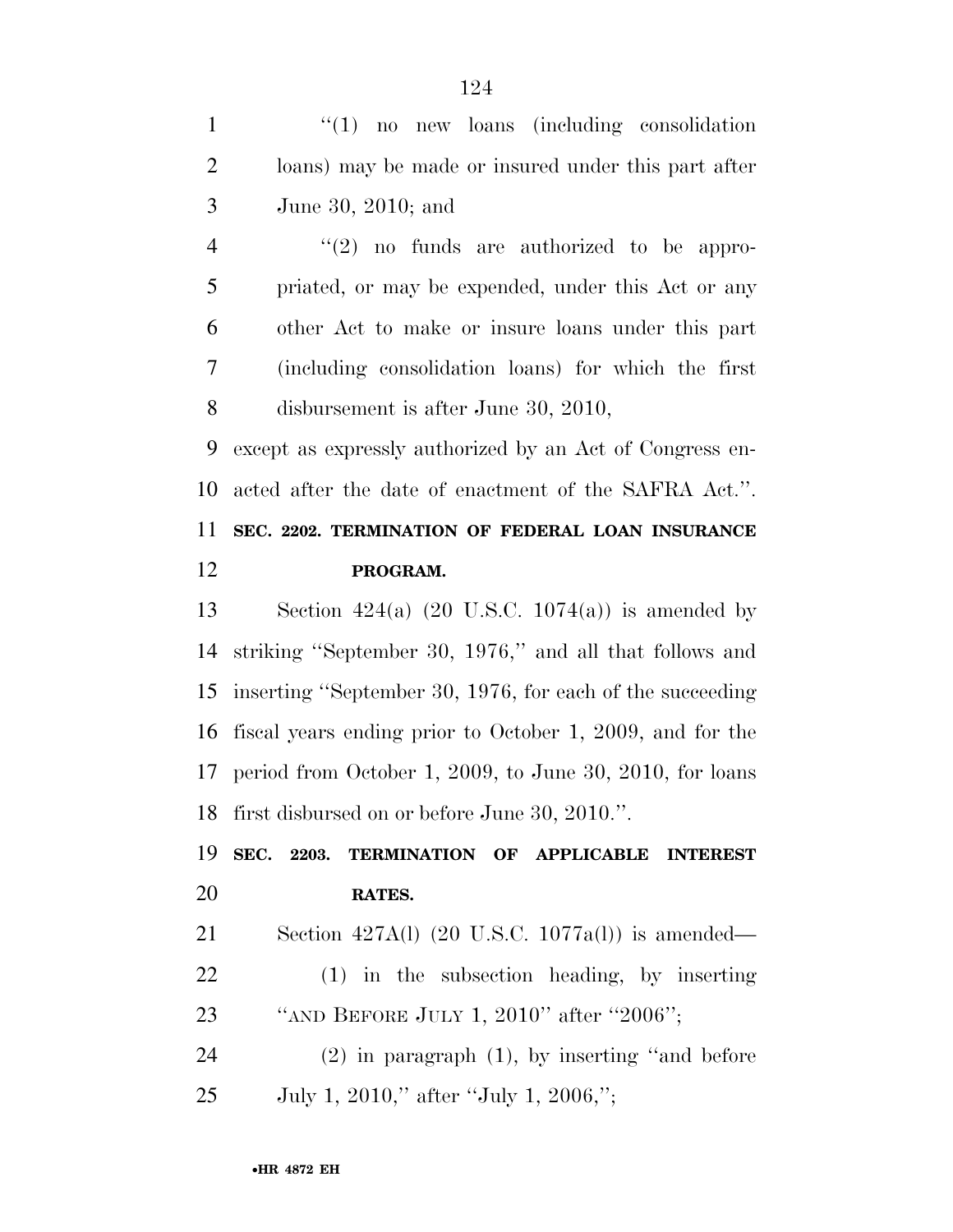"(1) no new loans (including consolidation loans) may be made or insured under this part after June 30, 2010; and

"(2) no funds are authorized to be appropriated, or may be expended, under this Act or any other Act to make or insure loans under this part (including consolidation loans) for which the first disbursement is after June 30, 2010,

except as expressly authorized by an Act of Congress enacted after the date of enactment of the SAFRA Act.".

**SEC. 2202. TERMINATION OF FEDERAL LOAN INSURANCE PROGRAM.**

Section 424(a) (20 U.S.C. 1074(a)) is amended by striking "September 30, 1976," and all that follows and inserting "September 30, 1976, for each of the succeeding fiscal years ending prior to October 1, 2009, and for the period from October 1, 2009, to June 30, 2010, for loans first disbursed on or before June 30, 2010.".

**SEC. 2203. TERMINATION OF APPLICABLE INTEREST RATES.**

Section 427A(l) (20 U.S.C. 1077a(l)) is amended—

(1) in the subsection heading, by inserting "AND BEFORE JULY 1, 2010" after "2006";

(2) in paragraph (1), by inserting "and before July 1, 2010," after "July 1, 2006,";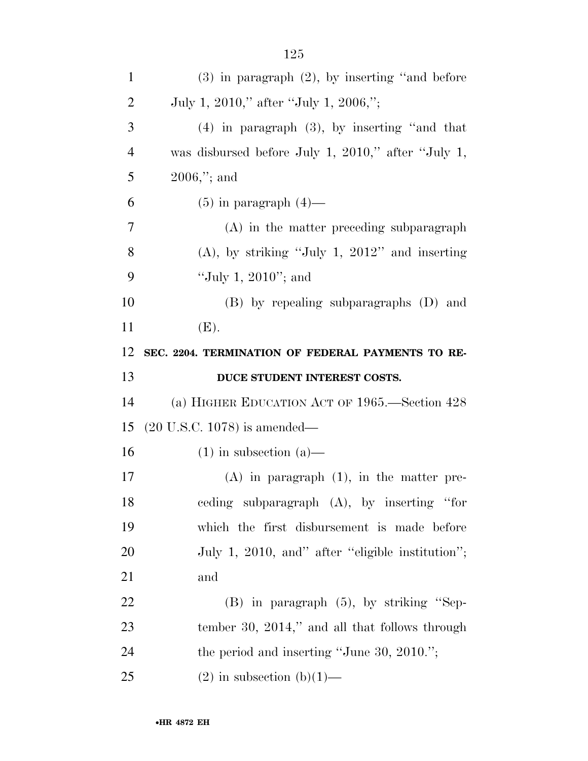(3) in paragraph (2), by inserting "and before July 1, 2010," after "July 1, 2006,";

(4) in paragraph (3), by inserting "and that was disbursed before July 1, 2010," after "July 1, 2006,"; and

(5) in paragraph (4)—

(A) in the matter preceding subparagraph (A), by striking "July 1, 2012" and inserting "July 1, 2010"; and

(B) by repealing subparagraphs (D) and (E).

**SEC. 2204. TERMINATION OF FEDERAL PAYMENTS TO REDUCE STUDENT INTEREST COSTS.**

(a) HIGHER EDUCATION ACT OF 1965.—Section 428 (20 U.S.C. 1078) is amended—

(1) in subsection (a)—

(A) in paragraph (1), in the matter preceding subparagraph (A), by inserting "for which the first disbursement is made before July 1, 2010, and" after "eligible institution"; and

(B) in paragraph (5), by striking "September 30, 2014," and all that follows through the period and inserting "June 30, 2010.";

(2) in subsection (b)(1)—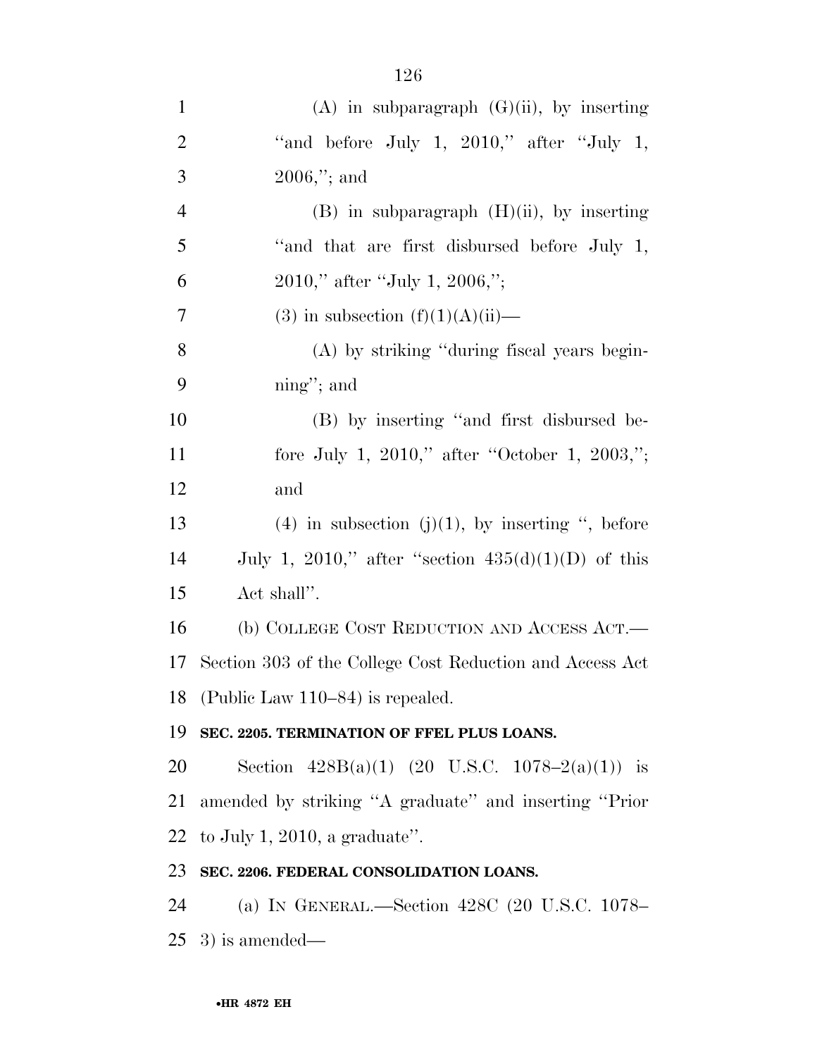(A) in subparagraph (G)(ii), by inserting "and before July 1, 2010," after "July 1, 2006,"; and

(B) in subparagraph (H)(ii), by inserting "and that are first disbursed before July 1, 2010," after "July 1, 2006,";

(3) in subsection (f)(1)(A)(ii)—

(A) by striking "during fiscal years beginning"; and

(B) by inserting "and first disbursed before July 1, 2010," after "October 1, 2003,"; and

(4) in subsection (j)(1), by inserting ", before July 1, 2010," after "section 435(d)(1)(D) of this Act shall".

(b) COLLEGE COST REDUCTION AND ACCESS ACT.—Section 303 of the College Cost Reduction and Access Act (Public Law 110–84) is repealed.

**SEC. 2205. TERMINATION OF FFEL PLUS LOANS.**

Section 428B(a)(1) (20 U.S.C. 1078–2(a)(1)) is amended by striking "A graduate" and inserting "Prior to July 1, 2010, a graduate".

**SEC. 2206. FEDERAL CONSOLIDATION LOANS.**

(a) IN GENERAL.—Section 428C (20 U.S.C. 1078–3) is amended—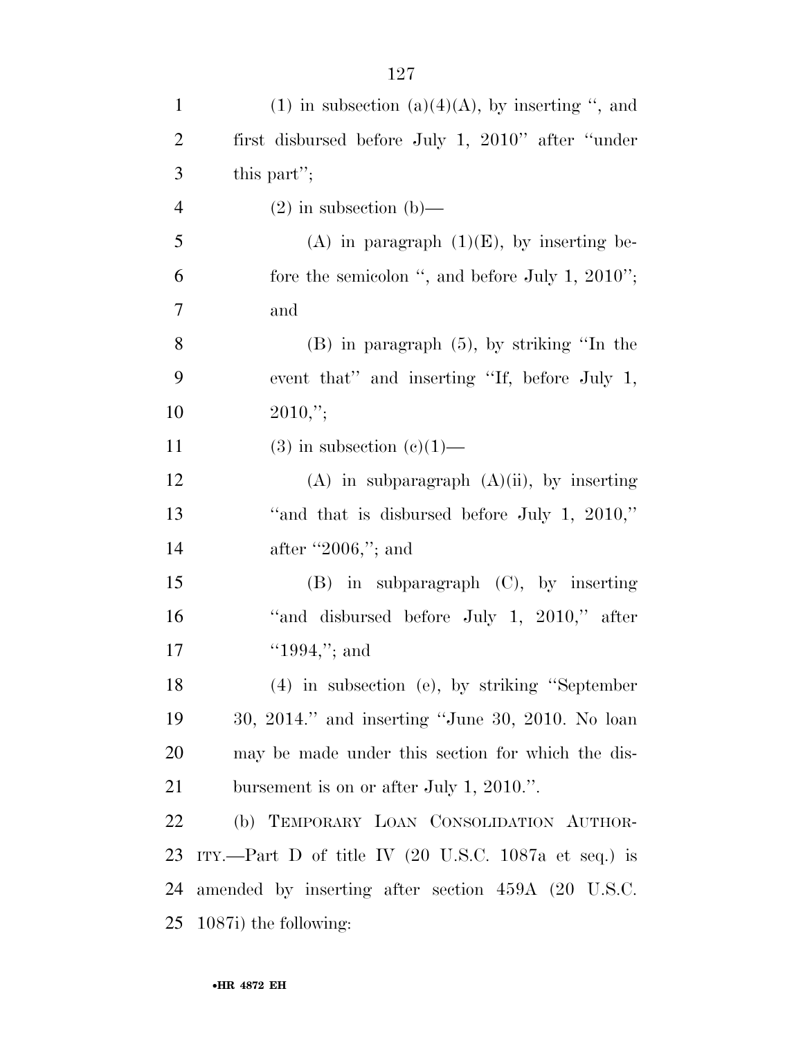(1) in subsection (a)(4)(A), by inserting ", and first disbursed before July 1, 2010" after "under this part";

(2) in subsection (b)—

(A) in paragraph (1)(E), by inserting before the semicolon ", and before July 1, 2010"; and

(B) in paragraph (5), by striking "In the event that" and inserting "If, before July 1, 2010,";

(3) in subsection (c)(1)—

(A) in subparagraph (A)(ii), by inserting "and that is disbursed before July 1, 2010," after "2006,"; and

(B) in subparagraph (C), by inserting "and disbursed before July 1, 2010," after "1994,"; and

(4) in subsection (e), by striking "September 30, 2014." and inserting "June 30, 2010. No loan may be made under this section for which the disbursement is on or after July 1, 2010.".

(b) TEMPORARY LOAN CONSOLIDATION AUTHORITY.—Part D of title IV (20 U.S.C. 1087a et seq.) is amended by inserting after section 459A (20 U.S.C. 1087i) the following: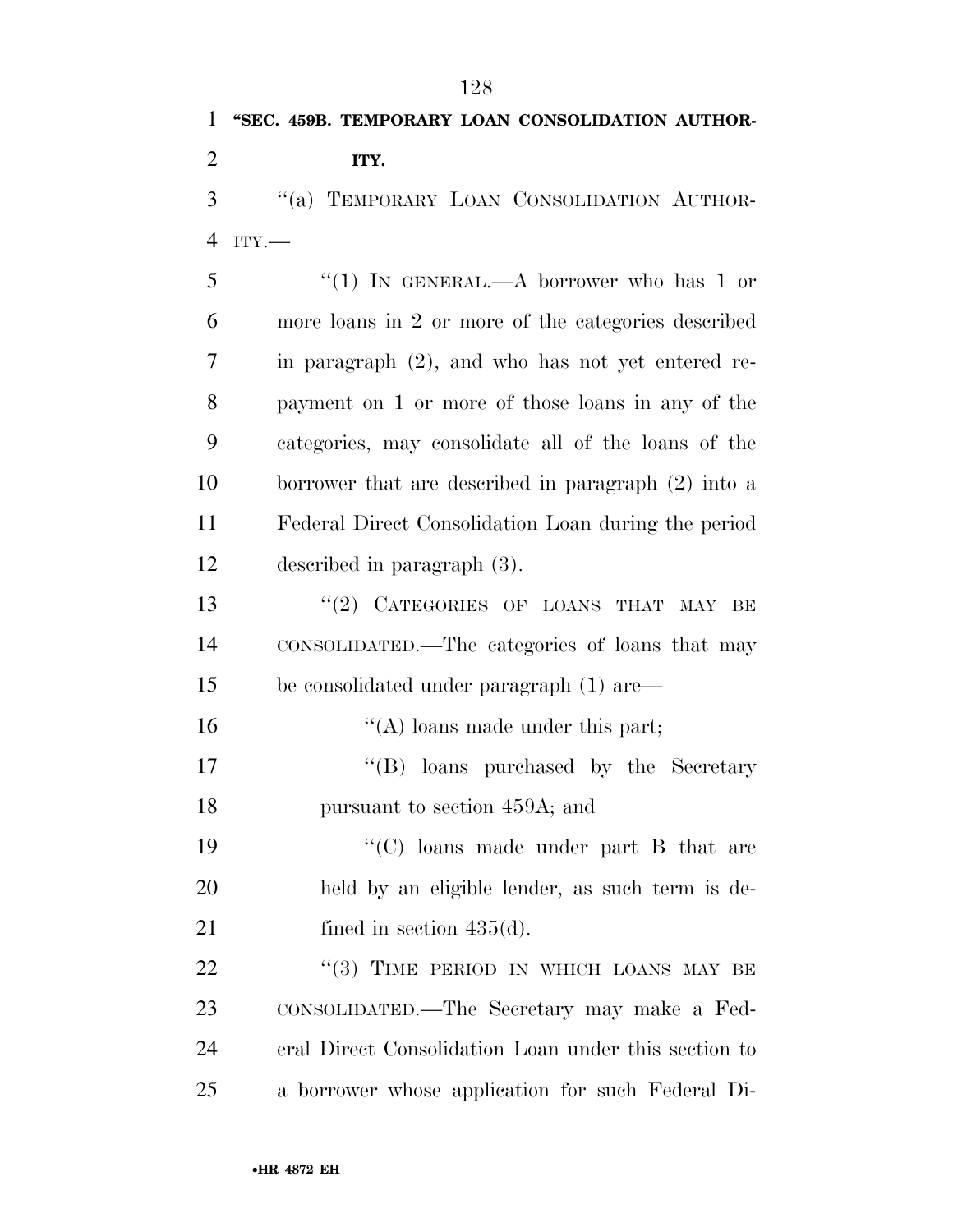**"SEC. 459B. TEMPORARY LOAN CONSOLIDATION AUTHORITY.**

"(a) TEMPORARY LOAN CONSOLIDATION AUTHORITY.—

"(1) IN GENERAL.—A borrower who has 1 or more loans in 2 or more of the categories described in paragraph (2), and who has not yet entered repayment on 1 or more of those loans in any of the categories, may consolidate all of the loans of the borrower that are described in paragraph (2) into a Federal Direct Consolidation Loan during the period described in paragraph (3).

"(2) CATEGORIES OF LOANS THAT MAY BE CONSOLIDATED.—The categories of loans that may be consolidated under paragraph (1) are—

"(A) loans made under this part;

"(B) loans purchased by the Secretary pursuant to section 459A; and

"(C) loans made under part B that are held by an eligible lender, as such term is defined in section 435(d).

"(3) TIME PERIOD IN WHICH LOANS MAY BE CONSOLIDATED.—The Secretary may make a Federal Direct Consolidation Loan under this section to a borrower whose application for such Federal Di-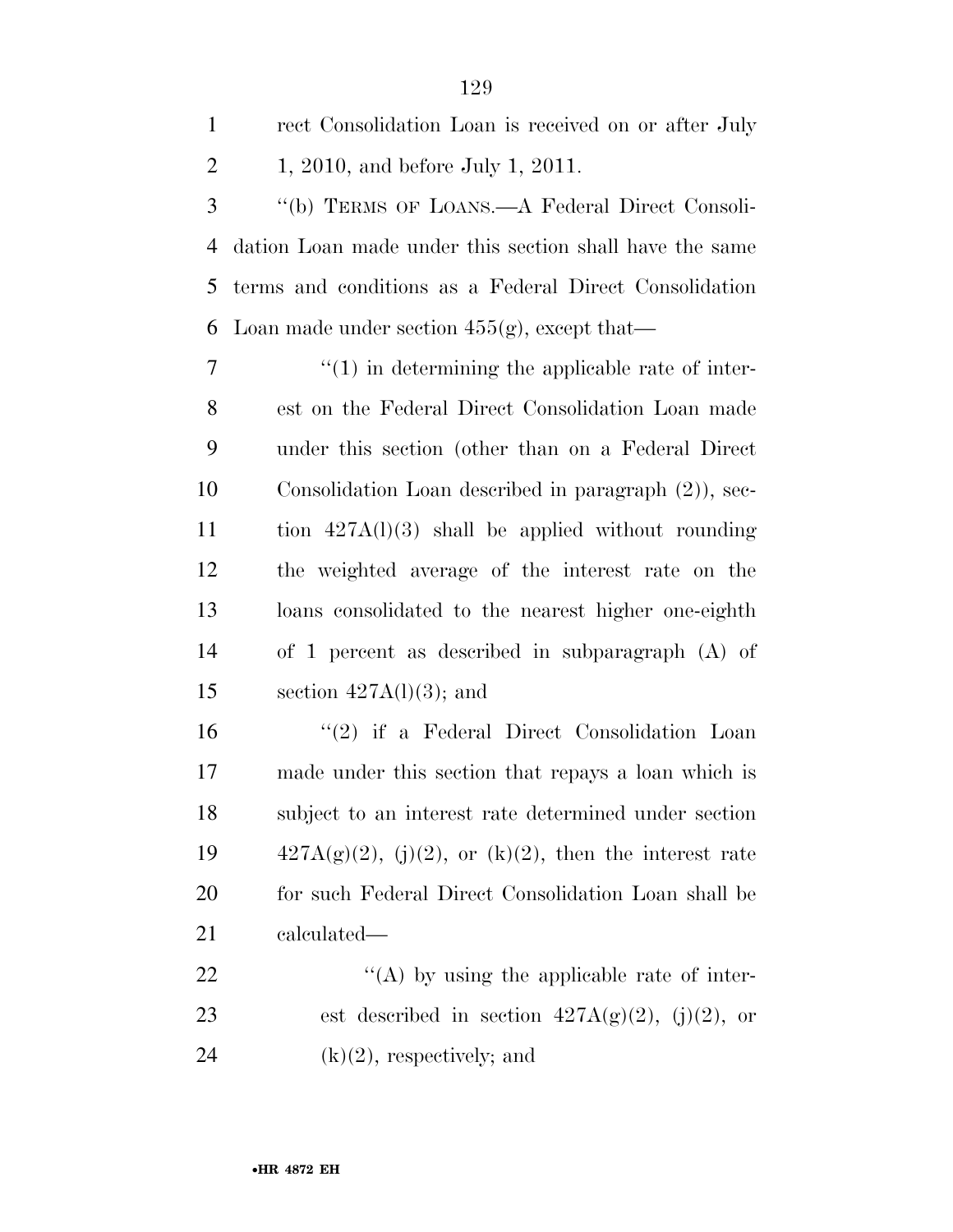rect Consolidation Loan is received on or after July 1, 2010, and before July 1, 2011.

''(b) TERMS OF LOANS.—A Federal Direct Consolidation Loan made under this section shall have the same terms and conditions as a Federal Direct Consolidation Loan made under section 455(g), except that—

''(1) in determining the applicable rate of interest on the Federal Direct Consolidation Loan made under this section (other than on a Federal Direct Consolidation Loan described in paragraph (2)), section 427A(l)(3) shall be applied without rounding the weighted average of the interest rate on the loans consolidated to the nearest higher one-eighth of 1 percent as described in subparagraph (A) of section 427A(l)(3); and

''(2) if a Federal Direct Consolidation Loan made under this section that repays a loan which is subject to an interest rate determined under section 427A(g)(2), (j)(2), or (k)(2), then the interest rate for such Federal Direct Consolidation Loan shall be calculated—

''(A) by using the applicable rate of interest described in section 427A(g)(2), (j)(2), or (k)(2), respectively; and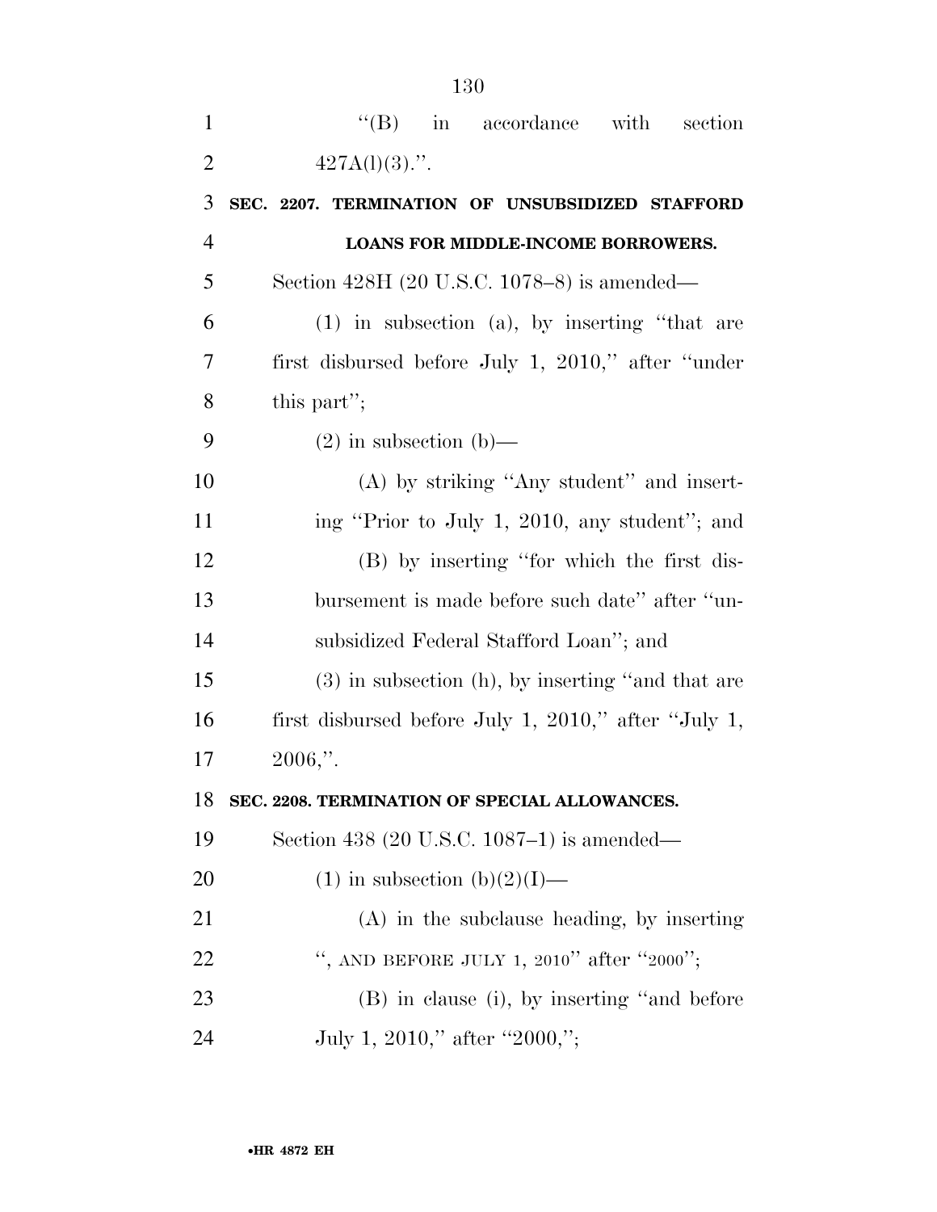"(B) in accordance with section 427A(l)(3).".

**SEC. 2207. TERMINATION OF UNSUBSIDIZED STAFFORD LOANS FOR MIDDLE-INCOME BORROWERS.**

Section 428H (20 U.S.C. 1078–8) is amended—

(1) in subsection (a), by inserting "that are first disbursed before July 1, 2010," after "under this part";

(2) in subsection (b)—

(A) by striking "Any student" and inserting "Prior to July 1, 2010, any student"; and

(B) by inserting "for which the first disbursement is made before such date" after "unsubsidized Federal Stafford Loan"; and

(3) in subsection (h), by inserting "and that are first disbursed before July 1, 2010," after "July 1, 2006,".

**SEC. 2208. TERMINATION OF SPECIAL ALLOWANCES.**

Section 438 (20 U.S.C. 1087–1) is amended—

(1) in subsection (b)(2)(I)—

(A) in the subclause heading, by inserting ", AND BEFORE JULY 1, 2010" after "2000";

(B) in clause (i), by inserting "and before July 1, 2010," after "2000,";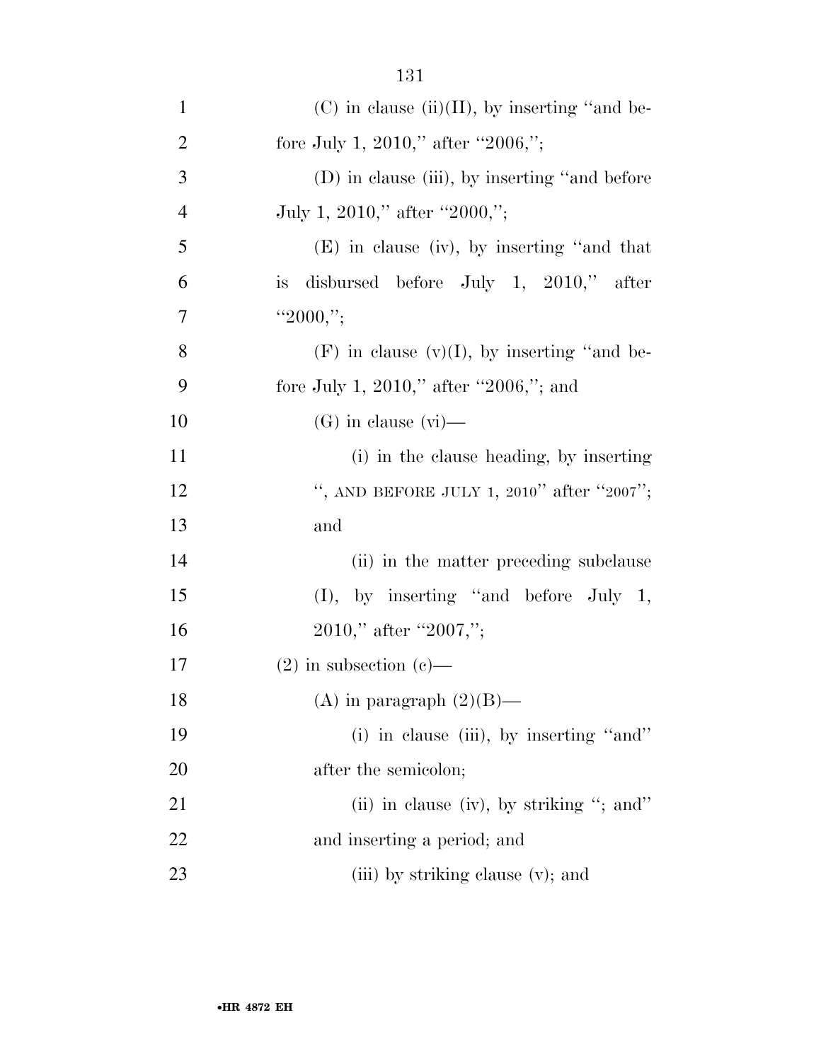(C) in clause (ii)(II), by inserting ''and before July 1, 2010,'' after ''2006,'';

(D) in clause (iii), by inserting ''and before July 1, 2010,'' after ''2000,'';

(E) in clause (iv), by inserting ''and that is disbursed before July 1, 2010,'' after ''2000,'';

(F) in clause (v)(I), by inserting ''and before July 1, 2010,'' after ''2006,''; and

(G) in clause (vi)—

(i) in the clause heading, by inserting '', AND BEFORE JULY 1, 2010'' after ''2007''; and

(ii) in the matter preceding subclause (I), by inserting ''and before July 1, 2010,'' after ''2007,'';

(2) in subsection (c)—

(A) in paragraph (2)(B)—

(i) in clause (iii), by inserting ''and'' after the semicolon;

(ii) in clause (iv), by striking ''; and'' and inserting a period; and

(iii) by striking clause (v); and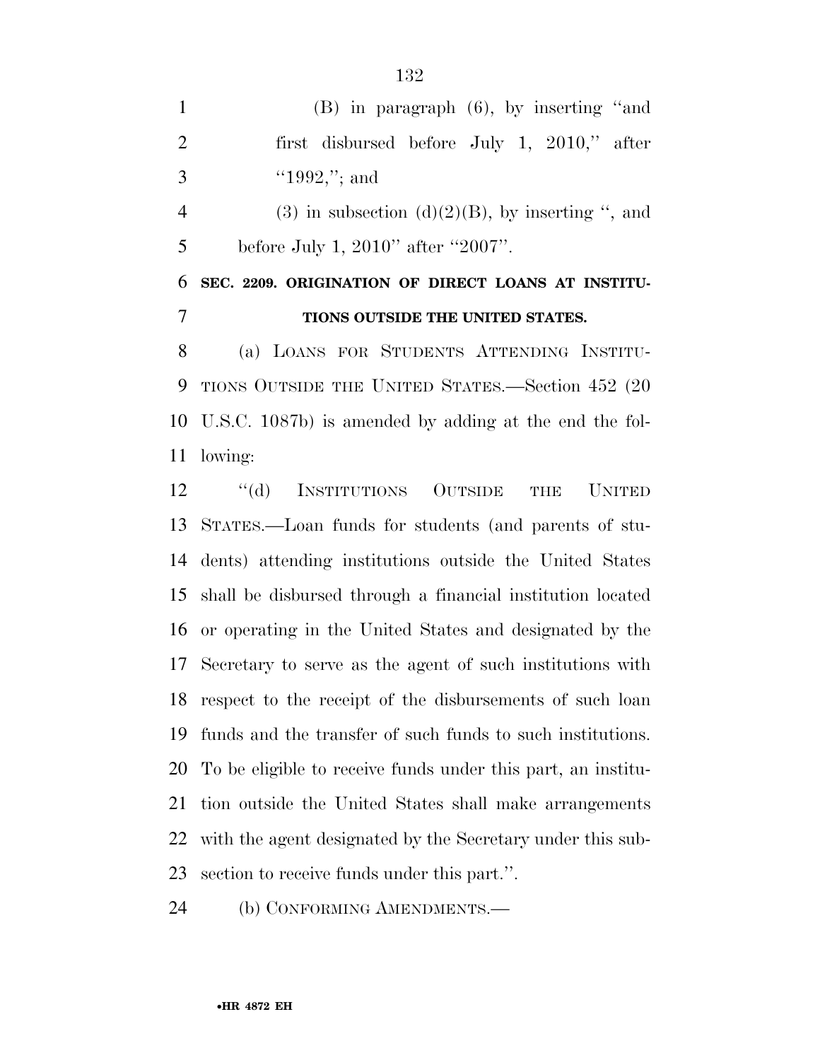(B) in paragraph (6), by inserting ''and first disbursed before July 1, 2010,'' after ''1992,''; and

(3) in subsection (d)(2)(B), by inserting '', and before July 1, 2010'' after ''2007''.

**SEC. 2209. ORIGINATION OF DIRECT LOANS AT INSTITUTIONS OUTSIDE THE UNITED STATES.**

(a) LOANS FOR STUDENTS ATTENDING INSTITUTIONS OUTSIDE THE UNITED STATES.—Section 452 (20 U.S.C. 1087b) is amended by adding at the end the following:

''(d) INSTITUTIONS OUTSIDE THE UNITED STATES.—Loan funds for students (and parents of students) attending institutions outside the United States shall be disbursed through a financial institution located or operating in the United States and designated by the Secretary to serve as the agent of such institutions with respect to the receipt of the disbursements of such loan funds and the transfer of such funds to such institutions. To be eligible to receive funds under this part, an institution outside the United States shall make arrangements with the agent designated by the Secretary under this subsection to receive funds under this part.''.

(b) CONFORMING AMENDMENTS.—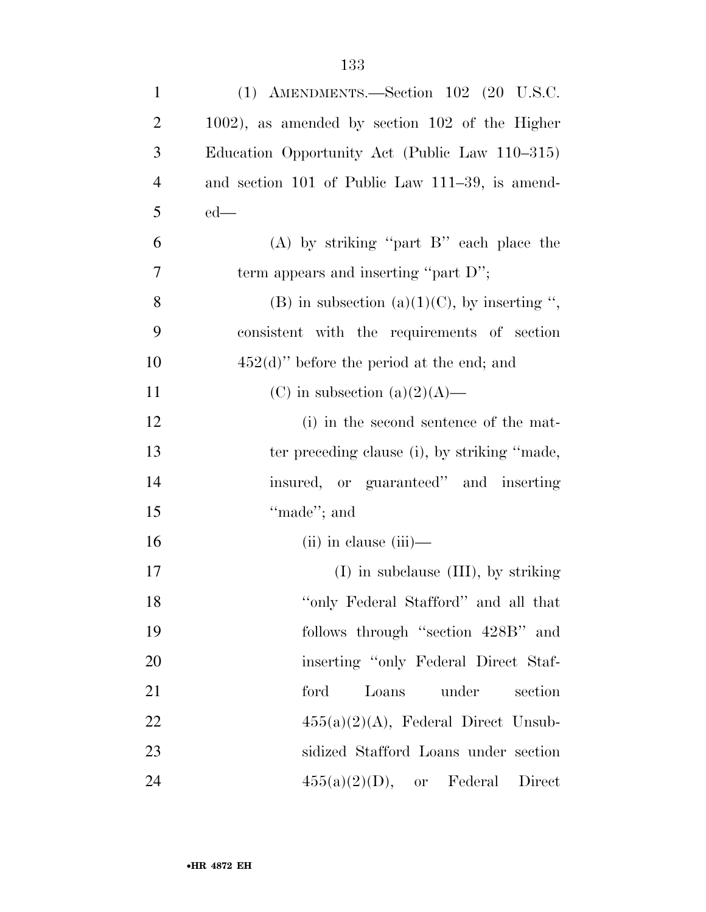(1) AMENDMENTS.—Section 102 (20 U.S.C. 1002), as amended by section 102 of the Higher Education Opportunity Act (Public Law 110–315) and section 101 of Public Law 111–39, is amended—

(A) by striking ''part B'' each place the term appears and inserting ''part D'';

(B) in subsection (a)(1)(C), by inserting '', consistent with the requirements of section 452(d)'' before the period at the end; and

(C) in subsection (a)(2)(A)—

(i) in the second sentence of the matter preceding clause (i), by striking ''made, insured, or guaranteed'' and inserting ''made''; and

(ii) in clause (iii)—

(I) in subclause (III), by striking ''only Federal Stafford'' and all that follows through ''section 428B'' and inserting ''only Federal Direct Stafford Loans under section 455(a)(2)(A), Federal Direct Unsubsidized Stafford Loans under section 455(a)(2)(D), or Federal Direct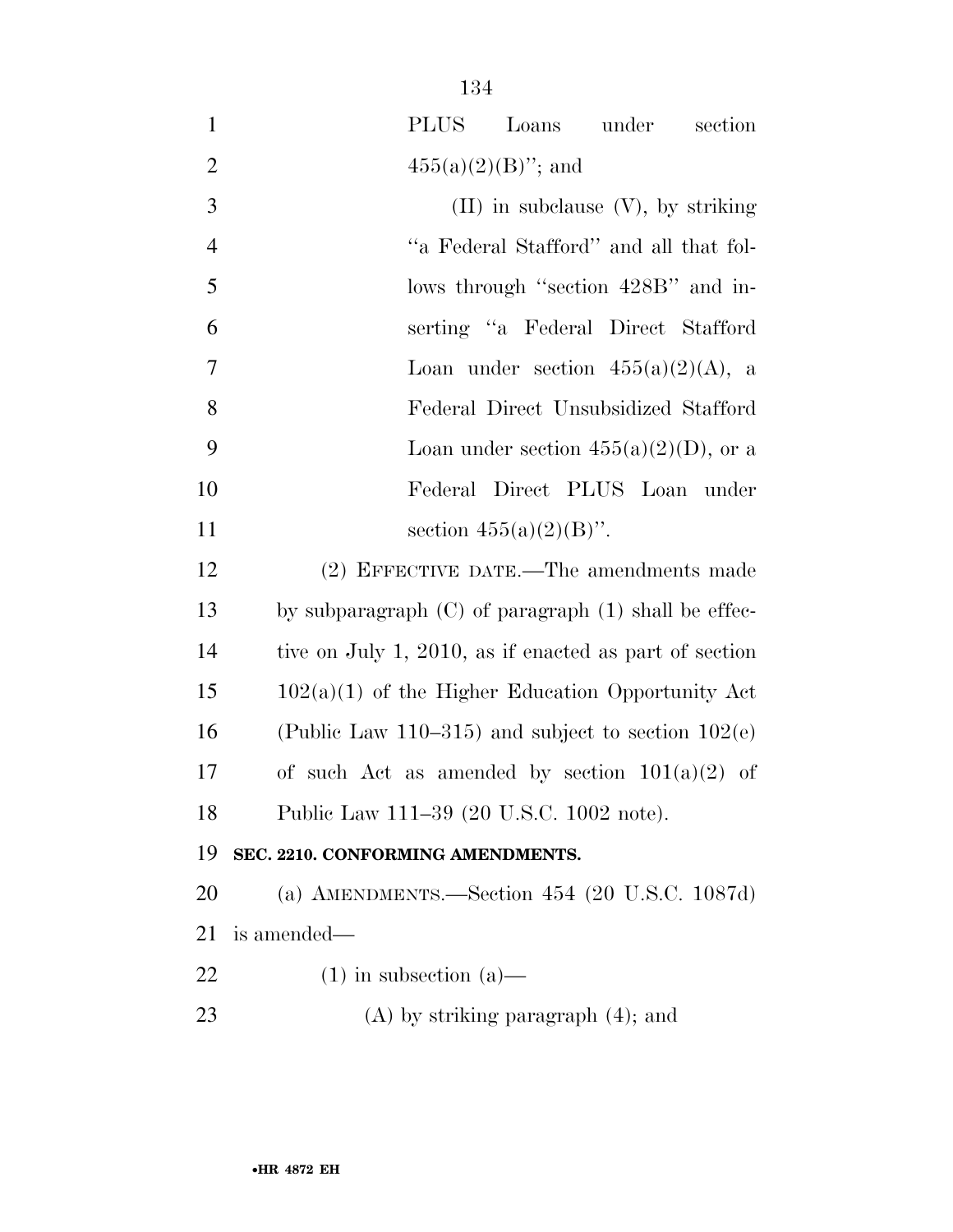PLUS Loans under section 455(a)(2)(B)''; and

(II) in subclause (V), by striking ''a Federal Stafford'' and all that follows through ''section 428B'' and inserting ''a Federal Direct Stafford Loan under section 455(a)(2)(A), a Federal Direct Unsubsidized Stafford Loan under section 455(a)(2)(D), or a Federal Direct PLUS Loan under section 455(a)(2)(B)''.

(2) EFFECTIVE DATE.—The amendments made by subparagraph (C) of paragraph (1) shall be effective on July 1, 2010, as if enacted as part of section 102(a)(1) of the Higher Education Opportunity Act (Public Law 110–315) and subject to section 102(e) of such Act as amended by section 101(a)(2) of Public Law 111–39 (20 U.S.C. 1002 note).

**SEC. 2210. CONFORMING AMENDMENTS.**

(a) AMENDMENTS.—Section 454 (20 U.S.C. 1087d) is amended—

(1) in subsection (a)—

(A) by striking paragraph (4); and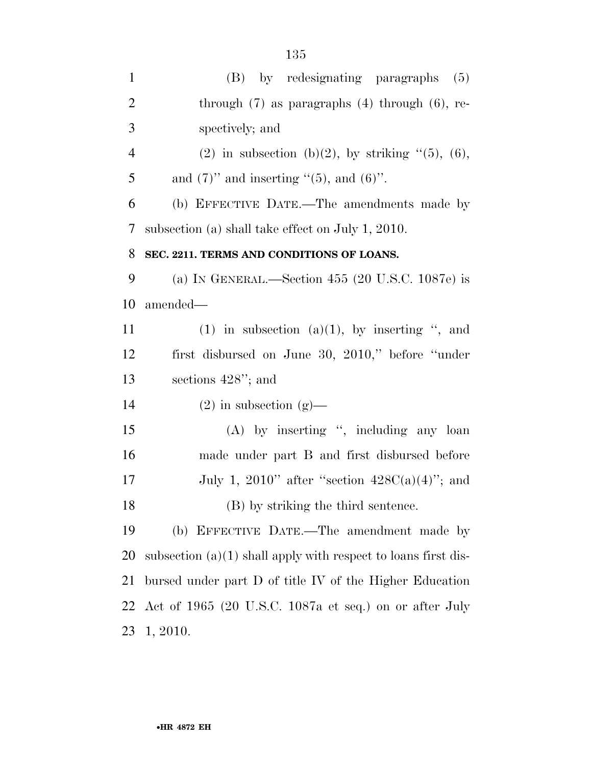(B) by redesignating paragraphs (5) through (7) as paragraphs (4) through (6), respectively; and

(2) in subsection (b)(2), by striking ''(5), (6), and (7)'' and inserting ''(5), and (6)''.

(b) EFFECTIVE DATE.—The amendments made by subsection (a) shall take effect on July 1, 2010.

**SEC. 2211. TERMS AND CONDITIONS OF LOANS.**

(a) IN GENERAL.—Section 455 (20 U.S.C. 1087e) is amended—

(1) in subsection (a)(1), by inserting '', and first disbursed on June 30, 2010,'' before ''under sections 428''; and

(2) in subsection (g)—

(A) by inserting '', including any loan made under part B and first disbursed before July 1, 2010'' after ''section 428C(a)(4)''; and

(B) by striking the third sentence.

(b) EFFECTIVE DATE.—The amendment made by subsection (a)(1) shall apply with respect to loans first disbursed under part D of title IV of the Higher Education Act of 1965 (20 U.S.C. 1087a et seq.) on or after July 1, 2010.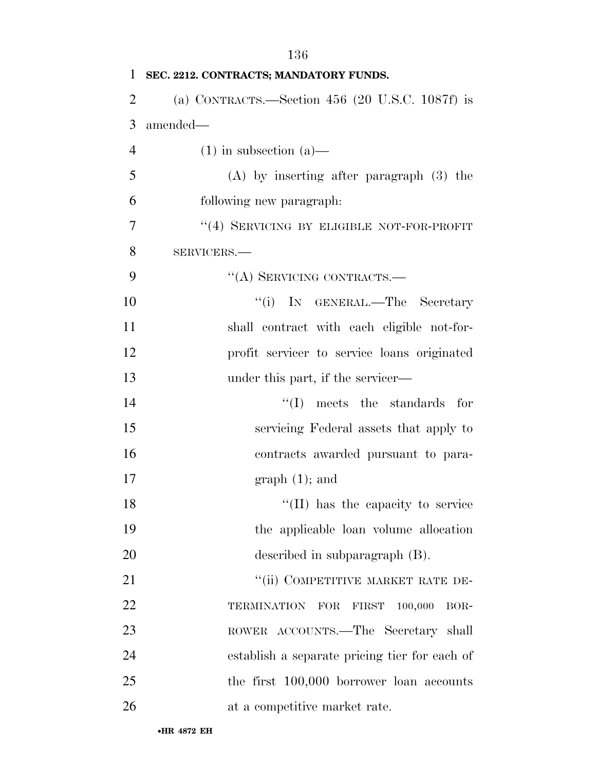**SEC. 2212. CONTRACTS; MANDATORY FUNDS.**

(a) CONTRACTS.—Section 456 (20 U.S.C. 1087f) is amended—

(1) in subsection (a)—

(A) by inserting after paragraph (3) the following new paragraph:

"(4) SERVICING BY ELIGIBLE NOT-FOR-PROFIT SERVICERS.—

"(A) SERVICING CONTRACTS.—

"(i) IN GENERAL.—The Secretary shall contract with each eligible not-for-profit servicer to service loans originated under this part, if the servicer—

"(I) meets the standards for servicing Federal assets that apply to contracts awarded pursuant to paragraph (1); and

"(II) has the capacity to service the applicable loan volume allocation described in subparagraph (B).

"(ii) COMPETITIVE MARKET RATE DETERMINATION FOR FIRST 100,000 BORROWER ACCOUNTS.—The Secretary shall establish a separate pricing tier for each of the first 100,000 borrower loan accounts at a competitive market rate.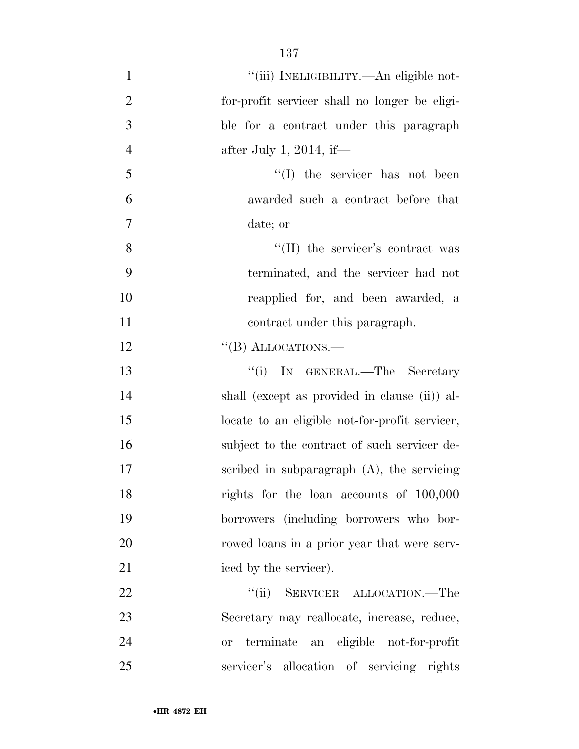''(iii) INELIGIBILITY.—An eligible not-for-profit servicer shall no longer be eligible for a contract under this paragraph after July 1, 2014, if—

''(I) the servicer has not been awarded such a contract before that date; or

''(II) the servicer's contract was terminated, and the servicer had not reapplied for, and been awarded, a contract under this paragraph.

''(B) ALLOCATIONS.—

''(i) IN GENERAL.—The Secretary shall (except as provided in clause (ii)) allocate to an eligible not-for-profit servicer, subject to the contract of such servicer described in subparagraph (A), the servicing rights for the loan accounts of 100,000 borrowers (including borrowers who borrowed loans in a prior year that were serviced by the servicer).

''(ii) SERVICER ALLOCATION.—The Secretary may reallocate, increase, reduce, or terminate an eligible not-for-profit servicer's allocation of servicing rights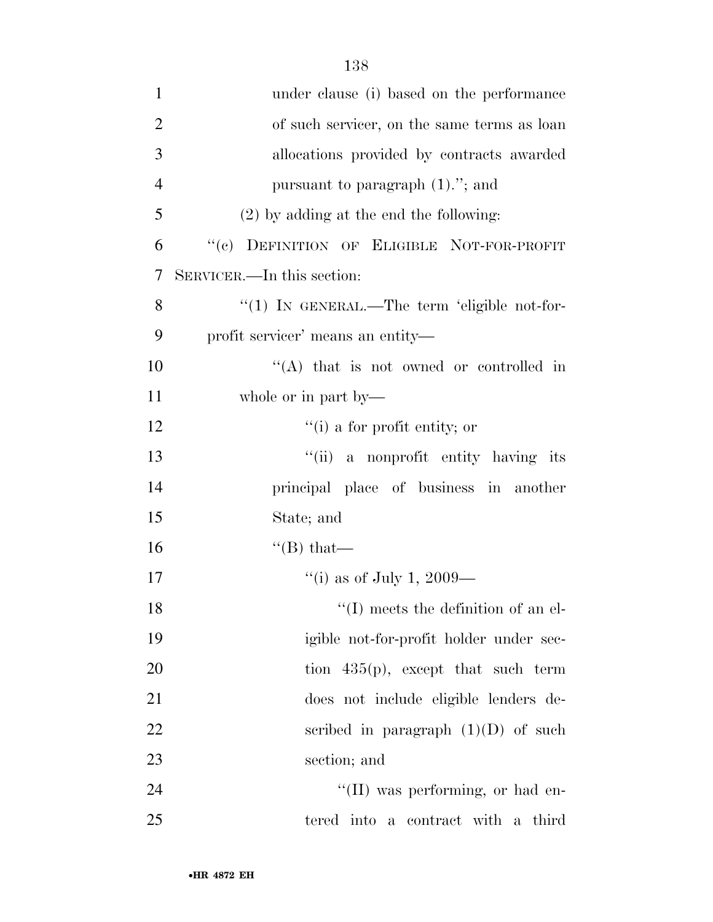under clause (i) based on the performance of such servicer, on the same terms as loan allocations provided by contracts awarded pursuant to paragraph (1).''; and

(2) by adding at the end the following:

''(c) DEFINITION OF ELIGIBLE NOT-FOR-PROFIT SERVICER.—In this section:

''(1) IN GENERAL.—The term 'eligible not-for-profit servicer' means an entity—

''(A) that is not owned or controlled in whole or in part by—

''(i) a for profit entity; or

''(ii) a nonprofit entity having its principal place of business in another State; and

''(B) that—

''(i) as of July 1, 2009—

''(I) meets the definition of an eligible not-for-profit holder under section 435(p), except that such term does not include eligible lenders described in paragraph (1)(D) of such section; and

''(II) was performing, or had entered into a contract with a third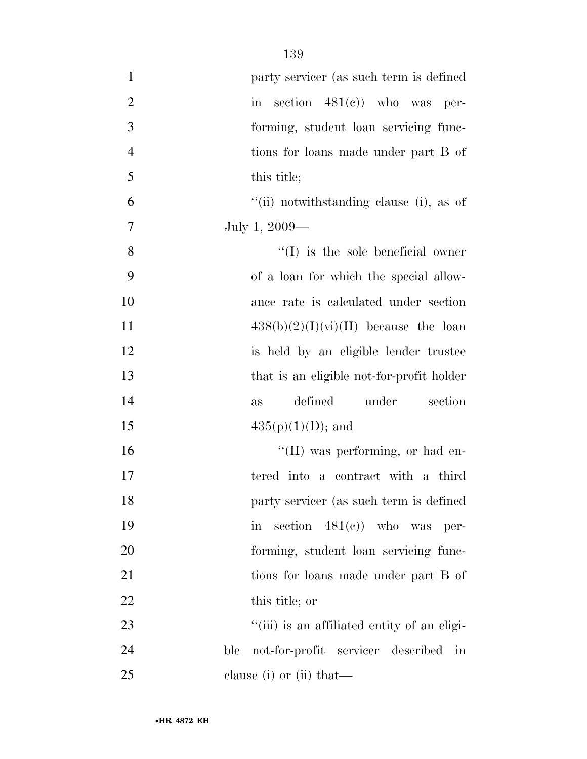party servicer (as such term is defined in section 481(c)) who was performing, student loan servicing functions for loans made under part B of this title;

''(ii) notwithstanding clause (i), as of July 1, 2009—

''(I) is the sole beneficial owner of a loan for which the special allowance rate is calculated under section 438(b)(2)(I)(vi)(II) because the loan is held by an eligible lender trustee that is an eligible not-for-profit holder as defined under section 435(p)(1)(D); and

''(II) was performing, or had entered into a contract with a third party servicer (as such term is defined in section 481(c)) who was performing, student loan servicing functions for loans made under part B of this title; or

''(iii) is an affiliated entity of an eligible not-for-profit servicer described in clause (i) or (ii) that—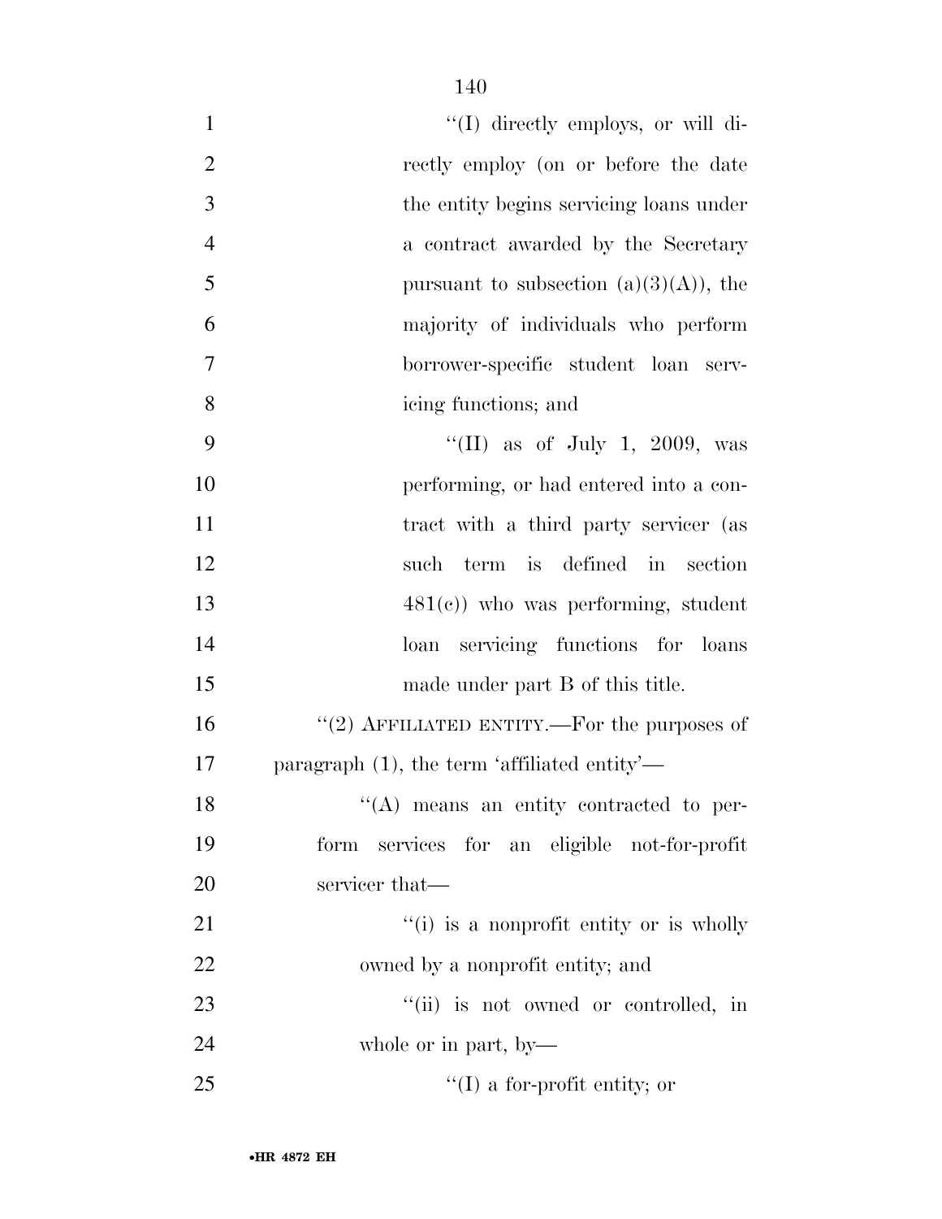"(I) directly employs, or will directly employ (on or before the date the entity begins servicing loans under a contract awarded by the Secretary pursuant to subsection (a)(3)(A)), the majority of individuals who perform borrower-specific student loan servicing functions; and

"(II) as of July 1, 2009, was performing, or had entered into a contract with a third party servicer (as such term is defined in section 481(c)) who was performing, student loan servicing functions for loans made under part B of this title.

"(2) AFFILIATED ENTITY.—For the purposes of paragraph (1), the term 'affiliated entity'—

"(A) means an entity contracted to perform services for an eligible not-for-profit servicer that—

"(i) is a nonprofit entity or is wholly owned by a nonprofit entity; and

"(ii) is not owned or controlled, in whole or in part, by—

"(I) a for-profit entity; or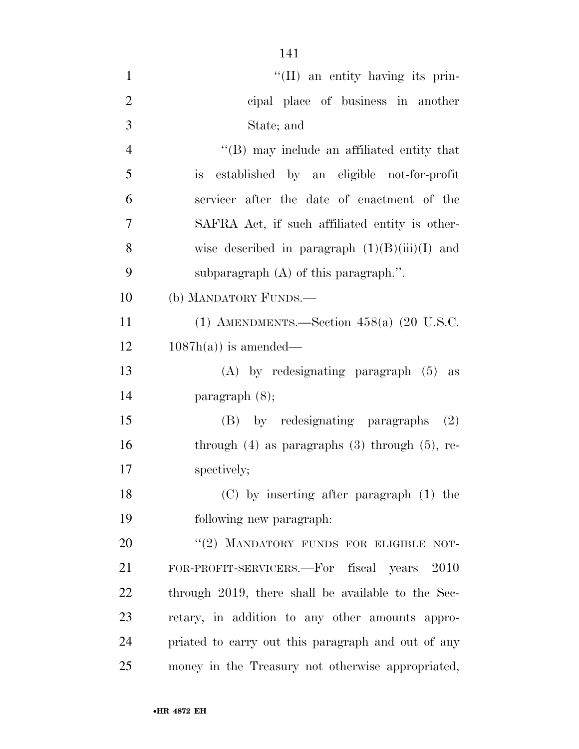"(II) an entity having its principal place of business in another State; and

"(B) may include an affiliated entity that is established by an eligible not-for-profit servicer after the date of enactment of the SAFRA Act, if such affiliated entity is otherwise described in paragraph (1)(B)(iii)(I) and subparagraph (A) of this paragraph.".

(b) MANDATORY FUNDS.—

(1) AMENDMENTS.—Section 458(a) (20 U.S.C. 1087h(a)) is amended—

(A) by redesignating paragraph (5) as paragraph (8);

(B) by redesignating paragraphs (2) through (4) as paragraphs (3) through (5), respectively;

(C) by inserting after paragraph (1) the following new paragraph:

"(2) MANDATORY FUNDS FOR ELIGIBLE NOT-FOR-PROFIT-SERVICERS.—For fiscal years 2010 through 2019, there shall be available to the Secretary, in addition to any other amounts appropriated to carry out this paragraph and out of any money in the Treasury not otherwise appropriated,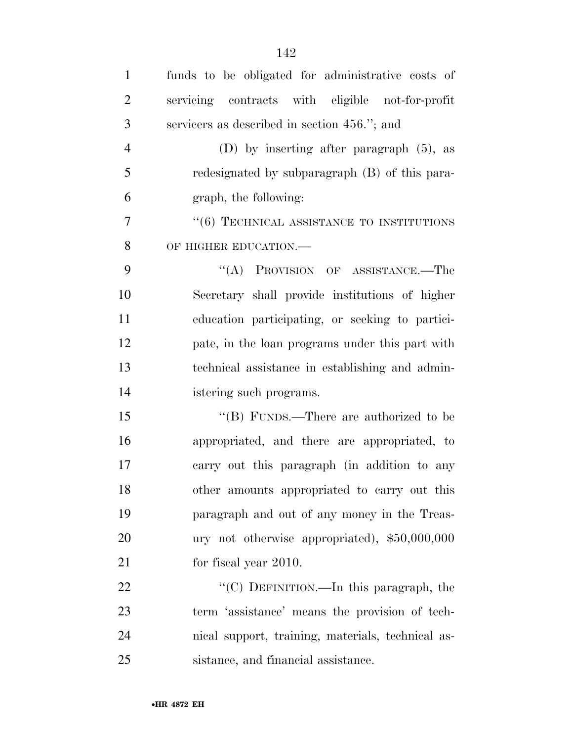funds to be obligated for administrative costs of servicing contracts with eligible not-for-profit servicers as described in section 456.''; and

(D) by inserting after paragraph (5), as redesignated by subparagraph (B) of this paragraph, the following:

''(6) TECHNICAL ASSISTANCE TO INSTITUTIONS OF HIGHER EDUCATION.—

''(A) PROVISION OF ASSISTANCE.—The Secretary shall provide institutions of higher education participating, or seeking to participate, in the loan programs under this part with technical assistance in establishing and administering such programs.

''(B) FUNDS.—There are authorized to be appropriated, and there are appropriated, to carry out this paragraph (in addition to any other amounts appropriated to carry out this paragraph and out of any money in the Treasury not otherwise appropriated), $50,000,000 for fiscal year 2010.

''(C) DEFINITION.—In this paragraph, the term 'assistance' means the provision of technical support, training, materials, technical assistance, and financial assistance.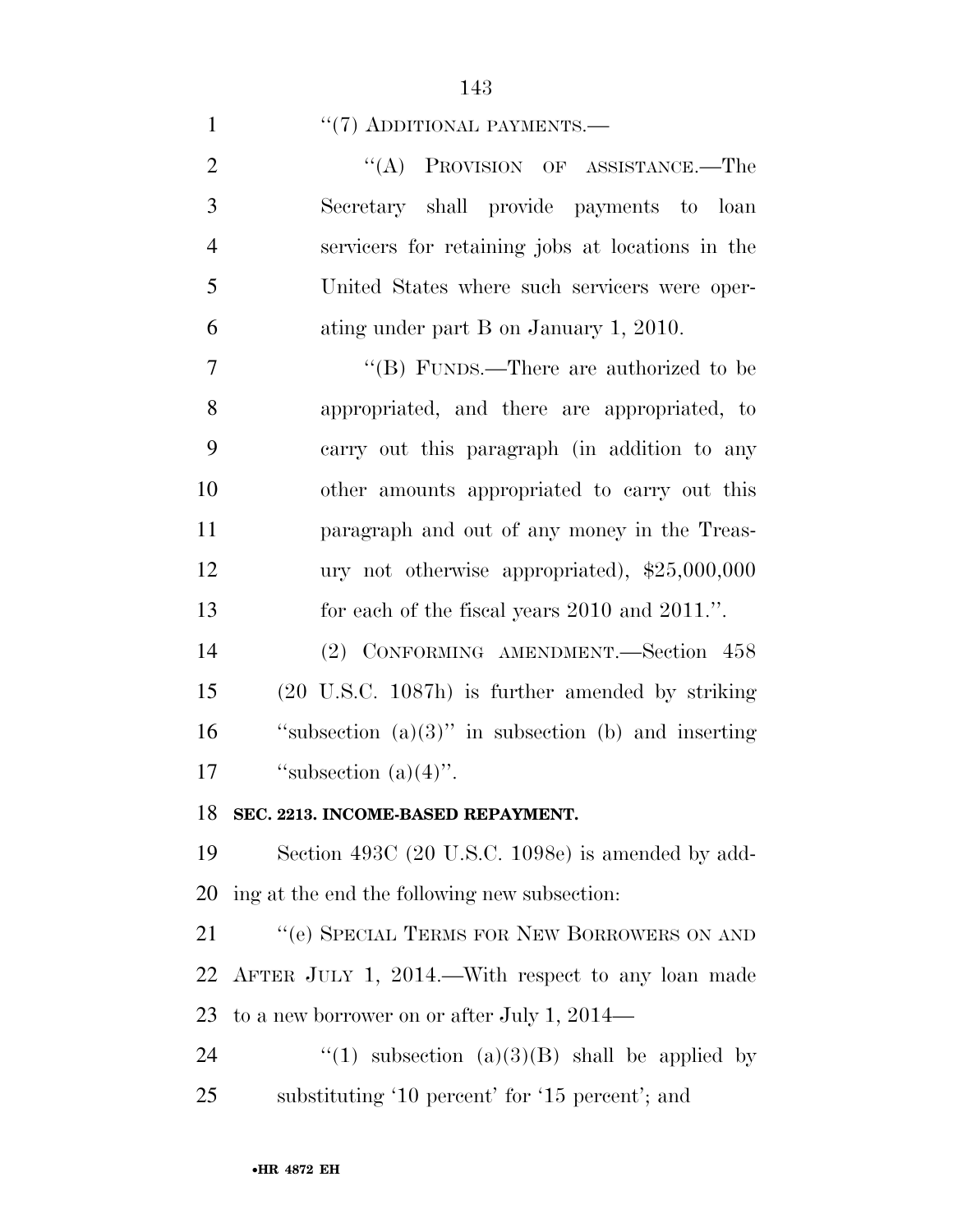''(7) ADDITIONAL PAYMENTS.—

''(A) PROVISION OF ASSISTANCE.—The Secretary shall provide payments to loan servicers for retaining jobs at locations in the United States where such servicers were operating under part B on January 1, 2010.

''(B) FUNDS.—There are authorized to be appropriated, and there are appropriated, to carry out this paragraph (in addition to any other amounts appropriated to carry out this paragraph and out of any money in the Treasury not otherwise appropriated), $25,000,000 for each of the fiscal years 2010 and 2011.''.

(2) CONFORMING AMENDMENT.—Section 458 (20 U.S.C. 1087h) is further amended by striking ''subsection (a)(3)'' in subsection (b) and inserting ''subsection (a)(4)''.

**SEC. 2213. INCOME-BASED REPAYMENT.**

Section 493C (20 U.S.C. 1098e) is amended by adding at the end the following new subsection:

''(e) SPECIAL TERMS FOR NEW BORROWERS ON AND AFTER JULY 1, 2014.—With respect to any loan made to a new borrower on or after July 1, 2014—

''(1) subsection (a)(3)(B) shall be applied by substituting '10 percent' for '15 percent'; and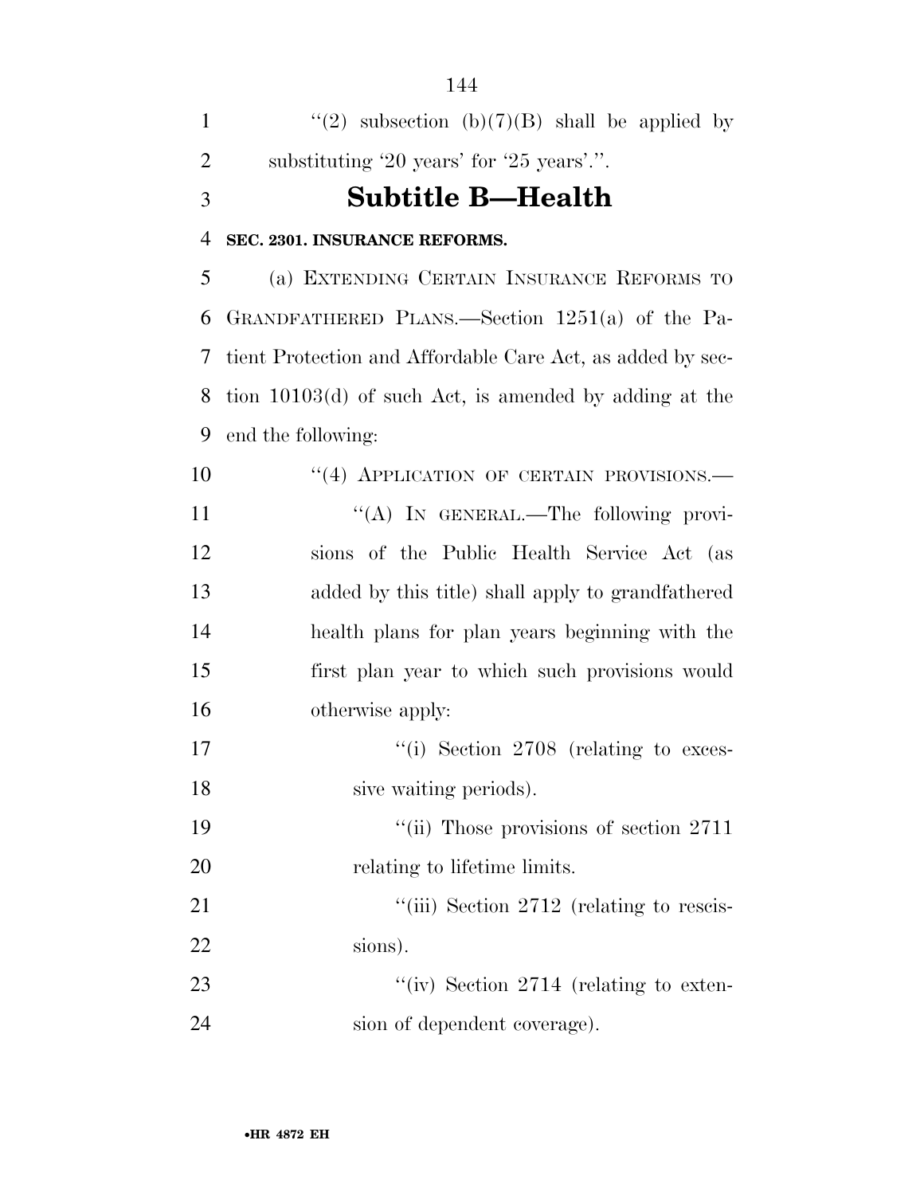''(2) subsection (b)(7)(B) shall be applied by substituting '20 years' for '25 years'.''.

# Subtitle B—Health

**SEC. 2301. INSURANCE REFORMS.**

(a) EXTENDING CERTAIN INSURANCE REFORMS TO GRANDFATHERED PLANS.—Section 1251(a) of the Patient Protection and Affordable Care Act, as added by section 10103(d) of such Act, is amended by adding at the end the following:

''(4) APPLICATION OF CERTAIN PROVISIONS.—

''(A) IN GENERAL.—The following provisions of the Public Health Service Act (as added by this title) shall apply to grandfathered health plans for plan years beginning with the first plan year to which such provisions would otherwise apply:

''(i) Section 2708 (relating to excessive waiting periods).

''(ii) Those provisions of section 2711 relating to lifetime limits.

''(iii) Section 2712 (relating to rescissions).

''(iv) Section 2714 (relating to extension of dependent coverage).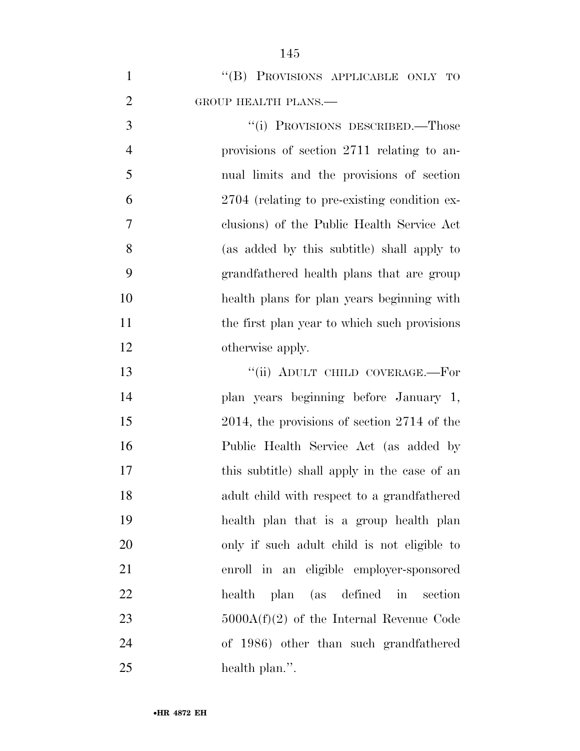"(B) PROVISIONS APPLICABLE ONLY TO GROUP HEALTH PLANS.—

"(i) PROVISIONS DESCRIBED.—Those provisions of section 2711 relating to annual limits and the provisions of section 2704 (relating to pre-existing condition exclusions) of the Public Health Service Act (as added by this subtitle) shall apply to grandfathered health plans that are group health plans for plan years beginning with the first plan year to which such provisions otherwise apply.

"(ii) ADULT CHILD COVERAGE.—For plan years beginning before January 1, 2014, the provisions of section 2714 of the Public Health Service Act (as added by this subtitle) shall apply in the case of an adult child with respect to a grandfathered health plan that is a group health plan only if such adult child is not eligible to enroll in an eligible employer-sponsored health plan (as defined in section 5000A(f)(2) of the Internal Revenue Code of 1986) other than such grandfathered health plan.".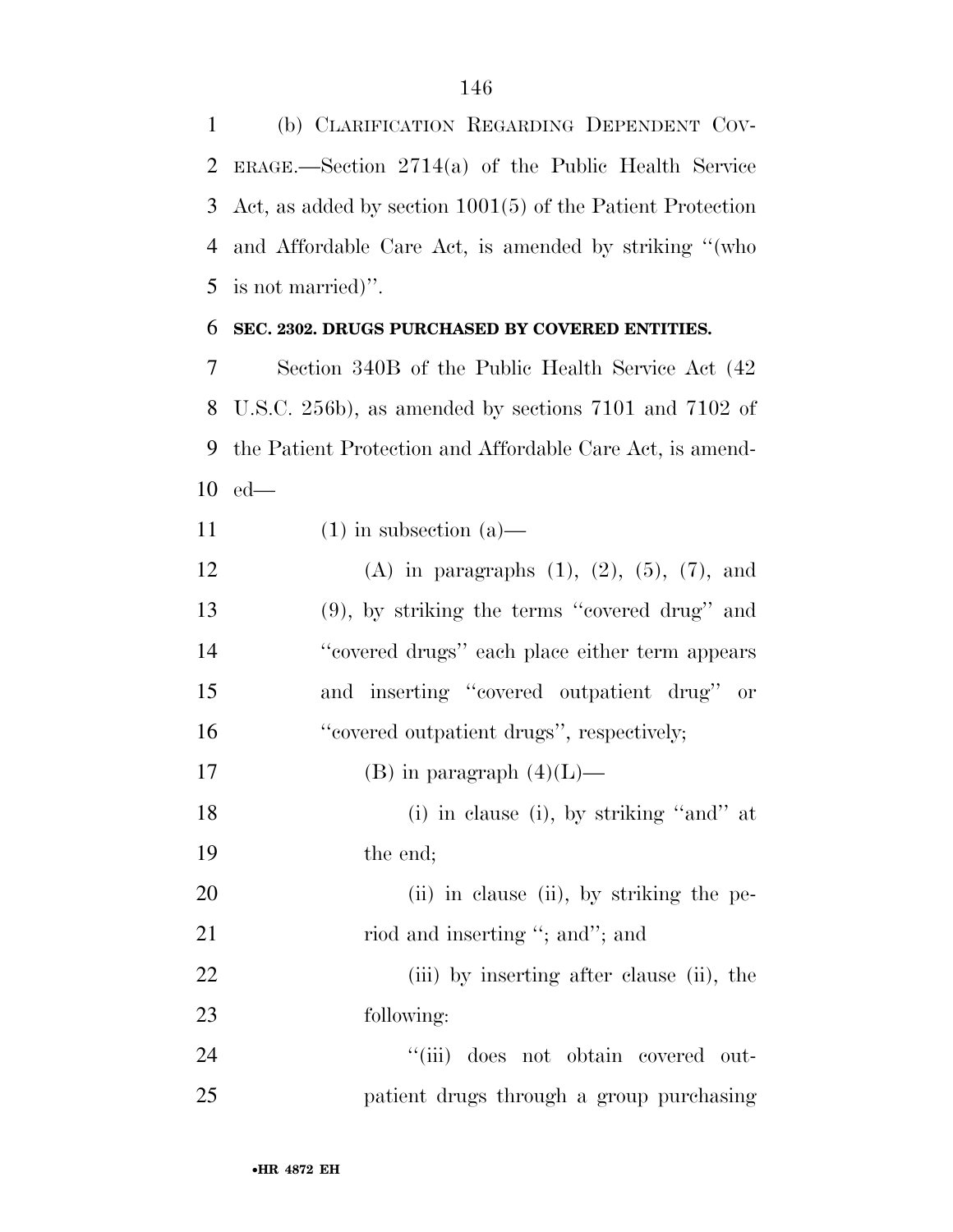(b) CLARIFICATION REGARDING DEPENDENT COVERAGE.—Section 2714(a) of the Public Health Service Act, as added by section 1001(5) of the Patient Protection and Affordable Care Act, is amended by striking ''(who is not married)''.

**SEC. 2302. DRUGS PURCHASED BY COVERED ENTITIES.**

Section 340B of the Public Health Service Act (42 U.S.C. 256b), as amended by sections 7101 and 7102 of the Patient Protection and Affordable Care Act, is amended—

(1) in subsection (a)—

(A) in paragraphs (1), (2), (5), (7), and (9), by striking the terms ''covered drug'' and ''covered drugs'' each place either term appears and inserting ''covered outpatient drug'' or ''covered outpatient drugs'', respectively;

(B) in paragraph (4)(L)—

(i) in clause (i), by striking ''and'' at the end;

(ii) in clause (ii), by striking the period and inserting ''; and''; and

(iii) by inserting after clause (ii), the following:

''(iii) does not obtain covered outpatient drugs through a group purchasing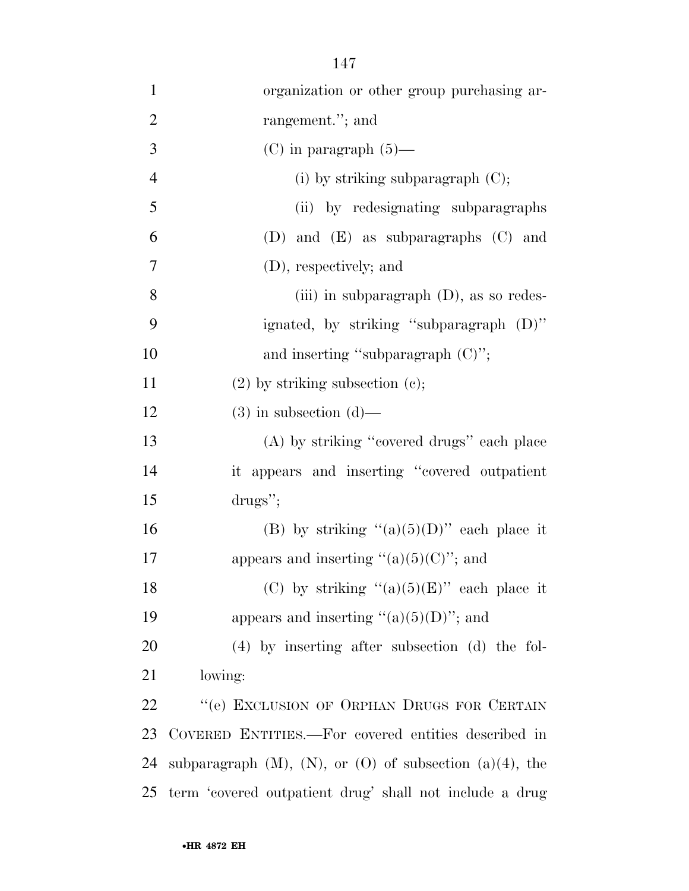organization or other group purchasing arrangement.''; and

(C) in paragraph (5)—

(i) by striking subparagraph (C);

(ii) by redesignating subparagraphs (D) and (E) as subparagraphs (C) and (D), respectively; and

(iii) in subparagraph (D), as so redesignated, by striking ''subparagraph (D)'' and inserting ''subparagraph (C)'';

(2) by striking subsection (c);

(3) in subsection (d)—

(A) by striking ''covered drugs'' each place it appears and inserting ''covered outpatient drugs'';

(B) by striking ''(a)(5)(D)'' each place it appears and inserting ''(a)(5)(C)''; and

(C) by striking ''(a)(5)(E)'' each place it appears and inserting ''(a)(5)(D)''; and

(4) by inserting after subsection (d) the following:

''(e) EXCLUSION OF ORPHAN DRUGS FOR CERTAIN COVERED ENTITIES.—For covered entities described in subparagraph (M), (N), or (O) of subsection (a)(4), the term 'covered outpatient drug' shall not include a drug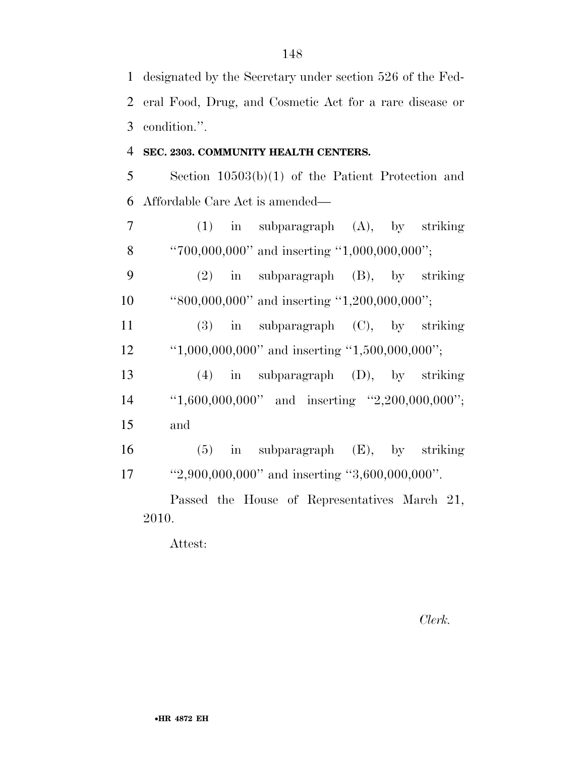designated by the Secretary under section 526 of the Federal Food, Drug, and Cosmetic Act for a rare disease or condition.''.

**SEC. 2303. COMMUNITY HEALTH CENTERS.**

Section 10503(b)(1) of the Patient Protection and Affordable Care Act is amended—

(1) in subparagraph (A), by striking ''700,000,000'' and inserting ''1,000,000,000'';

(2) in subparagraph (B), by striking ''800,000,000'' and inserting ''1,200,000,000'';

(3) in subparagraph (C), by striking ''1,000,000,000'' and inserting ''1,500,000,000'';

(4) in subparagraph (D), by striking ''1,600,000,000'' and inserting ''2,200,000,000''; and

(5) in subparagraph (E), by striking ''2,900,000,000'' and inserting ''3,600,000,000''.

Passed the House of Representatives March 21, 2010.

Attest:

*Clerk.*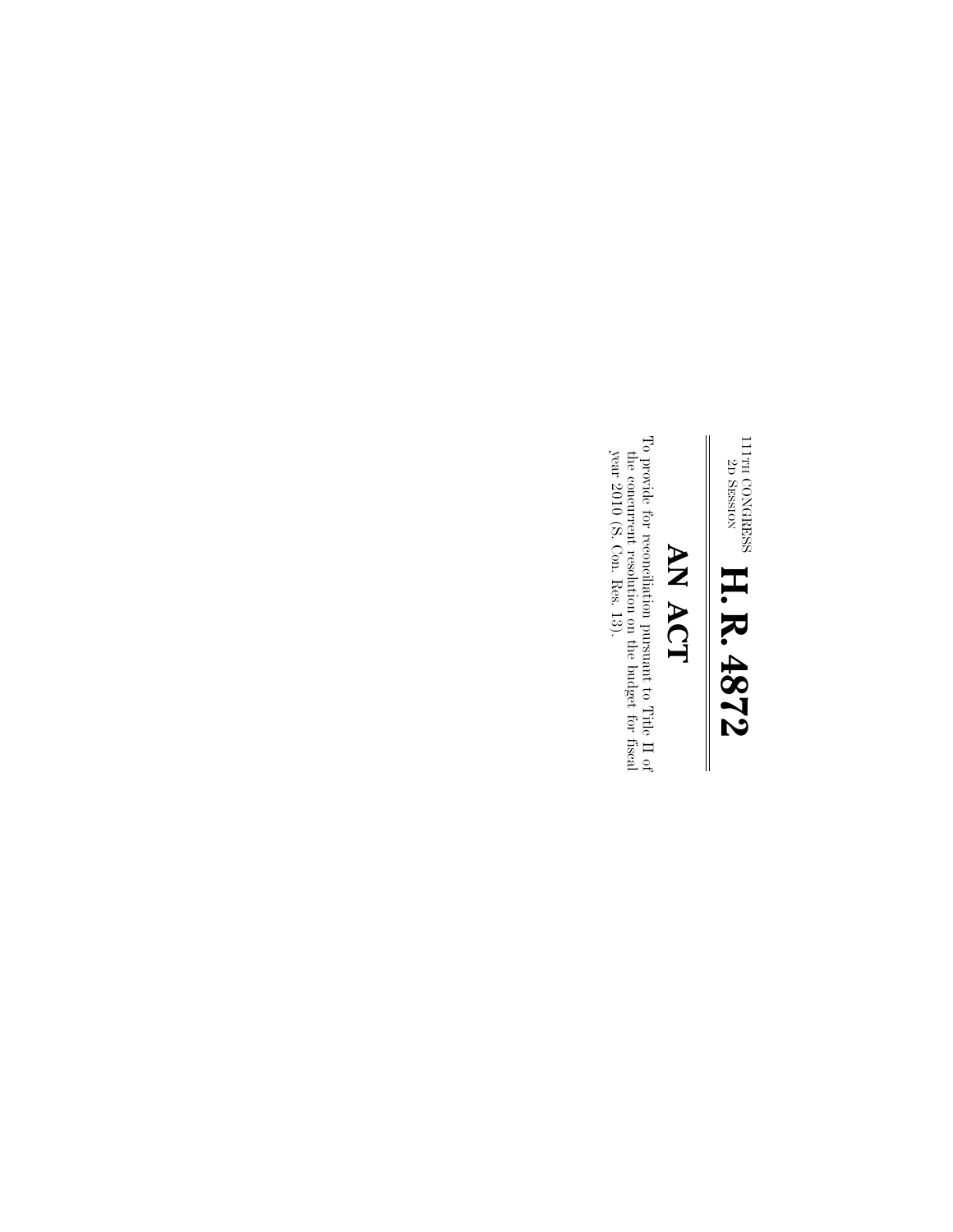111TH CONGRESS
2D SESSION

# H. R. 4872

---

# AN ACT

To provide for reconciliation pursuant to Title II of the concurrent resolution on the budget for fiscal year 2010 (S. Con. Res. 13).